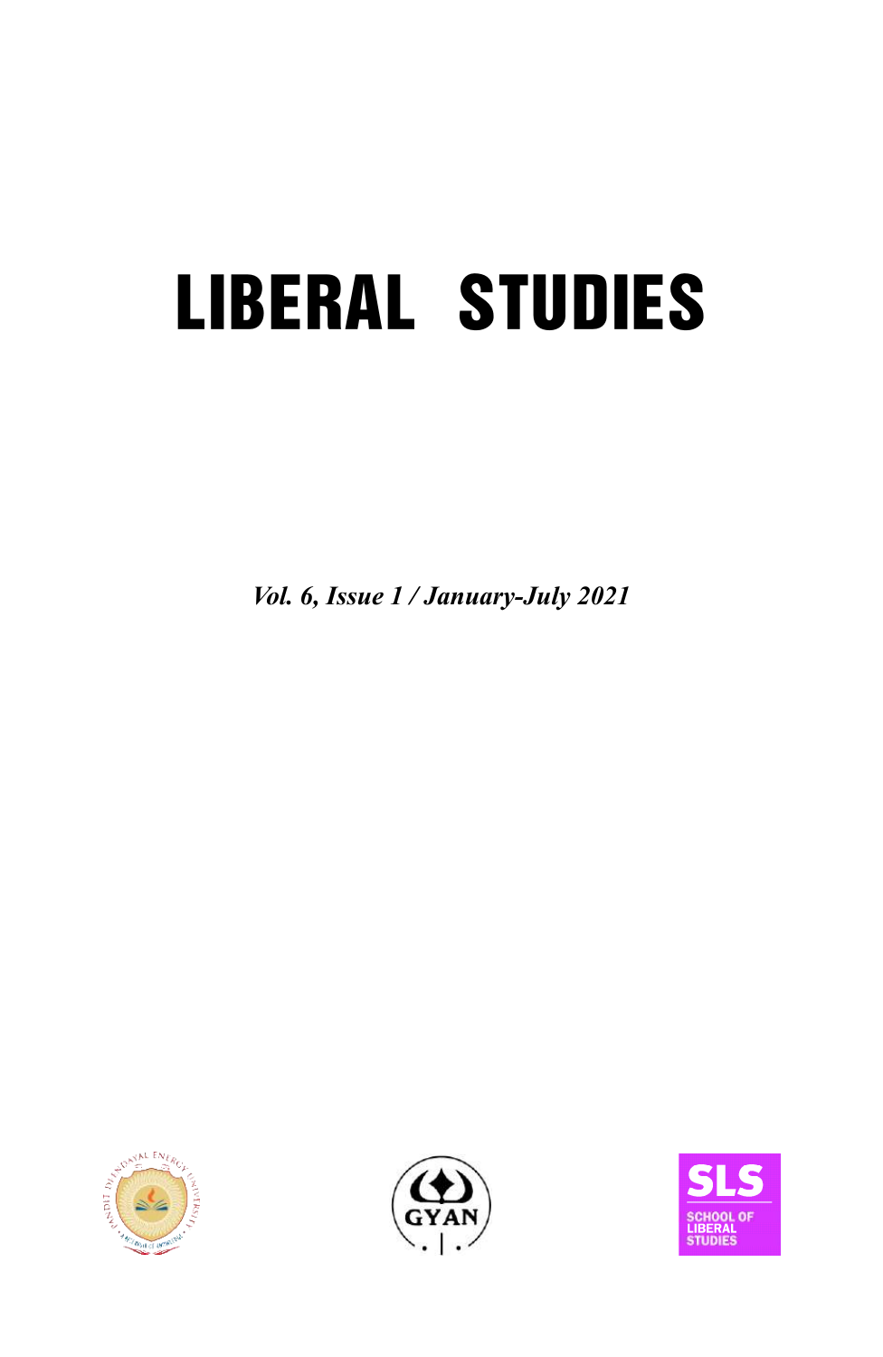# LIBERAL STUDIES

*Vol. 6, Issue 1 / January-July 2021*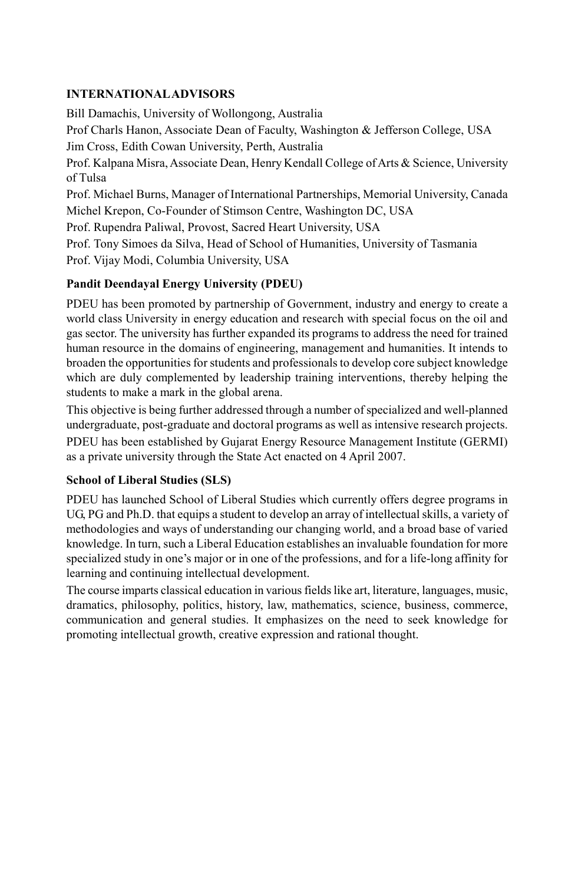**INTERNATIONAL ADVISORS**

Bill Damachis, University of Wollongong, Australia

Prof Charls Hanon, Associate Dean of Faculty, Washington & Jefferson College, USA

Jim Cross, Edith Cowan University, Perth, Australia

Prof. Kalpana Misra, Associate Dean, Henry Kendall College of Arts & Science, University of Tulsa

Prof. Michael Burns, Manager of International Partnerships, Memorial University, Canada

Michel Krepon, Co-Founder of Stimson Centre, Washington DC, USA

Prof. Rupendra Paliwal, Provost, Sacred Heart University, USA

Prof. Tony Simoes da Silva, Head of School of Humanities, University of Tasmania

Prof. Vijay Modi, Columbia University, USA

**Pandit Deendayal Energy University (PDEU)**

PDEU has been promoted by partnership of Government, industry and energy to create a world class University in energy education and research with special focus on the oil and gas sector. The university has further expanded its programs to address the need for trained human resource in the domains of engineering, management and humanities. It intends to broaden the opportunities for students and professionals to develop core subject knowledge which are duly complemented by leadership training interventions, thereby helping the students to make a mark in the global arena.

This objective is being further addressed through a number of specialized and well-planned undergraduate, post-graduate and doctoral programs as well as intensive research projects.

PDEU has been established by Gujarat Energy Resource Management Institute (GERMI) as a private university through the State Act enacted on 4 April 2007.

**School of Liberal Studies (SLS)**

PDEU has launched School of Liberal Studies which currently offers degree programs in UG, PG and Ph.D. that equips a student to develop an array of intellectual skills, a variety of methodologies and ways of understanding our changing world, and a broad base of varied knowledge. In turn, such a Liberal Education establishes an invaluable foundation for more specialized study in one's major or in one of the professions, and for a life-long affinity for learning and continuing intellectual development.

The course imparts classical education in various fields like art, literature, languages, music, dramatics, philosophy, politics, history, law, mathematics, science, business, commerce, communication and general studies. It emphasizes on the need to seek knowledge for promoting intellectual growth, creative expression and rational thought.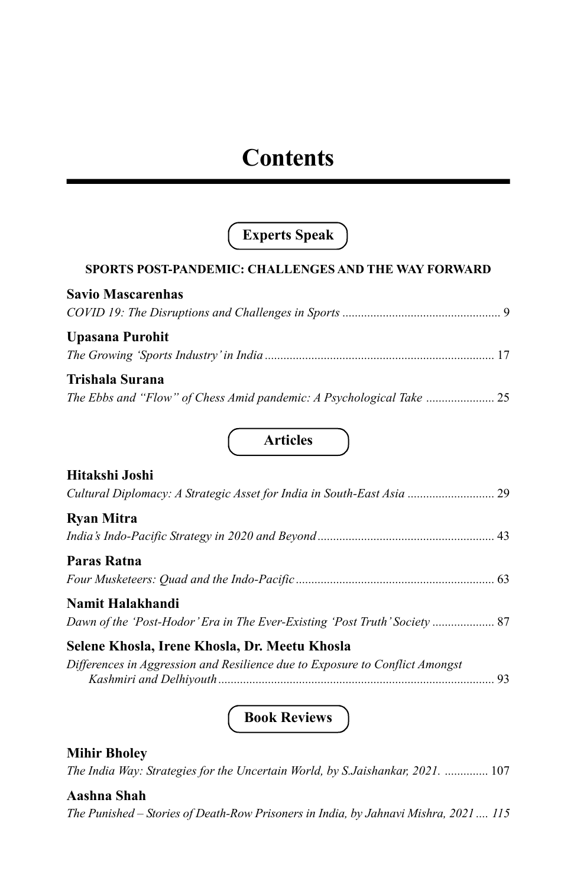# Contents

## Experts Speak

**SPORTS POST-PANDEMIC: CHALLENGES AND THE WAY FORWARD**

**Savio Mascarenhas**
*COVID 19: The Disruptions and Challenges in Sports* .................................................. 9

**Upasana Purohit**
*The Growing 'Sports Industry' in India* .......................................................................... 17

**Trishala Surana**
*The Ebbs and "Flow" of Chess Amid pandemic: A Psychological Take* ...................... 25

## Articles

**Hitakshi Joshi**
*Cultural Diplomacy: A Strategic Asset for India in South-East Asia* ............................ 29

**Ryan Mitra**
*India's Indo-Pacific Strategy in 2020 and Beyond* ......................................................... 43

**Paras Ratna**
*Four Musketeers: Quad and the Indo-Pacific* ................................................................ 63

**Namit Halakhandi**
*Dawn of the 'Post-Hodor' Era in The Ever-Existing 'Post Truth' Society* .................... 87

**Selene Khosla, Irene Khosla, Dr. Meetu Khosla**
*Differences in Aggression and Resilience due to Exposure to Conflict Amongst Kashmiri and Delhiyouth* ......................................................................................... 93

## Book Reviews

**Mihir Bholey**
*The India Way: Strategies for the Uncertain World, by S.Jaishankar, 2021.* .............. 107

**Aashna Shah**
*The Punished – Stories of Death-Row Prisoners in India, by Jahnavi Mishra, 2021 .... 115*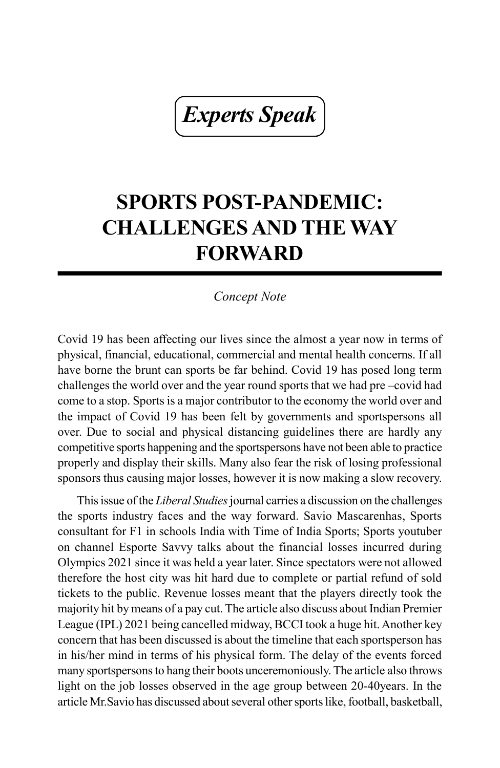*Experts Speak*

# SPORTS POST-PANDEMIC: CHALLENGES AND THE WAY FORWARD

*Concept Note*

Covid 19 has been affecting our lives since the almost a year now in terms of physical, financial, educational, commercial and mental health concerns. If all have borne the brunt can sports be far behind. Covid 19 has posed long term challenges the world over and the year round sports that we had pre –covid had come to a stop. Sports is a major contributor to the economy the world over and the impact of Covid 19 has been felt by governments and sportspersons all over. Due to social and physical distancing guidelines there are hardly any competitive sports happening and the sportspersons have not been able to practice properly and display their skills. Many also fear the risk of losing professional sponsors thus causing major losses, however it is now making a slow recovery.

This issue of the *Liberal Studies* journal carries a discussion on the challenges the sports industry faces and the way forward. Savio Mascarenhas, Sports consultant for F1 in schools India with Time of India Sports; Sports youtuber on channel Esporte Savvy talks about the financial losses incurred during Olympics 2021 since it was held a year later. Since spectators were not allowed therefore the host city was hit hard due to complete or partial refund of sold tickets to the public. Revenue losses meant that the players directly took the majority hit by means of a pay cut. The article also discuss about Indian Premier League (IPL) 2021 being cancelled midway, BCCI took a huge hit. Another key concern that has been discussed is about the timeline that each sportsperson has in his/her mind in terms of his physical form. The delay of the events forced many sportspersons to hang their boots unceremoniously. The article also throws light on the job losses observed in the age group between 20-40years. In the article Mr.Savio has discussed about several other sports like, football, basketball,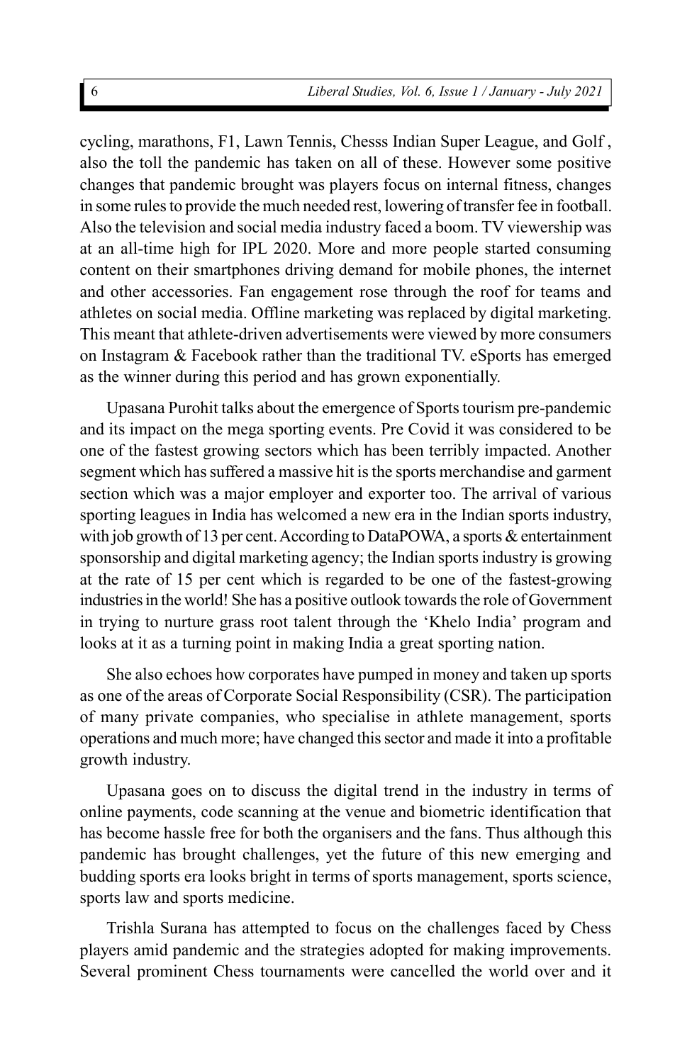cycling, marathons, F1, Lawn Tennis, Chesss Indian Super League, and Golf , also the toll the pandemic has taken on all of these. However some positive changes that pandemic brought was players focus on internal fitness, changes in some rules to provide the much needed rest, lowering of transfer fee in football. Also the television and social media industry faced a boom. TV viewership was at an all-time high for IPL 2020. More and more people started consuming content on their smartphones driving demand for mobile phones, the internet and other accessories. Fan engagement rose through the roof for teams and athletes on social media. Offline marketing was replaced by digital marketing. This meant that athlete-driven advertisements were viewed by more consumers on Instagram & Facebook rather than the traditional TV. eSports has emerged as the winner during this period and has grown exponentially.

Upasana Purohit talks about the emergence of Sports tourism pre-pandemic and its impact on the mega sporting events. Pre Covid it was considered to be one of the fastest growing sectors which has been terribly impacted. Another segment which has suffered a massive hit is the sports merchandise and garment section which was a major employer and exporter too. The arrival of various sporting leagues in India has welcomed a new era in the Indian sports industry, with job growth of 13 per cent. According to DataPOWA, a sports & entertainment sponsorship and digital marketing agency; the Indian sports industry is growing at the rate of 15 per cent which is regarded to be one of the fastest-growing industries in the world! She has a positive outlook towards the role of Government in trying to nurture grass root talent through the 'Khelo India' program and looks at it as a turning point in making India a great sporting nation.

She also echoes how corporates have pumped in money and taken up sports as one of the areas of Corporate Social Responsibility (CSR). The participation of many private companies, who specialise in athlete management, sports operations and much more; have changed this sector and made it into a profitable growth industry.

Upasana goes on to discuss the digital trend in the industry in terms of online payments, code scanning at the venue and biometric identification that has become hassle free for both the organisers and the fans. Thus although this pandemic has brought challenges, yet the future of this new emerging and budding sports era looks bright in terms of sports management, sports science, sports law and sports medicine.

Trishla Surana has attempted to focus on the challenges faced by Chess players amid pandemic and the strategies adopted for making improvements. Several prominent Chess tournaments were cancelled the world over and it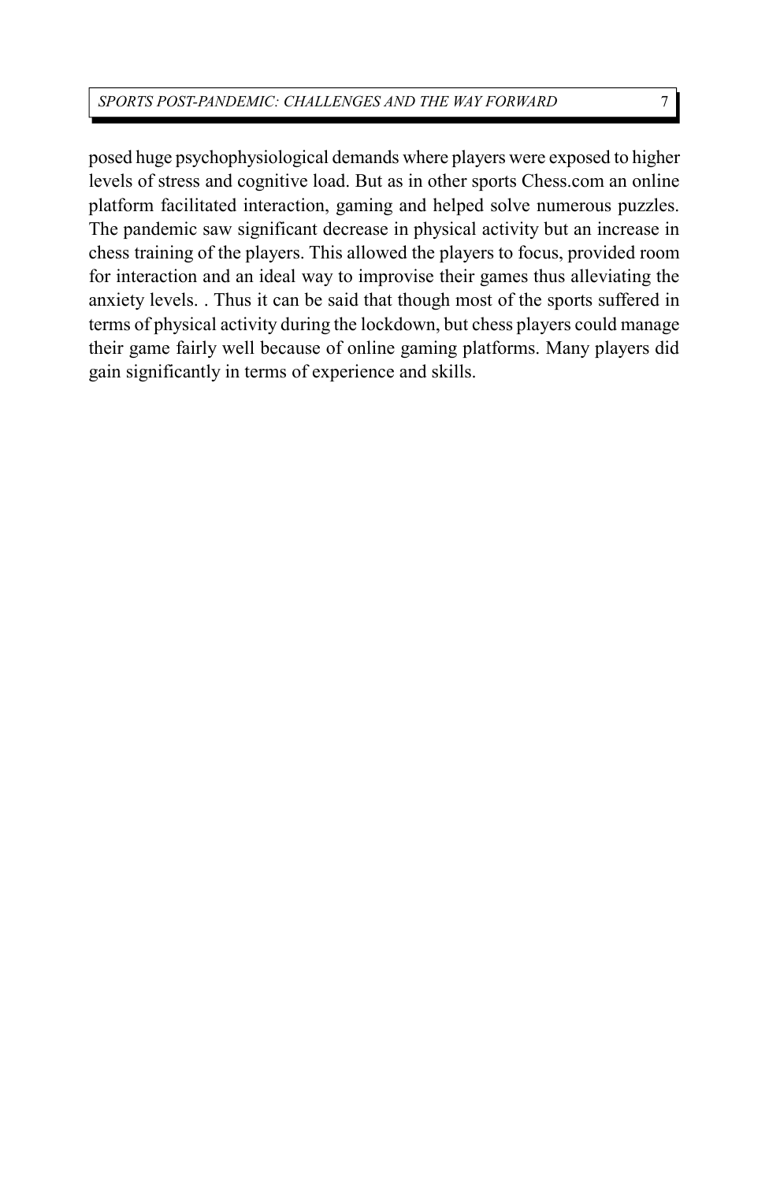posed huge psychophysiological demands where players were exposed to higher levels of stress and cognitive load. But as in other sports Chess.com an online platform facilitated interaction, gaming and helped solve numerous puzzles. The pandemic saw significant decrease in physical activity but an increase in chess training of the players. This allowed the players to focus, provided room for interaction and an ideal way to improvise their games thus alleviating the anxiety levels. . Thus it can be said that though most of the sports suffered in terms of physical activity during the lockdown, but chess players could manage their game fairly well because of online gaming platforms. Many players did gain significantly in terms of experience and skills.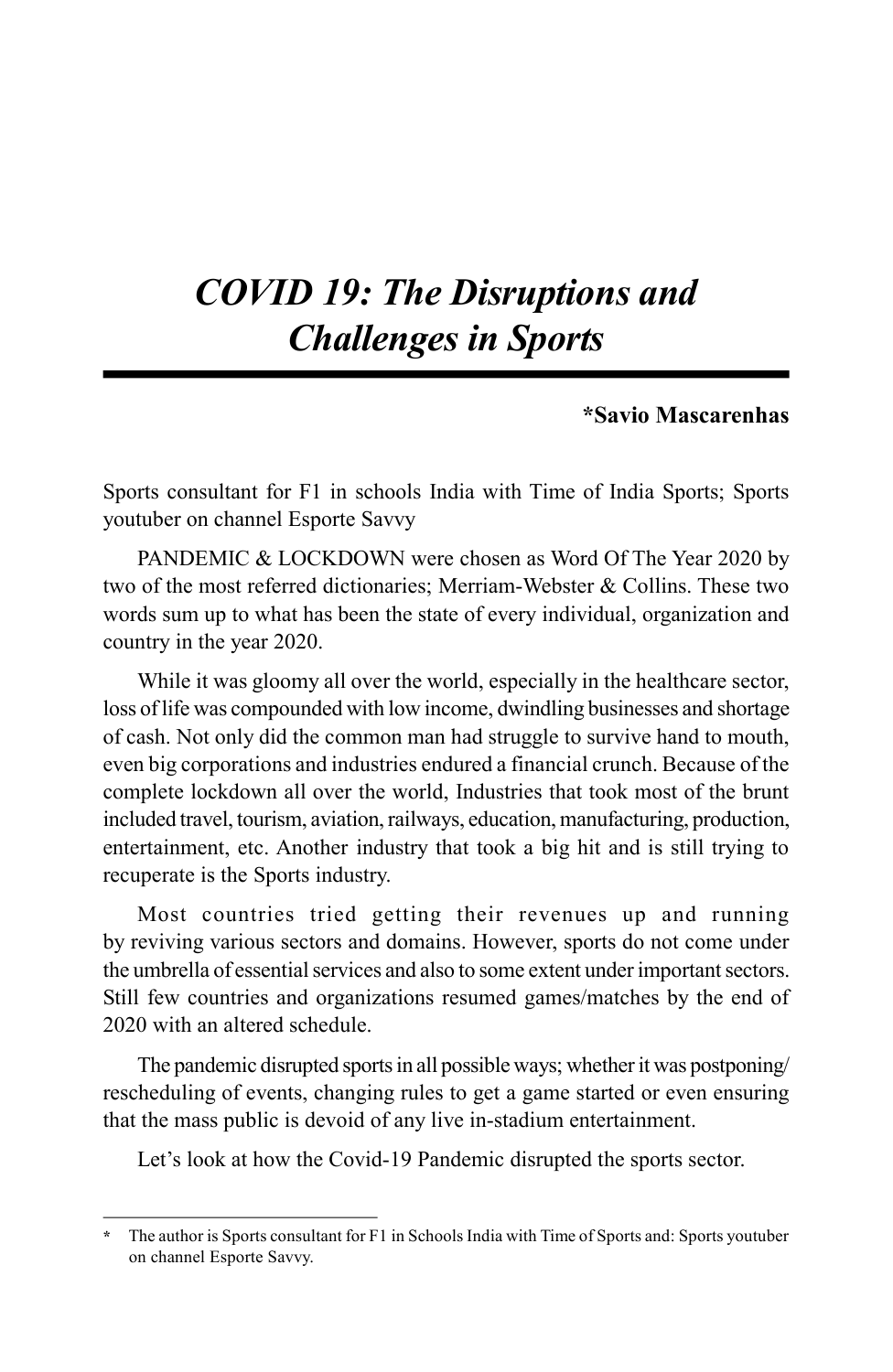# *COVID 19: The Disruptions and Challenges in Sports*

**\*Savio Mascarenhas**

Sports consultant for F1 in schools India with Time of India Sports; Sports youtuber on channel Esporte Savvy

PANDEMIC & LOCKDOWN were chosen as Word Of The Year 2020 by two of the most referred dictionaries; Merriam-Webster & Collins. These two words sum up to what has been the state of every individual, organization and country in the year 2020.

While it was gloomy all over the world, especially in the healthcare sector, loss of life was compounded with low income, dwindling businesses and shortage of cash. Not only did the common man had struggle to survive hand to mouth, even big corporations and industries endured a financial crunch. Because of the complete lockdown all over the world, Industries that took most of the brunt included travel, tourism, aviation, railways, education, manufacturing, production, entertainment, etc. Another industry that took a big hit and is still trying to recuperate is the Sports industry.

Most countries tried getting their revenues up and running by reviving various sectors and domains. However, sports do not come under the umbrella of essential services and also to some extent under important sectors. Still few countries and organizations resumed games/matches by the end of 2020 with an altered schedule.

The pandemic disrupted sports in all possible ways; whether it was postponing/rescheduling of events, changing rules to get a game started or even ensuring that the mass public is devoid of any live in-stadium entertainment.

Let's look at how the Covid-19 Pandemic disrupted the sports sector.

---

\* The author is Sports consultant for F1 in Schools India with Time of Sports and: Sports youtuber on channel Esporte Savvy.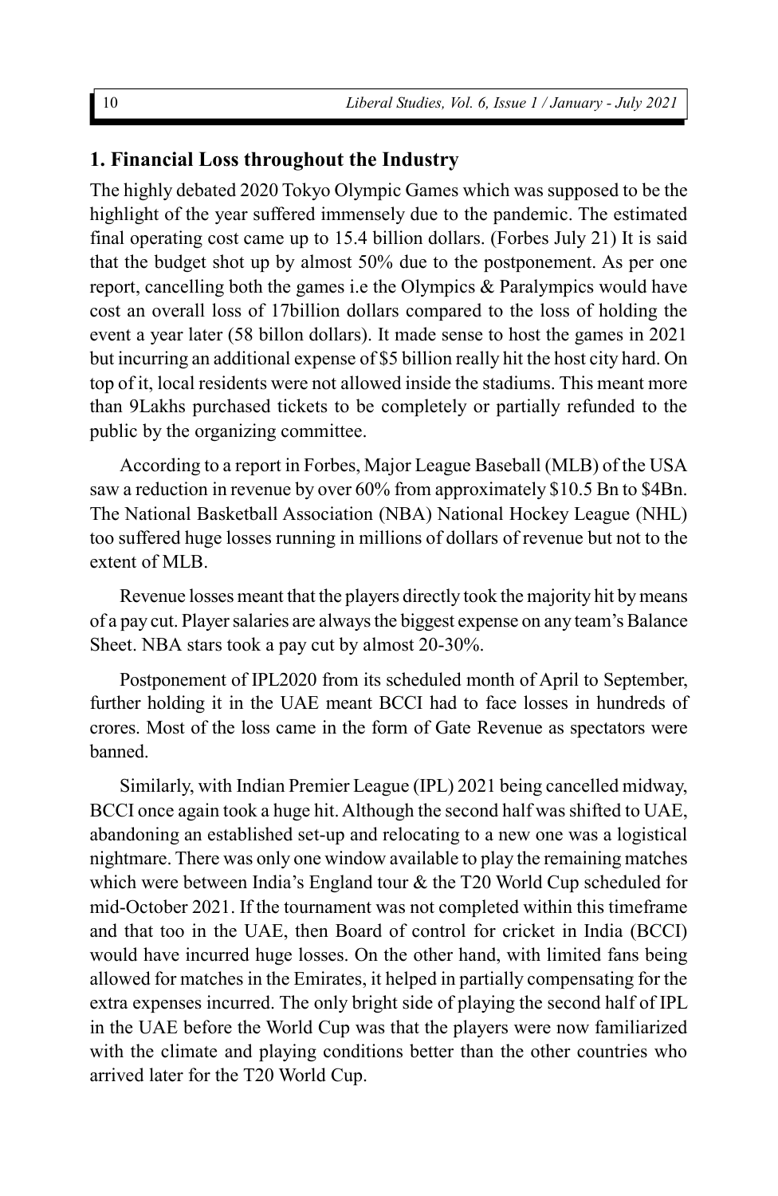## 1. Financial Loss throughout the Industry

The highly debated 2020 Tokyo Olympic Games which was supposed to be the highlight of the year suffered immensely due to the pandemic. The estimated final operating cost came up to 15.4 billion dollars. (Forbes July 21) It is said that the budget shot up by almost 50% due to the postponement. As per one report, cancelling both the games i.e the Olympics & Paralympics would have cost an overall loss of 17billion dollars compared to the loss of holding the event a year later (58 billon dollars). It made sense to host the games in 2021 but incurring an additional expense of $5 billion really hit the host city hard. On top of it, local residents were not allowed inside the stadiums. This meant more than 9Lakhs purchased tickets to be completely or partially refunded to the public by the organizing committee.

According to a report in Forbes, Major League Baseball (MLB) of the USA saw a reduction in revenue by over 60% from approximately $10.5 Bn to $4Bn. The National Basketball Association (NBA) National Hockey League (NHL) too suffered huge losses running in millions of dollars of revenue but not to the extent of MLB.

Revenue losses meant that the players directly took the majority hit by means of a pay cut. Player salaries are always the biggest expense on any team's Balance Sheet. NBA stars took a pay cut by almost 20-30%.

Postponement of IPL2020 from its scheduled month of April to September, further holding it in the UAE meant BCCI had to face losses in hundreds of crores. Most of the loss came in the form of Gate Revenue as spectators were banned.

Similarly, with Indian Premier League (IPL) 2021 being cancelled midway, BCCI once again took a huge hit. Although the second half was shifted to UAE, abandoning an established set-up and relocating to a new one was a logistical nightmare. There was only one window available to play the remaining matches which were between India's England tour & the T20 World Cup scheduled for mid-October 2021. If the tournament was not completed within this timeframe and that too in the UAE, then Board of control for cricket in India (BCCI) would have incurred huge losses. On the other hand, with limited fans being allowed for matches in the Emirates, it helped in partially compensating for the extra expenses incurred. The only bright side of playing the second half of IPL in the UAE before the World Cup was that the players were now familiarized with the climate and playing conditions better than the other countries who arrived later for the T20 World Cup.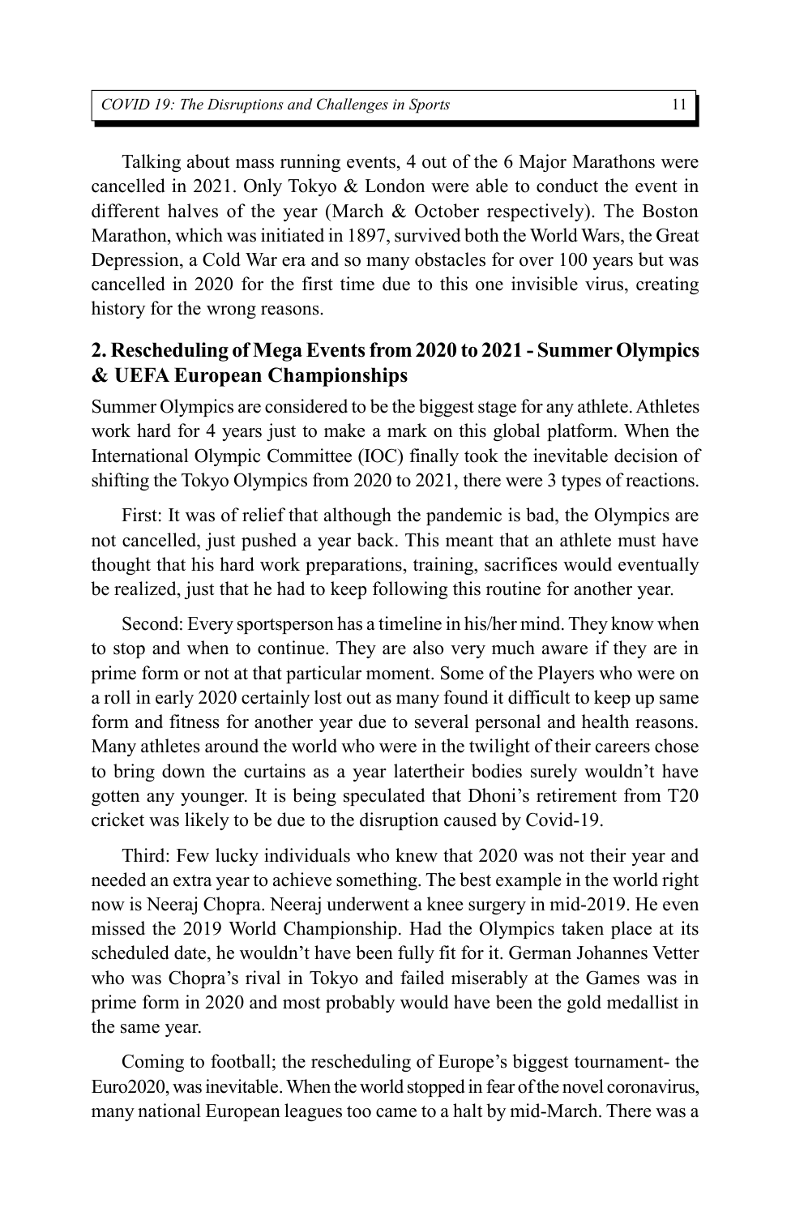Talking about mass running events, 4 out of the 6 Major Marathons were cancelled in 2021. Only Tokyo & London were able to conduct the event in different halves of the year (March & October respectively). The Boston Marathon, which was initiated in 1897, survived both the World Wars, the Great Depression, a Cold War era and so many obstacles for over 100 years but was cancelled in 2020 for the first time due to this one invisible virus, creating history for the wrong reasons.

## 2. Rescheduling of Mega Events from 2020 to 2021 - Summer Olympics & UEFA European Championships

Summer Olympics are considered to be the biggest stage for any athlete. Athletes work hard for 4 years just to make a mark on this global platform. When the International Olympic Committee (IOC) finally took the inevitable decision of shifting the Tokyo Olympics from 2020 to 2021, there were 3 types of reactions.

First: It was of relief that although the pandemic is bad, the Olympics are not cancelled, just pushed a year back. This meant that an athlete must have thought that his hard work preparations, training, sacrifices would eventually be realized, just that he had to keep following this routine for another year.

Second: Every sportsperson has a timeline in his/her mind. They know when to stop and when to continue. They are also very much aware if they are in prime form or not at that particular moment. Some of the Players who were on a roll in early 2020 certainly lost out as many found it difficult to keep up same form and fitness for another year due to several personal and health reasons. Many athletes around the world who were in the twilight of their careers chose to bring down the curtains as a year latertheir bodies surely wouldn't have gotten any younger. It is being speculated that Dhoni's retirement from T20 cricket was likely to be due to the disruption caused by Covid-19.

Third: Few lucky individuals who knew that 2020 was not their year and needed an extra year to achieve something. The best example in the world right now is Neeraj Chopra. Neeraj underwent a knee surgery in mid-2019. He even missed the 2019 World Championship. Had the Olympics taken place at its scheduled date, he wouldn't have been fully fit for it. German Johannes Vetter who was Chopra's rival in Tokyo and failed miserably at the Games was in prime form in 2020 and most probably would have been the gold medallist in the same year.

Coming to football; the rescheduling of Europe's biggest tournament- the Euro2020, was inevitable. When the world stopped in fear of the novel coronavirus, many national European leagues too came to a halt by mid-March. There was a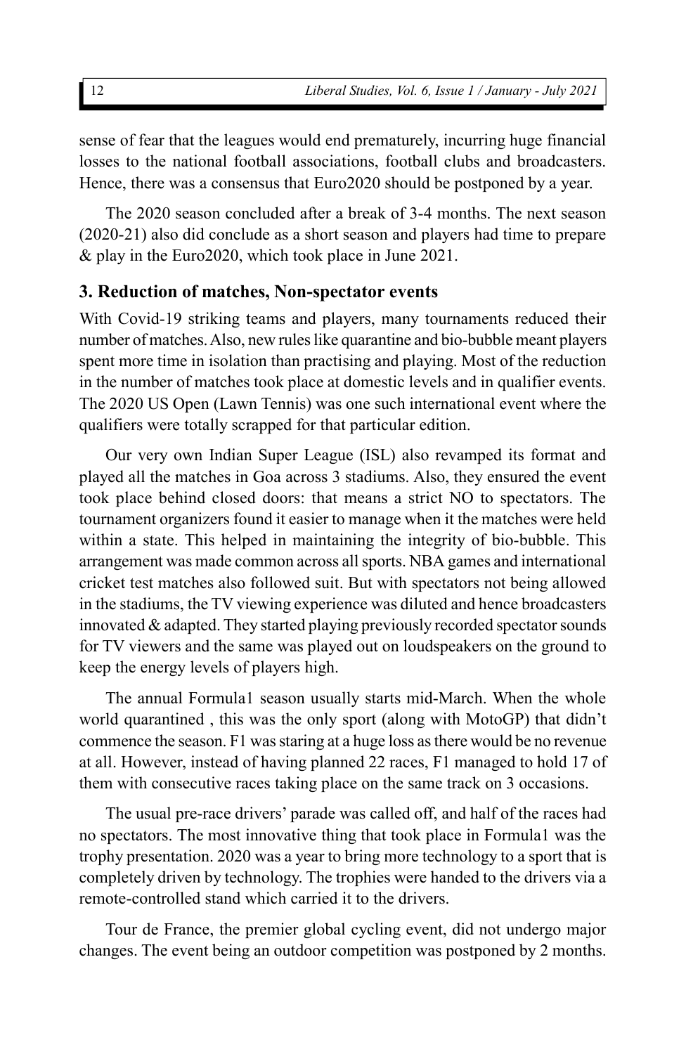sense of fear that the leagues would end prematurely, incurring huge financial losses to the national football associations, football clubs and broadcasters. Hence, there was a consensus that Euro2020 should be postponed by a year.

The 2020 season concluded after a break of 3-4 months. The next season (2020-21) also did conclude as a short season and players had time to prepare & play in the Euro2020, which took place in June 2021.

## 3. Reduction of matches, Non-spectator events

With Covid-19 striking teams and players, many tournaments reduced their number of matches. Also, new rules like quarantine and bio-bubble meant players spent more time in isolation than practising and playing. Most of the reduction in the number of matches took place at domestic levels and in qualifier events. The 2020 US Open (Lawn Tennis) was one such international event where the qualifiers were totally scrapped for that particular edition.

Our very own Indian Super League (ISL) also revamped its format and played all the matches in Goa across 3 stadiums. Also, they ensured the event took place behind closed doors: that means a strict NO to spectators. The tournament organizers found it easier to manage when it the matches were held within a state. This helped in maintaining the integrity of bio-bubble. This arrangement was made common across all sports. NBA games and international cricket test matches also followed suit. But with spectators not being allowed in the stadiums, the TV viewing experience was diluted and hence broadcasters innovated & adapted. They started playing previously recorded spectator sounds for TV viewers and the same was played out on loudspeakers on the ground to keep the energy levels of players high.

The annual Formula1 season usually starts mid-March. When the whole world quarantined , this was the only sport (along with MotoGP) that didn't commence the season. F1 was staring at a huge loss as there would be no revenue at all. However, instead of having planned 22 races, F1 managed to hold 17 of them with consecutive races taking place on the same track on 3 occasions.

The usual pre-race drivers' parade was called off, and half of the races had no spectators. The most innovative thing that took place in Formula1 was the trophy presentation. 2020 was a year to bring more technology to a sport that is completely driven by technology. The trophies were handed to the drivers via a remote-controlled stand which carried it to the drivers.

Tour de France, the premier global cycling event, did not undergo major changes. The event being an outdoor competition was postponed by 2 months.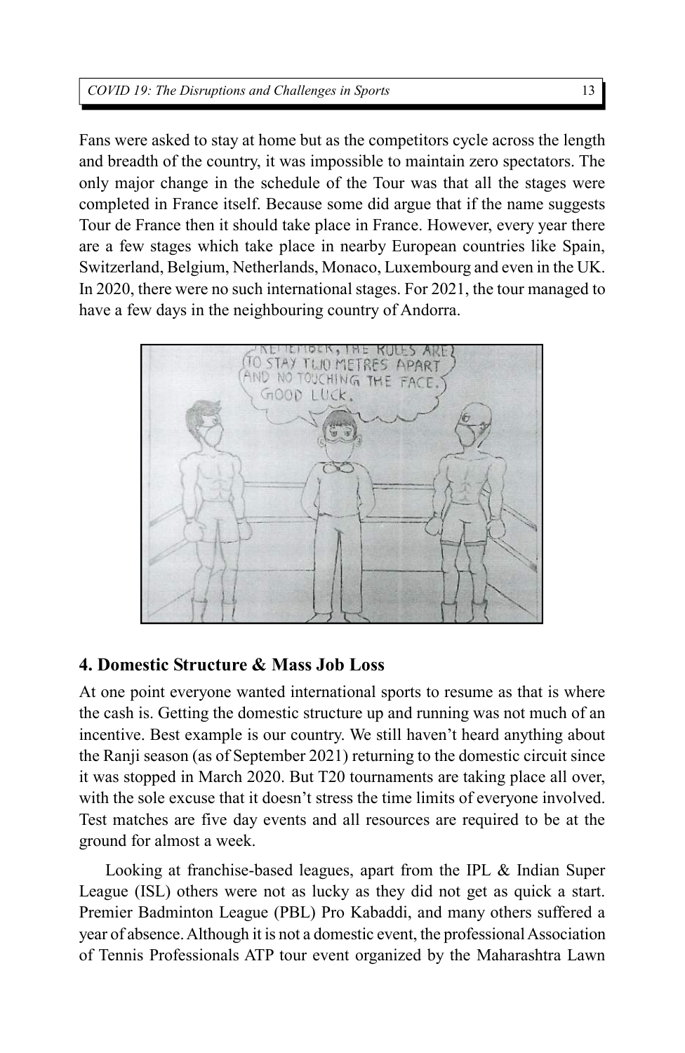Fans were asked to stay at home but as the competitors cycle across the length and breadth of the country, it was impossible to maintain zero spectators. The only major change in the schedule of the Tour was that all the stages were completed in France itself. Because some did argue that if the name suggests Tour de France then it should take place in France. However, every year there are a few stages which take place in nearby European countries like Spain, Switzerland, Belgium, Netherlands, Monaco, Luxembourg and even in the UK. In 2020, there were no such international stages. For 2021, the tour managed to have a few days in the neighbouring country of Andorra.

## 4. Domestic Structure & Mass Job Loss

At one point everyone wanted international sports to resume as that is where the cash is. Getting the domestic structure up and running was not much of an incentive. Best example is our country. We still haven't heard anything about the Ranji season (as of September 2021) returning to the domestic circuit since it was stopped in March 2020. But T20 tournaments are taking place all over, with the sole excuse that it doesn't stress the time limits of everyone involved. Test matches are five day events and all resources are required to be at the ground for almost a week.

Looking at franchise-based leagues, apart from the IPL & Indian Super League (ISL) others were not as lucky as they did not get as quick a start. Premier Badminton League (PBL) Pro Kabaddi, and many others suffered a year of absence. Although it is not a domestic event, the professional Association of Tennis Professionals ATP tour event organized by the Maharashtra Lawn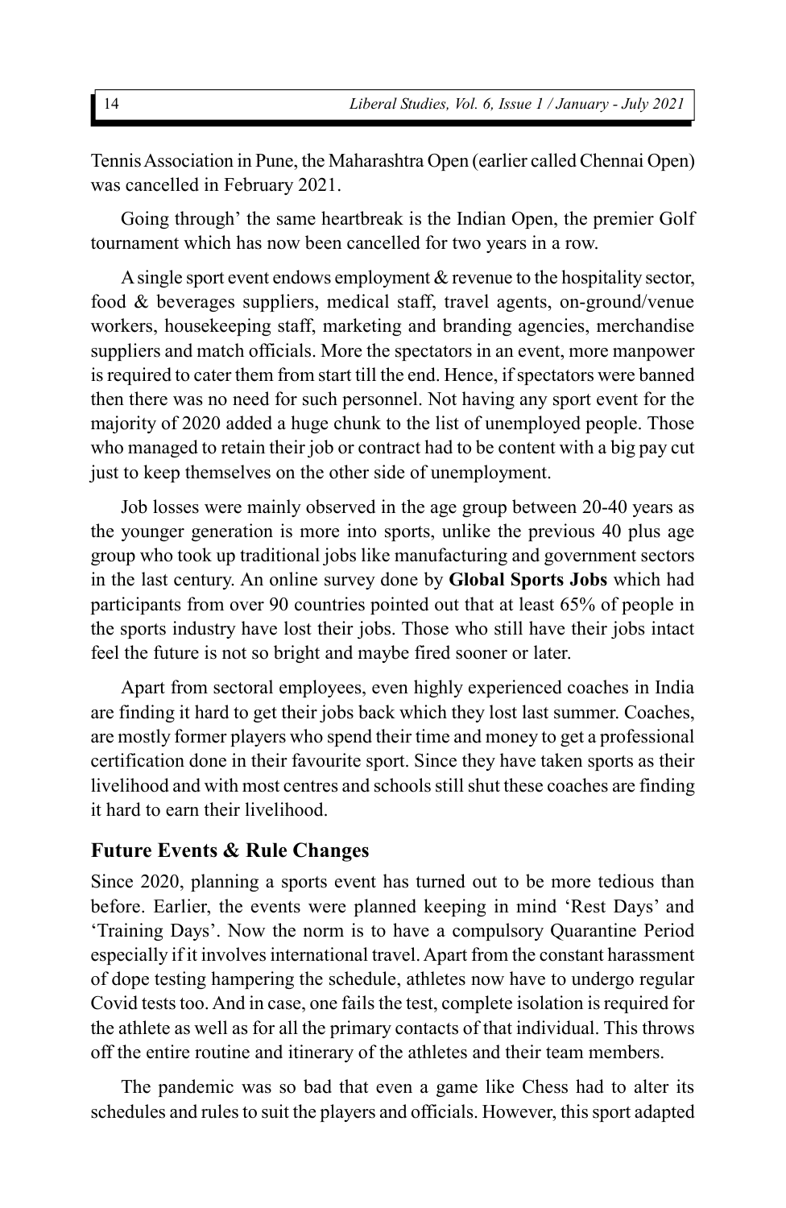Tennis Association in Pune, the Maharashtra Open (earlier called Chennai Open) was cancelled in February 2021.

Going through' the same heartbreak is the Indian Open, the premier Golf tournament which has now been cancelled for two years in a row.

A single sport event endows employment & revenue to the hospitality sector, food & beverages suppliers, medical staff, travel agents, on-ground/venue workers, housekeeping staff, marketing and branding agencies, merchandise suppliers and match officials. More the spectators in an event, more manpower is required to cater them from start till the end. Hence, if spectators were banned then there was no need for such personnel. Not having any sport event for the majority of 2020 added a huge chunk to the list of unemployed people. Those who managed to retain their job or contract had to be content with a big pay cut just to keep themselves on the other side of unemployment.

Job losses were mainly observed in the age group between 20-40 years as the younger generation is more into sports, unlike the previous 40 plus age group who took up traditional jobs like manufacturing and government sectors in the last century. An online survey done by **Global Sports Jobs** which had participants from over 90 countries pointed out that at least 65% of people in the sports industry have lost their jobs. Those who still have their jobs intact feel the future is not so bright and maybe fired sooner or later.

Apart from sectoral employees, even highly experienced coaches in India are finding it hard to get their jobs back which they lost last summer. Coaches, are mostly former players who spend their time and money to get a professional certification done in their favourite sport. Since they have taken sports as their livelihood and with most centres and schools still shut these coaches are finding it hard to earn their livelihood.

## Future Events & Rule Changes

Since 2020, planning a sports event has turned out to be more tedious than before. Earlier, the events were planned keeping in mind 'Rest Days' and 'Training Days'. Now the norm is to have a compulsory Quarantine Period especially if it involves international travel. Apart from the constant harassment of dope testing hampering the schedule, athletes now have to undergo regular Covid tests too. And in case, one fails the test, complete isolation is required for the athlete as well as for all the primary contacts of that individual. This throws off the entire routine and itinerary of the athletes and their team members.

The pandemic was so bad that even a game like Chess had to alter its schedules and rules to suit the players and officials. However, this sport adapted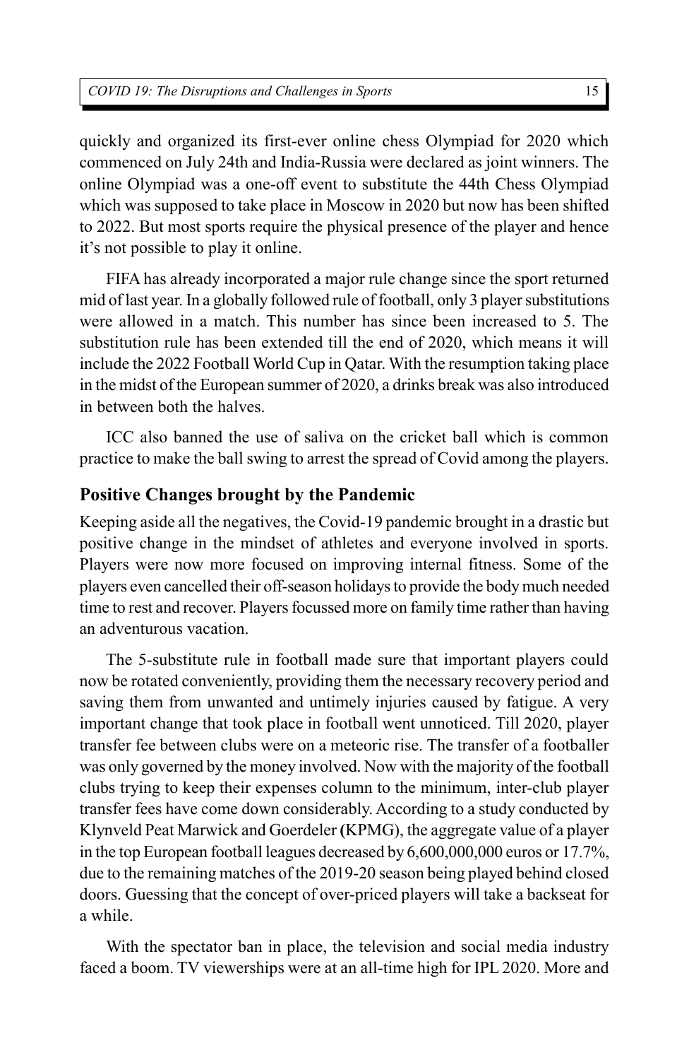quickly and organized its first-ever online chess Olympiad for 2020 which commenced on July 24th and India-Russia were declared as joint winners. The online Olympiad was a one-off event to substitute the 44th Chess Olympiad which was supposed to take place in Moscow in 2020 but now has been shifted to 2022. But most sports require the physical presence of the player and hence it's not possible to play it online.

FIFA has already incorporated a major rule change since the sport returned mid of last year. In a globally followed rule of football, only 3 player substitutions were allowed in a match. This number has since been increased to 5. The substitution rule has been extended till the end of 2020, which means it will include the 2022 Football World Cup in Qatar. With the resumption taking place in the midst of the European summer of 2020, a drinks break was also introduced in between both the halves.

ICC also banned the use of saliva on the cricket ball which is common practice to make the ball swing to arrest the spread of Covid among the players.

### Positive Changes brought by the Pandemic

Keeping aside all the negatives, the Covid-19 pandemic brought in a drastic but positive change in the mindset of athletes and everyone involved in sports. Players were now more focused on improving internal fitness. Some of the players even cancelled their off-season holidays to provide the body much needed time to rest and recover. Players focussed more on family time rather than having an adventurous vacation.

The 5-substitute rule in football made sure that important players could now be rotated conveniently, providing them the necessary recovery period and saving them from unwanted and untimely injuries caused by fatigue. A very important change that took place in football went unnoticed. Till 2020, player transfer fee between clubs were on a meteoric rise. The transfer of a footballer was only governed by the money involved. Now with the majority of the football clubs trying to keep their expenses column to the minimum, inter-club player transfer fees have come down considerably. According to a study conducted by Klynveld Peat Marwick and Goerdeler (KPMG), the aggregate value of a player in the top European football leagues decreased by 6,600,000,000 euros or 17.7%, due to the remaining matches of the 2019-20 season being played behind closed doors. Guessing that the concept of over-priced players will take a backseat for a while.

With the spectator ban in place, the television and social media industry faced a boom. TV viewerships were at an all-time high for IPL 2020. More and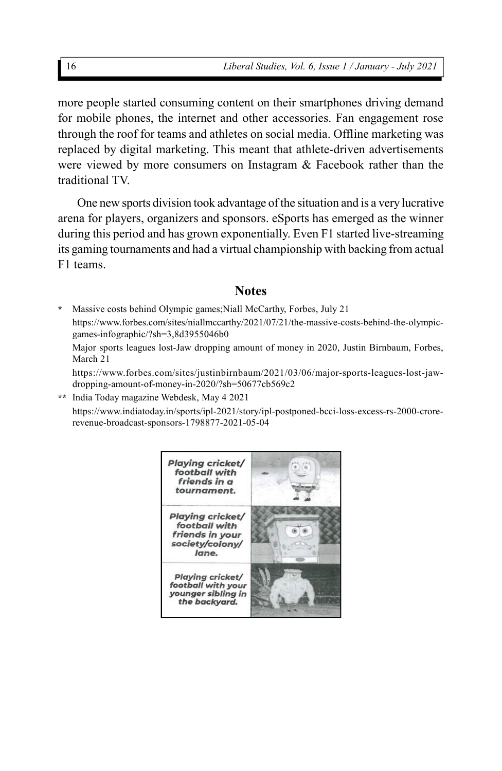more people started consuming content on their smartphones driving demand for mobile phones, the internet and other accessories. Fan engagement rose through the roof for teams and athletes on social media. Offline marketing was replaced by digital marketing. This meant that athlete-driven advertisements were viewed by more consumers on Instagram & Facebook rather than the traditional TV.

One new sports division took advantage of the situation and is a very lucrative arena for players, organizers and sponsors. eSports has emerged as the winner during this period and has grown exponentially. Even F1 started live-streaming its gaming tournaments and had a virtual championship with backing from actual F1 teams.

## Notes

\* Massive costs behind Olympic games;Niall McCarthy, Forbes, July 21
https://www.forbes.com/sites/niallmccarthy/2021/07/21/the-massive-costs-behind-the-olympic-games-infographic/?sh=3,8d3955046b0

Major sports leagues lost-Jaw dropping amount of money in 2020, Justin Birnbaum, Forbes, March 21
https://www.forbes.com/sites/justinbirnbaum/2021/03/06/major-sports-leagues-lost-jaw-dropping-amount-of-money-in-2020/?sh=50677cb569c2

\*\* India Today magazine Webdesk, May 4 2021
https://www.indiatoday.in/sports/ipl-2021/story/ipl-postponed-bcci-loss-excess-rs-2000-crore-revenue-broadcast-sponsors-1798877-2021-05-04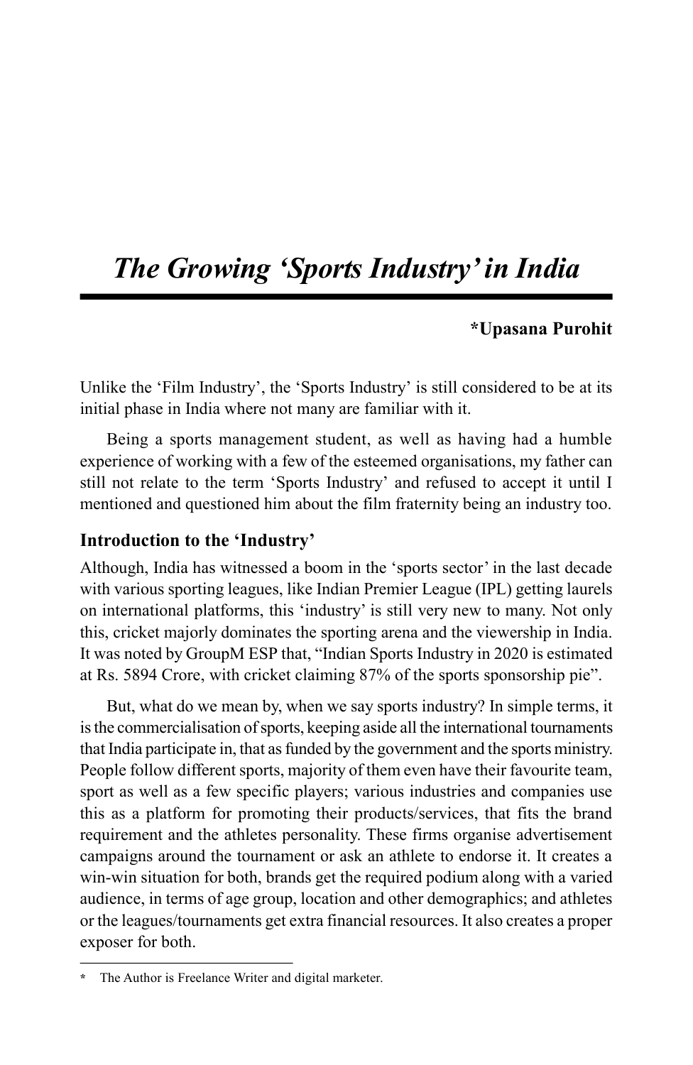# *The Growing 'Sports Industry' in India*

**\*Upasana Purohit**

Unlike the 'Film Industry', the 'Sports Industry' is still considered to be at its initial phase in India where not many are familiar with it.

Being a sports management student, as well as having had a humble experience of working with a few of the esteemed organisations, my father can still not relate to the term 'Sports Industry' and refused to accept it until I mentioned and questioned him about the film fraternity being an industry too.

## Introduction to the 'Industry'

Although, India has witnessed a boom in the 'sports sector' in the last decade with various sporting leagues, like Indian Premier League (IPL) getting laurels on international platforms, this 'industry' is still very new to many. Not only this, cricket majorly dominates the sporting arena and the viewership in India. It was noted by GroupM ESP that, "Indian Sports Industry in 2020 is estimated at Rs. 5894 Crore, with cricket claiming 87% of the sports sponsorship pie".

But, what do we mean by, when we say sports industry? In simple terms, it is the commercialisation of sports, keeping aside all the international tournaments that India participate in, that as funded by the government and the sports ministry. People follow different sports, majority of them even have their favourite team, sport as well as a few specific players; various industries and companies use this as a platform for promoting their products/services, that fits the brand requirement and the athletes personality. These firms organise advertisement campaigns around the tournament or ask an athlete to endorse it. It creates a win-win situation for both, brands get the required podium along with a varied audience, in terms of age group, location and other demographics; and athletes or the leagues/tournaments get extra financial resources. It also creates a proper exposer for both.

---

\* The Author is Freelance Writer and digital marketer.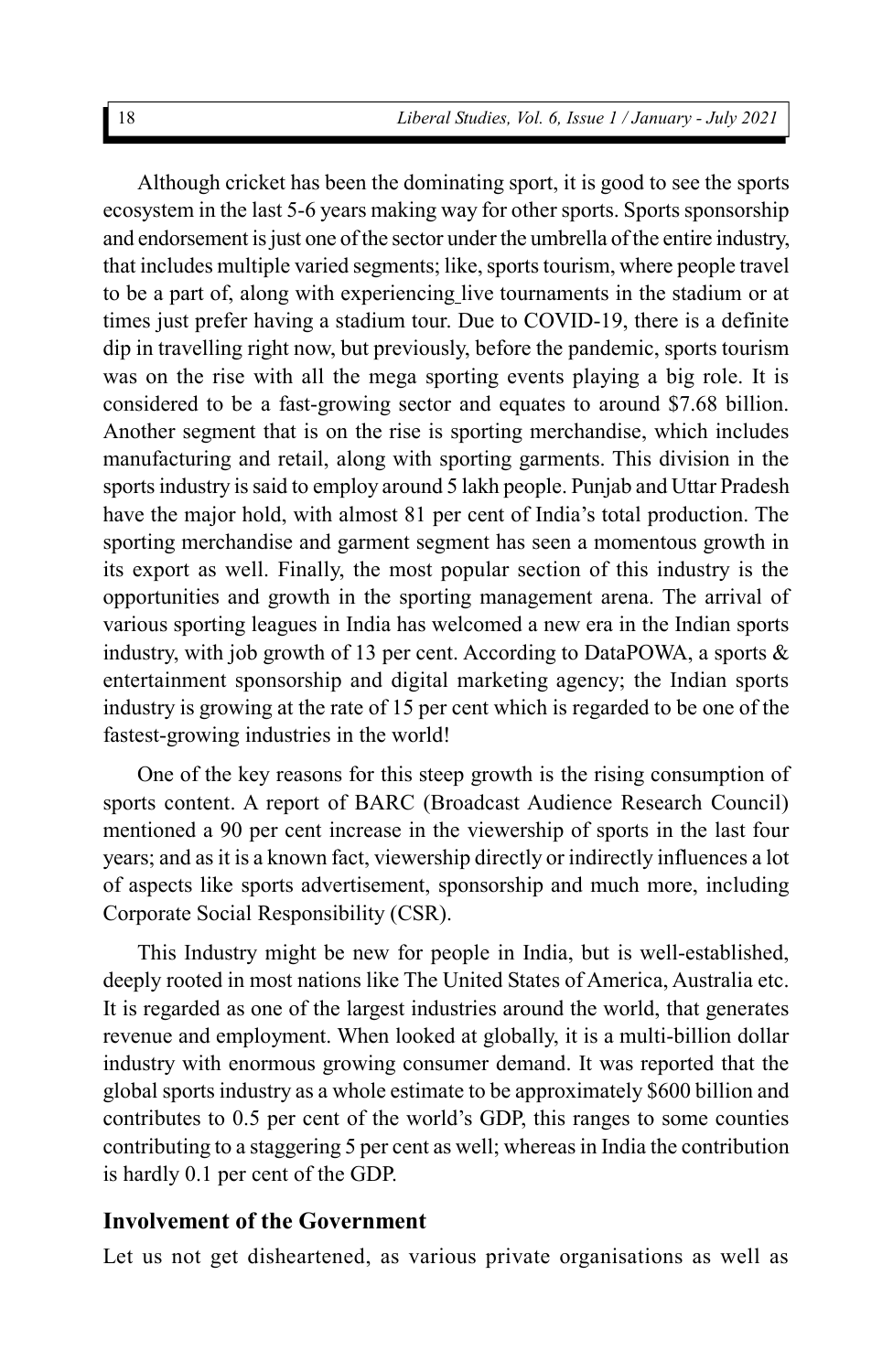Although cricket has been the dominating sport, it is good to see the sports ecosystem in the last 5-6 years making way for other sports. Sports sponsorship and endorsement is just one of the sector under the umbrella of the entire industry, that includes multiple varied segments; like, sports tourism, where people travel to be a part of, along with experiencing live tournaments in the stadium or at times just prefer having a stadium tour. Due to COVID-19, there is a definite dip in travelling right now, but previously, before the pandemic, sports tourism was on the rise with all the mega sporting events playing a big role. It is considered to be a fast-growing sector and equates to around $7.68 billion. Another segment that is on the rise is sporting merchandise, which includes manufacturing and retail, along with sporting garments. This division in the sports industry is said to employ around 5 lakh people. Punjab and Uttar Pradesh have the major hold, with almost 81 per cent of India's total production. The sporting merchandise and garment segment has seen a momentous growth in its export as well. Finally, the most popular section of this industry is the opportunities and growth in the sporting management arena. The arrival of various sporting leagues in India has welcomed a new era in the Indian sports industry, with job growth of 13 per cent. According to DataPOWA, a sports & entertainment sponsorship and digital marketing agency; the Indian sports industry is growing at the rate of 15 per cent which is regarded to be one of the fastest-growing industries in the world!

One of the key reasons for this steep growth is the rising consumption of sports content. A report of BARC (Broadcast Audience Research Council) mentioned a 90 per cent increase in the viewership of sports in the last four years; and as it is a known fact, viewership directly or indirectly influences a lot of aspects like sports advertisement, sponsorship and much more, including Corporate Social Responsibility (CSR).

This Industry might be new for people in India, but is well-established, deeply rooted in most nations like The United States of America, Australia etc. It is regarded as one of the largest industries around the world, that generates revenue and employment. When looked at globally, it is a multi-billion dollar industry with enormous growing consumer demand. It was reported that the global sports industry as a whole estimate to be approximately $600 billion and contributes to 0.5 per cent of the world's GDP, this ranges to some counties contributing to a staggering 5 per cent as well; whereas in India the contribution is hardly 0.1 per cent of the GDP.

## Involvement of the Government

Let us not get disheartened, as various private organisations as well as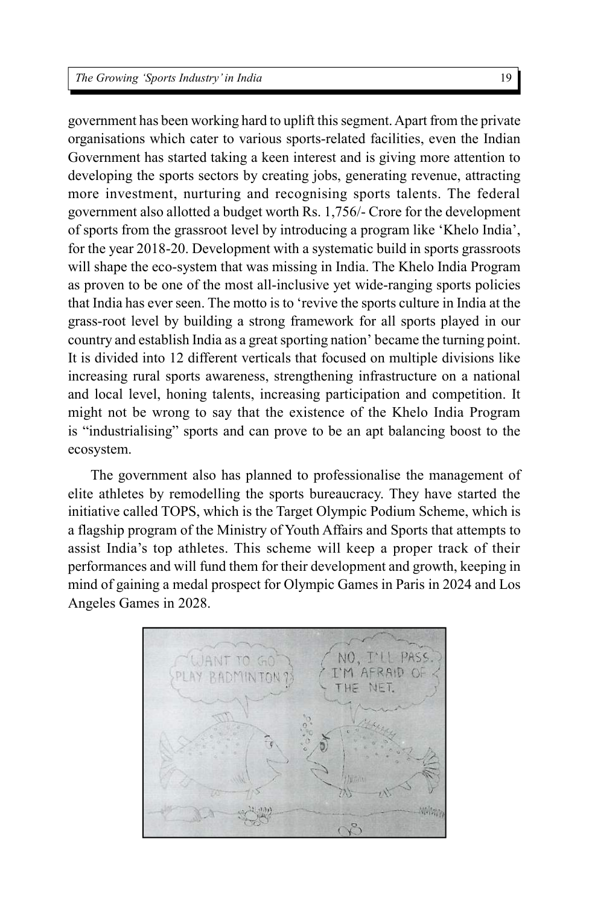government has been working hard to uplift this segment. Apart from the private organisations which cater to various sports-related facilities, even the Indian Government has started taking a keen interest and is giving more attention to developing the sports sectors by creating jobs, generating revenue, attracting more investment, nurturing and recognising sports talents. The federal government also allotted a budget worth Rs. 1,756/- Crore for the development of sports from the grassroot level by introducing a program like 'Khelo India', for the year 2018-20. Development with a systematic build in sports grassroots will shape the eco-system that was missing in India. The Khelo India Program as proven to be one of the most all-inclusive yet wide-ranging sports policies that India has ever seen. The motto is to 'revive the sports culture in India at the grass-root level by building a strong framework for all sports played in our country and establish India as a great sporting nation' became the turning point. It is divided into 12 different verticals that focused on multiple divisions like increasing rural sports awareness, strengthening infrastructure on a national and local level, honing talents, increasing participation and competition. It might not be wrong to say that the existence of the Khelo India Program is "industrialising" sports and can prove to be an apt balancing boost to the ecosystem.

The government also has planned to professionalise the management of elite athletes by remodelling the sports bureaucracy. They have started the initiative called TOPS, which is the Target Olympic Podium Scheme, which is a flagship program of the Ministry of Youth Affairs and Sports that attempts to assist India's top athletes. This scheme will keep a proper track of their performances and will fund them for their development and growth, keeping in mind of gaining a medal prospect for Olympic Games in Paris in 2024 and Los Angeles Games in 2028.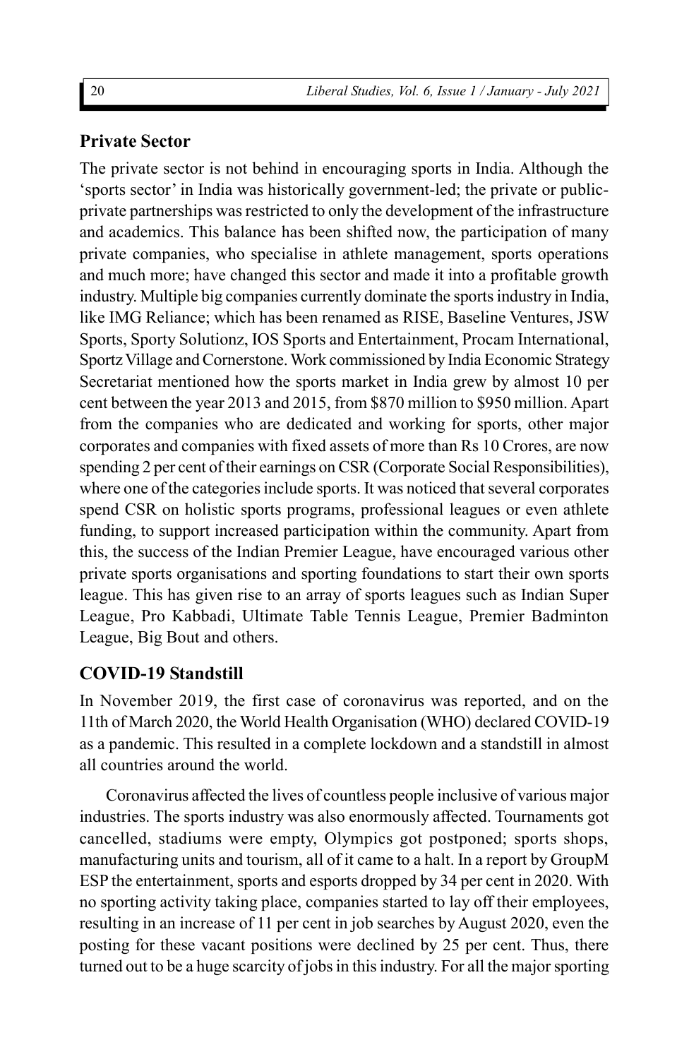## Private Sector

The private sector is not behind in encouraging sports in India. Although the 'sports sector' in India was historically government-led; the private or public-private partnerships was restricted to only the development of the infrastructure and academics. This balance has been shifted now, the participation of many private companies, who specialise in athlete management, sports operations and much more; have changed this sector and made it into a profitable growth industry. Multiple big companies currently dominate the sports industry in India, like IMG Reliance; which has been renamed as RISE, Baseline Ventures, JSW Sports, Sporty Solutionz, IOS Sports and Entertainment, Procam International, Sportz Village and Cornerstone. Work commissioned by India Economic Strategy Secretariat mentioned how the sports market in India grew by almost 10 per cent between the year 2013 and 2015, from $870 million to $950 million. Apart from the companies who are dedicated and working for sports, other major corporates and companies with fixed assets of more than Rs 10 Crores, are now spending 2 per cent of their earnings on CSR (Corporate Social Responsibilities), where one of the categories include sports. It was noticed that several corporates spend CSR on holistic sports programs, professional leagues or even athlete funding, to support increased participation within the community. Apart from this, the success of the Indian Premier League, have encouraged various other private sports organisations and sporting foundations to start their own sports league. This has given rise to an array of sports leagues such as Indian Super League, Pro Kabbadi, Ultimate Table Tennis League, Premier Badminton League, Big Bout and others.

## COVID-19 Standstill

In November 2019, the first case of coronavirus was reported, and on the 11th of March 2020, the World Health Organisation (WHO) declared COVID-19 as a pandemic. This resulted in a complete lockdown and a standstill in almost all countries around the world.

Coronavirus affected the lives of countless people inclusive of various major industries. The sports industry was also enormously affected. Tournaments got cancelled, stadiums were empty, Olympics got postponed; sports shops, manufacturing units and tourism, all of it came to a halt. In a report by GroupM ESP the entertainment, sports and esports dropped by 34 per cent in 2020. With no sporting activity taking place, companies started to lay off their employees, resulting in an increase of 11 per cent in job searches by August 2020, even the posting for these vacant positions were declined by 25 per cent. Thus, there turned out to be a huge scarcity of jobs in this industry. For all the major sporting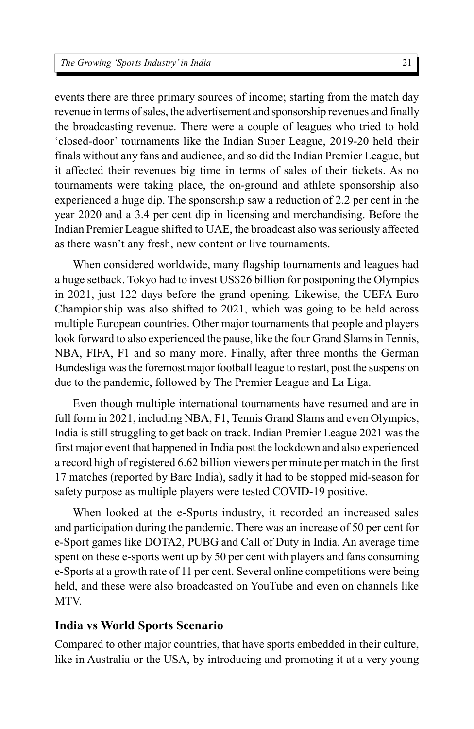events there are three primary sources of income; starting from the match day revenue in terms of sales, the advertisement and sponsorship revenues and finally the broadcasting revenue. There were a couple of leagues who tried to hold 'closed-door' tournaments like the Indian Super League, 2019-20 held their finals without any fans and audience, and so did the Indian Premier League, but it affected their revenues big time in terms of sales of their tickets. As no tournaments were taking place, the on-ground and athlete sponsorship also experienced a huge dip. The sponsorship saw a reduction of 2.2 per cent in the year 2020 and a 3.4 per cent dip in licensing and merchandising. Before the Indian Premier League shifted to UAE, the broadcast also was seriously affected as there wasn't any fresh, new content or live tournaments.

When considered worldwide, many flagship tournaments and leagues had a huge setback. Tokyo had to invest US$26 billion for postponing the Olympics in 2021, just 122 days before the grand opening. Likewise, the UEFA Euro Championship was also shifted to 2021, which was going to be held across multiple European countries. Other major tournaments that people and players look forward to also experienced the pause, like the four Grand Slams in Tennis, NBA, FIFA, F1 and so many more. Finally, after three months the German Bundesliga was the foremost major football league to restart, post the suspension due to the pandemic, followed by The Premier League and La Liga.

Even though multiple international tournaments have resumed and are in full form in 2021, including NBA, F1, Tennis Grand Slams and even Olympics, India is still struggling to get back on track. Indian Premier League 2021 was the first major event that happened in India post the lockdown and also experienced a record high of registered 6.62 billion viewers per minute per match in the first 17 matches (reported by Barc India), sadly it had to be stopped mid-season for safety purpose as multiple players were tested COVID-19 positive.

When looked at the e-Sports industry, it recorded an increased sales and participation during the pandemic. There was an increase of 50 per cent for e-Sport games like DOTA2, PUBG and Call of Duty in India. An average time spent on these e-sports went up by 50 per cent with players and fans consuming e-Sports at a growth rate of 11 per cent. Several online competitions were being held, and these were also broadcasted on YouTube and even on channels like MTV.

## India vs World Sports Scenario

Compared to other major countries, that have sports embedded in their culture, like in Australia or the USA, by introducing and promoting it at a very young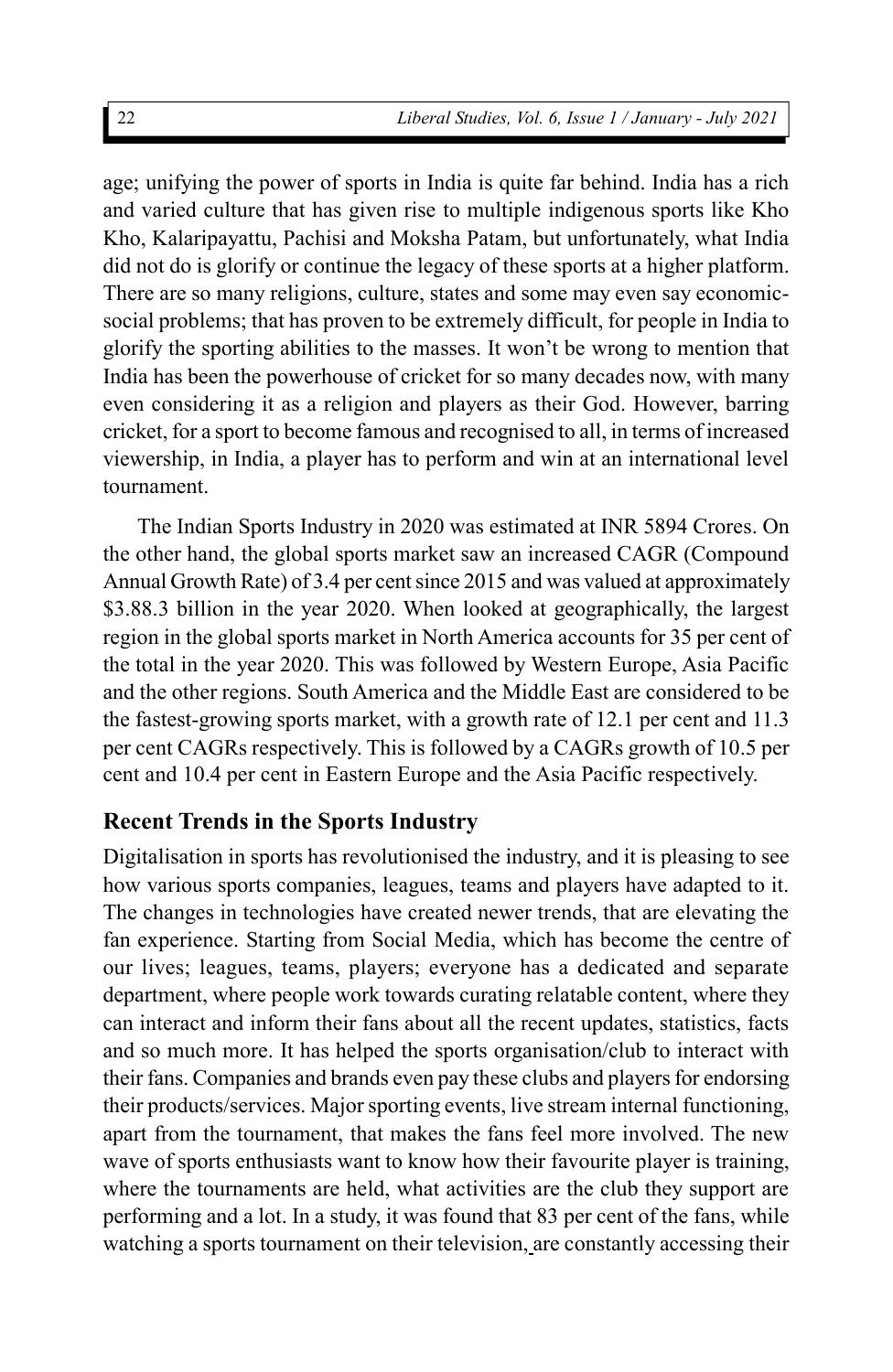age; unifying the power of sports in India is quite far behind. India has a rich and varied culture that has given rise to multiple indigenous sports like Kho Kho, Kalaripayattu, Pachisi and Moksha Patam, but unfortunately, what India did not do is glorify or continue the legacy of these sports at a higher platform. There are so many religions, culture, states and some may even say economic-social problems; that has proven to be extremely difficult, for people in India to glorify the sporting abilities to the masses. It won't be wrong to mention that India has been the powerhouse of cricket for so many decades now, with many even considering it as a religion and players as their God. However, barring cricket, for a sport to become famous and recognised to all, in terms of increased viewership, in India, a player has to perform and win at an international level tournament.

The Indian Sports Industry in 2020 was estimated at INR 5894 Crores. On the other hand, the global sports market saw an increased CAGR (Compound Annual Growth Rate) of 3.4 per cent since 2015 and was valued at approximately $3.88.3 billion in the year 2020. When looked at geographically, the largest region in the global sports market in North America accounts for 35 per cent of the total in the year 2020. This was followed by Western Europe, Asia Pacific and the other regions. South America and the Middle East are considered to be the fastest-growing sports market, with a growth rate of 12.1 per cent and 11.3 per cent CAGRs respectively. This is followed by a CAGRs growth of 10.5 per cent and 10.4 per cent in Eastern Europe and the Asia Pacific respectively.

## Recent Trends in the Sports Industry

Digitalisation in sports has revolutionised the industry, and it is pleasing to see how various sports companies, leagues, teams and players have adapted to it. The changes in technologies have created newer trends, that are elevating the fan experience. Starting from Social Media, which has become the centre of our lives; leagues, teams, players; everyone has a dedicated and separate department, where people work towards curating relatable content, where they can interact and inform their fans about all the recent updates, statistics, facts and so much more. It has helped the sports organisation/club to interact with their fans. Companies and brands even pay these clubs and players for endorsing their products/services. Major sporting events, live stream internal functioning, apart from the tournament, that makes the fans feel more involved. The new wave of sports enthusiasts want to know how their favourite player is training, where the tournaments are held, what activities are the club they support are performing and a lot. In a study, it was found that 83 per cent of the fans, while watching a sports tournament on their television, are constantly accessing their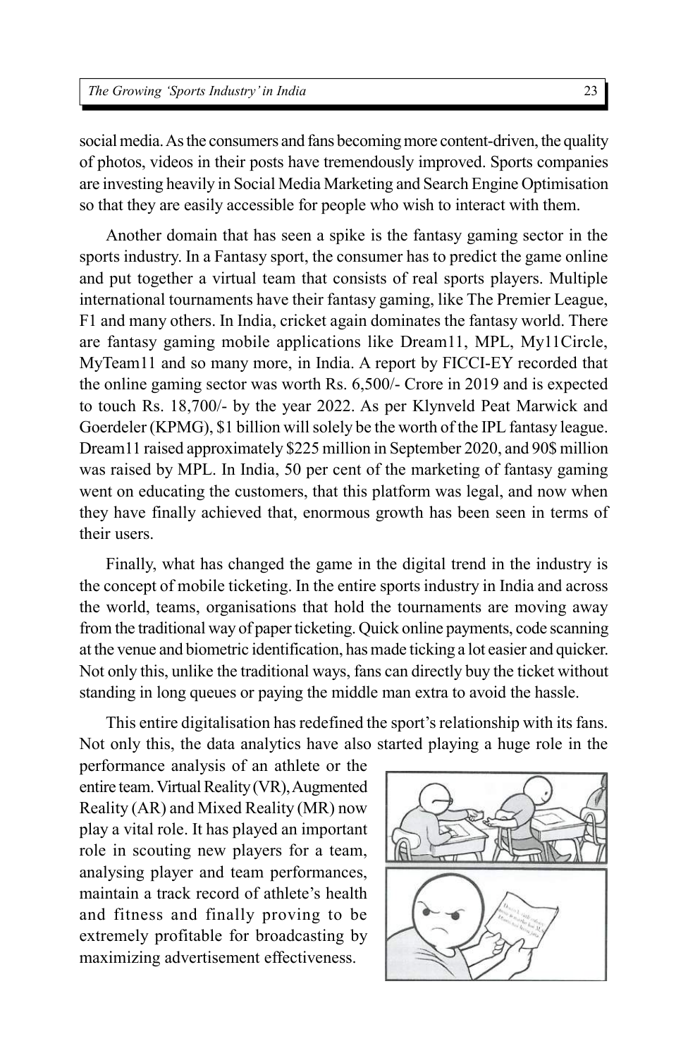social media. As the consumers and fans becoming more content-driven, the quality of photos, videos in their posts have tremendously improved. Sports companies are investing heavily in Social Media Marketing and Search Engine Optimisation so that they are easily accessible for people who wish to interact with them.

Another domain that has seen a spike is the fantasy gaming sector in the sports industry. In a Fantasy sport, the consumer has to predict the game online and put together a virtual team that consists of real sports players. Multiple international tournaments have their fantasy gaming, like The Premier League, F1 and many others. In India, cricket again dominates the fantasy world. There are fantasy gaming mobile applications like Dream11, MPL, My11Circle, MyTeam11 and so many more, in India. A report by FICCI-EY recorded that the online gaming sector was worth Rs. 6,500/- Crore in 2019 and is expected to touch Rs. 18,700/- by the year 2022. As per Klynveld Peat Marwick and Goerdeler (KPMG), $1 billion will solely be the worth of the IPL fantasy league. Dream11 raised approximately $225 million in September 2020, and 90$ million was raised by MPL. In India, 50 per cent of the marketing of fantasy gaming went on educating the customers, that this platform was legal, and now when they have finally achieved that, enormous growth has been seen in terms of their users.

Finally, what has changed the game in the digital trend in the industry is the concept of mobile ticketing. In the entire sports industry in India and across the world, teams, organisations that hold the tournaments are moving away from the traditional way of paper ticketing. Quick online payments, code scanning at the venue and biometric identification, has made ticking a lot easier and quicker. Not only this, unlike the traditional ways, fans can directly buy the ticket without standing in long queues or paying the middle man extra to avoid the hassle.

This entire digitalisation has redefined the sport's relationship with its fans. Not only this, the data analytics have also started playing a huge role in the performance analysis of an athlete or the entire team. Virtual Reality (VR), Augmented Reality (AR) and Mixed Reality (MR) now play a vital role. It has played an important role in scouting new players for a team, analysing player and team performances, maintain a track record of athlete's health and fitness and finally proving to be extremely profitable for broadcasting by maximizing advertisement effectiveness.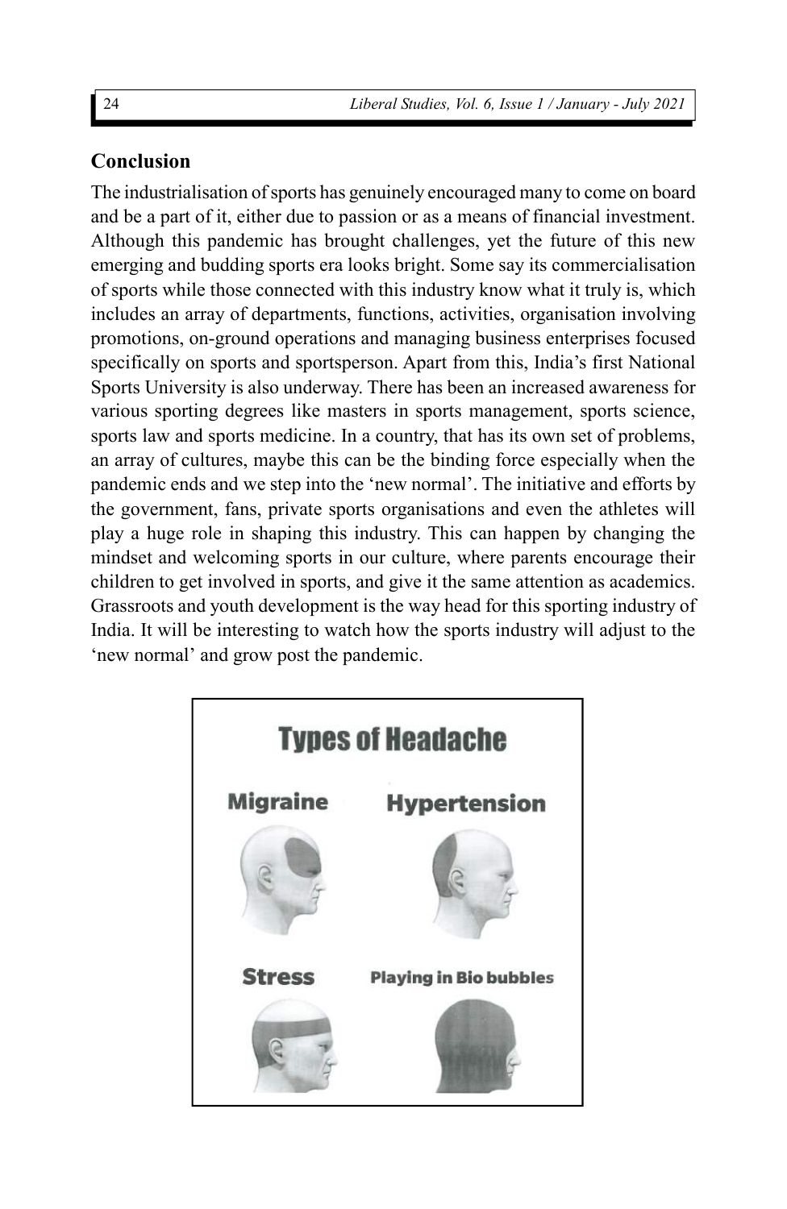## Conclusion

The industrialisation of sports has genuinely encouraged many to come on board and be a part of it, either due to passion or as a means of financial investment. Although this pandemic has brought challenges, yet the future of this new emerging and budding sports era looks bright. Some say its commercialisation of sports while those connected with this industry know what it truly is, which includes an array of departments, functions, activities, organisation involving promotions, on-ground operations and managing business enterprises focused specifically on sports and sportsperson. Apart from this, India's first National Sports University is also underway. There has been an increased awareness for various sporting degrees like masters in sports management, sports science, sports law and sports medicine. In a country, that has its own set of problems, an array of cultures, maybe this can be the binding force especially when the pandemic ends and we step into the 'new normal'. The initiative and efforts by the government, fans, private sports organisations and even the athletes will play a huge role in shaping this industry. This can happen by changing the mindset and welcoming sports in our culture, where parents encourage their children to get involved in sports, and give it the same attention as academics. Grassroots and youth development is the way head for this sporting industry of India. It will be interesting to watch how the sports industry will adjust to the 'new normal' and grow post the pandemic.

**Types of Headache**

Migraine

Hypertension

Stress

Playing in Bio bubbles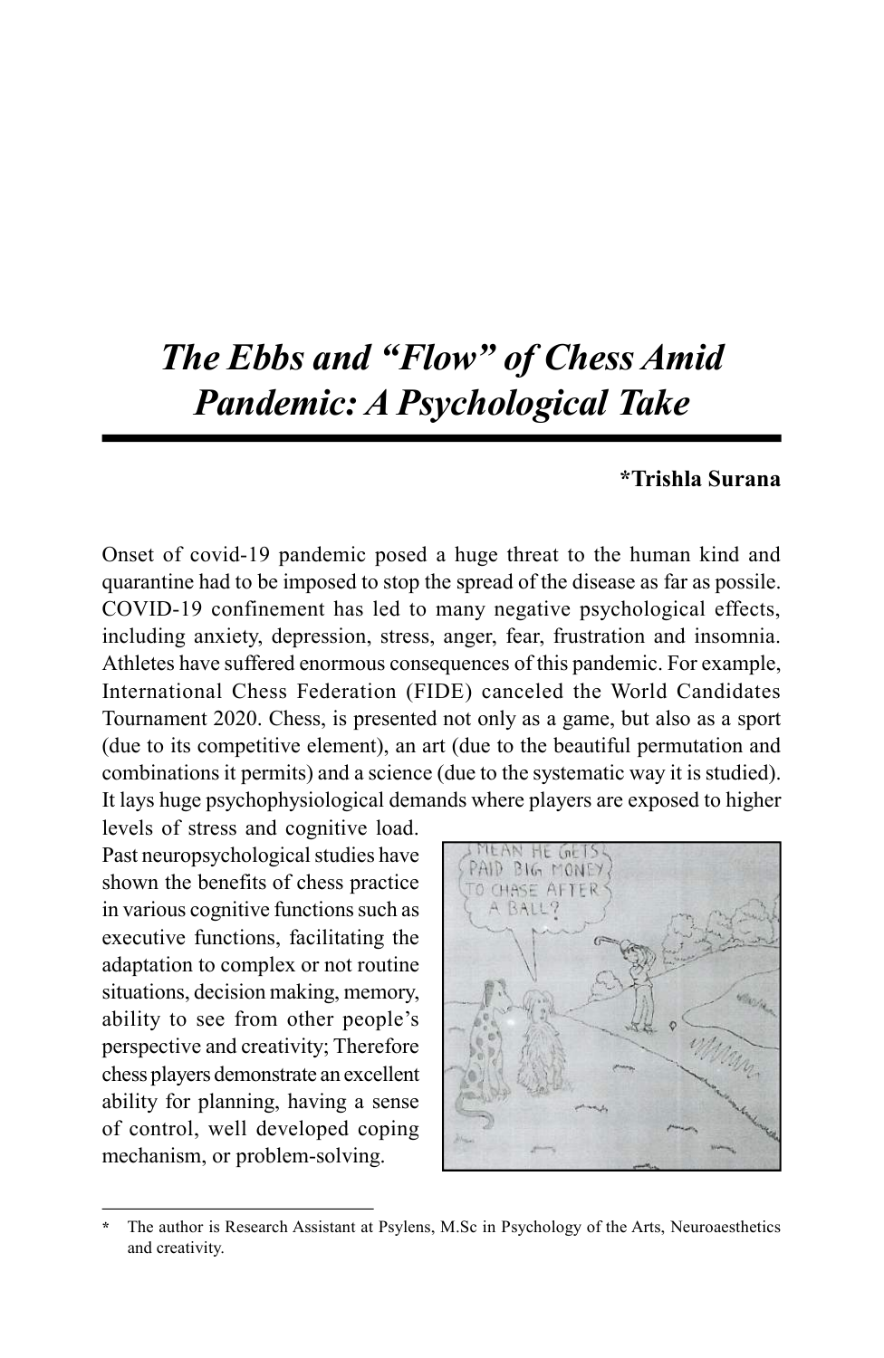# *The Ebbs and "Flow" of Chess Amid Pandemic: A Psychological Take*

**\*Trishla Surana**

Onset of covid-19 pandemic posed a huge threat to the human kind and quarantine had to be imposed to stop the spread of the disease as far as possile. COVID-19 confinement has led to many negative psychological effects, including anxiety, depression, stress, anger, fear, frustration and insomnia. Athletes have suffered enormous consequences of this pandemic. For example, International Chess Federation (FIDE) canceled the World Candidates Tournament 2020. Chess, is presented not only as a game, but also as a sport (due to its competitive element), an art (due to the beautiful permutation and combinations it permits) and a science (due to the systematic way it is studied). It lays huge psychophysiological demands where players are exposed to higher levels of stress and cognitive load. Past neuropsychological studies have shown the benefits of chess practice in various cognitive functions such as executive functions, facilitating the adaptation to complex or not routine situations, decision making, memory, ability to see from other people's perspective and creativity; Therefore chess players demonstrate an excellent ability for planning, having a sense of control, well developed coping mechanism, or problem-solving.

---

\* The author is Research Assistant at Psylens, M.Sc in Psychology of the Arts, Neuroaesthetics and creativity.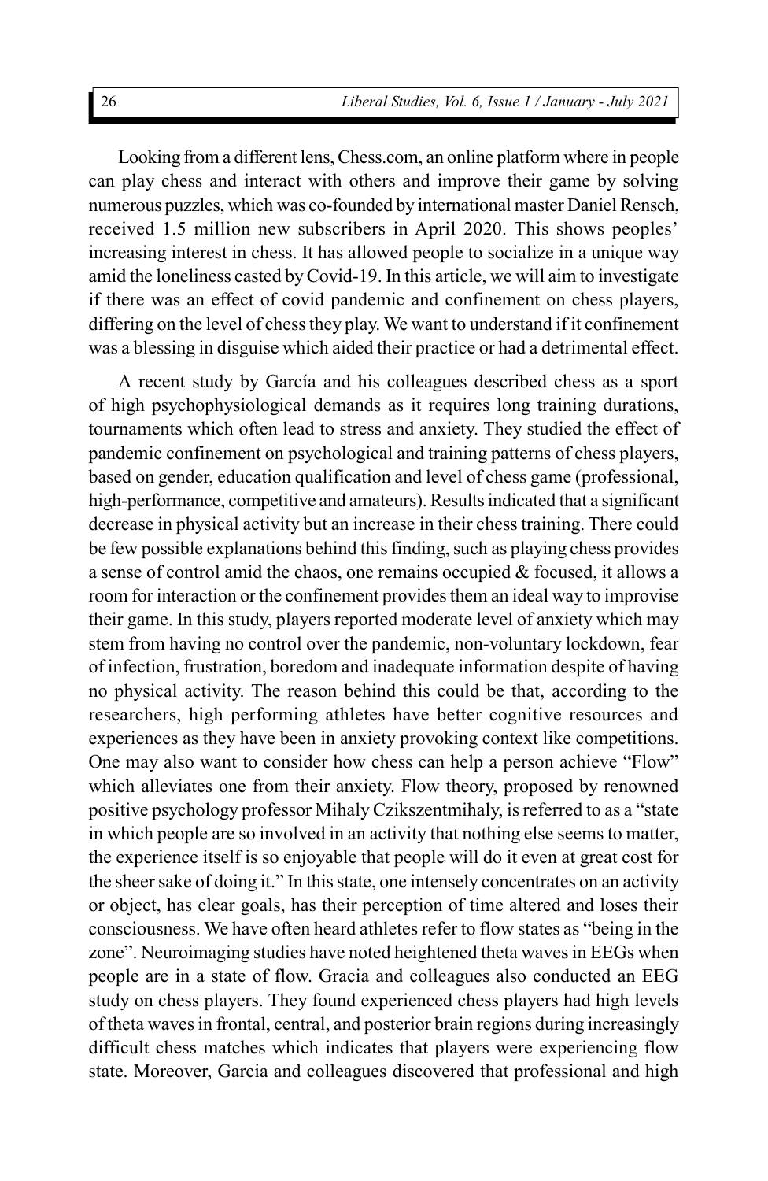Looking from a different lens, Chess.com, an online platform where in people can play chess and interact with others and improve their game by solving numerous puzzles, which was co-founded by international master Daniel Rensch, received 1.5 million new subscribers in April 2020. This shows peoples' increasing interest in chess. It has allowed people to socialize in a unique way amid the loneliness casted by Covid-19. In this article, we will aim to investigate if there was an effect of covid pandemic and confinement on chess players, differing on the level of chess they play. We want to understand if it confinement was a blessing in disguise which aided their practice or had a detrimental effect.

A recent study by García and his colleagues described chess as a sport of high psychophysiological demands as it requires long training durations, tournaments which often lead to stress and anxiety. They studied the effect of pandemic confinement on psychological and training patterns of chess players, based on gender, education qualification and level of chess game (professional, high-performance, competitive and amateurs). Results indicated that a significant decrease in physical activity but an increase in their chess training. There could be few possible explanations behind this finding, such as playing chess provides a sense of control amid the chaos, one remains occupied & focused, it allows a room for interaction or the confinement provides them an ideal way to improvise their game. In this study, players reported moderate level of anxiety which may stem from having no control over the pandemic, non-voluntary lockdown, fear of infection, frustration, boredom and inadequate information despite of having no physical activity. The reason behind this could be that, according to the researchers, high performing athletes have better cognitive resources and experiences as they have been in anxiety provoking context like competitions. One may also want to consider how chess can help a person achieve "Flow" which alleviates one from their anxiety. Flow theory, proposed by renowned positive psychology professor Mihaly Czikszentmihaly, is referred to as a "state in which people are so involved in an activity that nothing else seems to matter, the experience itself is so enjoyable that people will do it even at great cost for the sheer sake of doing it." In this state, one intensely concentrates on an activity or object, has clear goals, has their perception of time altered and loses their consciousness. We have often heard athletes refer to flow states as "being in the zone". Neuroimaging studies have noted heightened theta waves in EEGs when people are in a state of flow. Gracia and colleagues also conducted an EEG study on chess players. They found experienced chess players had high levels of theta waves in frontal, central, and posterior brain regions during increasingly difficult chess matches which indicates that players were experiencing flow state. Moreover, Garcia and colleagues discovered that professional and high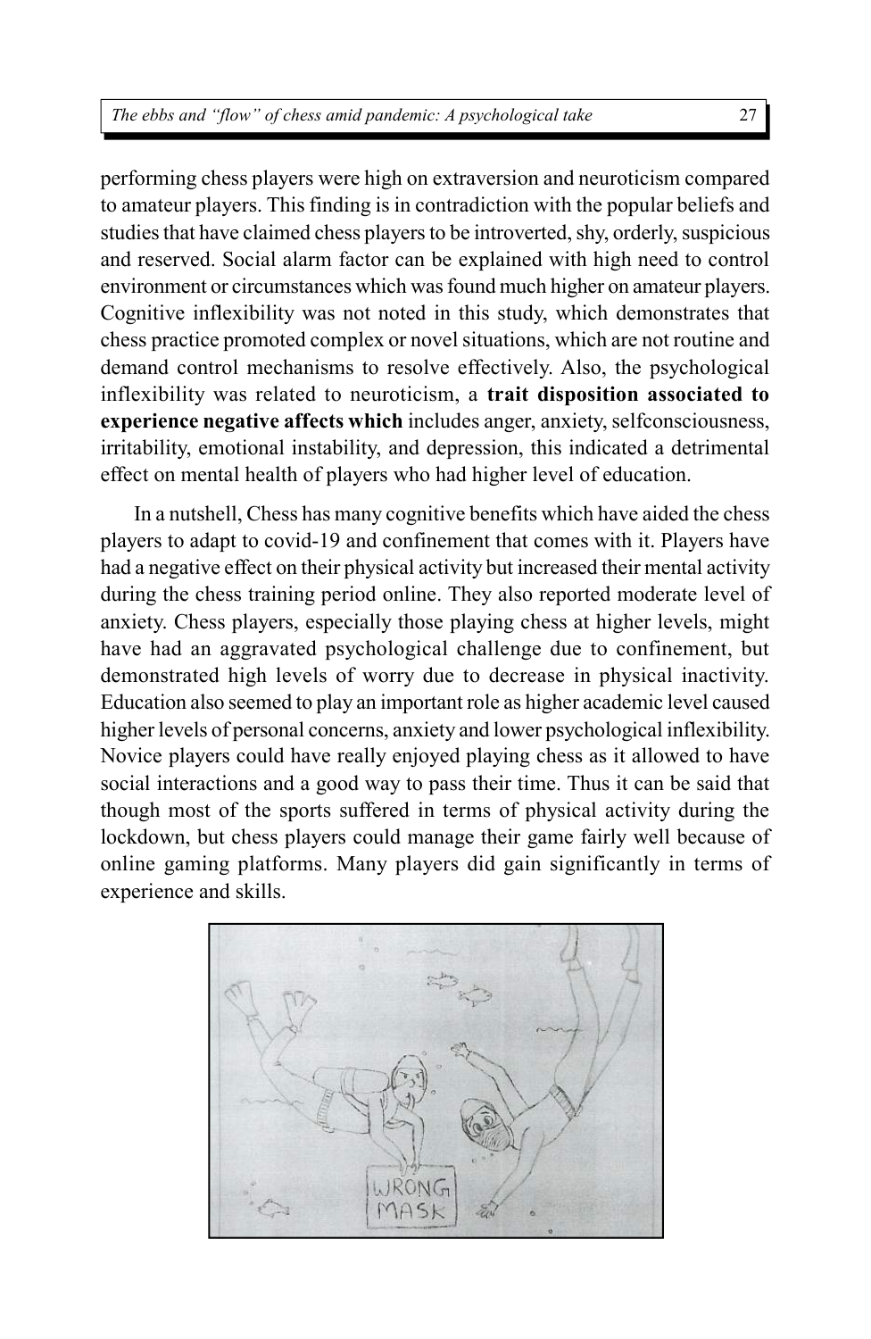performing chess players were high on extraversion and neuroticism compared to amateur players. This finding is in contradiction with the popular beliefs and studies that have claimed chess players to be introverted, shy, orderly, suspicious and reserved. Social alarm factor can be explained with high need to control environment or circumstances which was found much higher on amateur players. Cognitive inflexibility was not noted in this study, which demonstrates that chess practice promoted complex or novel situations, which are not routine and demand control mechanisms to resolve effectively. Also, the psychological inflexibility was related to neuroticism, a **trait disposition associated to experience negative affects which** includes anger, anxiety, selfconsciousness, irritability, emotional instability, and depression, this indicated a detrimental effect on mental health of players who had higher level of education.

In a nutshell, Chess has many cognitive benefits which have aided the chess players to adapt to covid-19 and confinement that comes with it. Players have had a negative effect on their physical activity but increased their mental activity during the chess training period online. They also reported moderate level of anxiety. Chess players, especially those playing chess at higher levels, might have had an aggravated psychological challenge due to confinement, but demonstrated high levels of worry due to decrease in physical inactivity. Education also seemed to play an important role as higher academic level caused higher levels of personal concerns, anxiety and lower psychological inflexibility. Novice players could have really enjoyed playing chess as it allowed to have social interactions and a good way to pass their time. Thus it can be said that though most of the sports suffered in terms of physical activity during the lockdown, but chess players could manage their game fairly well because of online gaming platforms. Many players did gain significantly in terms of experience and skills.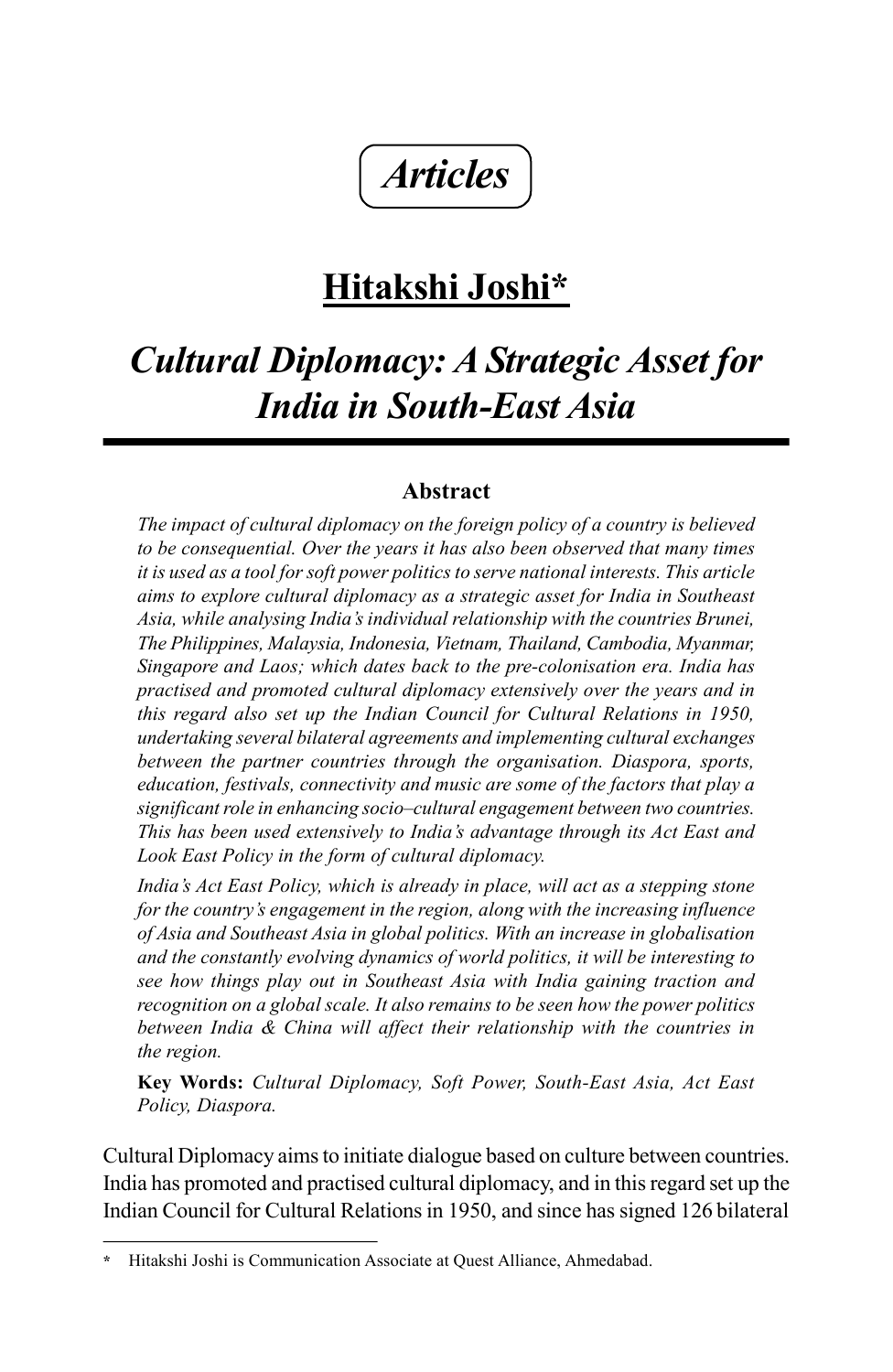# *Articles*

## Hitakshi Joshi*

## *Cultural Diplomacy: A Strategic Asset for India in South-East Asia*

### Abstract

*The impact of cultural diplomacy on the foreign policy of a country is believed to be consequential. Over the years it has also been observed that many times it is used as a tool for soft power politics to serve national interests. This article aims to explore cultural diplomacy as a strategic asset for India in Southeast Asia, while analysing India's individual relationship with the countries Brunei, The Philippines, Malaysia, Indonesia, Vietnam, Thailand, Cambodia, Myanmar, Singapore and Laos; which dates back to the pre-colonisation era. India has practised and promoted cultural diplomacy extensively over the years and in this regard also set up the Indian Council for Cultural Relations in 1950, undertaking several bilateral agreements and implementing cultural exchanges between the partner countries through the organisation. Diaspora, sports, education, festivals, connectivity and music are some of the factors that play a significant role in enhancing socio–cultural engagement between two countries. This has been used extensively to India's advantage through its Act East and Look East Policy in the form of cultural diplomacy.*

*India's Act East Policy, which is already in place, will act as a stepping stone for the country's engagement in the region, along with the increasing influence of Asia and Southeast Asia in global politics. With an increase in globalisation and the constantly evolving dynamics of world politics, it will be interesting to see how things play out in Southeast Asia with India gaining traction and recognition on a global scale. It also remains to be seen how the power politics between India & China will affect their relationship with the countries in the region.*

**Key Words:** *Cultural Diplomacy, Soft Power, South-East Asia, Act East Policy, Diaspora.*

Cultural Diplomacy aims to initiate dialogue based on culture between countries. India has promoted and practised cultural diplomacy, and in this regard set up the Indian Council for Cultural Relations in 1950, and since has signed 126 bilateral

---

\* Hitakshi Joshi is Communication Associate at Quest Alliance, Ahmedabad.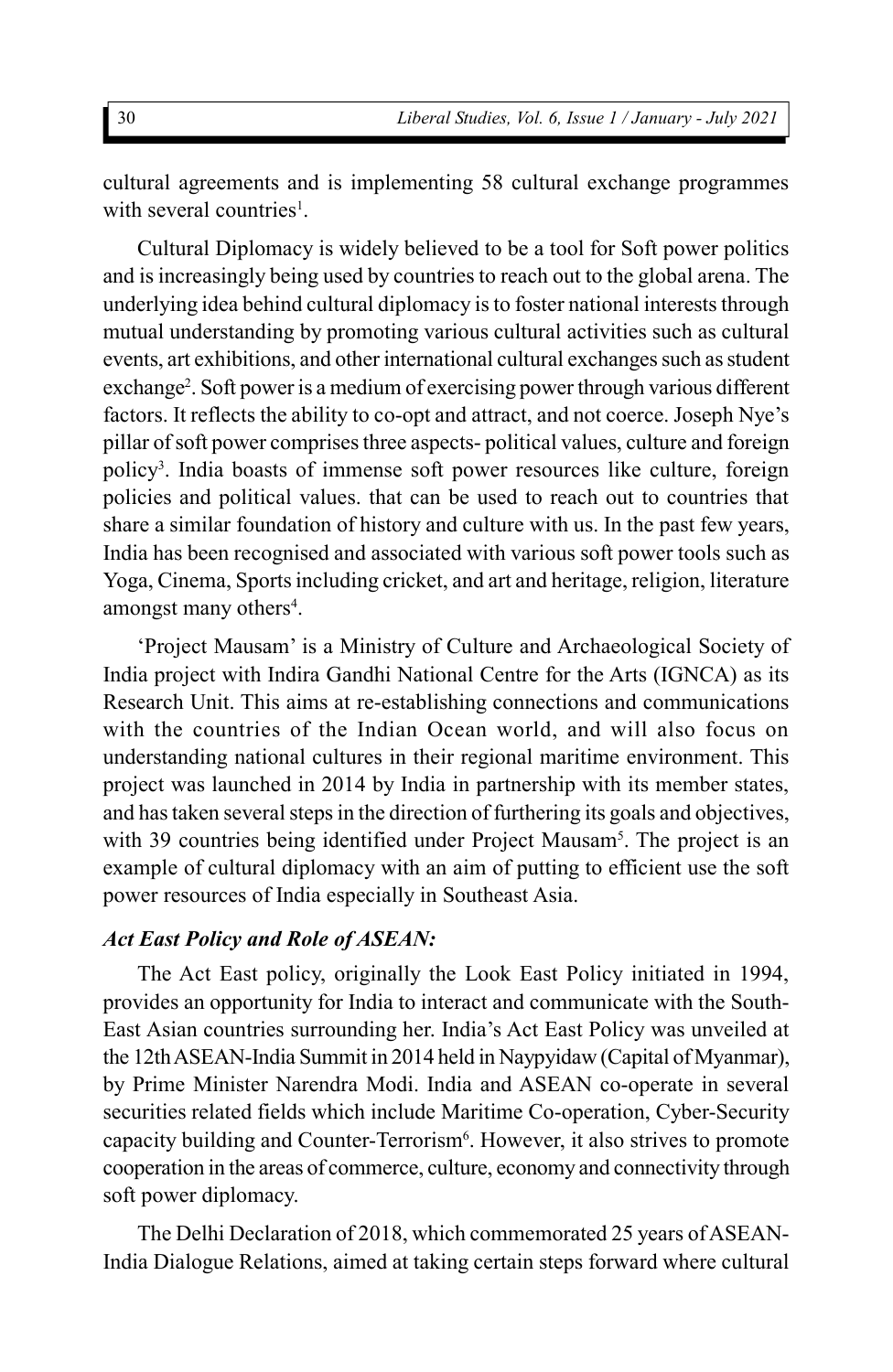cultural agreements and is implementing 58 cultural exchange programmes with several countries[1].

Cultural Diplomacy is widely believed to be a tool for Soft power politics and is increasingly being used by countries to reach out to the global arena. The underlying idea behind cultural diplomacy is to foster national interests through mutual understanding by promoting various cultural activities such as cultural events, art exhibitions, and other international cultural exchanges such as student exchange[2]. Soft power is a medium of exercising power through various different factors. It reflects the ability to co-opt and attract, and not coerce. Joseph Nye's pillar of soft power comprises three aspects- political values, culture and foreign policy[3]. India boasts of immense soft power resources like culture, foreign policies and political values. that can be used to reach out to countries that share a similar foundation of history and culture with us. In the past few years, India has been recognised and associated with various soft power tools such as Yoga, Cinema, Sports including cricket, and art and heritage, religion, literature amongst many others[4].

'Project Mausam' is a Ministry of Culture and Archaeological Society of India project with Indira Gandhi National Centre for the Arts (IGNCA) as its Research Unit. This aims at re-establishing connections and communications with the countries of the Indian Ocean world, and will also focus on understanding national cultures in their regional maritime environment. This project was launched in 2014 by India in partnership with its member states, and has taken several steps in the direction of furthering its goals and objectives, with 39 countries being identified under Project Mausam[5]. The project is an example of cultural diplomacy with an aim of putting to efficient use the soft power resources of India especially in Southeast Asia.

### *Act East Policy and Role of ASEAN:*

The Act East policy, originally the Look East Policy initiated in 1994, provides an opportunity for India to interact and communicate with the South-East Asian countries surrounding her. India's Act East Policy was unveiled at the 12th ASEAN-India Summit in 2014 held in Naypyidaw (Capital of Myanmar), by Prime Minister Narendra Modi. India and ASEAN co-operate in several securities related fields which include Maritime Co-operation, Cyber-Security capacity building and Counter-Terrorism[6]. However, it also strives to promote cooperation in the areas of commerce, culture, economy and connectivity through soft power diplomacy.

The Delhi Declaration of 2018, which commemorated 25 years of ASEAN-India Dialogue Relations, aimed at taking certain steps forward where cultural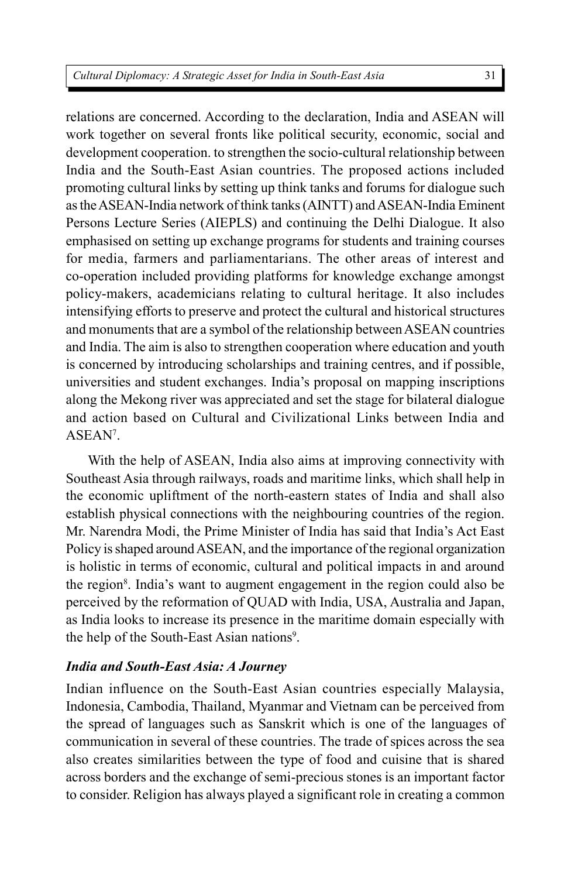relations are concerned. According to the declaration, India and ASEAN will work together on several fronts like political security, economic, social and development cooperation. to strengthen the socio-cultural relationship between India and the South-East Asian countries. The proposed actions included promoting cultural links by setting up think tanks and forums for dialogue such as the ASEAN-India network of think tanks (AINTT) and ASEAN-India Eminent Persons Lecture Series (AIEPLS) and continuing the Delhi Dialogue. It also emphasised on setting up exchange programs for students and training courses for media, farmers and parliamentarians. The other areas of interest and co-operation included providing platforms for knowledge exchange amongst policy-makers, academicians relating to cultural heritage. It also includes intensifying efforts to preserve and protect the cultural and historical structures and monuments that are a symbol of the relationship between ASEAN countries and India. The aim is also to strengthen cooperation where education and youth is concerned by introducing scholarships and training centres, and if possible, universities and student exchanges. India's proposal on mapping inscriptions along the Mekong river was appreciated and set the stage for bilateral dialogue and action based on Cultural and Civilizational Links between India and ASEAN[7].

With the help of ASEAN, India also aims at improving connectivity with Southeast Asia through railways, roads and maritime links, which shall help in the economic upliftment of the north-eastern states of India and shall also establish physical connections with the neighbouring countries of the region. Mr. Narendra Modi, the Prime Minister of India has said that India's Act East Policy is shaped around ASEAN, and the importance of the regional organization is holistic in terms of economic, cultural and political impacts in and around the region[8]. India's want to augment engagement in the region could also be perceived by the reformation of QUAD with India, USA, Australia and Japan, as India looks to increase its presence in the maritime domain especially with the help of the South-East Asian nations[9].

### *India and South-East Asia: A Journey*

Indian influence on the South-East Asian countries especially Malaysia, Indonesia, Cambodia, Thailand, Myanmar and Vietnam can be perceived from the spread of languages such as Sanskrit which is one of the languages of communication in several of these countries. The trade of spices across the sea also creates similarities between the type of food and cuisine that is shared across borders and the exchange of semi-precious stones is an important factor to consider. Religion has always played a significant role in creating a common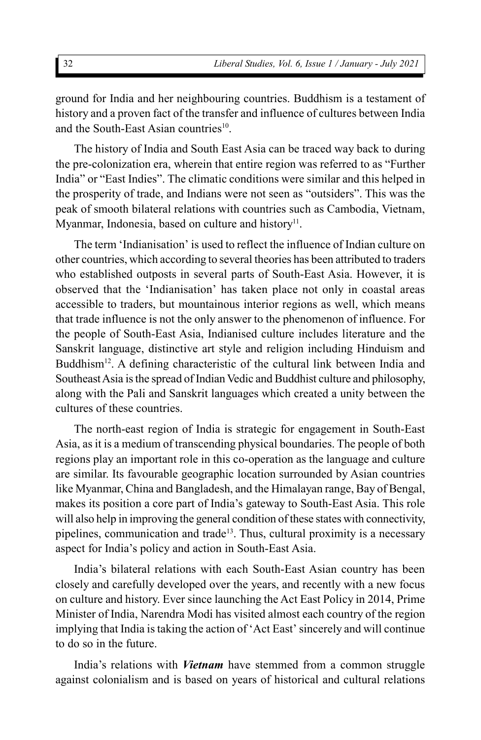ground for India and her neighbouring countries. Buddhism is a testament of history and a proven fact of the transfer and influence of cultures between India and the South-East Asian countries[10].

The history of India and South East Asia can be traced way back to during the pre-colonization era, wherein that entire region was referred to as "Further India" or "East Indies". The climatic conditions were similar and this helped in the prosperity of trade, and Indians were not seen as "outsiders". This was the peak of smooth bilateral relations with countries such as Cambodia, Vietnam, Myanmar, Indonesia, based on culture and history[11].

The term 'Indianisation' is used to reflect the influence of Indian culture on other countries, which according to several theories has been attributed to traders who established outposts in several parts of South-East Asia. However, it is observed that the 'Indianisation' has taken place not only in coastal areas accessible to traders, but mountainous interior regions as well, which means that trade influence is not the only answer to the phenomenon of influence. For the people of South-East Asia, Indianised culture includes literature and the Sanskrit language, distinctive art style and religion including Hinduism and Buddhism[12]. A defining characteristic of the cultural link between India and Southeast Asia is the spread of Indian Vedic and Buddhist culture and philosophy, along with the Pali and Sanskrit languages which created a unity between the cultures of these countries.

The north-east region of India is strategic for engagement in South-East Asia, as it is a medium of transcending physical boundaries. The people of both regions play an important role in this co-operation as the language and culture are similar. Its favourable geographic location surrounded by Asian countries like Myanmar, China and Bangladesh, and the Himalayan range, Bay of Bengal, makes its position a core part of India's gateway to South-East Asia. This role will also help in improving the general condition of these states with connectivity, pipelines, communication and trade[13]. Thus, cultural proximity is a necessary aspect for India's policy and action in South-East Asia.

India's bilateral relations with each South-East Asian country has been closely and carefully developed over the years, and recently with a new focus on culture and history. Ever since launching the Act East Policy in 2014, Prime Minister of India, Narendra Modi has visited almost each country of the region implying that India is taking the action of 'Act East' sincerely and will continue to do so in the future.

India's relations with ***Vietnam*** have stemmed from a common struggle against colonialism and is based on years of historical and cultural relations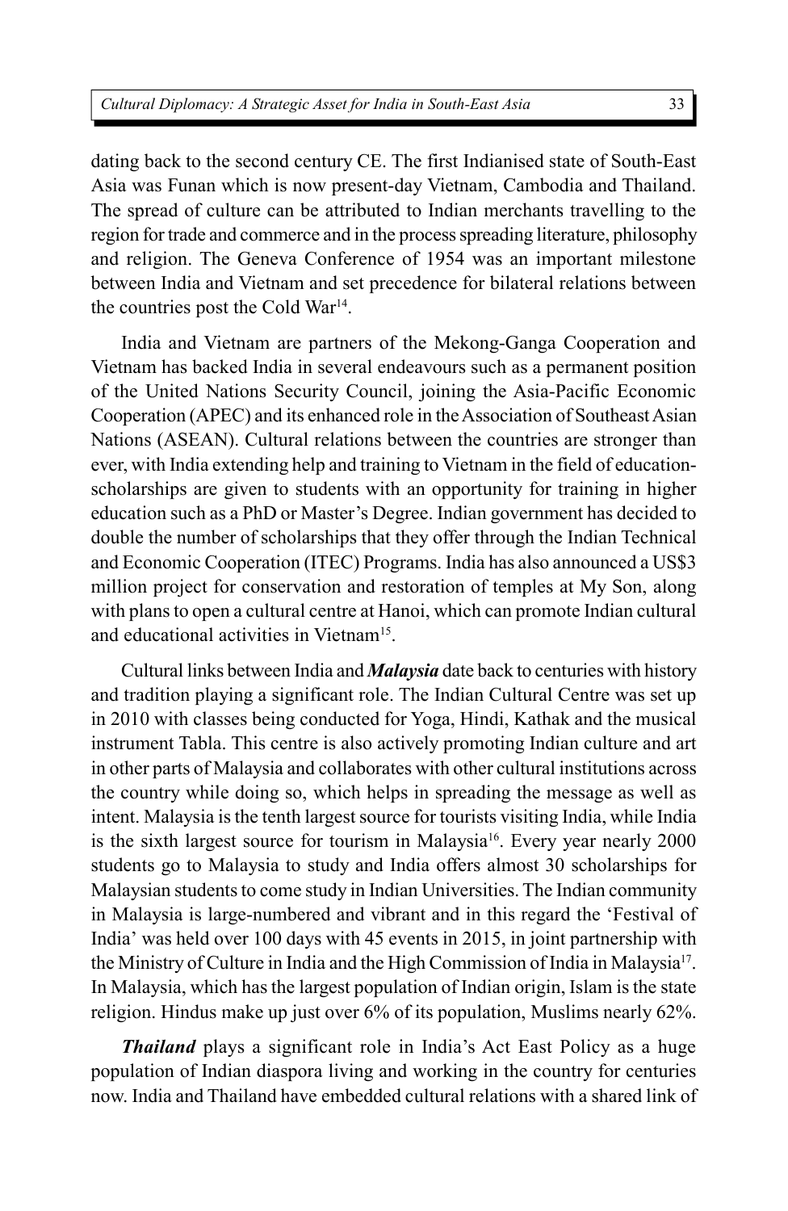dating back to the second century CE. The first Indianised state of South-East Asia was Funan which is now present-day Vietnam, Cambodia and Thailand. The spread of culture can be attributed to Indian merchants travelling to the region for trade and commerce and in the process spreading literature, philosophy and religion. The Geneva Conference of 1954 was an important milestone between India and Vietnam and set precedence for bilateral relations between the countries post the Cold War[14].

India and Vietnam are partners of the Mekong-Ganga Cooperation and Vietnam has backed India in several endeavours such as a permanent position of the United Nations Security Council, joining the Asia-Pacific Economic Cooperation (APEC) and its enhanced role in the Association of Southeast Asian Nations (ASEAN). Cultural relations between the countries are stronger than ever, with India extending help and training to Vietnam in the field of education-scholarships are given to students with an opportunity for training in higher education such as a PhD or Master's Degree. Indian government has decided to double the number of scholarships that they offer through the Indian Technical and Economic Cooperation (ITEC) Programs. India has also announced a US$3 million project for conservation and restoration of temples at My Son, along with plans to open a cultural centre at Hanoi, which can promote Indian cultural and educational activities in Vietnam[15].

Cultural links between India and ***Malaysia*** date back to centuries with history and tradition playing a significant role. The Indian Cultural Centre was set up in 2010 with classes being conducted for Yoga, Hindi, Kathak and the musical instrument Tabla. This centre is also actively promoting Indian culture and art in other parts of Malaysia and collaborates with other cultural institutions across the country while doing so, which helps in spreading the message as well as intent. Malaysia is the tenth largest source for tourists visiting India, while India is the sixth largest source for tourism in Malaysia[16]. Every year nearly 2000 students go to Malaysia to study and India offers almost 30 scholarships for Malaysian students to come study in Indian Universities. The Indian community in Malaysia is large-numbered and vibrant and in this regard the 'Festival of India' was held over 100 days with 45 events in 2015, in joint partnership with the Ministry of Culture in India and the High Commission of India in Malaysia[17]. In Malaysia, which has the largest population of Indian origin, Islam is the state religion. Hindus make up just over 6% of its population, Muslims nearly 62%.

***Thailand*** plays a significant role in India's Act East Policy as a huge population of Indian diaspora living and working in the country for centuries now. India and Thailand have embedded cultural relations with a shared link of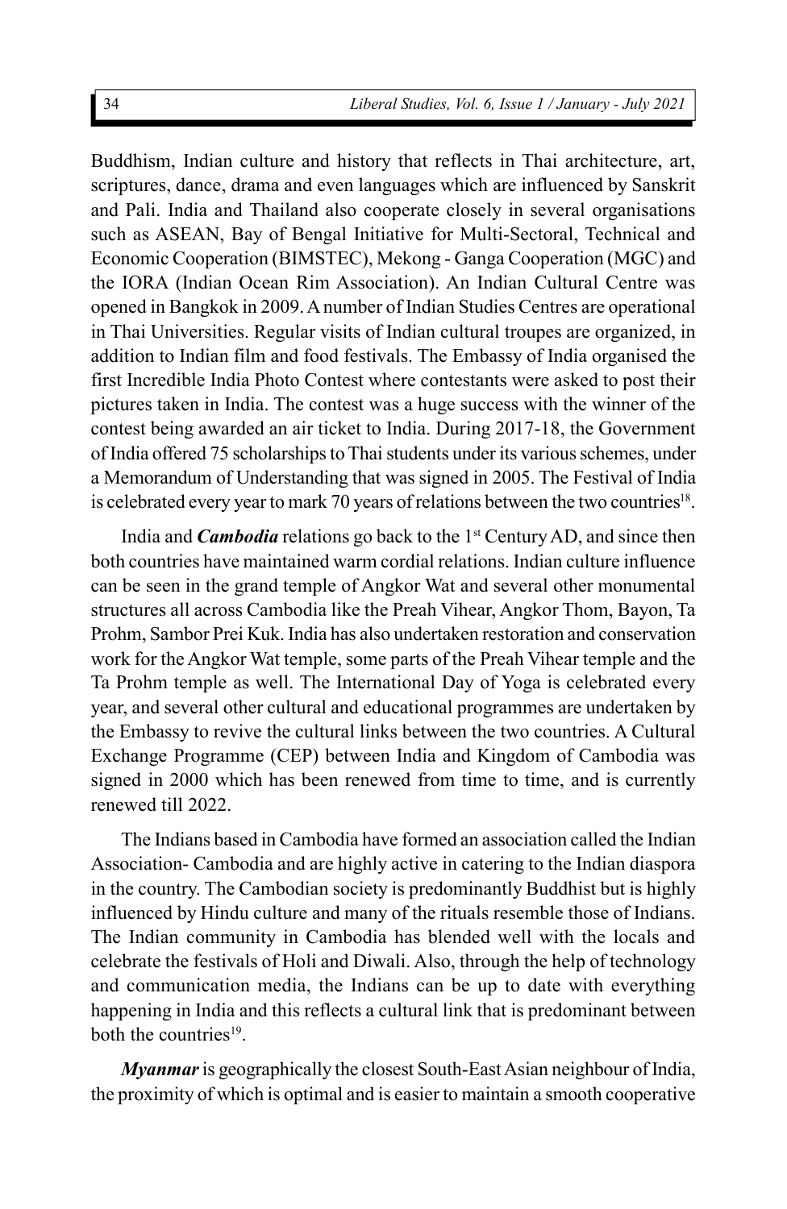Buddhism, Indian culture and history that reflects in Thai architecture, art, scriptures, dance, drama and even languages which are influenced by Sanskrit and Pali. India and Thailand also cooperate closely in several organisations such as ASEAN, Bay of Bengal Initiative for Multi-Sectoral, Technical and Economic Cooperation (BIMSTEC), Mekong - Ganga Cooperation (MGC) and the IORA (Indian Ocean Rim Association). An Indian Cultural Centre was opened in Bangkok in 2009. A number of Indian Studies Centres are operational in Thai Universities. Regular visits of Indian cultural troupes are organized, in addition to Indian film and food festivals. The Embassy of India organised the first Incredible India Photo Contest where contestants were asked to post their pictures taken in India. The contest was a huge success with the winner of the contest being awarded an air ticket to India. During 2017-18, the Government of India offered 75 scholarships to Thai students under its various schemes, under a Memorandum of Understanding that was signed in 2005. The Festival of India is celebrated every year to mark 70 years of relations between the two countries[18].

India and ***Cambodia*** relations go back to the 1st Century AD, and since then both countries have maintained warm cordial relations. Indian culture influence can be seen in the grand temple of Angkor Wat and several other monumental structures all across Cambodia like the Preah Vihear, Angkor Thom, Bayon, Ta Prohm, Sambor Prei Kuk. India has also undertaken restoration and conservation work for the Angkor Wat temple, some parts of the Preah Vihear temple and the Ta Prohm temple as well. The International Day of Yoga is celebrated every year, and several other cultural and educational programmes are undertaken by the Embassy to revive the cultural links between the two countries. A Cultural Exchange Programme (CEP) between India and Kingdom of Cambodia was signed in 2000 which has been renewed from time to time, and is currently renewed till 2022.

The Indians based in Cambodia have formed an association called the Indian Association- Cambodia and are highly active in catering to the Indian diaspora in the country. The Cambodian society is predominantly Buddhist but is highly influenced by Hindu culture and many of the rituals resemble those of Indians. The Indian community in Cambodia has blended well with the locals and celebrate the festivals of Holi and Diwali. Also, through the help of technology and communication media, the Indians can be up to date with everything happening in India and this reflects a cultural link that is predominant between both the countries[19].

***Myanmar*** is geographically the closest South-East Asian neighbour of India, the proximity of which is optimal and is easier to maintain a smooth cooperative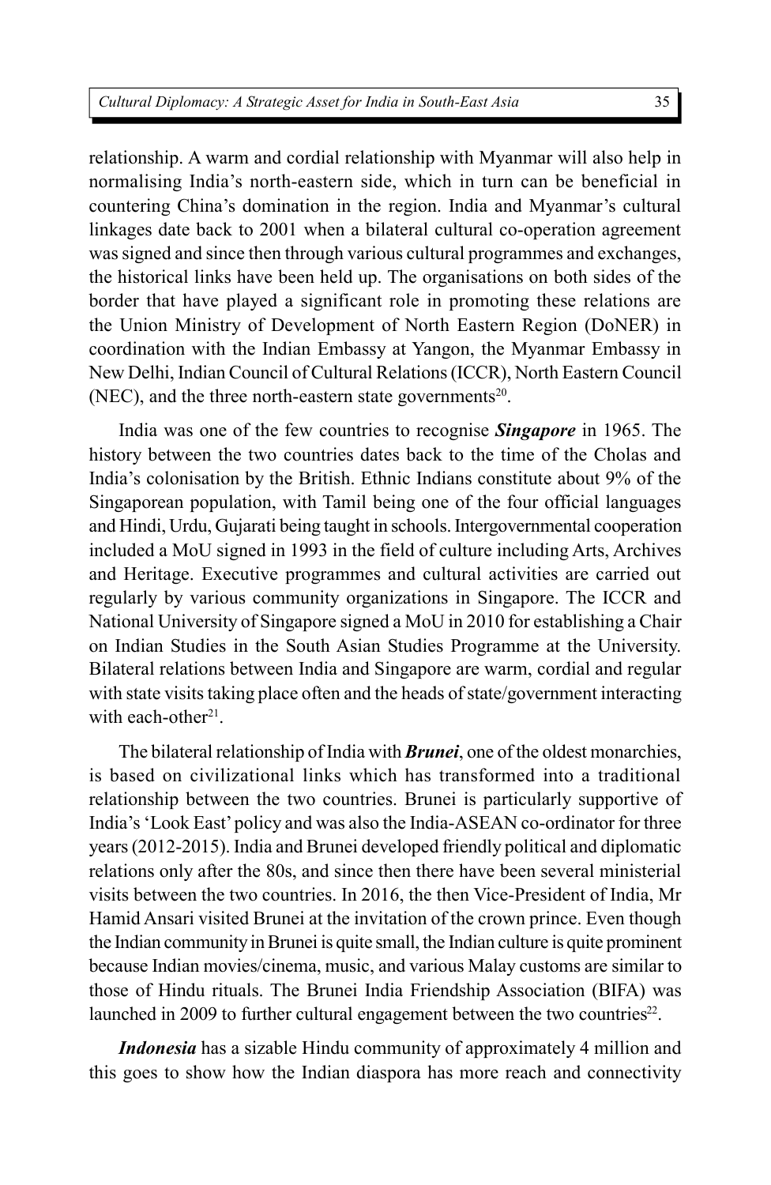relationship. A warm and cordial relationship with Myanmar will also help in normalising India's north-eastern side, which in turn can be beneficial in countering China's domination in the region. India and Myanmar's cultural linkages date back to 2001 when a bilateral cultural co-operation agreement was signed and since then through various cultural programmes and exchanges, the historical links have been held up. The organisations on both sides of the border that have played a significant role in promoting these relations are the Union Ministry of Development of North Eastern Region (DoNER) in coordination with the Indian Embassy at Yangon, the Myanmar Embassy in New Delhi, Indian Council of Cultural Relations (ICCR), North Eastern Council (NEC), and the three north-eastern state governments[20].

India was one of the few countries to recognise ***Singapore*** in 1965. The history between the two countries dates back to the time of the Cholas and India's colonisation by the British. Ethnic Indians constitute about 9% of the Singaporean population, with Tamil being one of the four official languages and Hindi, Urdu, Gujarati being taught in schools. Intergovernmental cooperation included a MoU signed in 1993 in the field of culture including Arts, Archives and Heritage. Executive programmes and cultural activities are carried out regularly by various community organizations in Singapore. The ICCR and National University of Singapore signed a MoU in 2010 for establishing a Chair on Indian Studies in the South Asian Studies Programme at the University. Bilateral relations between India and Singapore are warm, cordial and regular with state visits taking place often and the heads of state/government interacting with each-other[21].

The bilateral relationship of India with ***Brunei***, one of the oldest monarchies, is based on civilizational links which has transformed into a traditional relationship between the two countries. Brunei is particularly supportive of India's 'Look East' policy and was also the India-ASEAN co-ordinator for three years (2012-2015). India and Brunei developed friendly political and diplomatic relations only after the 80s, and since then there have been several ministerial visits between the two countries. In 2016, the then Vice-President of India, Mr Hamid Ansari visited Brunei at the invitation of the crown prince. Even though the Indian community in Brunei is quite small, the Indian culture is quite prominent because Indian movies/cinema, music, and various Malay customs are similar to those of Hindu rituals. The Brunei India Friendship Association (BIFA) was launched in 2009 to further cultural engagement between the two countries[22].

***Indonesia*** has a sizable Hindu community of approximately 4 million and this goes to show how the Indian diaspora has more reach and connectivity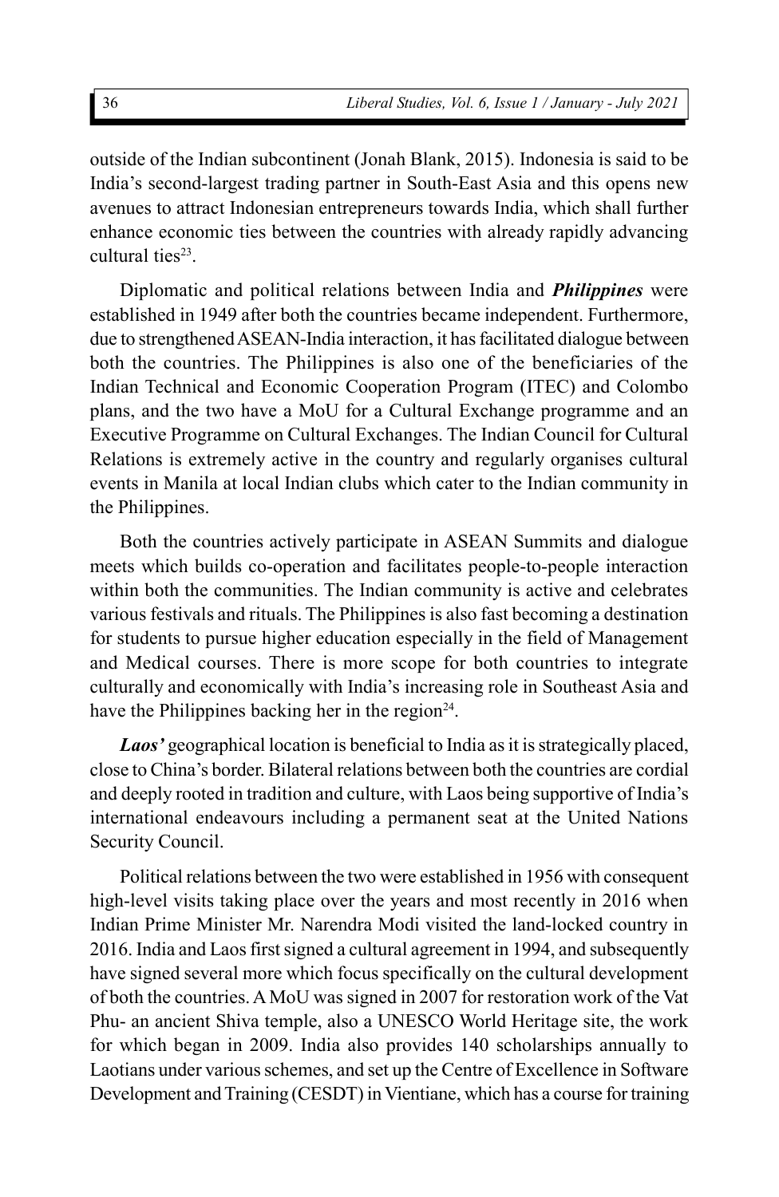outside of the Indian subcontinent (Jonah Blank, 2015). Indonesia is said to be India's second-largest trading partner in South-East Asia and this opens new avenues to attract Indonesian entrepreneurs towards India, which shall further enhance economic ties between the countries with already rapidly advancing cultural ties[23].

Diplomatic and political relations between India and ***Philippines*** were established in 1949 after both the countries became independent. Furthermore, due to strengthened ASEAN-India interaction, it has facilitated dialogue between both the countries. The Philippines is also one of the beneficiaries of the Indian Technical and Economic Cooperation Program (ITEC) and Colombo plans, and the two have a MoU for a Cultural Exchange programme and an Executive Programme on Cultural Exchanges. The Indian Council for Cultural Relations is extremely active in the country and regularly organises cultural events in Manila at local Indian clubs which cater to the Indian community in the Philippines.

Both the countries actively participate in ASEAN Summits and dialogue meets which builds co-operation and facilitates people-to-people interaction within both the communities. The Indian community is active and celebrates various festivals and rituals. The Philippines is also fast becoming a destination for students to pursue higher education especially in the field of Management and Medical courses. There is more scope for both countries to integrate culturally and economically with India's increasing role in Southeast Asia and have the Philippines backing her in the region[24].

***Laos'*** geographical location is beneficial to India as it is strategically placed, close to China's border. Bilateral relations between both the countries are cordial and deeply rooted in tradition and culture, with Laos being supportive of India's international endeavours including a permanent seat at the United Nations Security Council.

Political relations between the two were established in 1956 with consequent high-level visits taking place over the years and most recently in 2016 when Indian Prime Minister Mr. Narendra Modi visited the land-locked country in 2016. India and Laos first signed a cultural agreement in 1994, and subsequently have signed several more which focus specifically on the cultural development of both the countries. A MoU was signed in 2007 for restoration work of the Vat Phu- an ancient Shiva temple, also a UNESCO World Heritage site, the work for which began in 2009. India also provides 140 scholarships annually to Laotians under various schemes, and set up the Centre of Excellence in Software Development and Training (CESDT) in Vientiane, which has a course for training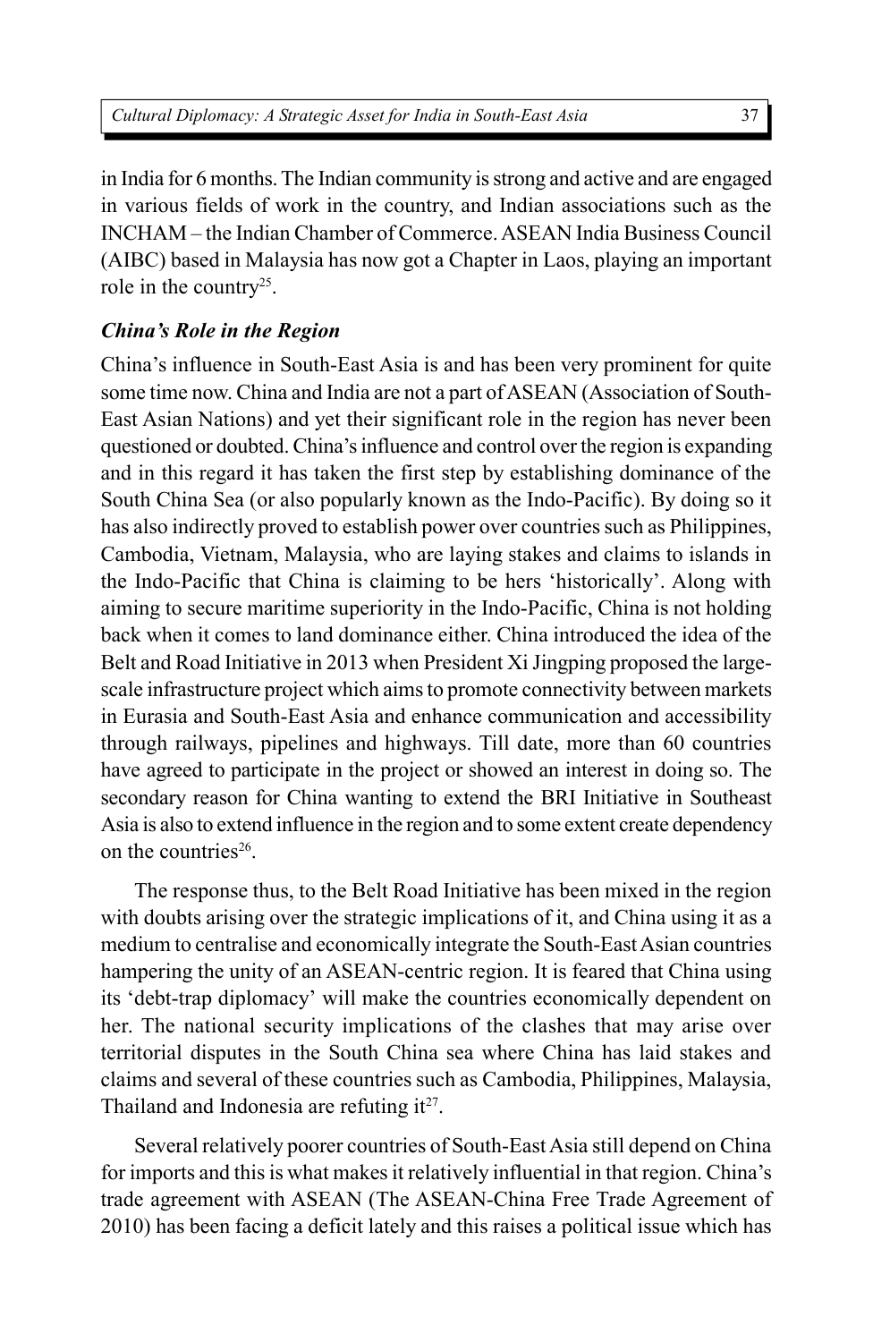in India for 6 months. The Indian community is strong and active and are engaged in various fields of work in the country, and Indian associations such as the INCHAM – the Indian Chamber of Commerce. ASEAN India Business Council (AIBC) based in Malaysia has now got a Chapter in Laos, playing an important role in the country[25].

### *China's Role in the Region*

China's influence in South-East Asia is and has been very prominent for quite some time now. China and India are not a part of ASEAN (Association of South-East Asian Nations) and yet their significant role in the region has never been questioned or doubted. China's influence and control over the region is expanding and in this regard it has taken the first step by establishing dominance of the South China Sea (or also popularly known as the Indo-Pacific). By doing so it has also indirectly proved to establish power over countries such as Philippines, Cambodia, Vietnam, Malaysia, who are laying stakes and claims to islands in the Indo-Pacific that China is claiming to be hers 'historically'. Along with aiming to secure maritime superiority in the Indo-Pacific, China is not holding back when it comes to land dominance either. China introduced the idea of the Belt and Road Initiative in 2013 when President Xi Jingping proposed the large-scale infrastructure project which aims to promote connectivity between markets in Eurasia and South-East Asia and enhance communication and accessibility through railways, pipelines and highways. Till date, more than 60 countries have agreed to participate in the project or showed an interest in doing so. The secondary reason for China wanting to extend the BRI Initiative in Southeast Asia is also to extend influence in the region and to some extent create dependency on the countries[26].

The response thus, to the Belt Road Initiative has been mixed in the region with doubts arising over the strategic implications of it, and China using it as a medium to centralise and economically integrate the South-East Asian countries hampering the unity of an ASEAN-centric region. It is feared that China using its 'debt-trap diplomacy' will make the countries economically dependent on her. The national security implications of the clashes that may arise over territorial disputes in the South China sea where China has laid stakes and claims and several of these countries such as Cambodia, Philippines, Malaysia, Thailand and Indonesia are refuting it[27].

Several relatively poorer countries of South-East Asia still depend on China for imports and this is what makes it relatively influential in that region. China's trade agreement with ASEAN (The ASEAN-China Free Trade Agreement of 2010) has been facing a deficit lately and this raises a political issue which has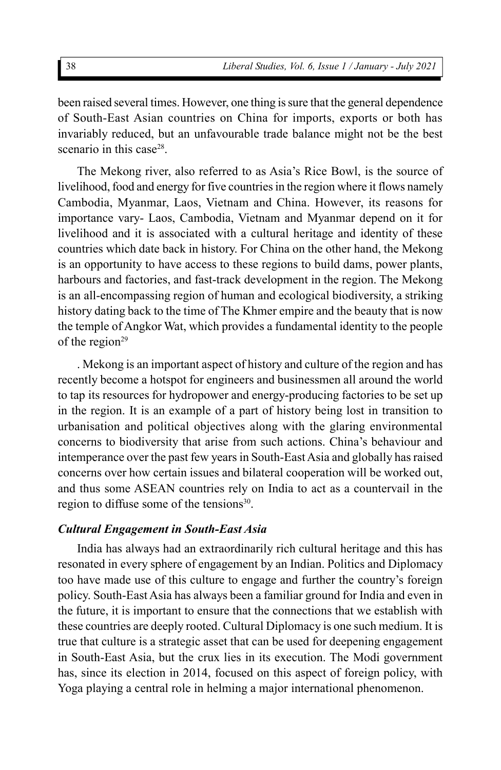been raised several times. However, one thing is sure that the general dependence of South-East Asian countries on China for imports, exports or both has invariably reduced, but an unfavourable trade balance might not be the best scenario in this case[28].

The Mekong river, also referred to as Asia's Rice Bowl, is the source of livelihood, food and energy for five countries in the region where it flows namely Cambodia, Myanmar, Laos, Vietnam and China. However, its reasons for importance vary- Laos, Cambodia, Vietnam and Myanmar depend on it for livelihood and it is associated with a cultural heritage and identity of these countries which date back in history. For China on the other hand, the Mekong is an opportunity to have access to these regions to build dams, power plants, harbours and factories, and fast-track development in the region. The Mekong is an all-encompassing region of human and ecological biodiversity, a striking history dating back to the time of The Khmer empire and the beauty that is now the temple of Angkor Wat, which provides a fundamental identity to the people of the region[29]

. Mekong is an important aspect of history and culture of the region and has recently become a hotspot for engineers and businessmen all around the world to tap its resources for hydropower and energy-producing factories to be set up in the region. It is an example of a part of history being lost in transition to urbanisation and political objectives along with the glaring environmental concerns to biodiversity that arise from such actions. China's behaviour and intemperance over the past few years in South-East Asia and globally has raised concerns over how certain issues and bilateral cooperation will be worked out, and thus some ASEAN countries rely on India to act as a countervail in the region to diffuse some of the tensions[30].

### *Cultural Engagement in South-East Asia*

India has always had an extraordinarily rich cultural heritage and this has resonated in every sphere of engagement by an Indian. Politics and Diplomacy too have made use of this culture to engage and further the country's foreign policy. South-East Asia has always been a familiar ground for India and even in the future, it is important to ensure that the connections that we establish with these countries are deeply rooted. Cultural Diplomacy is one such medium. It is true that culture is a strategic asset that can be used for deepening engagement in South-East Asia, but the crux lies in its execution. The Modi government has, since its election in 2014, focused on this aspect of foreign policy, with Yoga playing a central role in helming a major international phenomenon.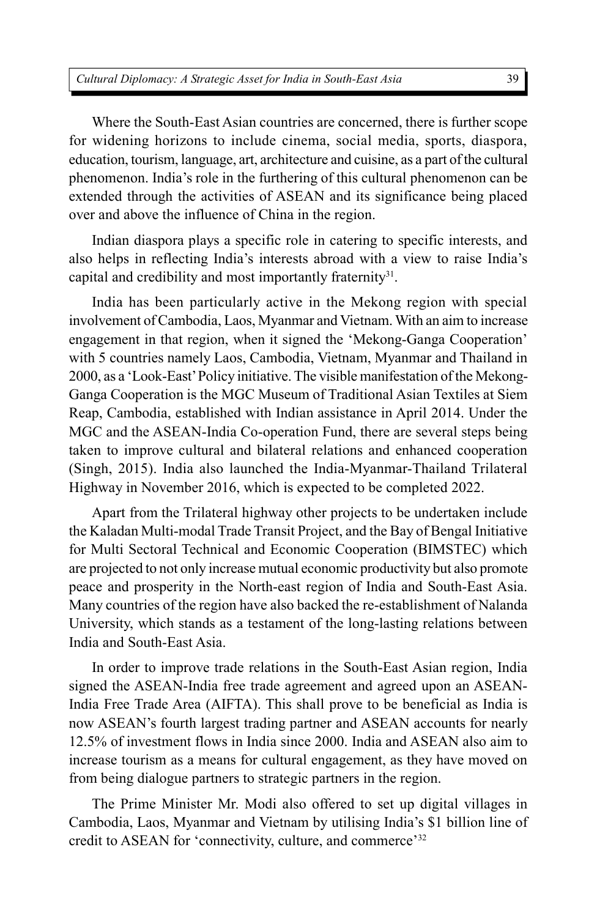Where the South-East Asian countries are concerned, there is further scope for widening horizons to include cinema, social media, sports, diaspora, education, tourism, language, art, architecture and cuisine, as a part of the cultural phenomenon. India's role in the furthering of this cultural phenomenon can be extended through the activities of ASEAN and its significance being placed over and above the influence of China in the region.

Indian diaspora plays a specific role in catering to specific interests, and also helps in reflecting India's interests abroad with a view to raise India's capital and credibility and most importantly fraternity[31].

India has been particularly active in the Mekong region with special involvement of Cambodia, Laos, Myanmar and Vietnam. With an aim to increase engagement in that region, when it signed the 'Mekong-Ganga Cooperation' with 5 countries namely Laos, Cambodia, Vietnam, Myanmar and Thailand in 2000, as a 'Look-East' Policy initiative. The visible manifestation of the Mekong-Ganga Cooperation is the MGC Museum of Traditional Asian Textiles at Siem Reap, Cambodia, established with Indian assistance in April 2014. Under the MGC and the ASEAN-India Co-operation Fund, there are several steps being taken to improve cultural and bilateral relations and enhanced cooperation (Singh, 2015). India also launched the India-Myanmar-Thailand Trilateral Highway in November 2016, which is expected to be completed 2022.

Apart from the Trilateral highway other projects to be undertaken include the Kaladan Multi-modal Trade Transit Project, and the Bay of Bengal Initiative for Multi Sectoral Technical and Economic Cooperation (BIMSTEC) which are projected to not only increase mutual economic productivity but also promote peace and prosperity in the North-east region of India and South-East Asia. Many countries of the region have also backed the re-establishment of Nalanda University, which stands as a testament of the long-lasting relations between India and South-East Asia.

In order to improve trade relations in the South-East Asian region, India signed the ASEAN-India free trade agreement and agreed upon an ASEAN-India Free Trade Area (AIFTA). This shall prove to be beneficial as India is now ASEAN's fourth largest trading partner and ASEAN accounts for nearly 12.5% of investment flows in India since 2000. India and ASEAN also aim to increase tourism as a means for cultural engagement, as they have moved on from being dialogue partners to strategic partners in the region.

The Prime Minister Mr. Modi also offered to set up digital villages in Cambodia, Laos, Myanmar and Vietnam by utilising India's $1 billion line of credit to ASEAN for 'connectivity, culture, and commerce'[32]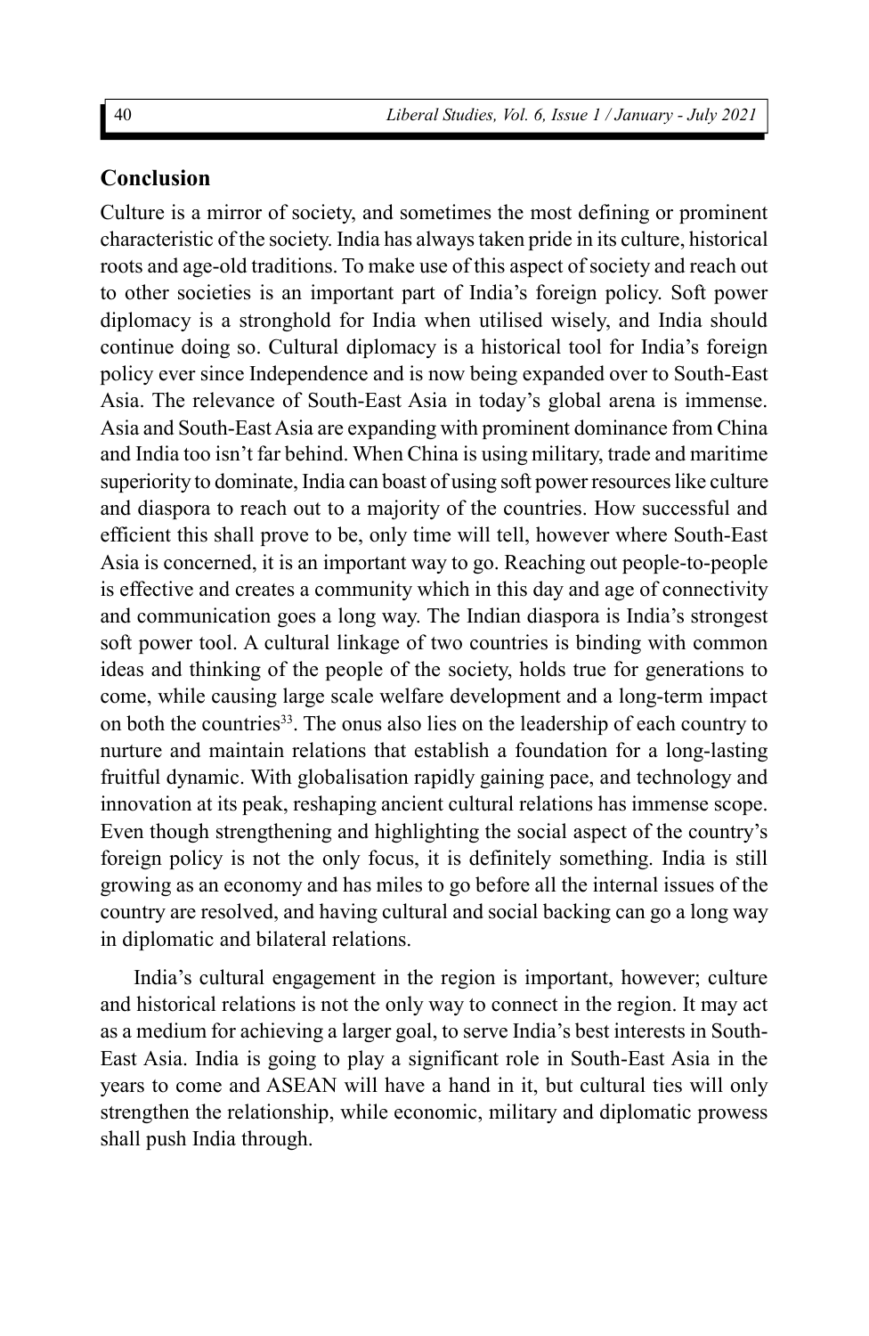## Conclusion

Culture is a mirror of society, and sometimes the most defining or prominent characteristic of the society. India has always taken pride in its culture, historical roots and age-old traditions. To make use of this aspect of society and reach out to other societies is an important part of India's foreign policy. Soft power diplomacy is a stronghold for India when utilised wisely, and India should continue doing so. Cultural diplomacy is a historical tool for India's foreign policy ever since Independence and is now being expanded over to South-East Asia. The relevance of South-East Asia in today's global arena is immense. Asia and South-East Asia are expanding with prominent dominance from China and India too isn't far behind. When China is using military, trade and maritime superiority to dominate, India can boast of using soft power resources like culture and diaspora to reach out to a majority of the countries. How successful and efficient this shall prove to be, only time will tell, however where South-East Asia is concerned, it is an important way to go. Reaching out people-to-people is effective and creates a community which in this day and age of connectivity and communication goes a long way. The Indian diaspora is India's strongest soft power tool. A cultural linkage of two countries is binding with common ideas and thinking of the people of the society, holds true for generations to come, while causing large scale welfare development and a long-term impact on both the countries[33]. The onus also lies on the leadership of each country to nurture and maintain relations that establish a foundation for a long-lasting fruitful dynamic. With globalisation rapidly gaining pace, and technology and innovation at its peak, reshaping ancient cultural relations has immense scope. Even though strengthening and highlighting the social aspect of the country's foreign policy is not the only focus, it is definitely something. India is still growing as an economy and has miles to go before all the internal issues of the country are resolved, and having cultural and social backing can go a long way in diplomatic and bilateral relations.

India's cultural engagement in the region is important, however; culture and historical relations is not the only way to connect in the region. It may act as a medium for achieving a larger goal, to serve India's best interests in South-East Asia. India is going to play a significant role in South-East Asia in the years to come and ASEAN will have a hand in it, but cultural ties will only strengthen the relationship, while economic, military and diplomatic prowess shall push India through.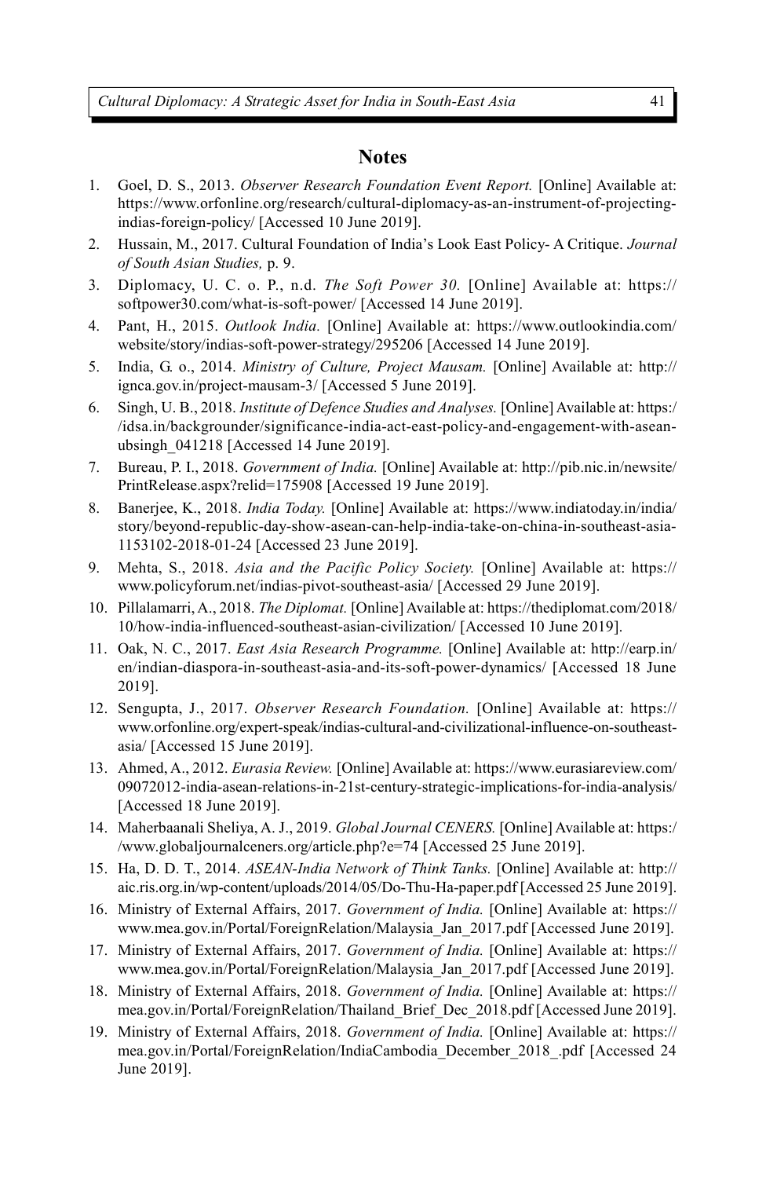## Notes

1. Goel, D. S., 2013. *Observer Research Foundation Event Report.* [Online] Available at: https://www.orfonline.org/research/cultural-diplomacy-as-an-instrument-of-projecting-indias-foreign-policy/ [Accessed 10 June 2019].
2. Hussain, M., 2017. Cultural Foundation of India's Look East Policy- A Critique. *Journal of South Asian Studies,* p. 9.
3. Diplomacy, U. C. o. P., n.d. *The Soft Power 30.* [Online] Available at: https://softpower30.com/what-is-soft-power/ [Accessed 14 June 2019].
4. Pant, H., 2015. *Outlook India.* [Online] Available at: https://www.outlookindia.com/website/story/indias-soft-power-strategy/295206 [Accessed 14 June 2019].
5. India, G. o., 2014. *Ministry of Culture, Project Mausam.* [Online] Available at: http://ignca.gov.in/project-mausam-3/ [Accessed 5 June 2019].
6. Singh, U. B., 2018. *Institute of Defence Studies and Analyses.* [Online] Available at: https://idsa.in/backgrounder/significance-india-act-east-policy-and-engagement-with-asean-ubsingh_041218 [Accessed 14 June 2019].
7. Bureau, P. I., 2018. *Government of India.* [Online] Available at: http://pib.nic.in/newsite/PrintRelease.aspx?relid=175908 [Accessed 19 June 2019].
8. Banerjee, K., 2018. *India Today.* [Online] Available at: https://www.indiatoday.in/india/story/beyond-republic-day-show-asean-can-help-india-take-on-china-in-southeast-asia-1153102-2018-01-24 [Accessed 23 June 2019].
9. Mehta, S., 2018. *Asia and the Pacific Policy Society.* [Online] Available at: https://www.policyforum.net/indias-pivot-southeast-asia/ [Accessed 29 June 2019].
10. Pillalamarri, A., 2018. *The Diplomat.* [Online] Available at: https://thediplomat.com/2018/10/how-india-influenced-southeast-asian-civilization/ [Accessed 10 June 2019].
11. Oak, N. C., 2017. *East Asia Research Programme.* [Online] Available at: http://earp.in/en/indian-diaspora-in-southeast-asia-and-its-soft-power-dynamics/ [Accessed 18 June 2019].
12. Sengupta, J., 2017. *Observer Research Foundation.* [Online] Available at: https://www.orfonline.org/expert-speak/indias-cultural-and-civilizational-influence-on-southeast-asia/ [Accessed 15 June 2019].
13. Ahmed, A., 2012. *Eurasia Review.* [Online] Available at: https://www.eurasiareview.com/09072012-india-asean-relations-in-21st-century-strategic-implications-for-india-analysis/ [Accessed 18 June 2019].
14. Maherbaanali Sheliya, A. J., 2019. *Global Journal CENERS.* [Online] Available at: https://www.globaljournalceners.org/article.php?e=74 [Accessed 25 June 2019].
15. Ha, D. D. T., 2014. *ASEAN-India Network of Think Tanks.* [Online] Available at: http://aic.ris.org.in/wp-content/uploads/2014/05/Do-Thu-Ha-paper.pdf [Accessed 25 June 2019].
16. Ministry of External Affairs, 2017. *Government of India.* [Online] Available at: https://www.mea.gov.in/Portal/ForeignRelation/Malaysia_Jan_2017.pdf [Accessed June 2019].
17. Ministry of External Affairs, 2017. *Government of India.* [Online] Available at: https://www.mea.gov.in/Portal/ForeignRelation/Malaysia_Jan_2017.pdf [Accessed June 2019].
18. Ministry of External Affairs, 2018. *Government of India.* [Online] Available at: https://mea.gov.in/Portal/ForeignRelation/Thailand_Brief_Dec_2018.pdf [Accessed June 2019].
19. Ministry of External Affairs, 2018. *Government of India.* [Online] Available at: https://mea.gov.in/Portal/ForeignRelation/IndiaCambodia_December_2018_.pdf [Accessed 24 June 2019].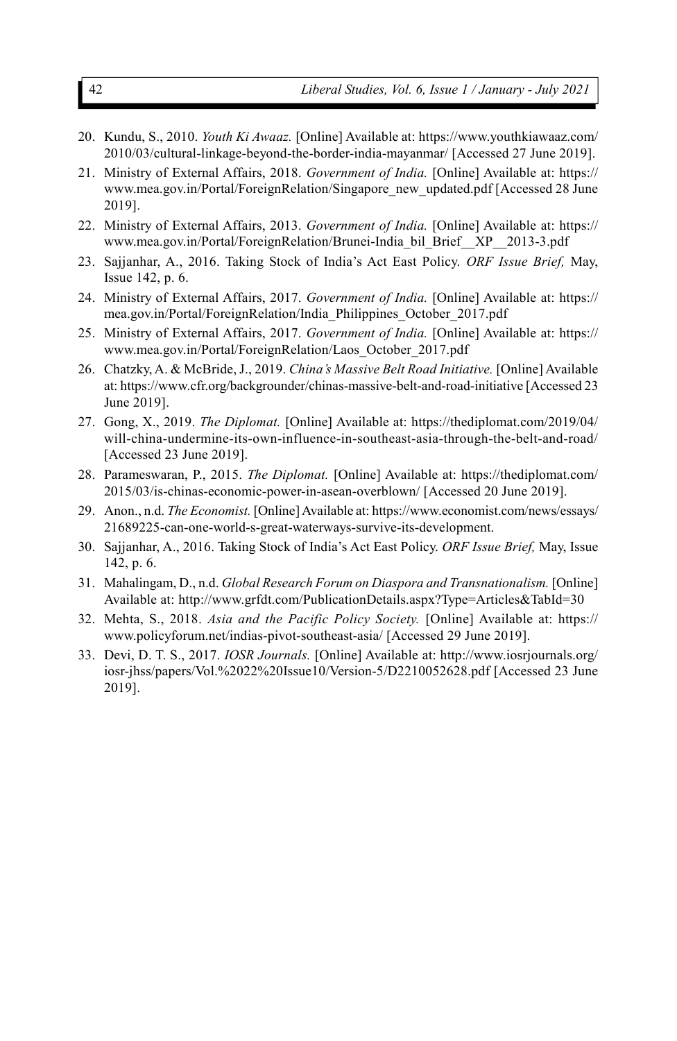20. Kundu, S., 2010. *Youth Ki Awaaz.* [Online] Available at: https://www.youthkiawaaz.com/2010/03/cultural-linkage-beyond-the-border-india-mayanmar/ [Accessed 27 June 2019].
21. Ministry of External Affairs, 2018. *Government of India.* [Online] Available at: https://www.mea.gov.in/Portal/ForeignRelation/Singapore_new_updated.pdf [Accessed 28 June 2019].
22. Ministry of External Affairs, 2013. *Government of India.* [Online] Available at: https://www.mea.gov.in/Portal/ForeignRelation/Brunei-India_bil_Brief__XP__2013-3.pdf
23. Sajjanhar, A., 2016. Taking Stock of India's Act East Policy. *ORF Issue Brief,* May, Issue 142, p. 6.
24. Ministry of External Affairs, 2017. *Government of India.* [Online] Available at: https://mea.gov.in/Portal/ForeignRelation/India_Philippines_October_2017.pdf
25. Ministry of External Affairs, 2017. *Government of India.* [Online] Available at: https://www.mea.gov.in/Portal/ForeignRelation/Laos_October_2017.pdf
26. Chatzky, A. & McBride, J., 2019. *China's Massive Belt Road Initiative.* [Online] Available at: https://www.cfr.org/backgrounder/chinas-massive-belt-and-road-initiative [Accessed 23 June 2019].
27. Gong, X., 2019. *The Diplomat.* [Online] Available at: https://thediplomat.com/2019/04/will-china-undermine-its-own-influence-in-southeast-asia-through-the-belt-and-road/ [Accessed 23 June 2019].
28. Parameswaran, P., 2015. *The Diplomat.* [Online] Available at: https://thediplomat.com/2015/03/is-chinas-economic-power-in-asean-overblown/ [Accessed 20 June 2019].
29. Anon., n.d. *The Economist.* [Online] Available at: https://www.economist.com/news/essays/21689225-can-one-world-s-great-waterways-survive-its-development.
30. Sajjanhar, A., 2016. Taking Stock of India's Act East Policy. *ORF Issue Brief,* May, Issue 142, p. 6.
31. Mahalingam, D., n.d. *Global Research Forum on Diaspora and Transnationalism.* [Online] Available at: http://www.grfdt.com/PublicationDetails.aspx?Type=Articles&TabId=30
32. Mehta, S., 2018. *Asia and the Pacific Policy Society.* [Online] Available at: https://www.policyforum.net/indias-pivot-southeast-asia/ [Accessed 29 June 2019].
33. Devi, D. T. S., 2017. *IOSR Journals.* [Online] Available at: http://www.iosrjournals.org/iosr-jhss/papers/Vol.%2022%20Issue10/Version-5/D2210052628.pdf [Accessed 23 June 2019].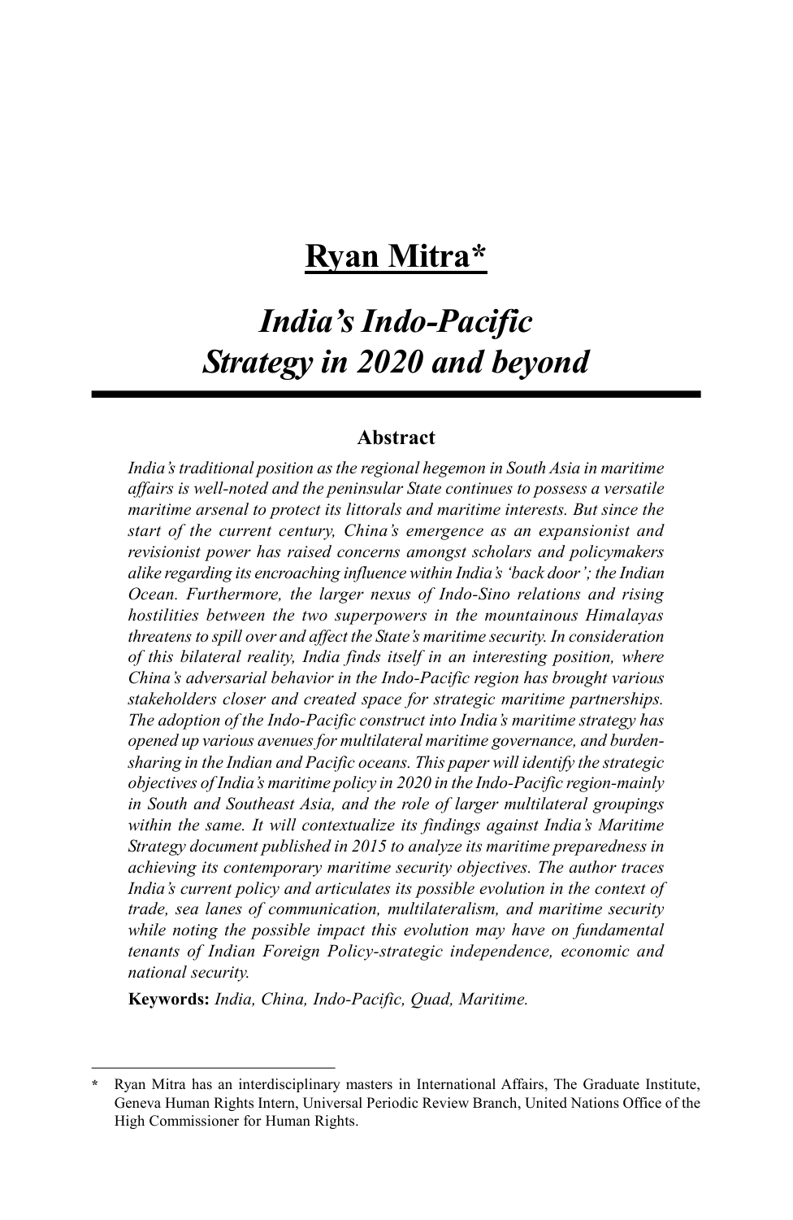# Ryan Mitra*

## *India's Indo-Pacific Strategy in 2020 and beyond*

### Abstract

*India's traditional position as the regional hegemon in South Asia in maritime affairs is well-noted and the peninsular State continues to possess a versatile maritime arsenal to protect its littorals and maritime interests. But since the start of the current century, China's emergence as an expansionist and revisionist power has raised concerns amongst scholars and policymakers alike regarding its encroaching influence within India's 'back door'; the Indian Ocean. Furthermore, the larger nexus of Indo-Sino relations and rising hostilities between the two superpowers in the mountainous Himalayas threatens to spill over and affect the State's maritime security. In consideration of this bilateral reality, India finds itself in an interesting position, where China's adversarial behavior in the Indo-Pacific region has brought various stakeholders closer and created space for strategic maritime partnerships. The adoption of the Indo-Pacific construct into India's maritime strategy has opened up various avenues for multilateral maritime governance, and burden-sharing in the Indian and Pacific oceans. This paper will identify the strategic objectives of India's maritime policy in 2020 in the Indo-Pacific region-mainly in South and Southeast Asia, and the role of larger multilateral groupings within the same. It will contextualize its findings against India's Maritime Strategy document published in 2015 to analyze its maritime preparedness in achieving its contemporary maritime security objectives. The author traces India's current policy and articulates its possible evolution in the context of trade, sea lanes of communication, multilateralism, and maritime security while noting the possible impact this evolution may have on fundamental tenants of Indian Foreign Policy-strategic independence, economic and national security.*

**Keywords:** *India, China, Indo-Pacific, Quad, Maritime.*

---

\* Ryan Mitra has an interdisciplinary masters in International Affairs, The Graduate Institute, Geneva Human Rights Intern, Universal Periodic Review Branch, United Nations Office of the High Commissioner for Human Rights.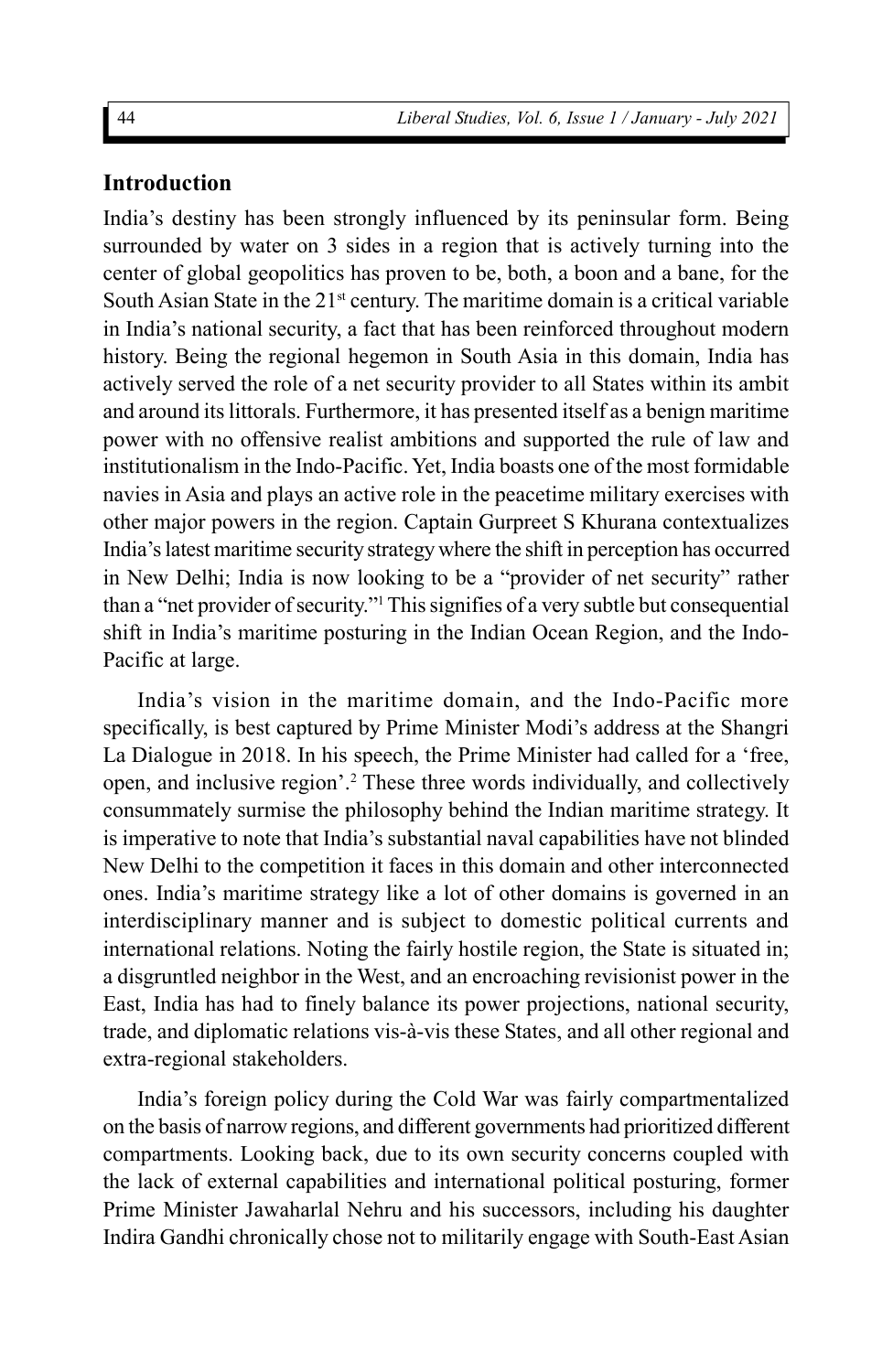## Introduction

India's destiny has been strongly influenced by its peninsular form. Being surrounded by water on 3 sides in a region that is actively turning into the center of global geopolitics has proven to be, both, a boon and a bane, for the South Asian State in the 21st century. The maritime domain is a critical variable in India's national security, a fact that has been reinforced throughout modern history. Being the regional hegemon in South Asia in this domain, India has actively served the role of a net security provider to all States within its ambit and around its littorals. Furthermore, it has presented itself as a benign maritime power with no offensive realist ambitions and supported the rule of law and institutionalism in the Indo-Pacific. Yet, India boasts one of the most formidable navies in Asia and plays an active role in the peacetime military exercises with other major powers in the region. Captain Gurpreet S Khurana contextualizes India's latest maritime security strategy where the shift in perception has occurred in New Delhi; India is now looking to be a "provider of net security" rather than a "net provider of security."[1] This signifies of a very subtle but consequential shift in India's maritime posturing in the Indian Ocean Region, and the Indo-Pacific at large.

India's vision in the maritime domain, and the Indo-Pacific more specifically, is best captured by Prime Minister Modi's address at the Shangri La Dialogue in 2018. In his speech, the Prime Minister had called for a 'free, open, and inclusive region'.[2] These three words individually, and collectively consummately surmise the philosophy behind the Indian maritime strategy. It is imperative to note that India's substantial naval capabilities have not blinded New Delhi to the competition it faces in this domain and other interconnected ones. India's maritime strategy like a lot of other domains is governed in an interdisciplinary manner and is subject to domestic political currents and international relations. Noting the fairly hostile region, the State is situated in; a disgruntled neighbor in the West, and an encroaching revisionist power in the East, India has had to finely balance its power projections, national security, trade, and diplomatic relations vis-à-vis these States, and all other regional and extra-regional stakeholders.

India's foreign policy during the Cold War was fairly compartmentalized on the basis of narrow regions, and different governments had prioritized different compartments. Looking back, due to its own security concerns coupled with the lack of external capabilities and international political posturing, former Prime Minister Jawaharlal Nehru and his successors, including his daughter Indira Gandhi chronically chose not to militarily engage with South-East Asian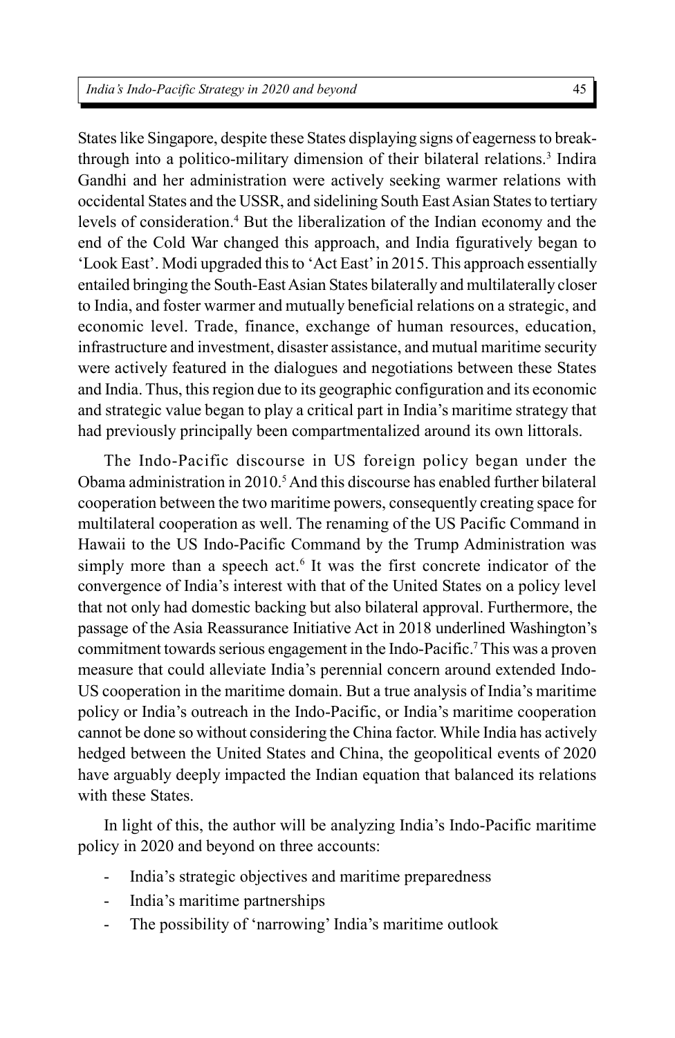States like Singapore, despite these States displaying signs of eagerness to break-through into a politico-military dimension of their bilateral relations.[3] Indira Gandhi and her administration were actively seeking warmer relations with occidental States and the USSR, and sidelining South East Asian States to tertiary levels of consideration.[4] But the liberalization of the Indian economy and the end of the Cold War changed this approach, and India figuratively began to 'Look East'. Modi upgraded this to 'Act East' in 2015. This approach essentially entailed bringing the South-East Asian States bilaterally and multilaterally closer to India, and foster warmer and mutually beneficial relations on a strategic, and economic level. Trade, finance, exchange of human resources, education, infrastructure and investment, disaster assistance, and mutual maritime security were actively featured in the dialogues and negotiations between these States and India. Thus, this region due to its geographic configuration and its economic and strategic value began to play a critical part in India's maritime strategy that had previously principally been compartmentalized around its own littorals.

The Indo-Pacific discourse in US foreign policy began under the Obama administration in 2010.[5] And this discourse has enabled further bilateral cooperation between the two maritime powers, consequently creating space for multilateral cooperation as well. The renaming of the US Pacific Command in Hawaii to the US Indo-Pacific Command by the Trump Administration was simply more than a speech act.[6] It was the first concrete indicator of the convergence of India's interest with that of the United States on a policy level that not only had domestic backing but also bilateral approval. Furthermore, the passage of the Asia Reassurance Initiative Act in 2018 underlined Washington's commitment towards serious engagement in the Indo-Pacific.[7] This was a proven measure that could alleviate India's perennial concern around extended Indo-US cooperation in the maritime domain. But a true analysis of India's maritime policy or India's outreach in the Indo-Pacific, or India's maritime cooperation cannot be done so without considering the China factor. While India has actively hedged between the United States and China, the geopolitical events of 2020 have arguably deeply impacted the Indian equation that balanced its relations with these States.

In light of this, the author will be analyzing India's Indo-Pacific maritime policy in 2020 and beyond on three accounts:

- India's strategic objectives and maritime preparedness
- India's maritime partnerships
- The possibility of 'narrowing' India's maritime outlook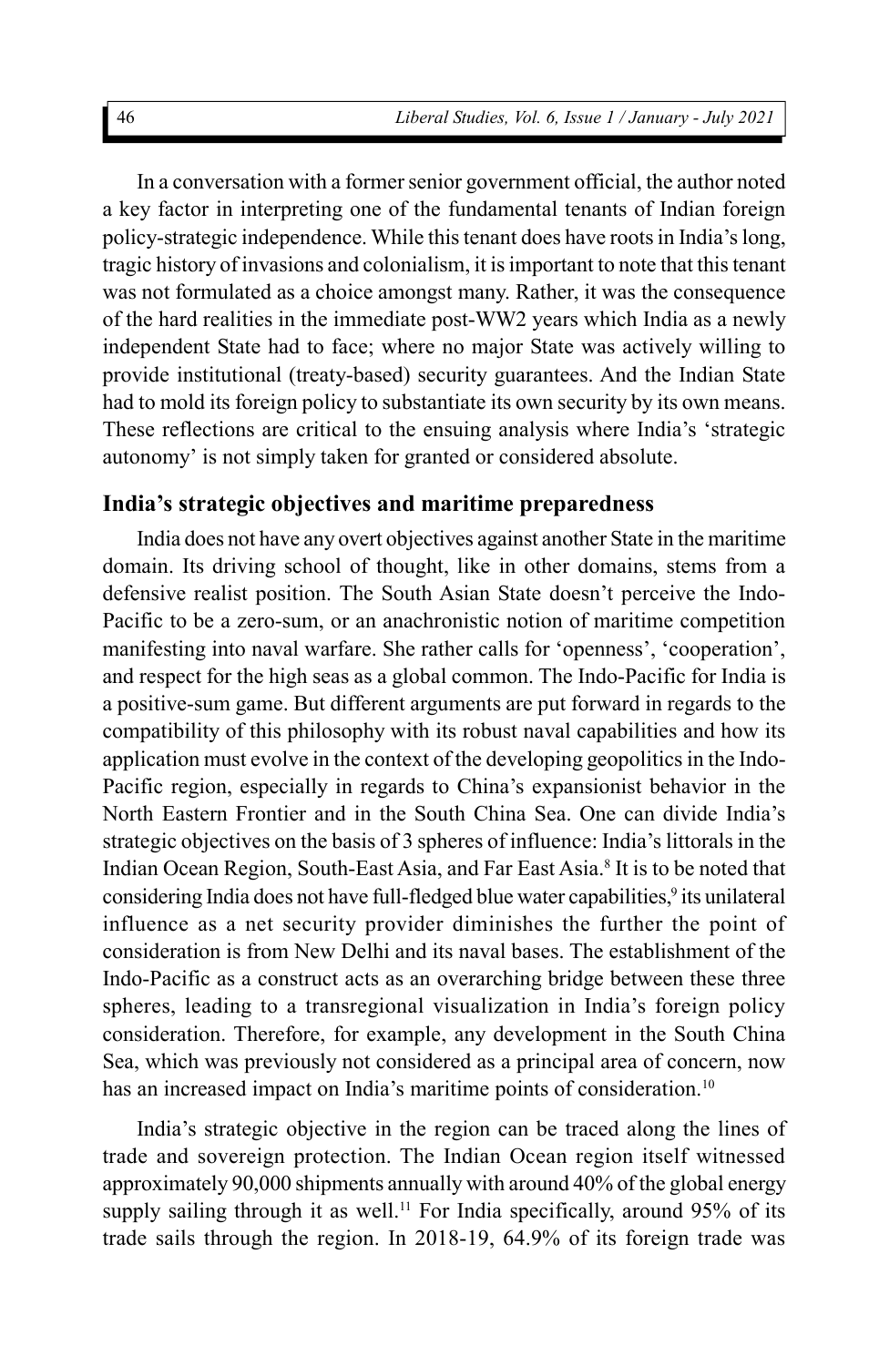In a conversation with a former senior government official, the author noted a key factor in interpreting one of the fundamental tenants of Indian foreign policy-strategic independence. While this tenant does have roots in India's long, tragic history of invasions and colonialism, it is important to note that this tenant was not formulated as a choice amongst many. Rather, it was the consequence of the hard realities in the immediate post-WW2 years which India as a newly independent State had to face; where no major State was actively willing to provide institutional (treaty-based) security guarantees. And the Indian State had to mold its foreign policy to substantiate its own security by its own means. These reflections are critical to the ensuing analysis where India's 'strategic autonomy' is not simply taken for granted or considered absolute.

## India's strategic objectives and maritime preparedness

India does not have any overt objectives against another State in the maritime domain. Its driving school of thought, like in other domains, stems from a defensive realist position. The South Asian State doesn't perceive the Indo-Pacific to be a zero-sum, or an anachronistic notion of maritime competition manifesting into naval warfare. She rather calls for 'openness', 'cooperation', and respect for the high seas as a global common. The Indo-Pacific for India is a positive-sum game. But different arguments are put forward in regards to the compatibility of this philosophy with its robust naval capabilities and how its application must evolve in the context of the developing geopolitics in the Indo-Pacific region, especially in regards to China's expansionist behavior in the North Eastern Frontier and in the South China Sea. One can divide India's strategic objectives on the basis of 3 spheres of influence: India's littorals in the Indian Ocean Region, South-East Asia, and Far East Asia.[8] It is to be noted that considering India does not have full-fledged blue water capabilities,[9] its unilateral influence as a net security provider diminishes the further the point of consideration is from New Delhi and its naval bases. The establishment of the Indo-Pacific as a construct acts as an overarching bridge between these three spheres, leading to a transregional visualization in India's foreign policy consideration. Therefore, for example, any development in the South China Sea, which was previously not considered as a principal area of concern, now has an increased impact on India's maritime points of consideration.[10]

India's strategic objective in the region can be traced along the lines of trade and sovereign protection. The Indian Ocean region itself witnessed approximately 90,000 shipments annually with around 40% of the global energy supply sailing through it as well.[11] For India specifically, around 95% of its trade sails through the region. In 2018-19, 64.9% of its foreign trade was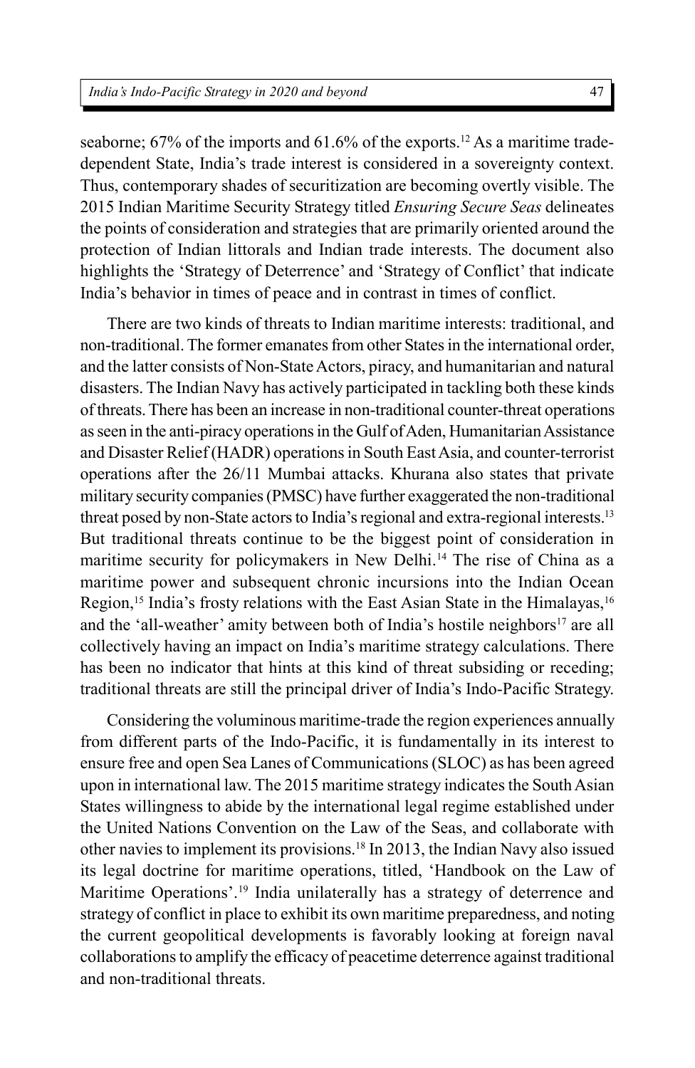seaborne; 67% of the imports and 61.6% of the exports.[12] As a maritime trade-dependent State, India's trade interest is considered in a sovereignty context. Thus, contemporary shades of securitization are becoming overtly visible. The 2015 Indian Maritime Security Strategy titled *Ensuring Secure Seas* delineates the points of consideration and strategies that are primarily oriented around the protection of Indian littorals and Indian trade interests. The document also highlights the 'Strategy of Deterrence' and 'Strategy of Conflict' that indicate India's behavior in times of peace and in contrast in times of conflict.

There are two kinds of threats to Indian maritime interests: traditional, and non-traditional. The former emanates from other States in the international order, and the latter consists of Non-State Actors, piracy, and humanitarian and natural disasters. The Indian Navy has actively participated in tackling both these kinds of threats. There has been an increase in non-traditional counter-threat operations as seen in the anti-piracy operations in the Gulf of Aden, Humanitarian Assistance and Disaster Relief (HADR) operations in South East Asia, and counter-terrorist operations after the 26/11 Mumbai attacks. Khurana also states that private military security companies (PMSC) have further exaggerated the non-traditional threat posed by non-State actors to India's regional and extra-regional interests.[13] But traditional threats continue to be the biggest point of consideration in maritime security for policymakers in New Delhi.[14] The rise of China as a maritime power and subsequent chronic incursions into the Indian Ocean Region,[15] India's frosty relations with the East Asian State in the Himalayas,[16] and the 'all-weather' amity between both of India's hostile neighbors[17] are all collectively having an impact on India's maritime strategy calculations. There has been no indicator that hints at this kind of threat subsiding or receding; traditional threats are still the principal driver of India's Indo-Pacific Strategy.

Considering the voluminous maritime-trade the region experiences annually from different parts of the Indo-Pacific, it is fundamentally in its interest to ensure free and open Sea Lanes of Communications (SLOC) as has been agreed upon in international law. The 2015 maritime strategy indicates the South Asian States willingness to abide by the international legal regime established under the United Nations Convention on the Law of the Seas, and collaborate with other navies to implement its provisions.[18] In 2013, the Indian Navy also issued its legal doctrine for maritime operations, titled, 'Handbook on the Law of Maritime Operations'.[19] India unilaterally has a strategy of deterrence and strategy of conflict in place to exhibit its own maritime preparedness, and noting the current geopolitical developments is favorably looking at foreign naval collaborations to amplify the efficacy of peacetime deterrence against traditional and non-traditional threats.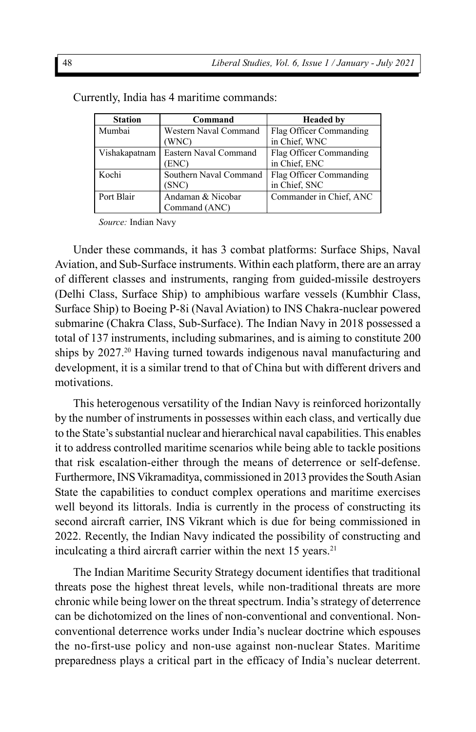Currently, India has 4 maritime commands:

| Station | Command | Headed by |
|---|---|---|
| Mumbai | Western Naval Command (WNC) | Flag Officer Commanding in Chief, WNC |
| Vishakapatnam | Eastern Naval Command (ENC) | Flag Officer Commanding in Chief, ENC |
| Kochi | Southern Naval Command (SNC) | Flag Officer Commanding in Chief, SNC |
| Port Blair | Andaman & Nicobar Command (ANC) | Commander in Chief, ANC |

*Source:* Indian Navy

Under these commands, it has 3 combat platforms: Surface Ships, Naval Aviation, and Sub-Surface instruments. Within each platform, there are an array of different classes and instruments, ranging from guided-missile destroyers (Delhi Class, Surface Ship) to amphibious warfare vessels (Kumbhir Class, Surface Ship) to Boeing P-8i (Naval Aviation) to INS Chakra-nuclear powered submarine (Chakra Class, Sub-Surface). The Indian Navy in 2018 possessed a total of 137 instruments, including submarines, and is aiming to constitute 200 ships by 2027.[20] Having turned towards indigenous naval manufacturing and development, it is a similar trend to that of China but with different drivers and motivations.

This heterogenous versatility of the Indian Navy is reinforced horizontally by the number of instruments in possesses within each class, and vertically due to the State's substantial nuclear and hierarchical naval capabilities. This enables it to address controlled maritime scenarios while being able to tackle positions that risk escalation-either through the means of deterrence or self-defense. Furthermore, INS Vikramaditya, commissioned in 2013 provides the South Asian State the capabilities to conduct complex operations and maritime exercises well beyond its littorals. India is currently in the process of constructing its second aircraft carrier, INS Vikrant which is due for being commissioned in 2022. Recently, the Indian Navy indicated the possibility of constructing and inculcating a third aircraft carrier within the next 15 years.[21]

The Indian Maritime Security Strategy document identifies that traditional threats pose the highest threat levels, while non-traditional threats are more chronic while being lower on the threat spectrum. India's strategy of deterrence can be dichotomized on the lines of non-conventional and conventional. Non-conventional deterrence works under India's nuclear doctrine which espouses the no-first-use policy and non-use against non-nuclear States. Maritime preparedness plays a critical part in the efficacy of India's nuclear deterrent.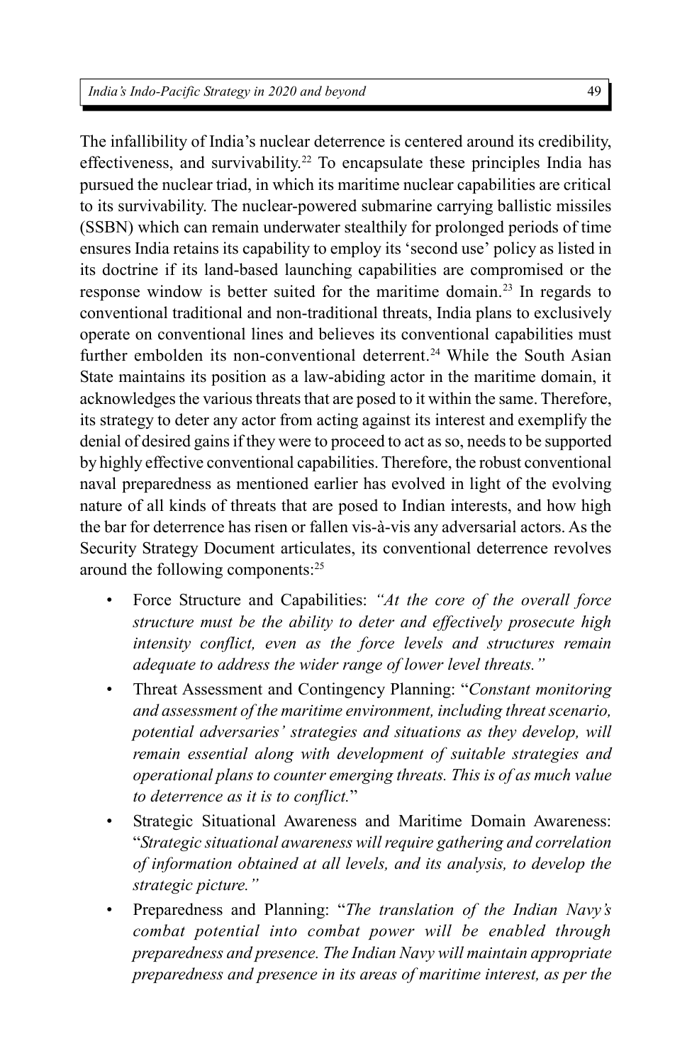The infallibility of India's nuclear deterrence is centered around its credibility, effectiveness, and survivability.[22] To encapsulate these principles India has pursued the nuclear triad, in which its maritime nuclear capabilities are critical to its survivability. The nuclear-powered submarine carrying ballistic missiles (SSBN) which can remain underwater stealthily for prolonged periods of time ensures India retains its capability to employ its 'second use' policy as listed in its doctrine if its land-based launching capabilities are compromised or the response window is better suited for the maritime domain.[23] In regards to conventional traditional and non-traditional threats, India plans to exclusively operate on conventional lines and believes its conventional capabilities must further embolden its non-conventional deterrent.[24] While the South Asian State maintains its position as a law-abiding actor in the maritime domain, it acknowledges the various threats that are posed to it within the same. Therefore, its strategy to deter any actor from acting against its interest and exemplify the denial of desired gains if they were to proceed to act as so, needs to be supported by highly effective conventional capabilities. Therefore, the robust conventional naval preparedness as mentioned earlier has evolved in light of the evolving nature of all kinds of threats that are posed to Indian interests, and how high the bar for deterrence has risen or fallen vis-à-vis any adversarial actors. As the Security Strategy Document articulates, its conventional deterrence revolves around the following components:[25]

- Force Structure and Capabilities: *"At the core of the overall force structure must be the ability to deter and effectively prosecute high intensity conflict, even as the force levels and structures remain adequate to address the wider range of lower level threats."*
- Threat Assessment and Contingency Planning: "*Constant monitoring and assessment of the maritime environment, including threat scenario, potential adversaries' strategies and situations as they develop, will remain essential along with development of suitable strategies and operational plans to counter emerging threats. This is of as much value to deterrence as it is to conflict.*"
- Strategic Situational Awareness and Maritime Domain Awareness: "*Strategic situational awareness will require gathering and correlation of information obtained at all levels, and its analysis, to develop the strategic picture."*
- Preparedness and Planning: "*The translation of the Indian Navy's combat potential into combat power will be enabled through preparedness and presence. The Indian Navy will maintain appropriate preparedness and presence in its areas of maritime interest, as per the*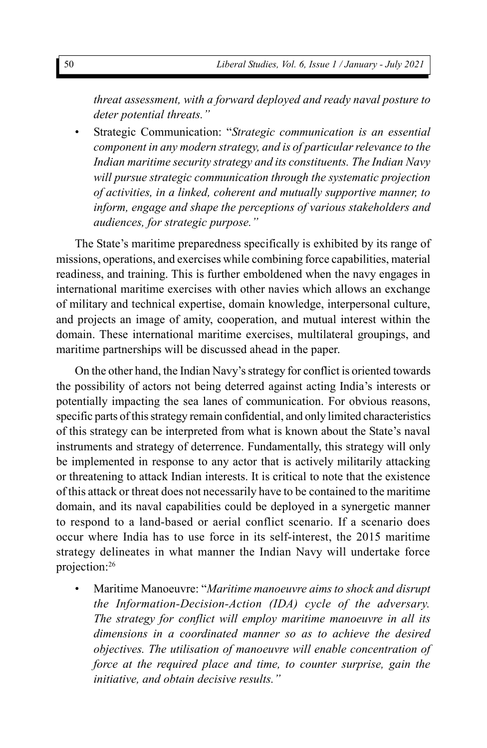*threat assessment, with a forward deployed and ready naval posture to deter potential threats."*

- Strategic Communication: "*Strategic communication is an essential component in any modern strategy, and is of particular relevance to the Indian maritime security strategy and its constituents. The Indian Navy will pursue strategic communication through the systematic projection of activities, in a linked, coherent and mutually supportive manner, to inform, engage and shape the perceptions of various stakeholders and audiences, for strategic purpose."*

The State's maritime preparedness specifically is exhibited by its range of missions, operations, and exercises while combining force capabilities, material readiness, and training. This is further emboldened when the navy engages in international maritime exercises with other navies which allows an exchange of military and technical expertise, domain knowledge, interpersonal culture, and projects an image of amity, cooperation, and mutual interest within the domain. These international maritime exercises, multilateral groupings, and maritime partnerships will be discussed ahead in the paper.

On the other hand, the Indian Navy's strategy for conflict is oriented towards the possibility of actors not being deterred against acting India's interests or potentially impacting the sea lanes of communication. For obvious reasons, specific parts of this strategy remain confidential, and only limited characteristics of this strategy can be interpreted from what is known about the State's naval instruments and strategy of deterrence. Fundamentally, this strategy will only be implemented in response to any actor that is actively militarily attacking or threatening to attack Indian interests. It is critical to note that the existence of this attack or threat does not necessarily have to be contained to the maritime domain, and its naval capabilities could be deployed in a synergetic manner to respond to a land-based or aerial conflict scenario. If a scenario does occur where India has to use force in its self-interest, the 2015 maritime strategy delineates in what manner the Indian Navy will undertake force projection:[26]

- Maritime Manoeuvre: "*Maritime manoeuvre aims to shock and disrupt the Information-Decision-Action (IDA) cycle of the adversary. The strategy for conflict will employ maritime manoeuvre in all its dimensions in a coordinated manner so as to achieve the desired objectives. The utilisation of manoeuvre will enable concentration of force at the required place and time, to counter surprise, gain the initiative, and obtain decisive results."*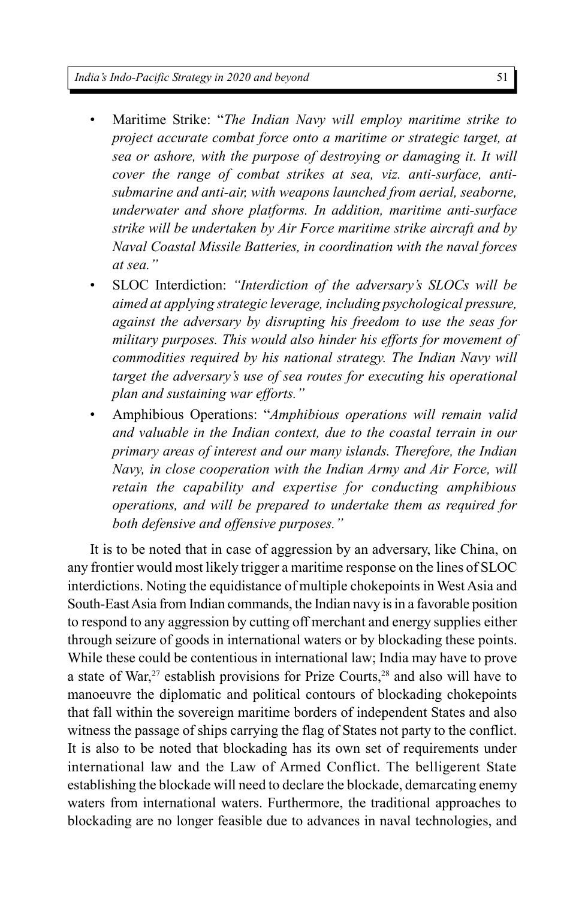- Maritime Strike: "*The Indian Navy will employ maritime strike to project accurate combat force onto a maritime or strategic target, at sea or ashore, with the purpose of destroying or damaging it. It will cover the range of combat strikes at sea, viz. anti-surface, anti-submarine and anti-air, with weapons launched from aerial, seaborne, underwater and shore platforms. In addition, maritime anti-surface strike will be undertaken by Air Force maritime strike aircraft and by Naval Coastal Missile Batteries, in coordination with the naval forces at sea.*"
- SLOC Interdiction: *"Interdiction of the adversary's SLOCs will be aimed at applying strategic leverage, including psychological pressure, against the adversary by disrupting his freedom to use the seas for military purposes. This would also hinder his efforts for movement of commodities required by his national strategy. The Indian Navy will target the adversary's use of sea routes for executing his operational plan and sustaining war efforts."*
- Amphibious Operations: "*Amphibious operations will remain valid and valuable in the Indian context, due to the coastal terrain in our primary areas of interest and our many islands. Therefore, the Indian Navy, in close cooperation with the Indian Army and Air Force, will retain the capability and expertise for conducting amphibious operations, and will be prepared to undertake them as required for both defensive and offensive purposes.*"

It is to be noted that in case of aggression by an adversary, like China, on any frontier would most likely trigger a maritime response on the lines of SLOC interdictions. Noting the equidistance of multiple chokepoints in West Asia and South-East Asia from Indian commands, the Indian navy is in a favorable position to respond to any aggression by cutting off merchant and energy supplies either through seizure of goods in international waters or by blockading these points. While these could be contentious in international law; India may have to prove a state of War,[27] establish provisions for Prize Courts,[28] and also will have to manoeuvre the diplomatic and political contours of blockading chokepoints that fall within the sovereign maritime borders of independent States and also witness the passage of ships carrying the flag of States not party to the conflict. It is also to be noted that blockading has its own set of requirements under international law and the Law of Armed Conflict. The belligerent State establishing the blockade will need to declare the blockade, demarcating enemy waters from international waters. Furthermore, the traditional approaches to blockading are no longer feasible due to advances in naval technologies, and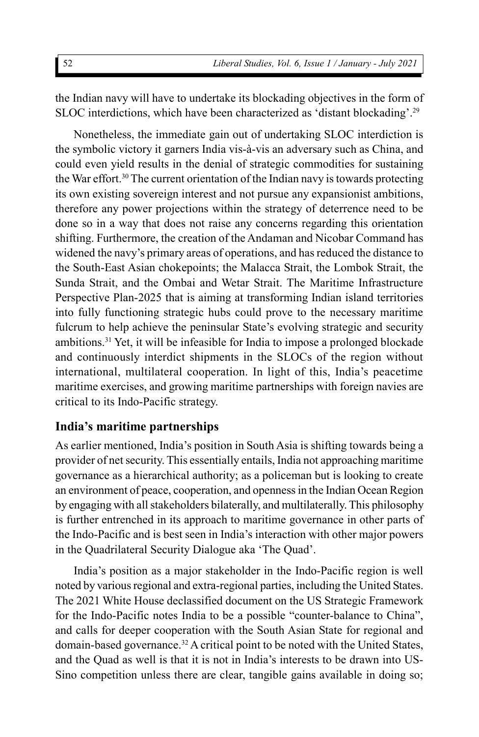the Indian navy will have to undertake its blockading objectives in the form of SLOC interdictions, which have been characterized as 'distant blockading'.[29]

Nonetheless, the immediate gain out of undertaking SLOC interdiction is the symbolic victory it garners India vis-à-vis an adversary such as China, and could even yield results in the denial of strategic commodities for sustaining the War effort.[30] The current orientation of the Indian navy is towards protecting its own existing sovereign interest and not pursue any expansionist ambitions, therefore any power projections within the strategy of deterrence need to be done so in a way that does not raise any concerns regarding this orientation shifting. Furthermore, the creation of the Andaman and Nicobar Command has widened the navy's primary areas of operations, and has reduced the distance to the South-East Asian chokepoints; the Malacca Strait, the Lombok Strait, the Sunda Strait, and the Ombai and Wetar Strait. The Maritime Infrastructure Perspective Plan-2025 that is aiming at transforming Indian island territories into fully functioning strategic hubs could prove to the necessary maritime fulcrum to help achieve the peninsular State's evolving strategic and security ambitions.[31] Yet, it will be infeasible for India to impose a prolonged blockade and continuously interdict shipments in the SLOCs of the region without international, multilateral cooperation. In light of this, India's peacetime maritime exercises, and growing maritime partnerships with foreign navies are critical to its Indo-Pacific strategy.

## India's maritime partnerships

As earlier mentioned, India's position in South Asia is shifting towards being a provider of net security. This essentially entails, India not approaching maritime governance as a hierarchical authority; as a policeman but is looking to create an environment of peace, cooperation, and openness in the Indian Ocean Region by engaging with all stakeholders bilaterally, and multilaterally. This philosophy is further entrenched in its approach to maritime governance in other parts of the Indo-Pacific and is best seen in India's interaction with other major powers in the Quadrilateral Security Dialogue aka 'The Quad'.

India's position as a major stakeholder in the Indo-Pacific region is well noted by various regional and extra-regional parties, including the United States. The 2021 White House declassified document on the US Strategic Framework for the Indo-Pacific notes India to be a possible "counter-balance to China", and calls for deeper cooperation with the South Asian State for regional and domain-based governance.[32] A critical point to be noted with the United States, and the Quad as well is that it is not in India's interests to be drawn into US-Sino competition unless there are clear, tangible gains available in doing so;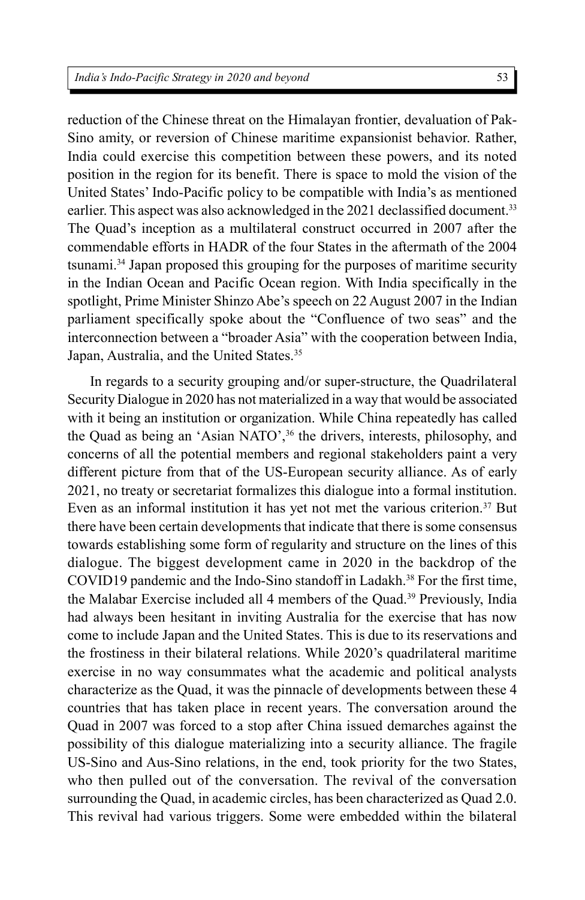reduction of the Chinese threat on the Himalayan frontier, devaluation of Pak-Sino amity, or reversion of Chinese maritime expansionist behavior. Rather, India could exercise this competition between these powers, and its noted position in the region for its benefit. There is space to mold the vision of the United States' Indo-Pacific policy to be compatible with India's as mentioned earlier. This aspect was also acknowledged in the 2021 declassified document.[33] The Quad's inception as a multilateral construct occurred in 2007 after the commendable efforts in HADR of the four States in the aftermath of the 2004 tsunami.[34] Japan proposed this grouping for the purposes of maritime security in the Indian Ocean and Pacific Ocean region. With India specifically in the spotlight, Prime Minister Shinzo Abe's speech on 22 August 2007 in the Indian parliament specifically spoke about the "Confluence of two seas" and the interconnection between a "broader Asia" with the cooperation between India, Japan, Australia, and the United States.[35]

In regards to a security grouping and/or super-structure, the Quadrilateral Security Dialogue in 2020 has not materialized in a way that would be associated with it being an institution or organization. While China repeatedly has called the Quad as being an 'Asian NATO',[36] the drivers, interests, philosophy, and concerns of all the potential members and regional stakeholders paint a very different picture from that of the US-European security alliance. As of early 2021, no treaty or secretariat formalizes this dialogue into a formal institution. Even as an informal institution it has yet not met the various criterion.[37] But there have been certain developments that indicate that there is some consensus towards establishing some form of regularity and structure on the lines of this dialogue. The biggest development came in 2020 in the backdrop of the COVID19 pandemic and the Indo-Sino standoff in Ladakh.[38] For the first time, the Malabar Exercise included all 4 members of the Quad.[39] Previously, India had always been hesitant in inviting Australia for the exercise that has now come to include Japan and the United States. This is due to its reservations and the frostiness in their bilateral relations. While 2020's quadrilateral maritime exercise in no way consummates what the academic and political analysts characterize as the Quad, it was the pinnacle of developments between these 4 countries that has taken place in recent years. The conversation around the Quad in 2007 was forced to a stop after China issued demarches against the possibility of this dialogue materializing into a security alliance. The fragile US-Sino and Aus-Sino relations, in the end, took priority for the two States, who then pulled out of the conversation. The revival of the conversation surrounding the Quad, in academic circles, has been characterized as Quad 2.0. This revival had various triggers. Some were embedded within the bilateral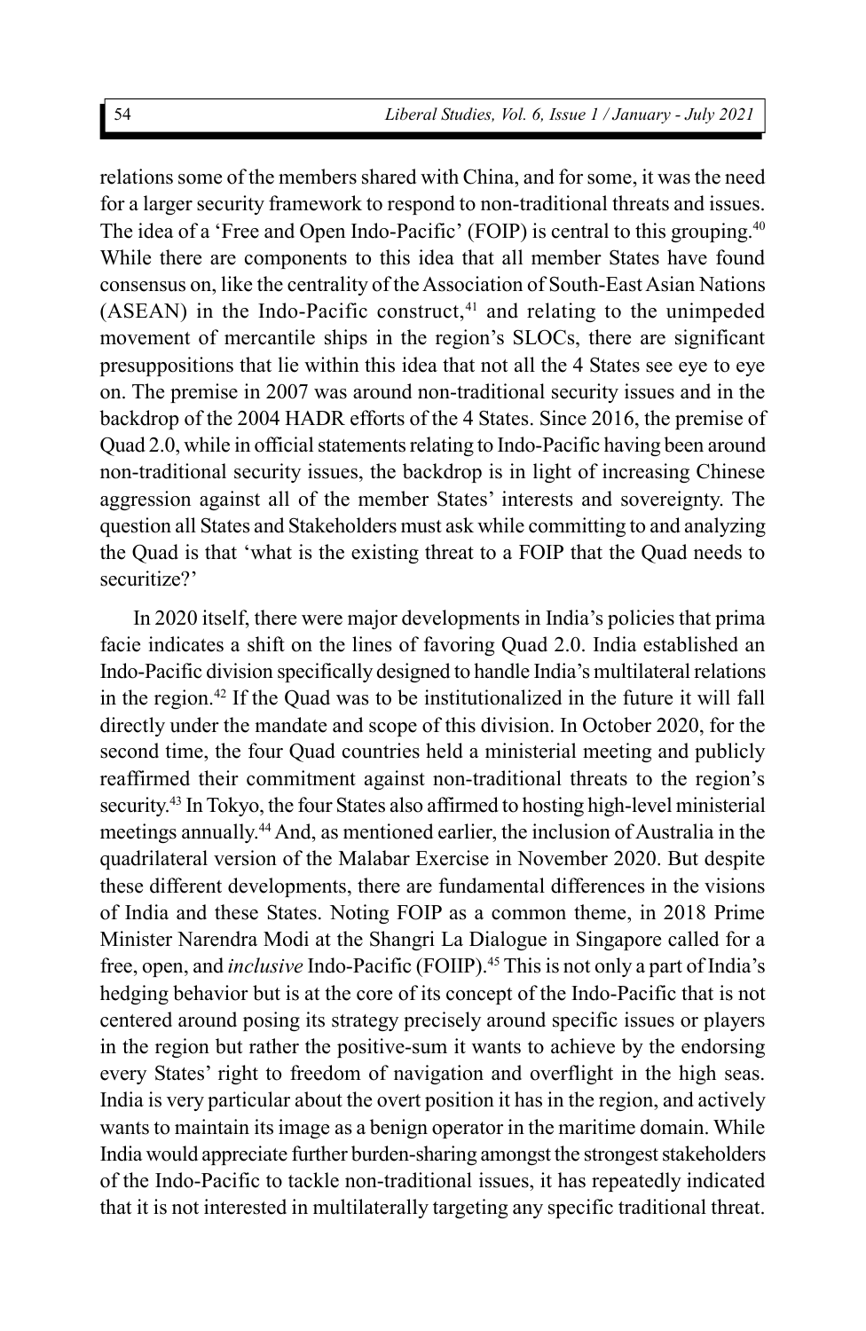relations some of the members shared with China, and for some, it was the need for a larger security framework to respond to non-traditional threats and issues. The idea of a 'Free and Open Indo-Pacific' (FOIP) is central to this grouping.[40] While there are components to this idea that all member States have found consensus on, like the centrality of the Association of South-East Asian Nations (ASEAN) in the Indo-Pacific construct,[41] and relating to the unimpeded movement of mercantile ships in the region's SLOCs, there are significant presuppositions that lie within this idea that not all the 4 States see eye to eye on. The premise in 2007 was around non-traditional security issues and in the backdrop of the 2004 HADR efforts of the 4 States. Since 2016, the premise of Quad 2.0, while in official statements relating to Indo-Pacific having been around non-traditional security issues, the backdrop is in light of increasing Chinese aggression against all of the member States' interests and sovereignty. The question all States and Stakeholders must ask while committing to and analyzing the Quad is that 'what is the existing threat to a FOIP that the Quad needs to securitize?'

In 2020 itself, there were major developments in India's policies that prima facie indicates a shift on the lines of favoring Quad 2.0. India established an Indo-Pacific division specifically designed to handle India's multilateral relations in the region.[42] If the Quad was to be institutionalized in the future it will fall directly under the mandate and scope of this division. In October 2020, for the second time, the four Quad countries held a ministerial meeting and publicly reaffirmed their commitment against non-traditional threats to the region's security.[43] In Tokyo, the four States also affirmed to hosting high-level ministerial meetings annually.[44] And, as mentioned earlier, the inclusion of Australia in the quadrilateral version of the Malabar Exercise in November 2020. But despite these different developments, there are fundamental differences in the visions of India and these States. Noting FOIP as a common theme, in 2018 Prime Minister Narendra Modi at the Shangri La Dialogue in Singapore called for a free, open, and *inclusive* Indo-Pacific (FOIIP).[45] This is not only a part of India's hedging behavior but is at the core of its concept of the Indo-Pacific that is not centered around posing its strategy precisely around specific issues or players in the region but rather the positive-sum it wants to achieve by the endorsing every States' right to freedom of navigation and overflight in the high seas. India is very particular about the overt position it has in the region, and actively wants to maintain its image as a benign operator in the maritime domain. While India would appreciate further burden-sharing amongst the strongest stakeholders of the Indo-Pacific to tackle non-traditional issues, it has repeatedly indicated that it is not interested in multilaterally targeting any specific traditional threat.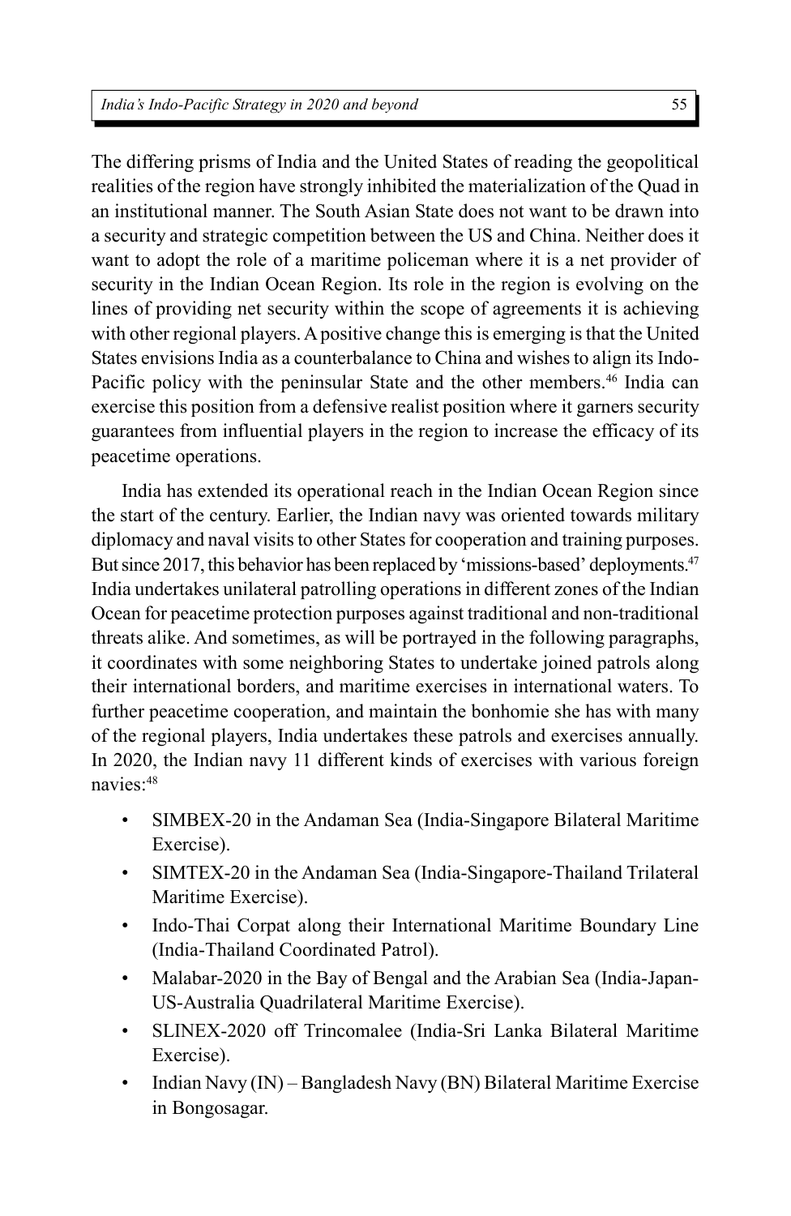The differing prisms of India and the United States of reading the geopolitical realities of the region have strongly inhibited the materialization of the Quad in an institutional manner. The South Asian State does not want to be drawn into a security and strategic competition between the US and China. Neither does it want to adopt the role of a maritime policeman where it is a net provider of security in the Indian Ocean Region. Its role in the region is evolving on the lines of providing net security within the scope of agreements it is achieving with other regional players. A positive change this is emerging is that the United States envisions India as a counterbalance to China and wishes to align its Indo-Pacific policy with the peninsular State and the other members.[46] India can exercise this position from a defensive realist position where it garners security guarantees from influential players in the region to increase the efficacy of its peacetime operations.

India has extended its operational reach in the Indian Ocean Region since the start of the century. Earlier, the Indian navy was oriented towards military diplomacy and naval visits to other States for cooperation and training purposes. But since 2017, this behavior has been replaced by 'missions-based' deployments.[47] India undertakes unilateral patrolling operations in different zones of the Indian Ocean for peacetime protection purposes against traditional and non-traditional threats alike. And sometimes, as will be portrayed in the following paragraphs, it coordinates with some neighboring States to undertake joined patrols along their international borders, and maritime exercises in international waters. To further peacetime cooperation, and maintain the bonhomie she has with many of the regional players, India undertakes these patrols and exercises annually. In 2020, the Indian navy 11 different kinds of exercises with various foreign navies:[48]

- SIMBEX-20 in the Andaman Sea (India-Singapore Bilateral Maritime Exercise).
- SIMTEX-20 in the Andaman Sea (India-Singapore-Thailand Trilateral Maritime Exercise).
- Indo-Thai Corpat along their International Maritime Boundary Line (India-Thailand Coordinated Patrol).
- Malabar-2020 in the Bay of Bengal and the Arabian Sea (India-Japan-US-Australia Quadrilateral Maritime Exercise).
- SLINEX-2020 off Trincomalee (India-Sri Lanka Bilateral Maritime Exercise).
- Indian Navy (IN) – Bangladesh Navy (BN) Bilateral Maritime Exercise in Bongosagar.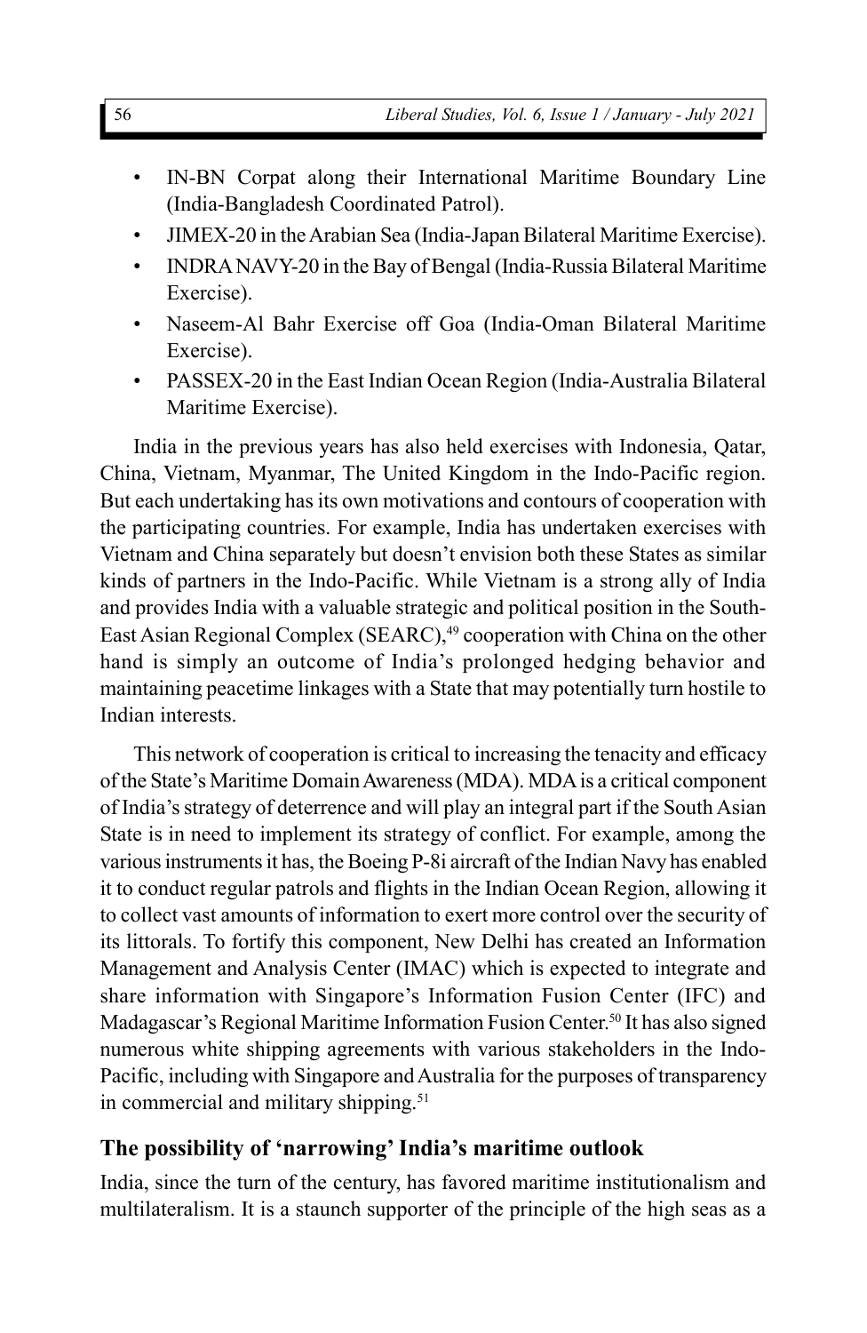- IN-BN Corpat along their International Maritime Boundary Line (India-Bangladesh Coordinated Patrol).
- JIMEX-20 in the Arabian Sea (India-Japan Bilateral Maritime Exercise).
- INDRA NAVY-20 in the Bay of Bengal (India-Russia Bilateral Maritime Exercise).
- Naseem-Al Bahr Exercise off Goa (India-Oman Bilateral Maritime Exercise).
- PASSEX-20 in the East Indian Ocean Region (India-Australia Bilateral Maritime Exercise).

India in the previous years has also held exercises with Indonesia, Qatar, China, Vietnam, Myanmar, The United Kingdom in the Indo-Pacific region. But each undertaking has its own motivations and contours of cooperation with the participating countries. For example, India has undertaken exercises with Vietnam and China separately but doesn't envision both these States as similar kinds of partners in the Indo-Pacific. While Vietnam is a strong ally of India and provides India with a valuable strategic and political position in the South-East Asian Regional Complex (SEARC),[49] cooperation with China on the other hand is simply an outcome of India's prolonged hedging behavior and maintaining peacetime linkages with a State that may potentially turn hostile to Indian interests.

This network of cooperation is critical to increasing the tenacity and efficacy of the State's Maritime Domain Awareness (MDA). MDA is a critical component of India's strategy of deterrence and will play an integral part if the South Asian State is in need to implement its strategy of conflict. For example, among the various instruments it has, the Boeing P-8i aircraft of the Indian Navy has enabled it to conduct regular patrols and flights in the Indian Ocean Region, allowing it to collect vast amounts of information to exert more control over the security of its littorals. To fortify this component, New Delhi has created an Information Management and Analysis Center (IMAC) which is expected to integrate and share information with Singapore's Information Fusion Center (IFC) and Madagascar's Regional Maritime Information Fusion Center.[50] It has also signed numerous white shipping agreements with various stakeholders in the Indo-Pacific, including with Singapore and Australia for the purposes of transparency in commercial and military shipping.[51]

## The possibility of 'narrowing' India's maritime outlook

India, since the turn of the century, has favored maritime institutionalism and multilateralism. It is a staunch supporter of the principle of the high seas as a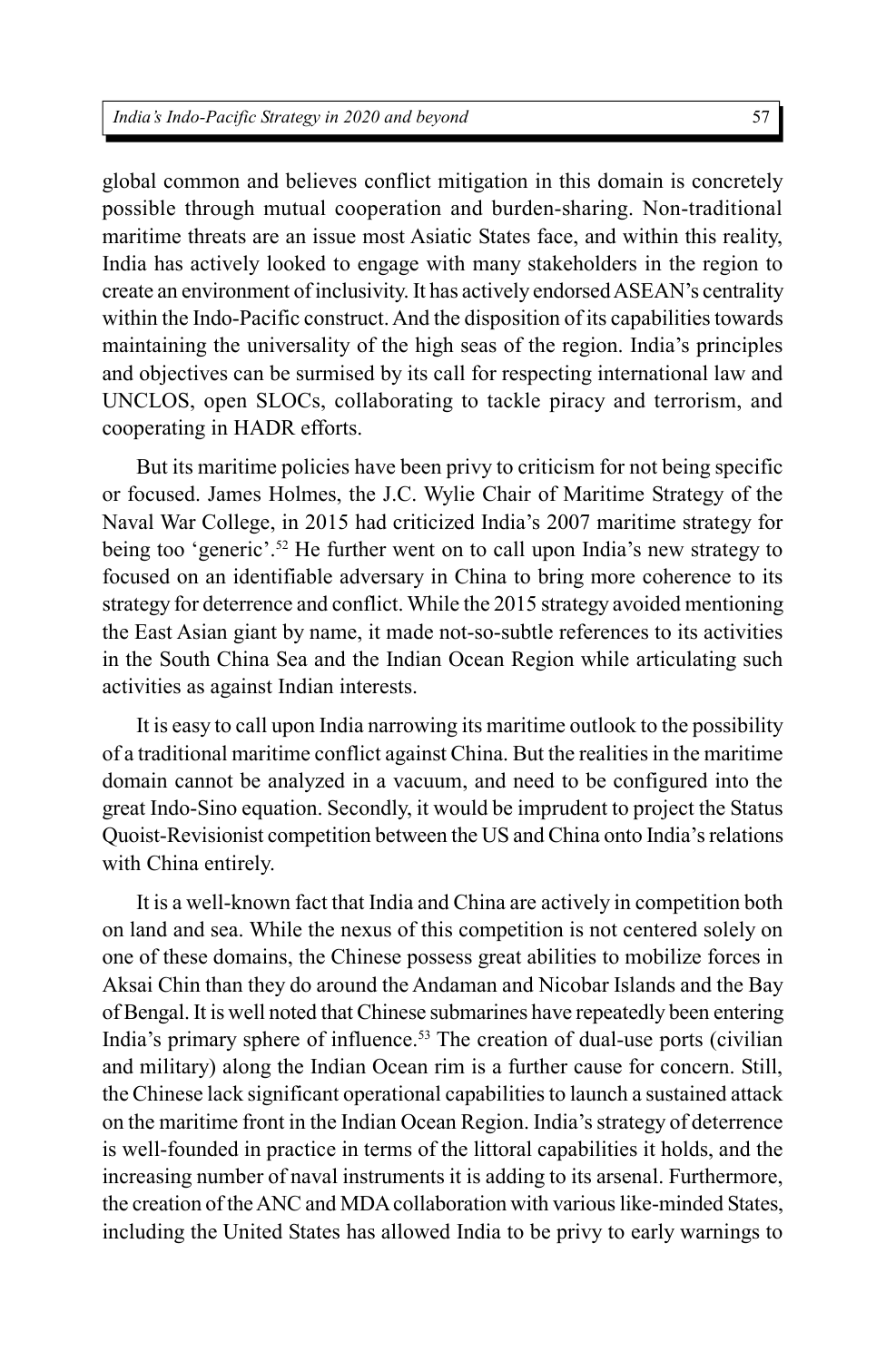global common and believes conflict mitigation in this domain is concretely possible through mutual cooperation and burden-sharing. Non-traditional maritime threats are an issue most Asiatic States face, and within this reality, India has actively looked to engage with many stakeholders in the region to create an environment of inclusivity. It has actively endorsed ASEAN's centrality within the Indo-Pacific construct. And the disposition of its capabilities towards maintaining the universality of the high seas of the region. India's principles and objectives can be surmised by its call for respecting international law and UNCLOS, open SLOCs, collaborating to tackle piracy and terrorism, and cooperating in HADR efforts.

But its maritime policies have been privy to criticism for not being specific or focused. James Holmes, the J.C. Wylie Chair of Maritime Strategy of the Naval War College, in 2015 had criticized India's 2007 maritime strategy for being too 'generic'.[52] He further went on to call upon India's new strategy to focused on an identifiable adversary in China to bring more coherence to its strategy for deterrence and conflict. While the 2015 strategy avoided mentioning the East Asian giant by name, it made not-so-subtle references to its activities in the South China Sea and the Indian Ocean Region while articulating such activities as against Indian interests.

It is easy to call upon India narrowing its maritime outlook to the possibility of a traditional maritime conflict against China. But the realities in the maritime domain cannot be analyzed in a vacuum, and need to be configured into the great Indo-Sino equation. Secondly, it would be imprudent to project the Status Quoist-Revisionist competition between the US and China onto India's relations with China entirely.

It is a well-known fact that India and China are actively in competition both on land and sea. While the nexus of this competition is not centered solely on one of these domains, the Chinese possess great abilities to mobilize forces in Aksai Chin than they do around the Andaman and Nicobar Islands and the Bay of Bengal. It is well noted that Chinese submarines have repeatedly been entering India's primary sphere of influence.[53] The creation of dual-use ports (civilian and military) along the Indian Ocean rim is a further cause for concern. Still, the Chinese lack significant operational capabilities to launch a sustained attack on the maritime front in the Indian Ocean Region. India's strategy of deterrence is well-founded in practice in terms of the littoral capabilities it holds, and the increasing number of naval instruments it is adding to its arsenal. Furthermore, the creation of the ANC and MDA collaboration with various like-minded States, including the United States has allowed India to be privy to early warnings to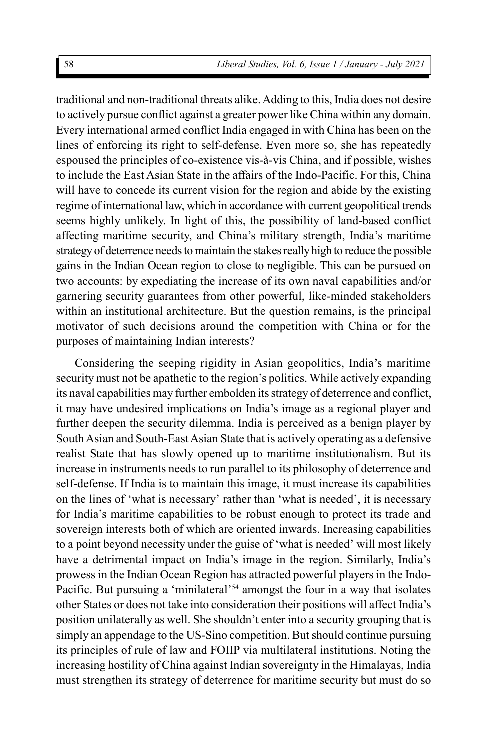traditional and non-traditional threats alike. Adding to this, India does not desire to actively pursue conflict against a greater power like China within any domain. Every international armed conflict India engaged in with China has been on the lines of enforcing its right to self-defense. Even more so, she has repeatedly espoused the principles of co-existence vis-à-vis China, and if possible, wishes to include the East Asian State in the affairs of the Indo-Pacific. For this, China will have to concede its current vision for the region and abide by the existing regime of international law, which in accordance with current geopolitical trends seems highly unlikely. In light of this, the possibility of land-based conflict affecting maritime security, and China's military strength, India's maritime strategy of deterrence needs to maintain the stakes really high to reduce the possible gains in the Indian Ocean region to close to negligible. This can be pursued on two accounts: by expediating the increase of its own naval capabilities and/or garnering security guarantees from other powerful, like-minded stakeholders within an institutional architecture. But the question remains, is the principal motivator of such decisions around the competition with China or for the purposes of maintaining Indian interests?

Considering the seeping rigidity in Asian geopolitics, India's maritime security must not be apathetic to the region's politics. While actively expanding its naval capabilities may further embolden its strategy of deterrence and conflict, it may have undesired implications on India's image as a regional player and further deepen the security dilemma. India is perceived as a benign player by South Asian and South-East Asian State that is actively operating as a defensive realist State that has slowly opened up to maritime institutionalism. But its increase in instruments needs to run parallel to its philosophy of deterrence and self-defense. If India is to maintain this image, it must increase its capabilities on the lines of 'what is necessary' rather than 'what is needed', it is necessary for India's maritime capabilities to be robust enough to protect its trade and sovereign interests both of which are oriented inwards. Increasing capabilities to a point beyond necessity under the guise of 'what is needed' will most likely have a detrimental impact on India's image in the region. Similarly, India's prowess in the Indian Ocean Region has attracted powerful players in the Indo-Pacific. But pursuing a 'minilateral'[54] amongst the four in a way that isolates other States or does not take into consideration their positions will affect India's position unilaterally as well. She shouldn't enter into a security grouping that is simply an appendage to the US-Sino competition. But should continue pursuing its principles of rule of law and FOIIP via multilateral institutions. Noting the increasing hostility of China against Indian sovereignty in the Himalayas, India must strengthen its strategy of deterrence for maritime security but must do so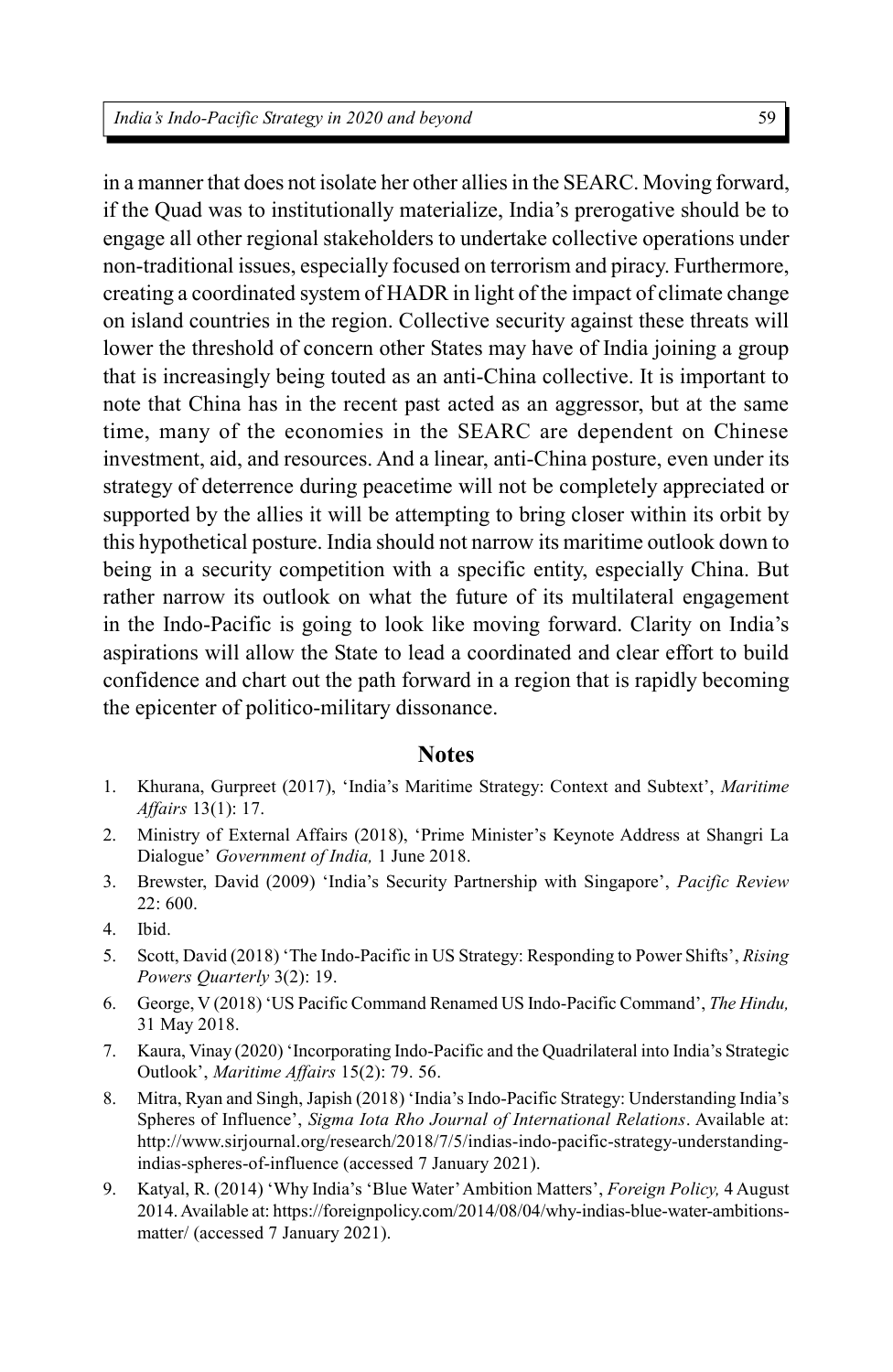in a manner that does not isolate her other allies in the SEARC. Moving forward, if the Quad was to institutionally materialize, India's prerogative should be to engage all other regional stakeholders to undertake collective operations under non-traditional issues, especially focused on terrorism and piracy. Furthermore, creating a coordinated system of HADR in light of the impact of climate change on island countries in the region. Collective security against these threats will lower the threshold of concern other States may have of India joining a group that is increasingly being touted as an anti-China collective. It is important to note that China has in the recent past acted as an aggressor, but at the same time, many of the economies in the SEARC are dependent on Chinese investment, aid, and resources. And a linear, anti-China posture, even under its strategy of deterrence during peacetime will not be completely appreciated or supported by the allies it will be attempting to bring closer within its orbit by this hypothetical posture. India should not narrow its maritime outlook down to being in a security competition with a specific entity, especially China. But rather narrow its outlook on what the future of its multilateral engagement in the Indo-Pacific is going to look like moving forward. Clarity on India's aspirations will allow the State to lead a coordinated and clear effort to build confidence and chart out the path forward in a region that is rapidly becoming the epicenter of politico-military dissonance.

## Notes

1. Khurana, Gurpreet (2017), 'India's Maritime Strategy: Context and Subtext', *Maritime Affairs* 13(1): 17.
2. Ministry of External Affairs (2018), 'Prime Minister's Keynote Address at Shangri La Dialogue' *Government of India,* 1 June 2018.
3. Brewster, David (2009) 'India's Security Partnership with Singapore', *Pacific Review* 22: 600.
4. Ibid.
5. Scott, David (2018) 'The Indo-Pacific in US Strategy: Responding to Power Shifts', *Rising Powers Quarterly* 3(2): 19.
6. George, V (2018) 'US Pacific Command Renamed US Indo-Pacific Command', *The Hindu,* 31 May 2018.
7. Kaura, Vinay (2020) 'Incorporating Indo-Pacific and the Quadrilateral into India's Strategic Outlook', *Maritime Affairs* 15(2): 79. 56.
8. Mitra, Ryan and Singh, Japish (2018) 'India's Indo-Pacific Strategy: Understanding India's Spheres of Influence', *Sigma Iota Rho Journal of International Relations*. Available at: http://www.sirjournal.org/research/2018/7/5/indias-indo-pacific-strategy-understanding-indias-spheres-of-influence (accessed 7 January 2021).
9. Katyal, R. (2014) 'Why India's 'Blue Water' Ambition Matters', *Foreign Policy,* 4 August 2014. Available at: https://foreignpolicy.com/2014/08/04/why-indias-blue-water-ambitions-matter/ (accessed 7 January 2021).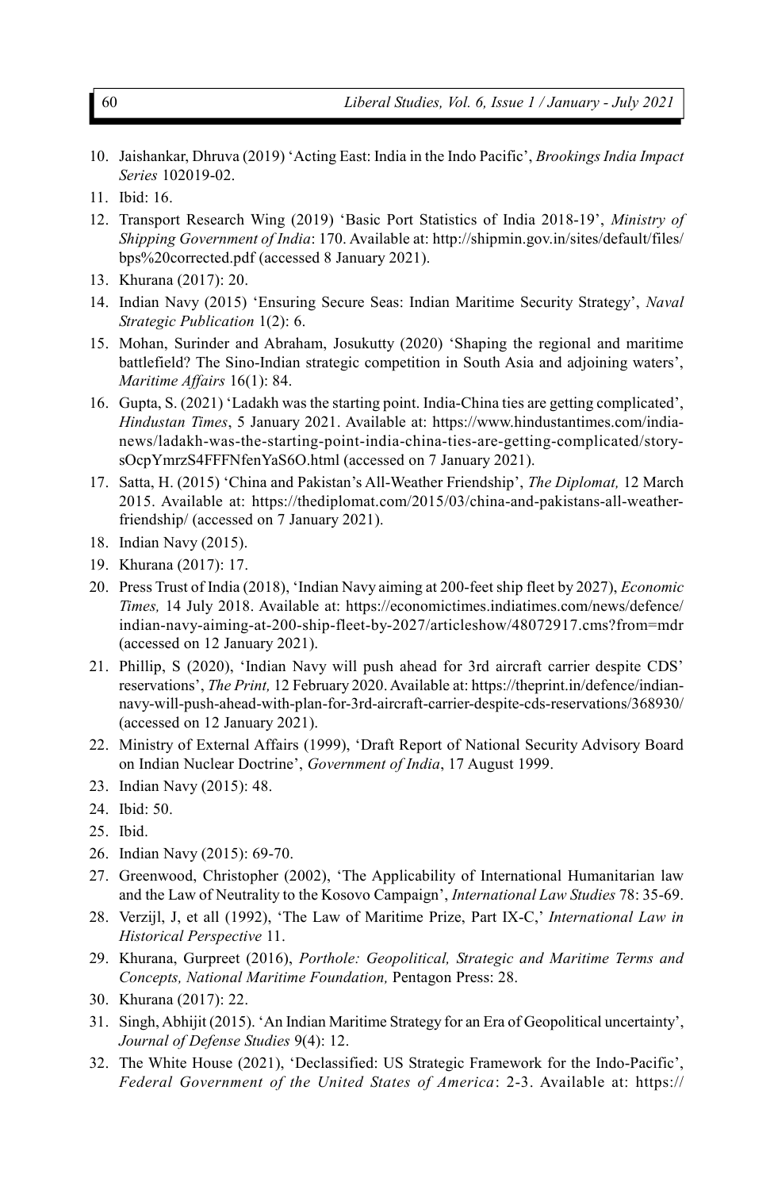10. Jaishankar, Dhruva (2019) 'Acting East: India in the Indo Pacific', *Brookings India Impact Series* 102019-02.
11. Ibid: 16.
12. Transport Research Wing (2019) 'Basic Port Statistics of India 2018-19', *Ministry of Shipping Government of India*: 170. Available at: http://shipmin.gov.in/sites/default/files/bps%20corrected.pdf (accessed 8 January 2021).
13. Khurana (2017): 20.
14. Indian Navy (2015) 'Ensuring Secure Seas: Indian Maritime Security Strategy', *Naval Strategic Publication* 1(2): 6.
15. Mohan, Surinder and Abraham, Josukutty (2020) 'Shaping the regional and maritime battlefield? The Sino-Indian strategic competition in South Asia and adjoining waters', *Maritime Affairs* 16(1): 84.
16. Gupta, S. (2021) 'Ladakh was the starting point. India-China ties are getting complicated', *Hindustan Times*, 5 January 2021. Available at: https://www.hindustantimes.com/india-news/ladakh-was-the-starting-point-india-china-ties-are-getting-complicated/story-sOcpYmrzS4FFFNfenYaS6O.html (accessed on 7 January 2021).
17. Satta, H. (2015) 'China and Pakistan's All-Weather Friendship', *The Diplomat,* 12 March 2015. Available at: https://thediplomat.com/2015/03/china-and-pakistans-all-weather-friendship/ (accessed on 7 January 2021).
18. Indian Navy (2015).
19. Khurana (2017): 17.
20. Press Trust of India (2018), 'Indian Navy aiming at 200-feet ship fleet by 2027), *Economic Times,* 14 July 2018. Available at: https://economictimes.indiatimes.com/news/defence/indian-navy-aiming-at-200-ship-fleet-by-2027/articleshow/48072917.cms?from=mdr (accessed on 12 January 2021).
21. Phillip, S (2020), 'Indian Navy will push ahead for 3rd aircraft carrier despite CDS' reservations', *The Print,* 12 February 2020. Available at: https://theprint.in/defence/indian-navy-will-push-ahead-with-plan-for-3rd-aircraft-carrier-despite-cds-reservations/368930/ (accessed on 12 January 2021).
22. Ministry of External Affairs (1999), 'Draft Report of National Security Advisory Board on Indian Nuclear Doctrine', *Government of India*, 17 August 1999.
23. Indian Navy (2015): 48.
24. Ibid: 50.
25. Ibid.
26. Indian Navy (2015): 69-70.
27. Greenwood, Christopher (2002), 'The Applicability of International Humanitarian law and the Law of Neutrality to the Kosovo Campaign', *International Law Studies* 78: 35-69.
28. Verzijl, J, et all (1992), 'The Law of Maritime Prize, Part IX-C,' *International Law in Historical Perspective* 11.
29. Khurana, Gurpreet (2016), *Porthole: Geopolitical, Strategic and Maritime Terms and Concepts, National Maritime Foundation,* Pentagon Press: 28.
30. Khurana (2017): 22.
31. Singh, Abhijit (2015). 'An Indian Maritime Strategy for an Era of Geopolitical uncertainty', *Journal of Defense Studies* 9(4): 12.
32. The White House (2021), 'Declassified: US Strategic Framework for the Indo-Pacific', *Federal Government of the United States of America*: 2-3. Available at: https://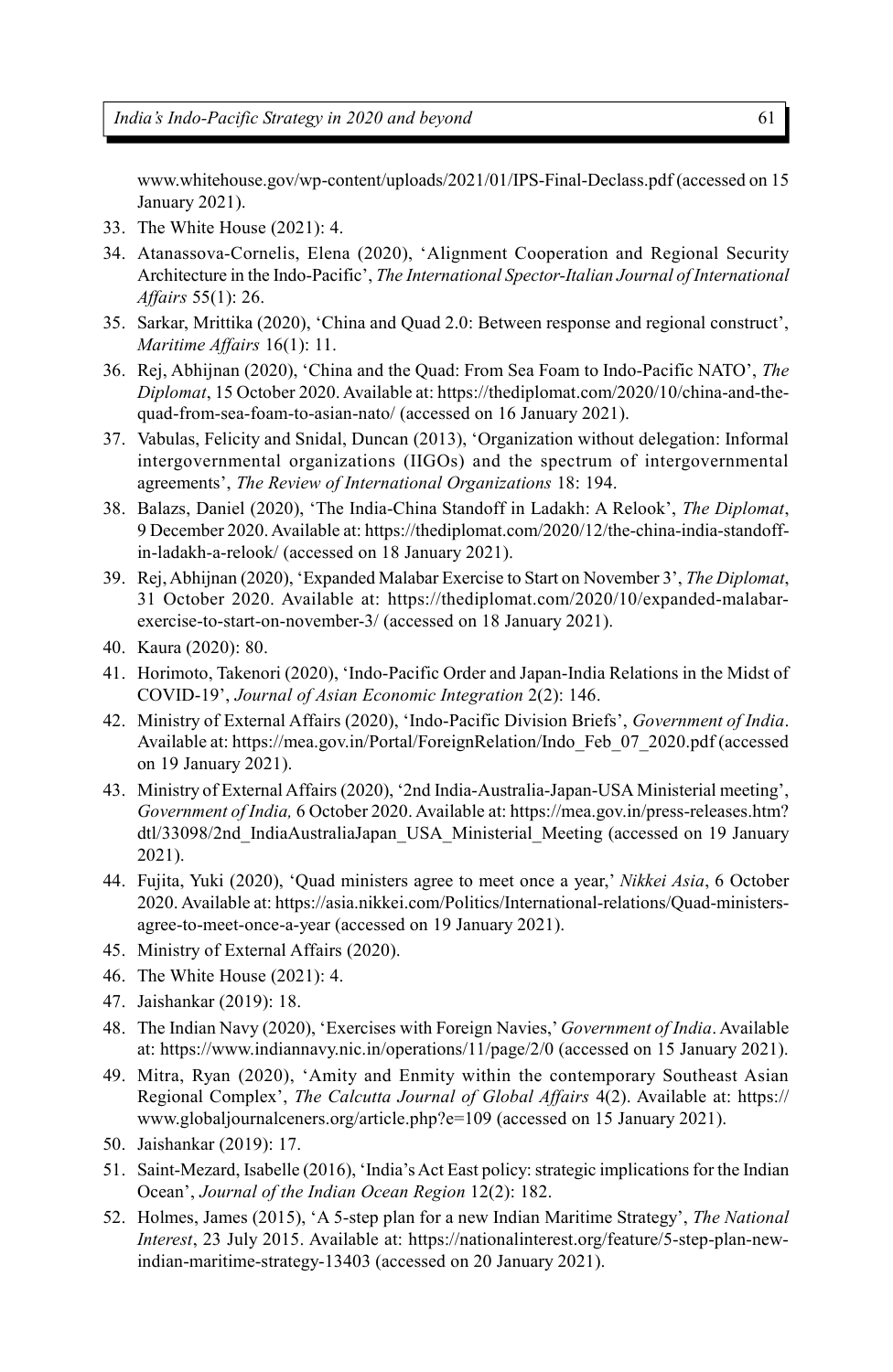www.whitehouse.gov/wp-content/uploads/2021/01/IPS-Final-Declass.pdf (accessed on 15 January 2021).

33. The White House (2021): 4.
34. Atanassova-Cornelis, Elena (2020), 'Alignment Cooperation and Regional Security Architecture in the Indo-Pacific', *The International Spector-Italian Journal of International Affairs* 55(1): 26.
35. Sarkar, Mrittika (2020), 'China and Quad 2.0: Between response and regional construct', *Maritime Affairs* 16(1): 11.
36. Rej, Abhijnan (2020), 'China and the Quad: From Sea Foam to Indo-Pacific NATO', *The Diplomat*, 15 October 2020. Available at: https://thediplomat.com/2020/10/china-and-the-quad-from-sea-foam-to-asian-nato/ (accessed on 16 January 2021).
37. Vabulas, Felicity and Snidal, Duncan (2013), 'Organization without delegation: Informal intergovernmental organizations (IIGOs) and the spectrum of intergovernmental agreements', *The Review of International Organizations* 18: 194.
38. Balazs, Daniel (2020), 'The India-China Standoff in Ladakh: A Relook', *The Diplomat*, 9 December 2020. Available at: https://thediplomat.com/2020/12/the-china-india-standoff-in-ladakh-a-relook/ (accessed on 18 January 2021).
39. Rej, Abhijnan (2020), 'Expanded Malabar Exercise to Start on November 3', *The Diplomat*, 31 October 2020. Available at: https://thediplomat.com/2020/10/expanded-malabar-exercise-to-start-on-november-3/ (accessed on 18 January 2021).
40. Kaura (2020): 80.
41. Horimoto, Takenori (2020), 'Indo-Pacific Order and Japan-India Relations in the Midst of COVID-19', *Journal of Asian Economic Integration* 2(2): 146.
42. Ministry of External Affairs (2020), 'Indo-Pacific Division Briefs', *Government of India*. Available at: https://mea.gov.in/Portal/ForeignRelation/Indo_Feb_07_2020.pdf (accessed on 19 January 2021).
43. Ministry of External Affairs (2020), '2nd India-Australia-Japan-USA Ministerial meeting', *Government of India,* 6 October 2020. Available at: https://mea.gov.in/press-releases.htm?dtl/33098/2nd_IndiaAustraliaJapan_USA_Ministerial_Meeting (accessed on 19 January 2021).
44. Fujita, Yuki (2020), 'Quad ministers agree to meet once a year,' *Nikkei Asia*, 6 October 2020. Available at: https://asia.nikkei.com/Politics/International-relations/Quad-ministers-agree-to-meet-once-a-year (accessed on 19 January 2021).
45. Ministry of External Affairs (2020).
46. The White House (2021): 4.
47. Jaishankar (2019): 18.
48. The Indian Navy (2020), 'Exercises with Foreign Navies,' *Government of India*. Available at: https://www.indiannavy.nic.in/operations/11/page/2/0 (accessed on 15 January 2021).
49. Mitra, Ryan (2020), 'Amity and Enmity within the contemporary Southeast Asian Regional Complex', *The Calcutta Journal of Global Affairs* 4(2). Available at: https://www.globaljournalceners.org/article.php?e=109 (accessed on 15 January 2021).
50. Jaishankar (2019): 17.
51. Saint-Mezard, Isabelle (2016), 'India's Act East policy: strategic implications for the Indian Ocean', *Journal of the Indian Ocean Region* 12(2): 182.
52. Holmes, James (2015), 'A 5-step plan for a new Indian Maritime Strategy', *The National Interest*, 23 July 2015. Available at: https://nationalinterest.org/feature/5-step-plan-new-indian-maritime-strategy-13403 (accessed on 20 January 2021).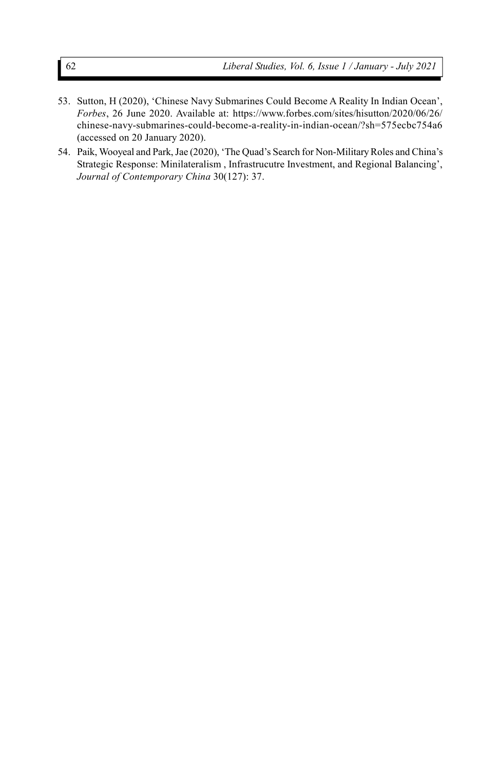53. Sutton, H (2020), 'Chinese Navy Submarines Could Become A Reality In Indian Ocean', *Forbes*, 26 June 2020. Available at: https://www.forbes.com/sites/hisutton/2020/06/26/chinese-navy-submarines-could-become-a-reality-in-indian-ocean/?sh=575ecbc754a6 (accessed on 20 January 2020).
54. Paik, Wooyeal and Park, Jae (2020), 'The Quad's Search for Non-Military Roles and China's Strategic Response: Minilateralism , Infrastrucutre Investment, and Regional Balancing', *Journal of Contemporary China* 30(127): 37.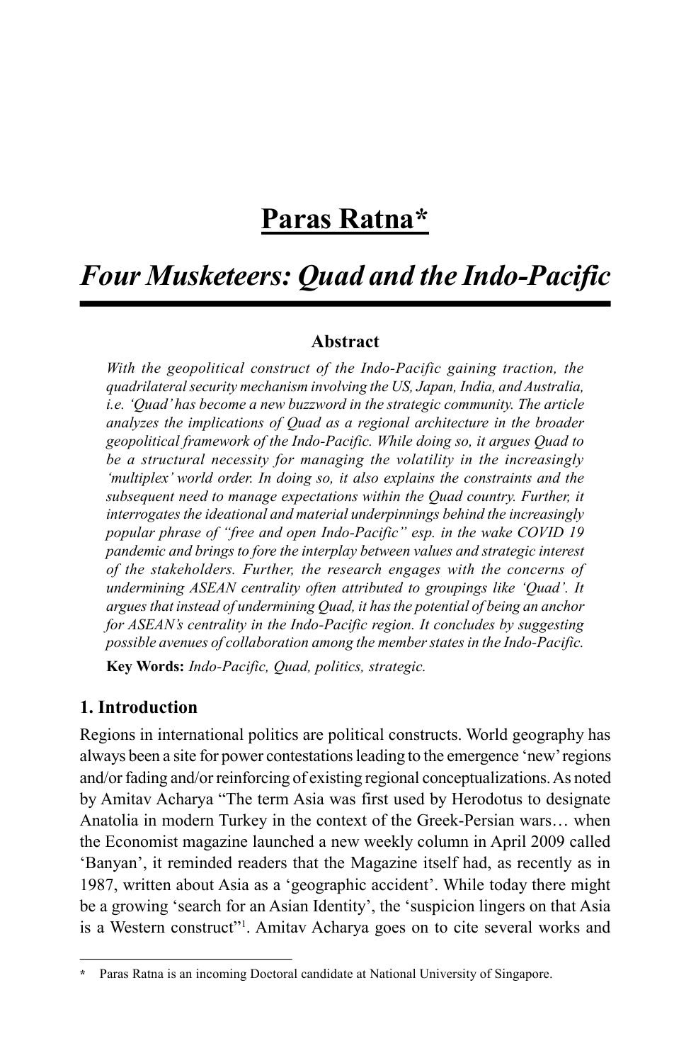# Paras Ratna*

## *Four Musketeers: Quad and the Indo-Pacific*

### Abstract

*With the geopolitical construct of the Indo-Pacific gaining traction, the quadrilateral security mechanism involving the US, Japan, India, and Australia, i.e. 'Quad' has become a new buzzword in the strategic community. The article analyzes the implications of Quad as a regional architecture in the broader geopolitical framework of the Indo-Pacific. While doing so, it argues Quad to be a structural necessity for managing the volatility in the increasingly 'multiplex' world order. In doing so, it also explains the constraints and the subsequent need to manage expectations within the Quad country. Further, it interrogates the ideational and material underpinnings behind the increasingly popular phrase of "free and open Indo-Pacific" esp. in the wake COVID 19 pandemic and brings to fore the interplay between values and strategic interest of the stakeholders. Further, the research engages with the concerns of undermining ASEAN centrality often attributed to groupings like 'Quad'. It argues that instead of undermining Quad, it has the potential of being an anchor for ASEAN's centrality in the Indo-Pacific region. It concludes by suggesting possible avenues of collaboration among the member states in the Indo-Pacific.*

**Key Words:** *Indo-Pacific, Quad, politics, strategic.*

### 1. Introduction

Regions in international politics are political constructs. World geography has always been a site for power contestations leading to the emergence 'new' regions and/or fading and/or reinforcing of existing regional conceptualizations. As noted by Amitav Acharya "The term Asia was first used by Herodotus to designate Anatolia in modern Turkey in the context of the Greek-Persian wars… when the Economist magazine launched a new weekly column in April 2009 called 'Banyan', it reminded readers that the Magazine itself had, as recently as in 1987, written about Asia as a 'geographic accident'. While today there might be a growing 'search for an Asian Identity', the 'suspicion lingers on that Asia is a Western construct"[1]. Amitav Acharya goes on to cite several works and

---

\* Paras Ratna is an incoming Doctoral candidate at National University of Singapore.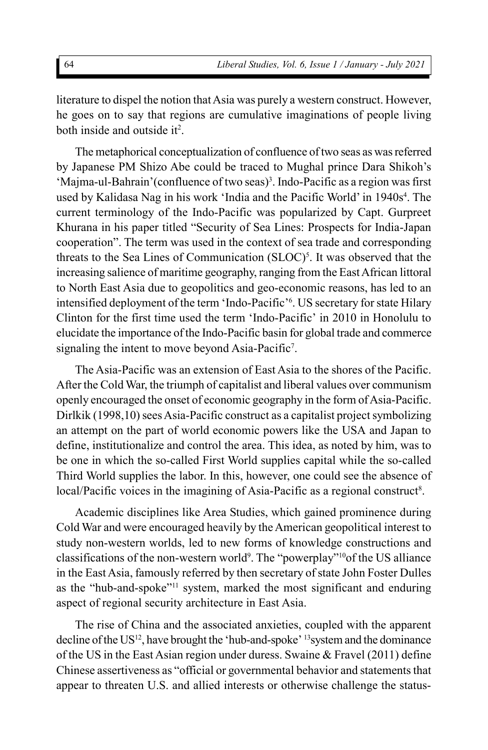literature to dispel the notion that Asia was purely a western construct. However, he goes on to say that regions are cumulative imaginations of people living both inside and outside it[2].

The metaphorical conceptualization of confluence of two seas as was referred by Japanese PM Shizo Abe could be traced to Mughal prince Dara Shikoh's 'Majma-ul-Bahrain'(confluence of two seas)[3]. Indo-Pacific as a region was first used by Kalidasa Nag in his work 'India and the Pacific World' in 1940s[4]. The current terminology of the Indo-Pacific was popularized by Capt. Gurpreet Khurana in his paper titled "Security of Sea Lines: Prospects for India-Japan cooperation". The term was used in the context of sea trade and corresponding threats to the Sea Lines of Communication (SLOC)[5]. It was observed that the increasing salience of maritime geography, ranging from the East African littoral to North East Asia due to geopolitics and geo-economic reasons, has led to an intensified deployment of the term 'Indo-Pacific'[6]. US secretary for state Hilary Clinton for the first time used the term 'Indo-Pacific' in 2010 in Honolulu to elucidate the importance of the Indo-Pacific basin for global trade and commerce signaling the intent to move beyond Asia-Pacific[7].

The Asia-Pacific was an extension of East Asia to the shores of the Pacific. After the Cold War, the triumph of capitalist and liberal values over communism openly encouraged the onset of economic geography in the form of Asia-Pacific. Dirlkik (1998,10) sees Asia-Pacific construct as a capitalist project symbolizing an attempt on the part of world economic powers like the USA and Japan to define, institutionalize and control the area. This idea, as noted by him, was to be one in which the so-called First World supplies capital while the so-called Third World supplies the labor. In this, however, one could see the absence of local/Pacific voices in the imagining of Asia-Pacific as a regional construct[8].

Academic disciplines like Area Studies, which gained prominence during Cold War and were encouraged heavily by the American geopolitical interest to study non-western worlds, led to new forms of knowledge constructions and classifications of the non-western world[9]. The "powerplay"[10]of the US alliance in the East Asia, famously referred by then secretary of state John Foster Dulles as the "hub-and-spoke"[11] system, marked the most significant and enduring aspect of regional security architecture in East Asia.

The rise of China and the associated anxieties, coupled with the apparent decline of the US[12], have brought the 'hub-and-spoke' [13]system and the dominance of the US in the East Asian region under duress. Swaine & Fravel (2011) define Chinese assertiveness as "official or governmental behavior and statements that appear to threaten U.S. and allied interests or otherwise challenge the status-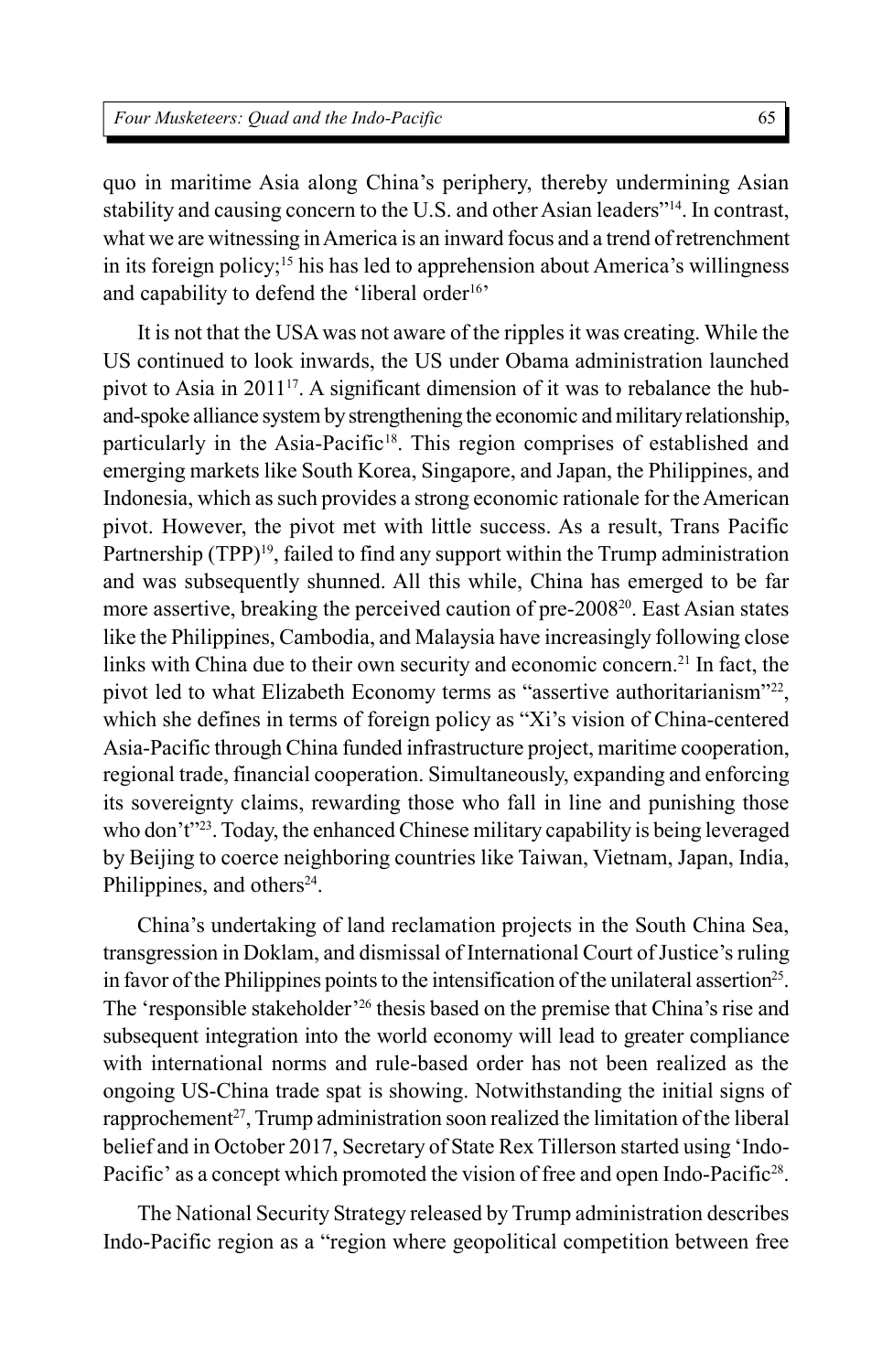quo in maritime Asia along China's periphery, thereby undermining Asian stability and causing concern to the U.S. and other Asian leaders"[14]. In contrast, what we are witnessing in America is an inward focus and a trend of retrenchment in its foreign policy;[15] his has led to apprehension about America's willingness and capability to defend the 'liberal order[16]'

It is not that the USA was not aware of the ripples it was creating. While the US continued to look inwards, the US under Obama administration launched pivot to Asia in 2011[17]. A significant dimension of it was to rebalance the hub-and-spoke alliance system by strengthening the economic and military relationship, particularly in the Asia-Pacific[18]. This region comprises of established and emerging markets like South Korea, Singapore, and Japan, the Philippines, and Indonesia, which as such provides a strong economic rationale for the American pivot. However, the pivot met with little success. As a result, Trans Pacific Partnership (TPP)[19], failed to find any support within the Trump administration and was subsequently shunned. All this while, China has emerged to be far more assertive, breaking the perceived caution of pre-2008[20]. East Asian states like the Philippines, Cambodia, and Malaysia have increasingly following close links with China due to their own security and economic concern.[21] In fact, the pivot led to what Elizabeth Economy terms as "assertive authoritarianism"[22], which she defines in terms of foreign policy as "Xi's vision of China-centered Asia-Pacific through China funded infrastructure project, maritime cooperation, regional trade, financial cooperation. Simultaneously, expanding and enforcing its sovereignty claims, rewarding those who fall in line and punishing those who don't"[23]. Today, the enhanced Chinese military capability is being leveraged by Beijing to coerce neighboring countries like Taiwan, Vietnam, Japan, India, Philippines, and others[24].

China's undertaking of land reclamation projects in the South China Sea, transgression in Doklam, and dismissal of International Court of Justice's ruling in favor of the Philippines points to the intensification of the unilateral assertion[25]. The 'responsible stakeholder'[26] thesis based on the premise that China's rise and subsequent integration into the world economy will lead to greater compliance with international norms and rule-based order has not been realized as the ongoing US-China trade spat is showing. Notwithstanding the initial signs of rapprochement[27], Trump administration soon realized the limitation of the liberal belief and in October 2017, Secretary of State Rex Tillerson started using 'Indo-Pacific' as a concept which promoted the vision of free and open Indo-Pacific[28].

The National Security Strategy released by Trump administration describes Indo-Pacific region as a "region where geopolitical competition between free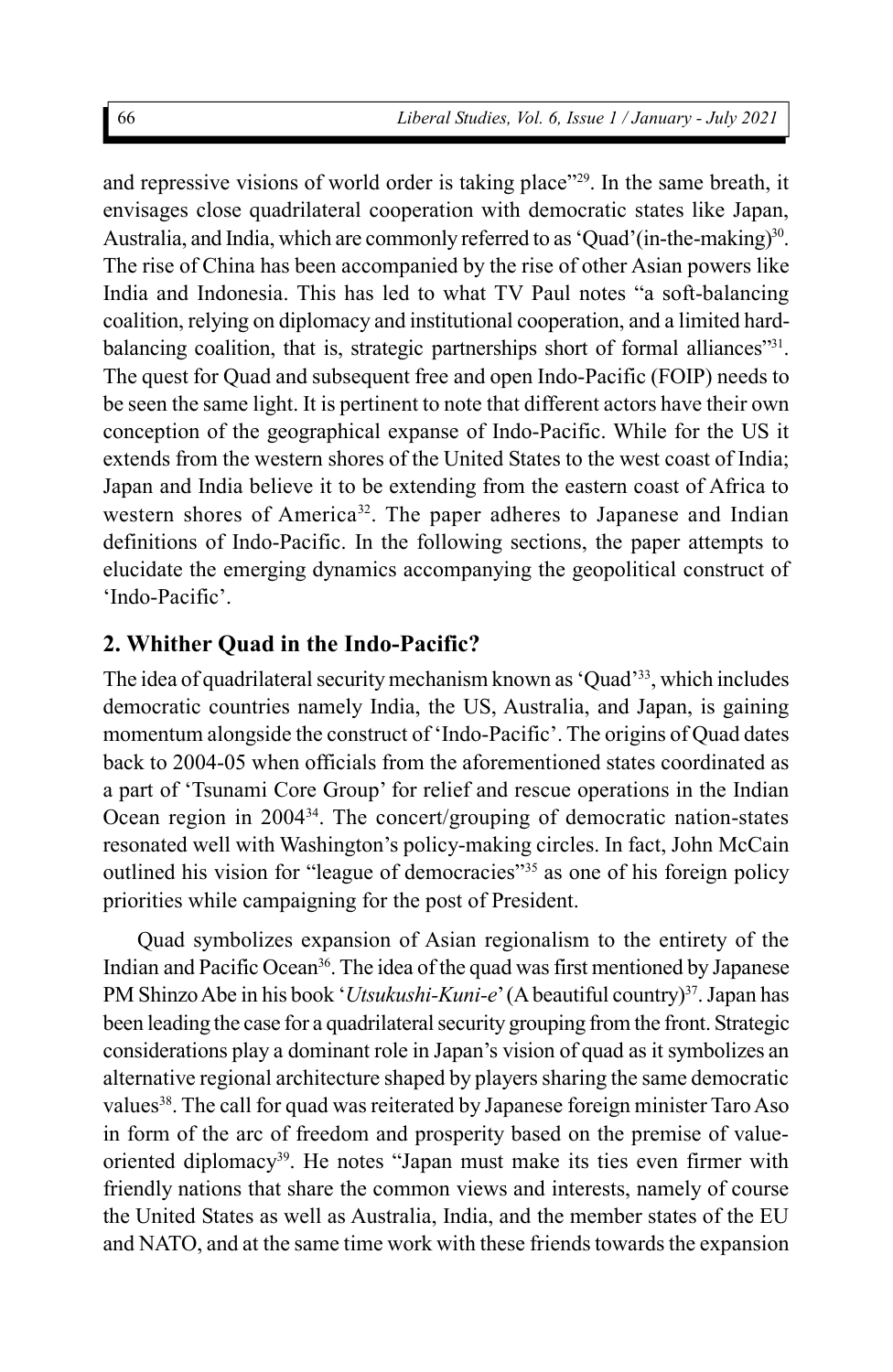and repressive visions of world order is taking place"[29]. In the same breath, it envisages close quadrilateral cooperation with democratic states like Japan, Australia, and India, which are commonly referred to as 'Quad'(in-the-making)[30]. The rise of China has been accompanied by the rise of other Asian powers like India and Indonesia. This has led to what TV Paul notes "a soft-balancing coalition, relying on diplomacy and institutional cooperation, and a limited hard-balancing coalition, that is, strategic partnerships short of formal alliances"[31]. The quest for Quad and subsequent free and open Indo-Pacific (FOIP) needs to be seen the same light. It is pertinent to note that different actors have their own conception of the geographical expanse of Indo-Pacific. While for the US it extends from the western shores of the United States to the west coast of India; Japan and India believe it to be extending from the eastern coast of Africa to western shores of America[32]. The paper adheres to Japanese and Indian definitions of Indo-Pacific. In the following sections, the paper attempts to elucidate the emerging dynamics accompanying the geopolitical construct of 'Indo-Pacific'.

## 2. Whither Quad in the Indo-Pacific?

The idea of quadrilateral security mechanism known as 'Quad'[33], which includes democratic countries namely India, the US, Australia, and Japan, is gaining momentum alongside the construct of 'Indo-Pacific'. The origins of Quad dates back to 2004-05 when officials from the aforementioned states coordinated as a part of 'Tsunami Core Group' for relief and rescue operations in the Indian Ocean region in 2004[34]. The concert/grouping of democratic nation-states resonated well with Washington's policy-making circles. In fact, John McCain outlined his vision for "league of democracies"[35] as one of his foreign policy priorities while campaigning for the post of President.

Quad symbolizes expansion of Asian regionalism to the entirety of the Indian and Pacific Ocean[36]. The idea of the quad was first mentioned by Japanese PM Shinzo Abe in his book '*Utsukushi-Kuni-e*' (A beautiful country)[37]. Japan has been leading the case for a quadrilateral security grouping from the front. Strategic considerations play a dominant role in Japan's vision of quad as it symbolizes an alternative regional architecture shaped by players sharing the same democratic values[38]. The call for quad was reiterated by Japanese foreign minister Taro Aso in form of the arc of freedom and prosperity based on the premise of value-oriented diplomacy[39]. He notes "Japan must make its ties even firmer with friendly nations that share the common views and interests, namely of course the United States as well as Australia, India, and the member states of the EU and NATO, and at the same time work with these friends towards the expansion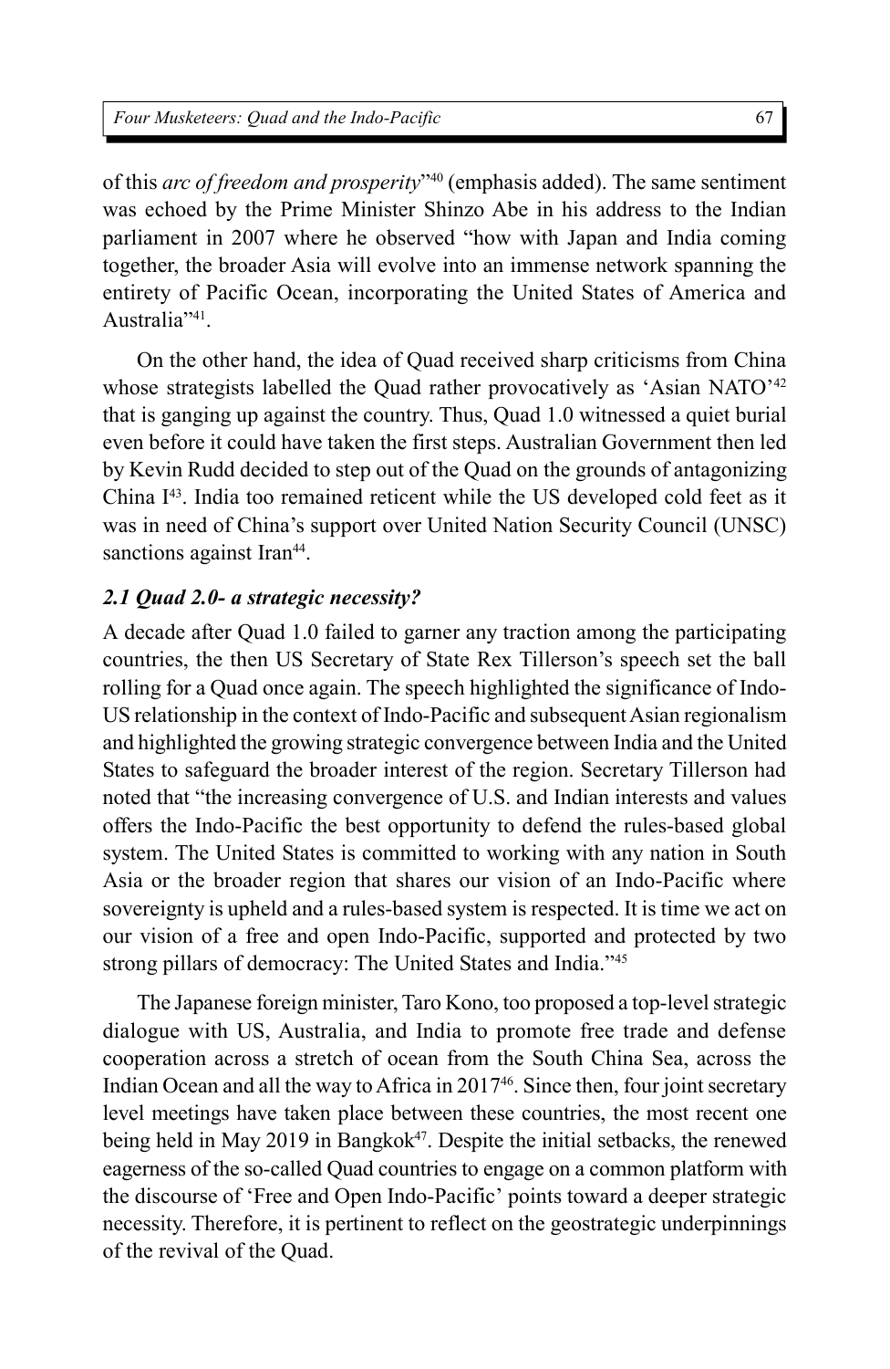of this *arc of freedom and prosperity*"[40] (emphasis added). The same sentiment was echoed by the Prime Minister Shinzo Abe in his address to the Indian parliament in 2007 where he observed "how with Japan and India coming together, the broader Asia will evolve into an immense network spanning the entirety of Pacific Ocean, incorporating the United States of America and Australia"[41].

On the other hand, the idea of Quad received sharp criticisms from China whose strategists labelled the Quad rather provocatively as 'Asian NATO'[42] that is ganging up against the country. Thus, Quad 1.0 witnessed a quiet burial even before it could have taken the first steps. Australian Government then led by Kevin Rudd decided to step out of the Quad on the grounds of antagonizing China I[43]. India too remained reticent while the US developed cold feet as it was in need of China's support over United Nation Security Council (UNSC) sanctions against Iran[44].

### *2.1 Quad 2.0- a strategic necessity?*

A decade after Quad 1.0 failed to garner any traction among the participating countries, the then US Secretary of State Rex Tillerson's speech set the ball rolling for a Quad once again. The speech highlighted the significance of Indo-US relationship in the context of Indo-Pacific and subsequent Asian regionalism and highlighted the growing strategic convergence between India and the United States to safeguard the broader interest of the region. Secretary Tillerson had noted that "the increasing convergence of U.S. and Indian interests and values offers the Indo-Pacific the best opportunity to defend the rules-based global system. The United States is committed to working with any nation in South Asia or the broader region that shares our vision of an Indo-Pacific where sovereignty is upheld and a rules-based system is respected. It is time we act on our vision of a free and open Indo-Pacific, supported and protected by two strong pillars of democracy: The United States and India."[45]

The Japanese foreign minister, Taro Kono, too proposed a top-level strategic dialogue with US, Australia, and India to promote free trade and defense cooperation across a stretch of ocean from the South China Sea, across the Indian Ocean and all the way to Africa in 2017[46]. Since then, four joint secretary level meetings have taken place between these countries, the most recent one being held in May 2019 in Bangkok[47]. Despite the initial setbacks, the renewed eagerness of the so-called Quad countries to engage on a common platform with the discourse of 'Free and Open Indo-Pacific' points toward a deeper strategic necessity. Therefore, it is pertinent to reflect on the geostrategic underpinnings of the revival of the Quad.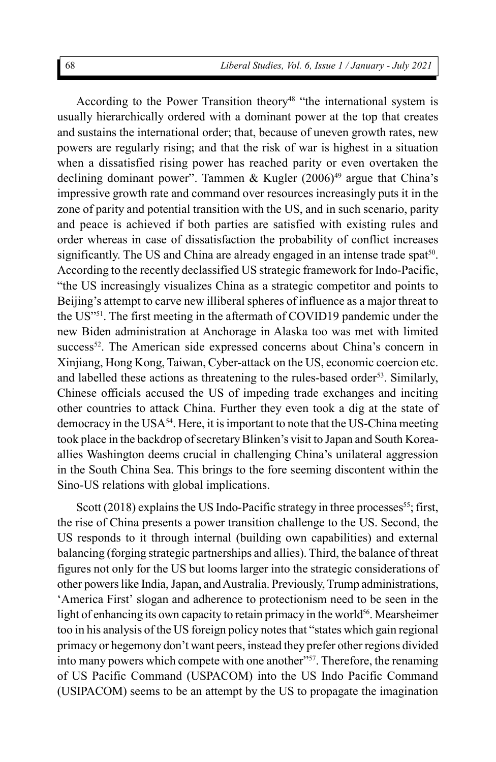According to the Power Transition theory[48] "the international system is usually hierarchically ordered with a dominant power at the top that creates and sustains the international order; that, because of uneven growth rates, new powers are regularly rising; and that the risk of war is highest in a situation when a dissatisfied rising power has reached parity or even overtaken the declining dominant power". Tammen & Kugler (2006)[49] argue that China's impressive growth rate and command over resources increasingly puts it in the zone of parity and potential transition with the US, and in such scenario, parity and peace is achieved if both parties are satisfied with existing rules and order whereas in case of dissatisfaction the probability of conflict increases significantly. The US and China are already engaged in an intense trade spat[50]. According to the recently declassified US strategic framework for Indo-Pacific, "the US increasingly visualizes China as a strategic competitor and points to Beijing's attempt to carve new illiberal spheres of influence as a major threat to the US"[51]. The first meeting in the aftermath of COVID19 pandemic under the new Biden administration at Anchorage in Alaska too was met with limited success[52]. The American side expressed concerns about China's concern in Xinjiang, Hong Kong, Taiwan, Cyber-attack on the US, economic coercion etc. and labelled these actions as threatening to the rules-based order[53]. Similarly, Chinese officials accused the US of impeding trade exchanges and inciting other countries to attack China. Further they even took a dig at the state of democracy in the USA[54]. Here, it is important to note that the US-China meeting took place in the backdrop of secretary Blinken's visit to Japan and South Korea- allies Washington deems crucial in challenging China's unilateral aggression in the South China Sea. This brings to the fore seeming discontent within the Sino-US relations with global implications.

Scott (2018) explains the US Indo-Pacific strategy in three processes[55]; first, the rise of China presents a power transition challenge to the US. Second, the US responds to it through internal (building own capabilities) and external balancing (forging strategic partnerships and allies). Third, the balance of threat figures not only for the US but looms larger into the strategic considerations of other powers like India, Japan, and Australia. Previously, Trump administrations, 'America First' slogan and adherence to protectionism need to be seen in the light of enhancing its own capacity to retain primacy in the world[56]. Mearsheimer too in his analysis of the US foreign policy notes that "states which gain regional primacy or hegemony don't want peers, instead they prefer other regions divided into many powers which compete with one another"[57]. Therefore, the renaming of US Pacific Command (USPACOM) into the US Indo Pacific Command (USIPACOM) seems to be an attempt by the US to propagate the imagination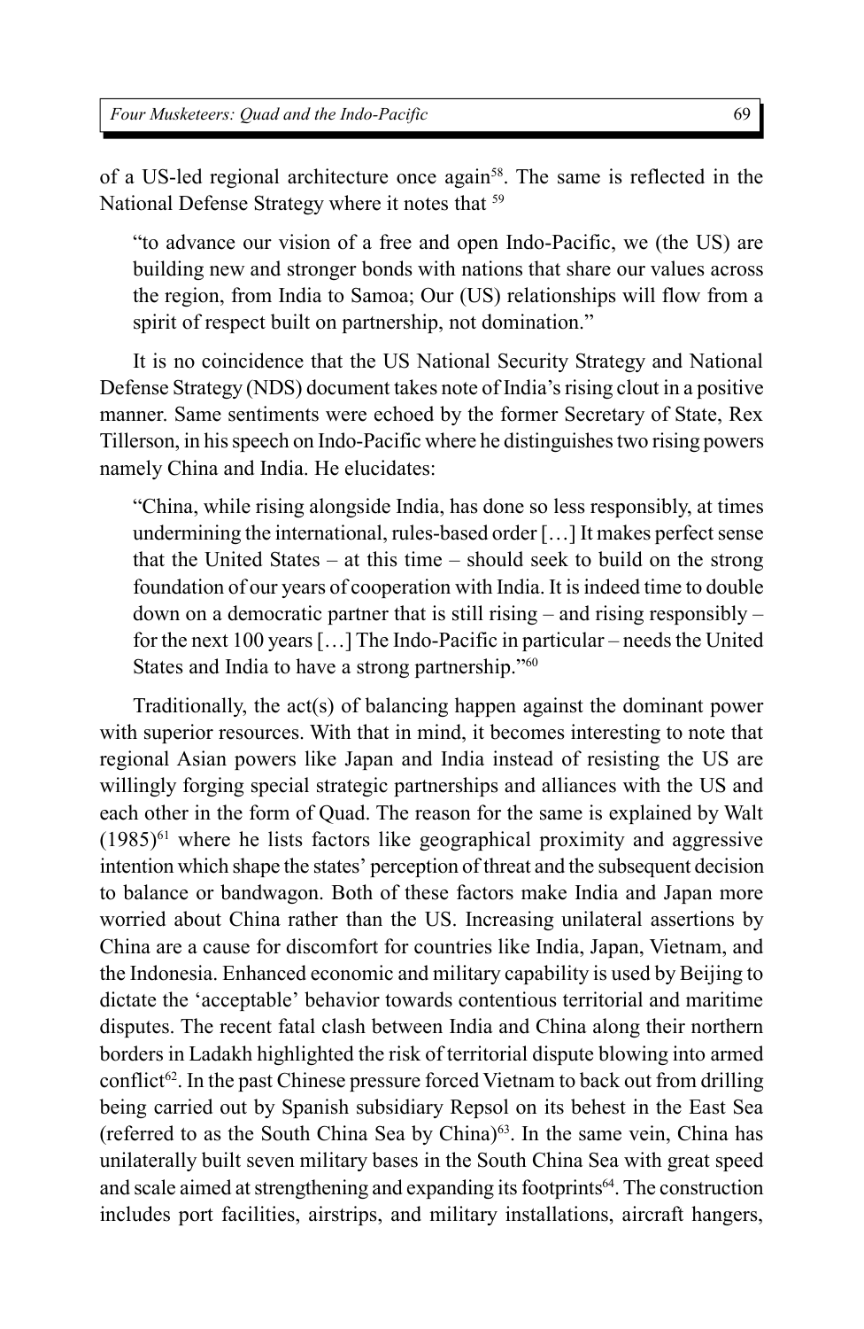of a US-led regional architecture once again[58]. The same is reflected in the National Defense Strategy where it notes that [59]

> "to advance our vision of a free and open Indo-Pacific, we (the US) are building new and stronger bonds with nations that share our values across the region, from India to Samoa; Our (US) relationships will flow from a spirit of respect built on partnership, not domination."

It is no coincidence that the US National Security Strategy and National Defense Strategy (NDS) document takes note of India's rising clout in a positive manner. Same sentiments were echoed by the former Secretary of State, Rex Tillerson, in his speech on Indo-Pacific where he distinguishes two rising powers namely China and India. He elucidates:

> "China, while rising alongside India, has done so less responsibly, at times undermining the international, rules-based order […] It makes perfect sense that the United States – at this time – should seek to build on the strong foundation of our years of cooperation with India. It is indeed time to double down on a democratic partner that is still rising – and rising responsibly – for the next 100 years […] The Indo-Pacific in particular – needs the United States and India to have a strong partnership."[60]

Traditionally, the act(s) of balancing happen against the dominant power with superior resources. With that in mind, it becomes interesting to note that regional Asian powers like Japan and India instead of resisting the US are willingly forging special strategic partnerships and alliances with the US and each other in the form of Quad. The reason for the same is explained by Walt (1985)[61] where he lists factors like geographical proximity and aggressive intention which shape the states' perception of threat and the subsequent decision to balance or bandwagon. Both of these factors make India and Japan more worried about China rather than the US. Increasing unilateral assertions by China are a cause for discomfort for countries like India, Japan, Vietnam, and the Indonesia. Enhanced economic and military capability is used by Beijing to dictate the 'acceptable' behavior towards contentious territorial and maritime disputes. The recent fatal clash between India and China along their northern borders in Ladakh highlighted the risk of territorial dispute blowing into armed conflict[62]. In the past Chinese pressure forced Vietnam to back out from drilling being carried out by Spanish subsidiary Repsol on its behest in the East Sea (referred to as the South China Sea by China)[63]. In the same vein, China has unilaterally built seven military bases in the South China Sea with great speed and scale aimed at strengthening and expanding its footprints[64]. The construction includes port facilities, airstrips, and military installations, aircraft hangers,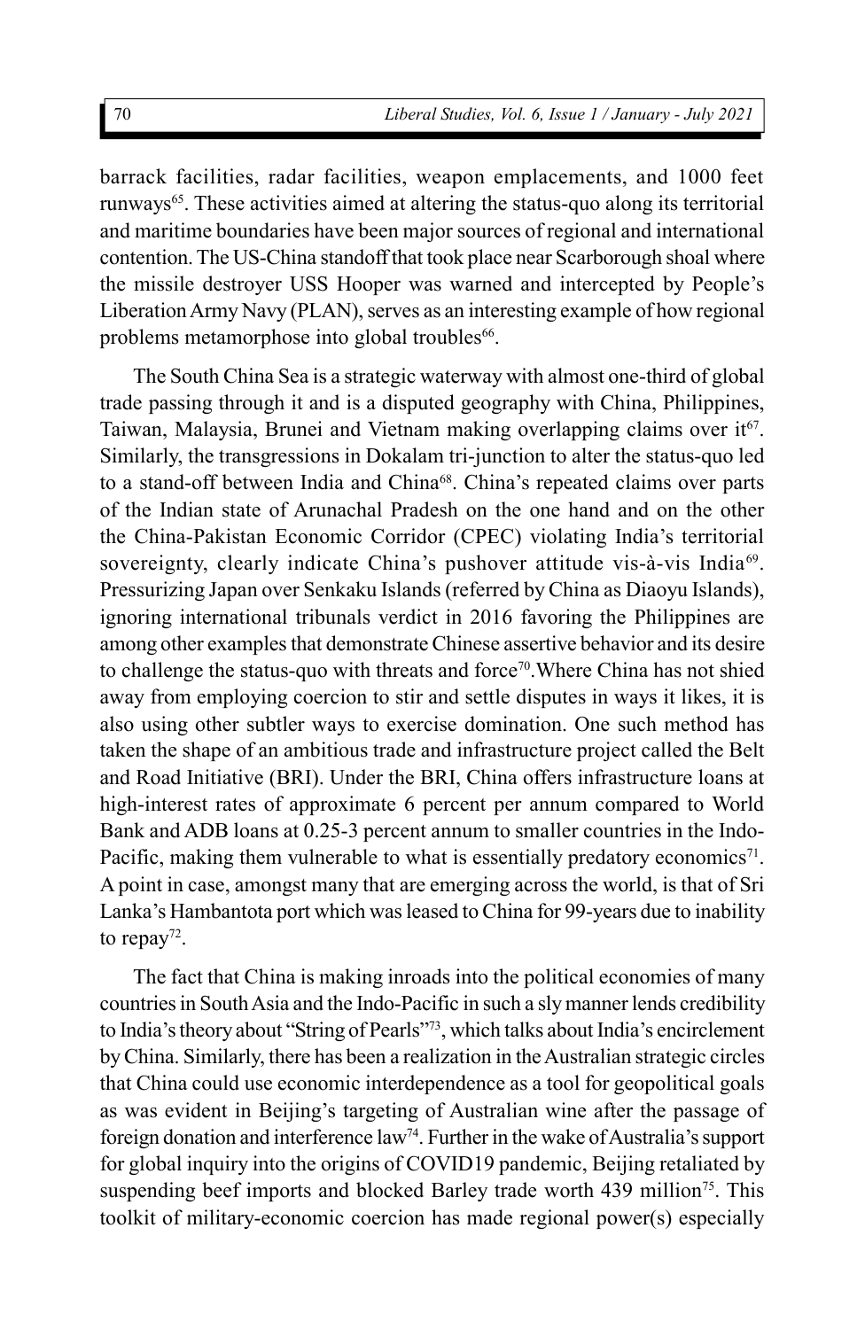barrack facilities, radar facilities, weapon emplacements, and 1000 feet runways[65]. These activities aimed at altering the status-quo along its territorial and maritime boundaries have been major sources of regional and international contention. The US-China standoff that took place near Scarborough shoal where the missile destroyer USS Hooper was warned and intercepted by People's Liberation Army Navy (PLAN), serves as an interesting example of how regional problems metamorphose into global troubles[66].

The South China Sea is a strategic waterway with almost one-third of global trade passing through it and is a disputed geography with China, Philippines, Taiwan, Malaysia, Brunei and Vietnam making overlapping claims over it[67]. Similarly, the transgressions in Dokalam tri-junction to alter the status-quo led to a stand-off between India and China[68]. China's repeated claims over parts of the Indian state of Arunachal Pradesh on the one hand and on the other the China-Pakistan Economic Corridor (CPEC) violating India's territorial sovereignty, clearly indicate China's pushover attitude vis-à-vis India[69]. Pressurizing Japan over Senkaku Islands (referred by China as Diaoyu Islands), ignoring international tribunals verdict in 2016 favoring the Philippines are among other examples that demonstrate Chinese assertive behavior and its desire to challenge the status-quo with threats and force[70]. Where China has not shied away from employing coercion to stir and settle disputes in ways it likes, it is also using other subtler ways to exercise domination. One such method has taken the shape of an ambitious trade and infrastructure project called the Belt and Road Initiative (BRI). Under the BRI, China offers infrastructure loans at high-interest rates of approximate 6 percent per annum compared to World Bank and ADB loans at 0.25-3 percent annum to smaller countries in the Indo-Pacific, making them vulnerable to what is essentially predatory economics[71]. A point in case, amongst many that are emerging across the world, is that of Sri Lanka's Hambantota port which was leased to China for 99-years due to inability to repay[72].

The fact that China is making inroads into the political economies of many countries in South Asia and the Indo-Pacific in such a sly manner lends credibility to India's theory about "String of Pearls"[73], which talks about India's encirclement by China. Similarly, there has been a realization in the Australian strategic circles that China could use economic interdependence as a tool for geopolitical goals as was evident in Beijing's targeting of Australian wine after the passage of foreign donation and interference law[74]. Further in the wake of Australia's support for global inquiry into the origins of COVID19 pandemic, Beijing retaliated by suspending beef imports and blocked Barley trade worth 439 million[75]. This toolkit of military-economic coercion has made regional power(s) especially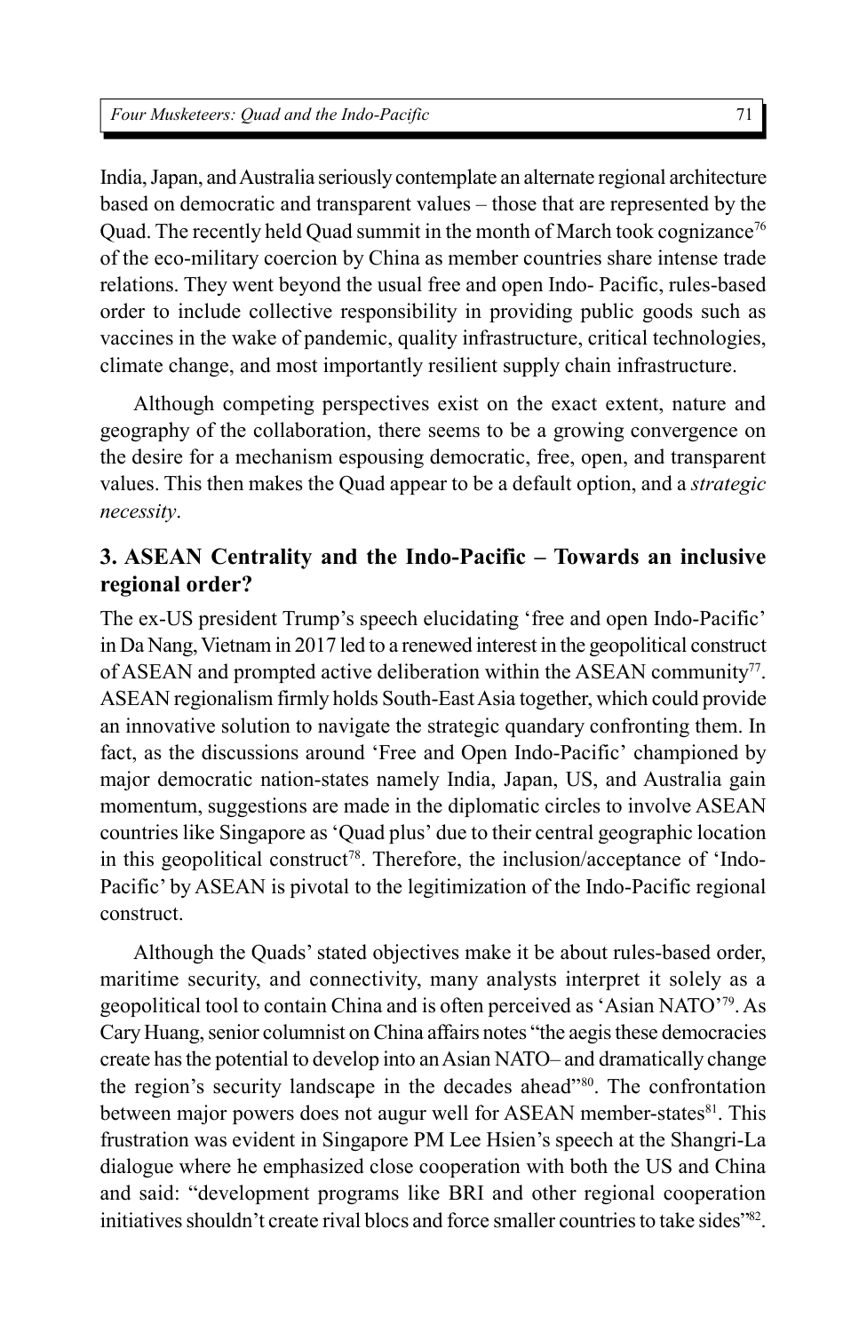India, Japan, and Australia seriously contemplate an alternate regional architecture based on democratic and transparent values – those that are represented by the Quad. The recently held Quad summit in the month of March took cognizance[76] of the eco-military coercion by China as member countries share intense trade relations. They went beyond the usual free and open Indo- Pacific, rules-based order to include collective responsibility in providing public goods such as vaccines in the wake of pandemic, quality infrastructure, critical technologies, climate change, and most importantly resilient supply chain infrastructure.

Although competing perspectives exist on the exact extent, nature and geography of the collaboration, there seems to be a growing convergence on the desire for a mechanism espousing democratic, free, open, and transparent values. This then makes the Quad appear to be a default option, and a *strategic necessity*.

## 3. ASEAN Centrality and the Indo-Pacific – Towards an inclusive regional order?

The ex-US president Trump's speech elucidating 'free and open Indo-Pacific' in Da Nang, Vietnam in 2017 led to a renewed interest in the geopolitical construct of ASEAN and prompted active deliberation within the ASEAN community[77]. ASEAN regionalism firmly holds South-East Asia together, which could provide an innovative solution to navigate the strategic quandary confronting them. In fact, as the discussions around 'Free and Open Indo-Pacific' championed by major democratic nation-states namely India, Japan, US, and Australia gain momentum, suggestions are made in the diplomatic circles to involve ASEAN countries like Singapore as 'Quad plus' due to their central geographic location in this geopolitical construct[78]. Therefore, the inclusion/acceptance of 'Indo-Pacific' by ASEAN is pivotal to the legitimization of the Indo-Pacific regional construct.

Although the Quads' stated objectives make it be about rules-based order, maritime security, and connectivity, many analysts interpret it solely as a geopolitical tool to contain China and is often perceived as 'Asian NATO'[79]. As Cary Huang, senior columnist on China affairs notes "the aegis these democracies create has the potential to develop into an Asian NATO– and dramatically change the region's security landscape in the decades ahead"[80]. The confrontation between major powers does not augur well for ASEAN member-states[81]. This frustration was evident in Singapore PM Lee Hsien's speech at the Shangri-La dialogue where he emphasized close cooperation with both the US and China and said: "development programs like BRI and other regional cooperation initiatives shouldn't create rival blocs and force smaller countries to take sides"[82].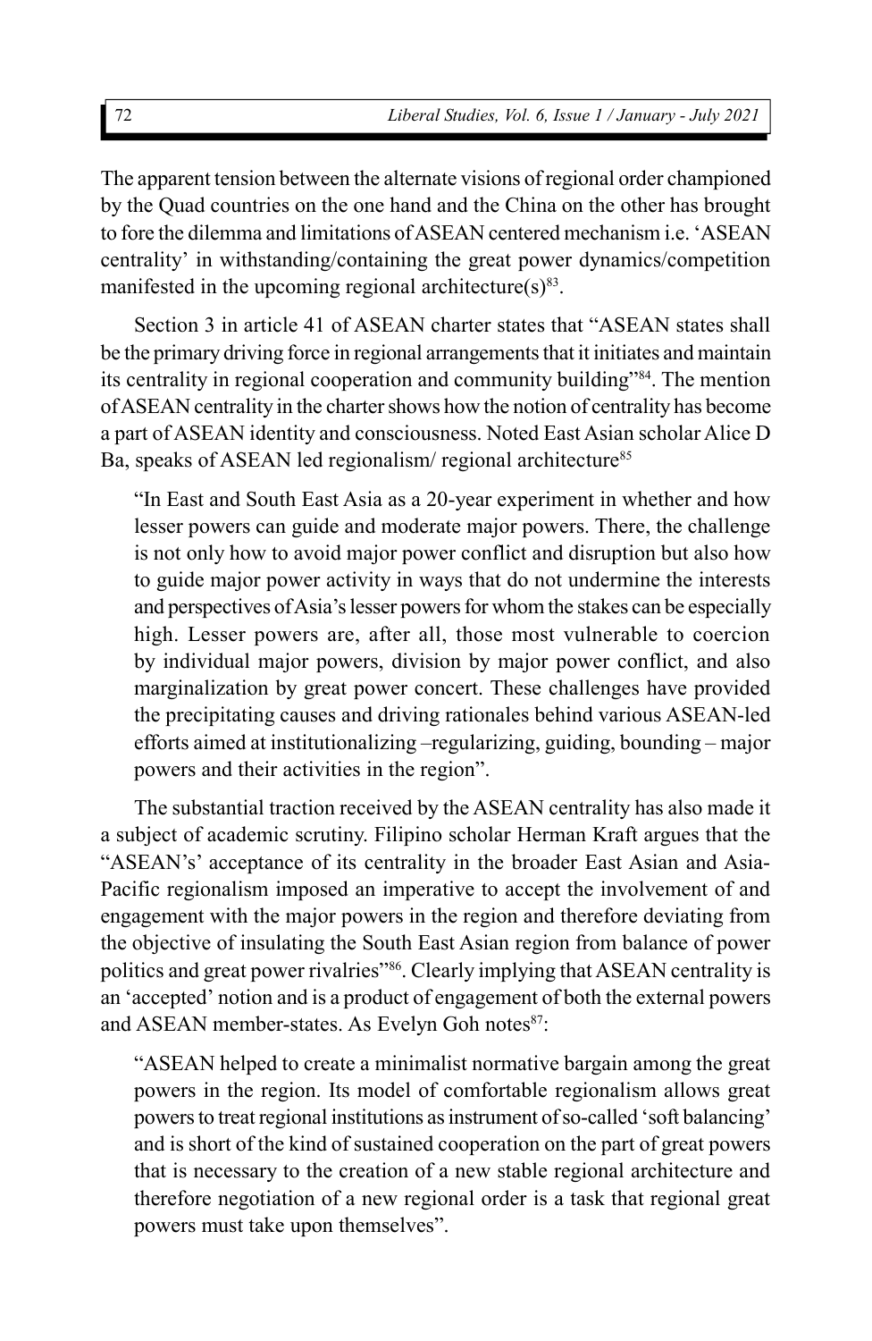The apparent tension between the alternate visions of regional order championed by the Quad countries on the one hand and the China on the other has brought to fore the dilemma and limitations of ASEAN centered mechanism i.e. 'ASEAN centrality' in withstanding/containing the great power dynamics/competition manifested in the upcoming regional architecture(s)[83].

Section 3 in article 41 of ASEAN charter states that "ASEAN states shall be the primary driving force in regional arrangements that it initiates and maintain its centrality in regional cooperation and community building"[84]. The mention of ASEAN centrality in the charter shows how the notion of centrality has become a part of ASEAN identity and consciousness. Noted East Asian scholar Alice D Ba, speaks of ASEAN led regionalism/ regional architecture[85]

> "In East and South East Asia as a 20-year experiment in whether and how lesser powers can guide and moderate major powers. There, the challenge is not only how to avoid major power conflict and disruption but also how to guide major power activity in ways that do not undermine the interests and perspectives of Asia's lesser powers for whom the stakes can be especially high. Lesser powers are, after all, those most vulnerable to coercion by individual major powers, division by major power conflict, and also marginalization by great power concert. These challenges have provided the precipitating causes and driving rationales behind various ASEAN-led efforts aimed at institutionalizing –regularizing, guiding, bounding – major powers and their activities in the region".

The substantial traction received by the ASEAN centrality has also made it a subject of academic scrutiny. Filipino scholar Herman Kraft argues that the "ASEAN's' acceptance of its centrality in the broader East Asian and Asia-Pacific regionalism imposed an imperative to accept the involvement of and engagement with the major powers in the region and therefore deviating from the objective of insulating the South East Asian region from balance of power politics and great power rivalries"[86]. Clearly implying that ASEAN centrality is an 'accepted' notion and is a product of engagement of both the external powers and ASEAN member-states. As Evelyn Goh notes[87]:

> "ASEAN helped to create a minimalist normative bargain among the great powers in the region. Its model of comfortable regionalism allows great powers to treat regional institutions as instrument of so-called 'soft balancing' and is short of the kind of sustained cooperation on the part of great powers that is necessary to the creation of a new stable regional architecture and therefore negotiation of a new regional order is a task that regional great powers must take upon themselves".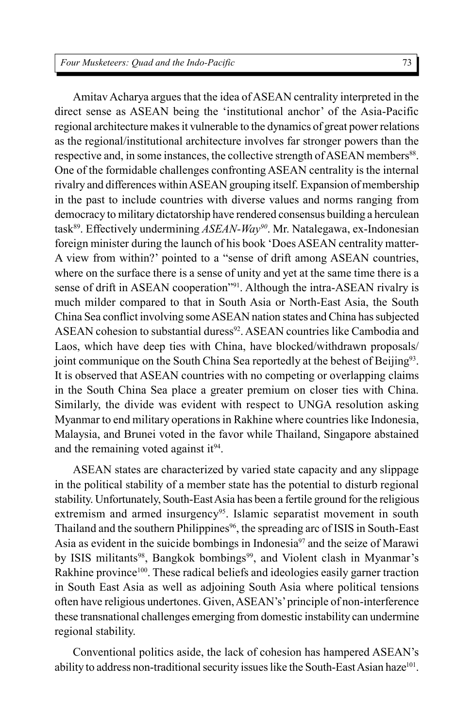Amitav Acharya argues that the idea of ASEAN centrality interpreted in the direct sense as ASEAN being the 'institutional anchor' of the Asia-Pacific regional architecture makes it vulnerable to the dynamics of great power relations as the regional/institutional architecture involves far stronger powers than the respective and, in some instances, the collective strength of ASEAN members[88]. One of the formidable challenges confronting ASEAN centrality is the internal rivalry and differences within ASEAN grouping itself. Expansion of membership in the past to include countries with diverse values and norms ranging from democracy to military dictatorship have rendered consensus building a herculean task[89]. Effectively undermining *ASEAN-Way*[90]. Mr. Natalegawa, ex-Indonesian foreign minister during the launch of his book 'Does ASEAN centrality matter- A view from within?' pointed to a "sense of drift among ASEAN countries, where on the surface there is a sense of unity and yet at the same time there is a sense of drift in ASEAN cooperation"[91]. Although the intra-ASEAN rivalry is much milder compared to that in South Asia or North-East Asia, the South China Sea conflict involving some ASEAN nation states and China has subjected ASEAN cohesion to substantial duress[92]. ASEAN countries like Cambodia and Laos, which have deep ties with China, have blocked/withdrawn proposals/ joint communique on the South China Sea reportedly at the behest of Beijing[93]. It is observed that ASEAN countries with no competing or overlapping claims in the South China Sea place a greater premium on closer ties with China. Similarly, the divide was evident with respect to UNGA resolution asking Myanmar to end military operations in Rakhine where countries like Indonesia, Malaysia, and Brunei voted in the favor while Thailand, Singapore abstained and the remaining voted against it[94].

ASEAN states are characterized by varied state capacity and any slippage in the political stability of a member state has the potential to disturb regional stability. Unfortunately, South-East Asia has been a fertile ground for the religious extremism and armed insurgency[95]. Islamic separatist movement in south Thailand and the southern Philippines[96], the spreading arc of ISIS in South-East Asia as evident in the suicide bombings in Indonesia[97] and the seize of Marawi by ISIS militants[98], Bangkok bombings[99], and Violent clash in Myanmar's Rakhine province[100]. These radical beliefs and ideologies easily garner traction in South East Asia as well as adjoining South Asia where political tensions often have religious undertones. Given, ASEAN's' principle of non-interference these transnational challenges emerging from domestic instability can undermine regional stability.

Conventional politics aside, the lack of cohesion has hampered ASEAN's ability to address non-traditional security issues like the South-East Asian haze[101].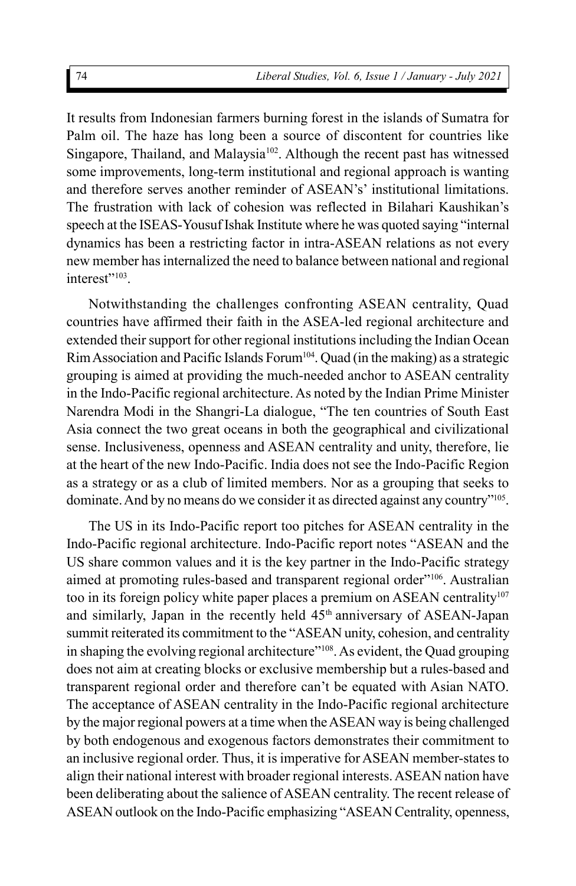It results from Indonesian farmers burning forest in the islands of Sumatra for Palm oil. The haze has long been a source of discontent for countries like Singapore, Thailand, and Malaysia[102]. Although the recent past has witnessed some improvements, long-term institutional and regional approach is wanting and therefore serves another reminder of ASEAN's' institutional limitations. The frustration with lack of cohesion was reflected in Bilahari Kaushikan's speech at the ISEAS-Yousuf Ishak Institute where he was quoted saying "internal dynamics has been a restricting factor in intra-ASEAN relations as not every new member has internalized the need to balance between national and regional interest"[103].

Notwithstanding the challenges confronting ASEAN centrality, Quad countries have affirmed their faith in the ASEA-led regional architecture and extended their support for other regional institutions including the Indian Ocean Rim Association and Pacific Islands Forum[104]. Quad (in the making) as a strategic grouping is aimed at providing the much-needed anchor to ASEAN centrality in the Indo-Pacific regional architecture. As noted by the Indian Prime Minister Narendra Modi in the Shangri-La dialogue, "The ten countries of South East Asia connect the two great oceans in both the geographical and civilizational sense. Inclusiveness, openness and ASEAN centrality and unity, therefore, lie at the heart of the new Indo-Pacific. India does not see the Indo-Pacific Region as a strategy or as a club of limited members. Nor as a grouping that seeks to dominate. And by no means do we consider it as directed against any country"[105].

The US in its Indo-Pacific report too pitches for ASEAN centrality in the Indo-Pacific regional architecture. Indo-Pacific report notes "ASEAN and the US share common values and it is the key partner in the Indo-Pacific strategy aimed at promoting rules-based and transparent regional order"[106]. Australian too in its foreign policy white paper places a premium on ASEAN centrality[107] and similarly, Japan in the recently held 45th anniversary of ASEAN-Japan summit reiterated its commitment to the "ASEAN unity, cohesion, and centrality in shaping the evolving regional architecture"[108]. As evident, the Quad grouping does not aim at creating blocks or exclusive membership but a rules-based and transparent regional order and therefore can't be equated with Asian NATO. The acceptance of ASEAN centrality in the Indo-Pacific regional architecture by the major regional powers at a time when the ASEAN way is being challenged by both endogenous and exogenous factors demonstrates their commitment to an inclusive regional order. Thus, it is imperative for ASEAN member-states to align their national interest with broader regional interests. ASEAN nation have been deliberating about the salience of ASEAN centrality. The recent release of ASEAN outlook on the Indo-Pacific emphasizing "ASEAN Centrality, openness,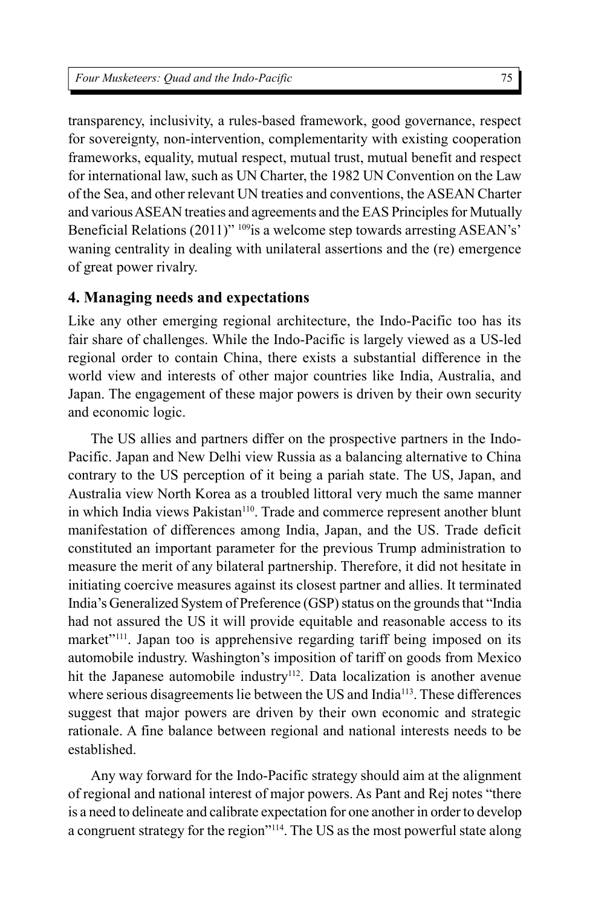transparency, inclusivity, a rules-based framework, good governance, respect for sovereignty, non-intervention, complementarity with existing cooperation frameworks, equality, mutual respect, mutual trust, mutual benefit and respect for international law, such as UN Charter, the 1982 UN Convention on the Law of the Sea, and other relevant UN treaties and conventions, the ASEAN Charter and various ASEAN treaties and agreements and the EAS Principles for Mutually Beneficial Relations (2011)" [109]is a welcome step towards arresting ASEAN's' waning centrality in dealing with unilateral assertions and the (re) emergence of great power rivalry.

## 4. Managing needs and expectations

Like any other emerging regional architecture, the Indo-Pacific too has its fair share of challenges. While the Indo-Pacific is largely viewed as a US-led regional order to contain China, there exists a substantial difference in the world view and interests of other major countries like India, Australia, and Japan. The engagement of these major powers is driven by their own security and economic logic.

The US allies and partners differ on the prospective partners in the Indo-Pacific. Japan and New Delhi view Russia as a balancing alternative to China contrary to the US perception of it being a pariah state. The US, Japan, and Australia view North Korea as a troubled littoral very much the same manner in which India views Pakistan[110]. Trade and commerce represent another blunt manifestation of differences among India, Japan, and the US. Trade deficit constituted an important parameter for the previous Trump administration to measure the merit of any bilateral partnership. Therefore, it did not hesitate in initiating coercive measures against its closest partner and allies. It terminated India's Generalized System of Preference (GSP) status on the grounds that "India had not assured the US it will provide equitable and reasonable access to its market"[111]. Japan too is apprehensive regarding tariff being imposed on its automobile industry. Washington's imposition of tariff on goods from Mexico hit the Japanese automobile industry[112]. Data localization is another avenue where serious disagreements lie between the US and India[113]. These differences suggest that major powers are driven by their own economic and strategic rationale. A fine balance between regional and national interests needs to be established.

Any way forward for the Indo-Pacific strategy should aim at the alignment of regional and national interest of major powers. As Pant and Rej notes "there is a need to delineate and calibrate expectation for one another in order to develop a congruent strategy for the region"[114]. The US as the most powerful state along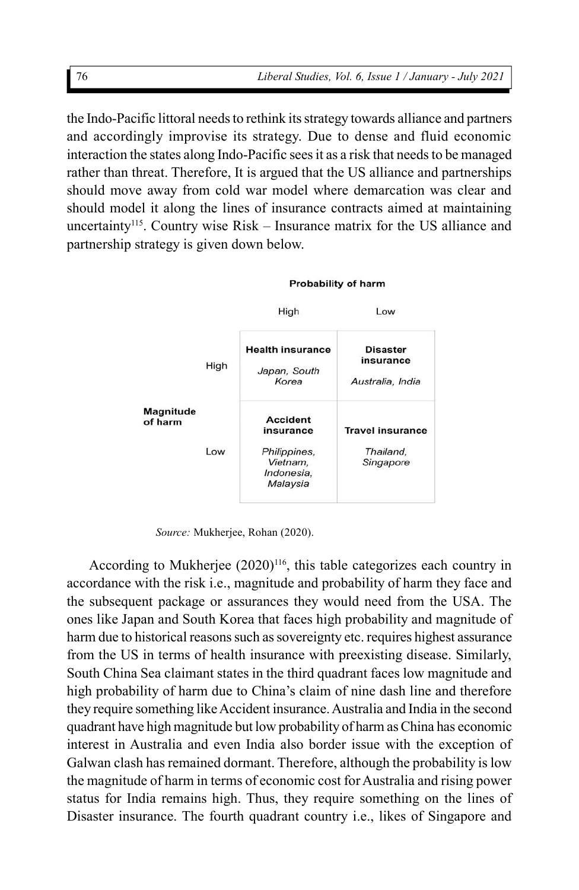the Indo-Pacific littoral needs to rethink its strategy towards alliance and partners and accordingly improvise its strategy. Due to dense and fluid economic interaction the states along Indo-Pacific sees it as a risk that needs to be managed rather than threat. Therefore, It is argued that the US alliance and partnerships should move away from cold war model where demarcation was clear and should model it along the lines of insurance contracts aimed at maintaining uncertainty[115]. Country wise Risk – Insurance matrix for the US alliance and partnership strategy is given down below.

| | | **Probability of harm** | |
|---|---|---|---|
| | | High | Low |
| **Magnitude of harm** | High | **Health insurance** *Japan, South Korea* | **Disaster insurance** *Australia, India* |
| | Low | **Accident insurance** *Philippines, Vietnam, Indonesia, Malaysia* | **Travel insurance** *Thailand, Singapore* |

*Source:* Mukherjee, Rohan (2020).

According to Mukherjee (2020)[116], this table categorizes each country in accordance with the risk i.e., magnitude and probability of harm they face and the subsequent package or assurances they would need from the USA. The ones like Japan and South Korea that faces high probability and magnitude of harm due to historical reasons such as sovereignty etc. requires highest assurance from the US in terms of health insurance with preexisting disease. Similarly, South China Sea claimant states in the third quadrant faces low magnitude and high probability of harm due to China's claim of nine dash line and therefore they require something like Accident insurance. Australia and India in the second quadrant have high magnitude but low probability of harm as China has economic interest in Australia and even India also border issue with the exception of Galwan clash has remained dormant. Therefore, although the probability is low the magnitude of harm in terms of economic cost for Australia and rising power status for India remains high. Thus, they require something on the lines of Disaster insurance. The fourth quadrant country i.e., likes of Singapore and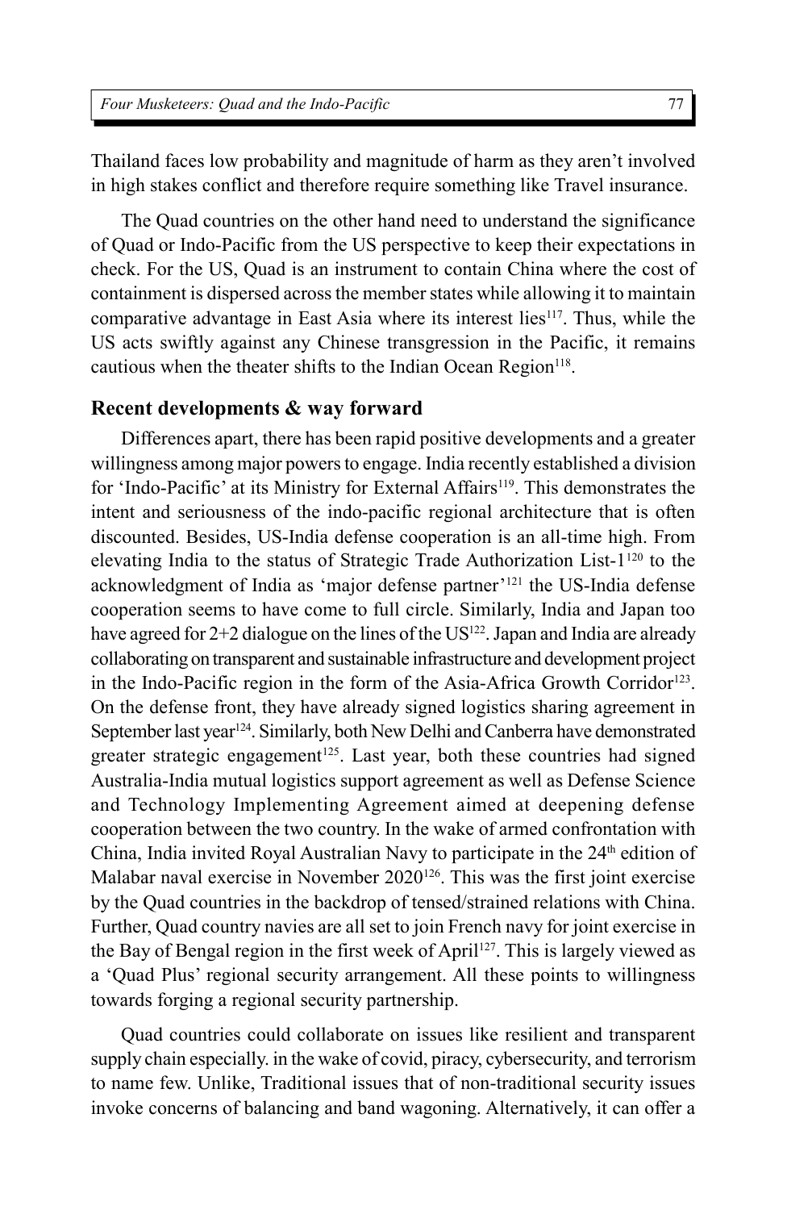Thailand faces low probability and magnitude of harm as they aren't involved in high stakes conflict and therefore require something like Travel insurance.

The Quad countries on the other hand need to understand the significance of Quad or Indo-Pacific from the US perspective to keep their expectations in check. For the US, Quad is an instrument to contain China where the cost of containment is dispersed across the member states while allowing it to maintain comparative advantage in East Asia where its interest lies[117]. Thus, while the US acts swiftly against any Chinese transgression in the Pacific, it remains cautious when the theater shifts to the Indian Ocean Region[118].

## Recent developments & way forward

Differences apart, there has been rapid positive developments and a greater willingness among major powers to engage. India recently established a division for 'Indo-Pacific' at its Ministry for External Affairs[119]. This demonstrates the intent and seriousness of the indo-pacific regional architecture that is often discounted. Besides, US-India defense cooperation is an all-time high. From elevating India to the status of Strategic Trade Authorization List-1[120] to the acknowledgment of India as 'major defense partner'[121] the US-India defense cooperation seems to have come to full circle. Similarly, India and Japan too have agreed for 2+2 dialogue on the lines of the US[122]. Japan and India are already collaborating on transparent and sustainable infrastructure and development project in the Indo-Pacific region in the form of the Asia-Africa Growth Corridor[123]. On the defense front, they have already signed logistics sharing agreement in September last year[124]. Similarly, both New Delhi and Canberra have demonstrated greater strategic engagement[125]. Last year, both these countries had signed Australia-India mutual logistics support agreement as well as Defense Science and Technology Implementing Agreement aimed at deepening defense cooperation between the two country. In the wake of armed confrontation with China, India invited Royal Australian Navy to participate in the 24th edition of Malabar naval exercise in November 2020[126]. This was the first joint exercise by the Quad countries in the backdrop of tensed/strained relations with China. Further, Quad country navies are all set to join French navy for joint exercise in the Bay of Bengal region in the first week of April[127]. This is largely viewed as a 'Quad Plus' regional security arrangement. All these points to willingness towards forging a regional security partnership.

Quad countries could collaborate on issues like resilient and transparent supply chain especially. in the wake of covid, piracy, cybersecurity, and terrorism to name few. Unlike, Traditional issues that of non-traditional security issues invoke concerns of balancing and band wagoning. Alternatively, it can offer a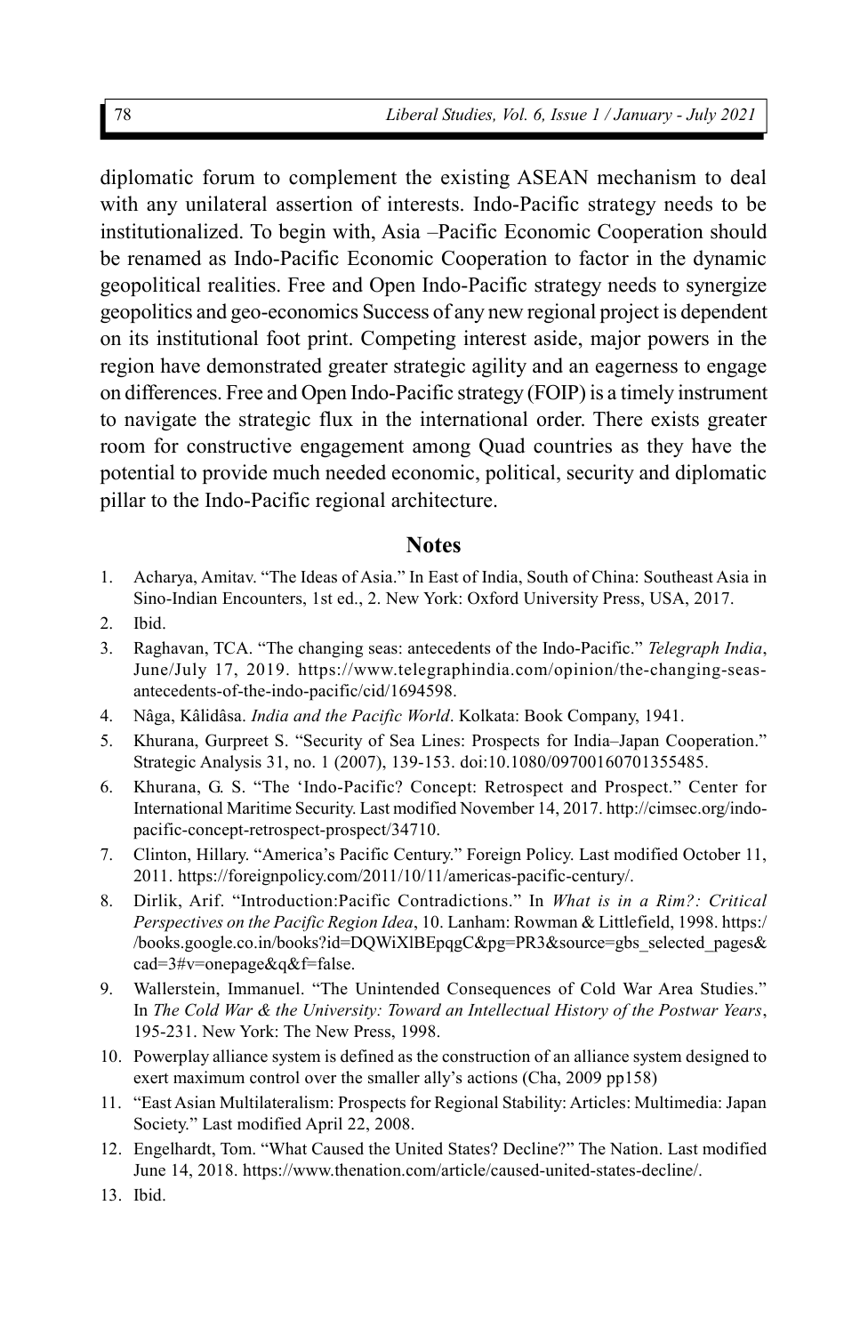diplomatic forum to complement the existing ASEAN mechanism to deal with any unilateral assertion of interests. Indo-Pacific strategy needs to be institutionalized. To begin with, Asia –Pacific Economic Cooperation should be renamed as Indo-Pacific Economic Cooperation to factor in the dynamic geopolitical realities. Free and Open Indo-Pacific strategy needs to synergize geopolitics and geo-economics Success of any new regional project is dependent on its institutional foot print. Competing interest aside, major powers in the region have demonstrated greater strategic agility and an eagerness to engage on differences. Free and Open Indo-Pacific strategy (FOIP) is a timely instrument to navigate the strategic flux in the international order. There exists greater room for constructive engagement among Quad countries as they have the potential to provide much needed economic, political, security and diplomatic pillar to the Indo-Pacific regional architecture.

## Notes

1. Acharya, Amitav. "The Ideas of Asia." In East of India, South of China: Southeast Asia in Sino-Indian Encounters, 1st ed., 2. New York: Oxford University Press, USA, 2017.
2. Ibid.
3. Raghavan, TCA. "The changing seas: antecedents of the Indo-Pacific." *Telegraph India*, June/July 17, 2019. https://www.telegraphindia.com/opinion/the-changing-seas-antecedents-of-the-indo-pacific/cid/1694598.
4. Nâga, Kâlidâsa. *India and the Pacific World*. Kolkata: Book Company, 1941.
5. Khurana, Gurpreet S. "Security of Sea Lines: Prospects for India–Japan Cooperation." Strategic Analysis 31, no. 1 (2007), 139-153. doi:10.1080/09700160701355485.
6. Khurana, G. S. "The 'Indo-Pacific? Concept: Retrospect and Prospect." Center for International Maritime Security. Last modified November 14, 2017. http://cimsec.org/indo-pacific-concept-retrospect-prospect/34710.
7. Clinton, Hillary. "America's Pacific Century." Foreign Policy. Last modified October 11, 2011. https://foreignpolicy.com/2011/10/11/americas-pacific-century/.
8. Dirlik, Arif. "Introduction:Pacific Contradictions." In *What is in a Rim?: Critical Perspectives on the Pacific Region Idea*, 10. Lanham: Rowman & Littlefield, 1998. https://books.google.co.in/books?id=DQWiXlBEpqgC&pg=PR3&source=gbs_selected_pages&cad=3#v=onepage&q&f=false.
9. Wallerstein, Immanuel. "The Unintended Consequences of Cold War Area Studies." In *The Cold War & the University: Toward an Intellectual History of the Postwar Years*, 195-231. New York: The New Press, 1998.
10. Powerplay alliance system is defined as the construction of an alliance system designed to exert maximum control over the smaller ally's actions (Cha, 2009 pp158)
11. "East Asian Multilateralism: Prospects for Regional Stability: Articles: Multimedia: Japan Society." Last modified April 22, 2008.
12. Engelhardt, Tom. "What Caused the United States? Decline?" The Nation. Last modified June 14, 2018. https://www.thenation.com/article/caused-united-states-decline/.
13. Ibid.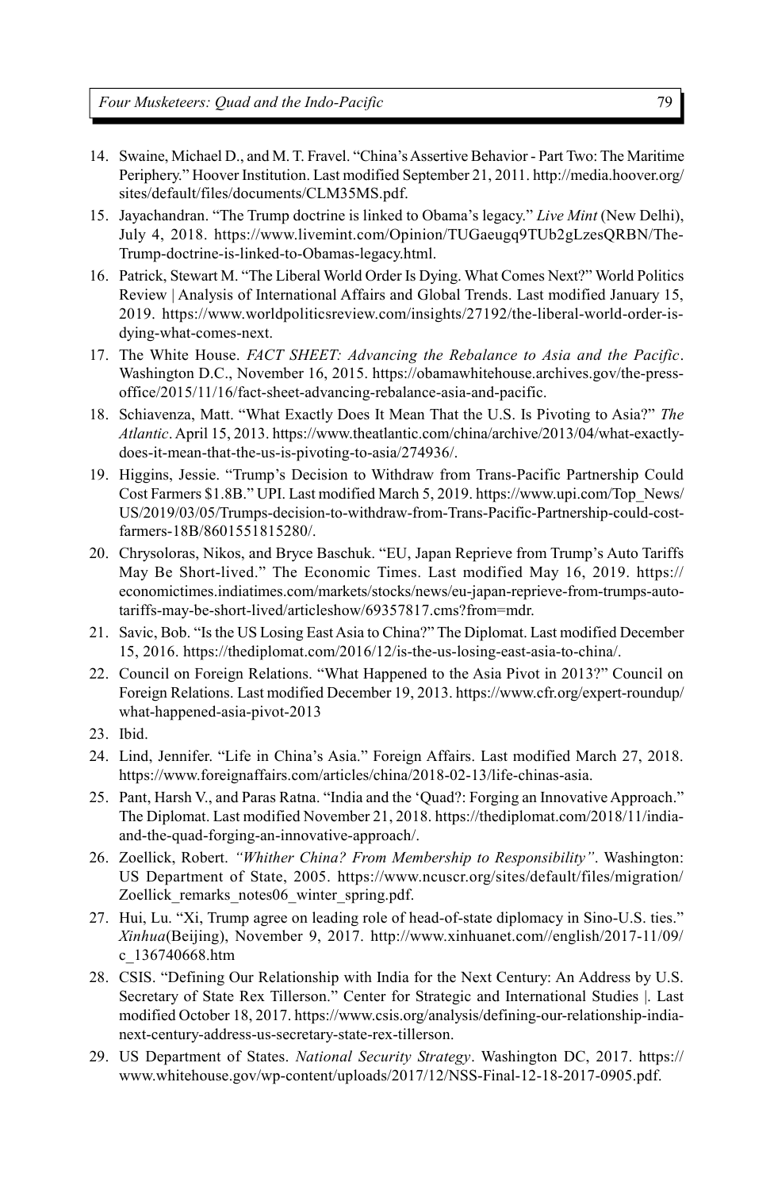14. Swaine, Michael D., and M. T. Fravel. "China's Assertive Behavior - Part Two: The Maritime Periphery." Hoover Institution. Last modified September 21, 2011. http://media.hoover.org/sites/default/files/documents/CLM35MS.pdf.
15. Jayachandran. "The Trump doctrine is linked to Obama's legacy." *Live Mint* (New Delhi), July 4, 2018. https://www.livemint.com/Opinion/TUGaeugq9TUb2gLzesQRBN/The-Trump-doctrine-is-linked-to-Obamas-legacy.html.
16. Patrick, Stewart M. "The Liberal World Order Is Dying. What Comes Next?" World Politics Review | Analysis of International Affairs and Global Trends. Last modified January 15, 2019. https://www.worldpoliticsreview.com/insights/27192/the-liberal-world-order-is-dying-what-comes-next.
17. The White House. *FACT SHEET: Advancing the Rebalance to Asia and the Pacific*. Washington D.C., November 16, 2015. https://obamawhitehouse.archives.gov/the-press-office/2015/11/16/fact-sheet-advancing-rebalance-asia-and-pacific.
18. Schiavenza, Matt. "What Exactly Does It Mean That the U.S. Is Pivoting to Asia?" *The Atlantic*. April 15, 2013. https://www.theatlantic.com/china/archive/2013/04/what-exactly-does-it-mean-that-the-us-is-pivoting-to-asia/274936/.
19. Higgins, Jessie. "Trump's Decision to Withdraw from Trans-Pacific Partnership Could Cost Farmers $1.8B." UPI. Last modified March 5, 2019. https://www.upi.com/Top_News/US/2019/03/05/Trumps-decision-to-withdraw-from-Trans-Pacific-Partnership-could-cost-farmers-18B/8601551815280/.
20. Chrysoloras, Nikos, and Bryce Baschuk. "EU, Japan Reprieve from Trump's Auto Tariffs May Be Short-lived." The Economic Times. Last modified May 16, 2019. https://economictimes.indiatimes.com/markets/stocks/news/eu-japan-reprieve-from-trumps-auto-tariffs-may-be-short-lived/articleshow/69357817.cms?from=mdr.
21. Savic, Bob. "Is the US Losing East Asia to China?" The Diplomat. Last modified December 15, 2016. https://thediplomat.com/2016/12/is-the-us-losing-east-asia-to-china/.
22. Council on Foreign Relations. "What Happened to the Asia Pivot in 2013?" Council on Foreign Relations. Last modified December 19, 2013. https://www.cfr.org/expert-roundup/what-happened-asia-pivot-2013
23. Ibid.
24. Lind, Jennifer. "Life in China's Asia." Foreign Affairs. Last modified March 27, 2018. https://www.foreignaffairs.com/articles/china/2018-02-13/life-chinas-asia.
25. Pant, Harsh V., and Paras Ratna. "India and the 'Quad?: Forging an Innovative Approach." The Diplomat. Last modified November 21, 2018. https://thediplomat.com/2018/11/india-and-the-quad-forging-an-innovative-approach/.
26. Zoellick, Robert. *"Whither China? From Membership to Responsibility"*. Washington: US Department of State, 2005. https://www.ncuscr.org/sites/default/files/migration/Zoellick_remarks_notes06_winter_spring.pdf.
27. Hui, Lu. "Xi, Trump agree on leading role of head-of-state diplomacy in Sino-U.S. ties." *Xinhua*(Beijing), November 9, 2017. http://www.xinhuanet.com//english/2017-11/09/c_136740668.htm
28. CSIS. "Defining Our Relationship with India for the Next Century: An Address by U.S. Secretary of State Rex Tillerson." Center for Strategic and International Studies |. Last modified October 18, 2017. https://www.csis.org/analysis/defining-our-relationship-india-next-century-address-us-secretary-state-rex-tillerson.
29. US Department of States. *National Security Strategy*. Washington DC, 2017. https://www.whitehouse.gov/wp-content/uploads/2017/12/NSS-Final-12-18-2017-0905.pdf.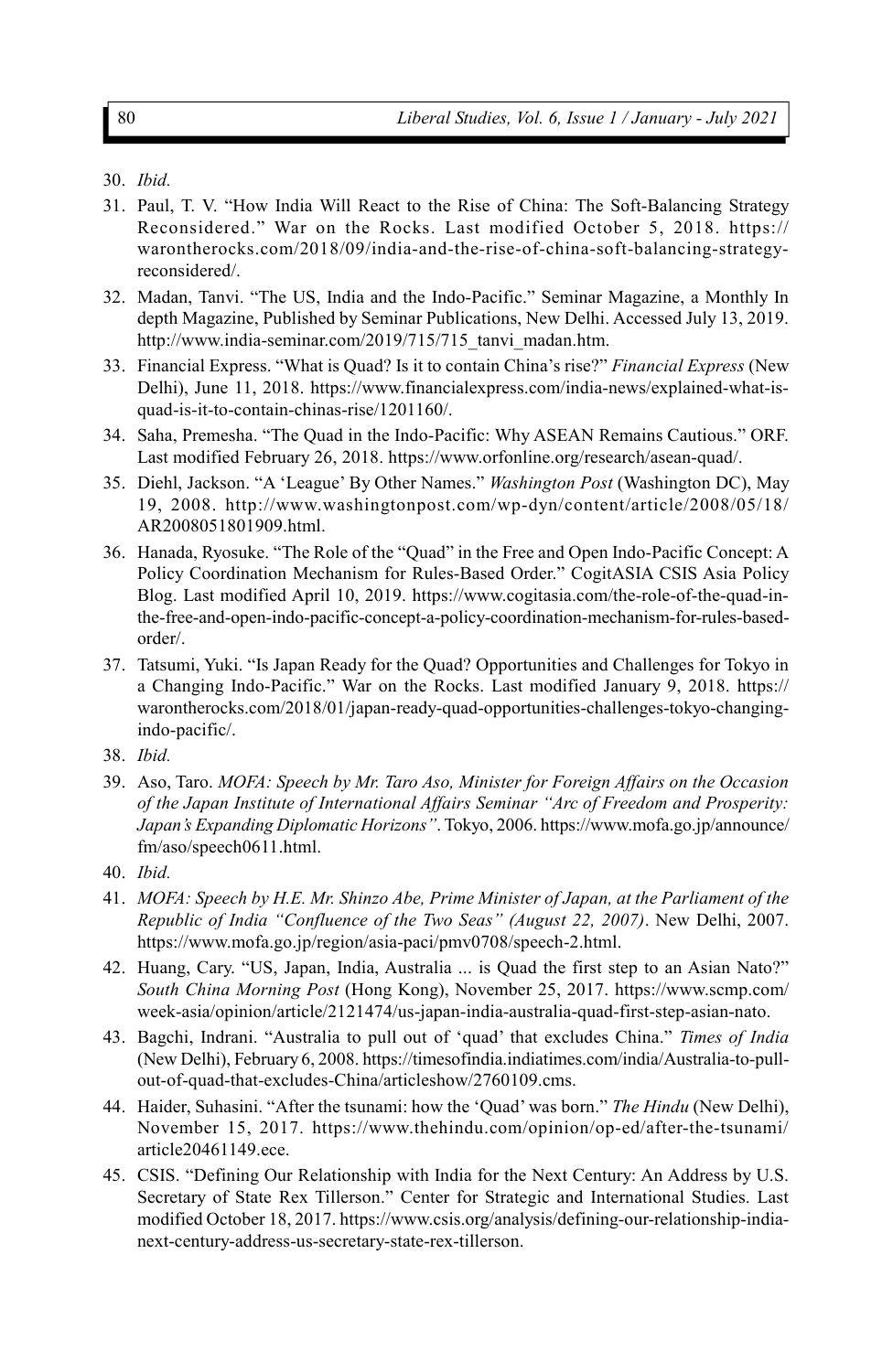30. *Ibid.*
31. Paul, T. V. "How India Will React to the Rise of China: The Soft-Balancing Strategy Reconsidered." War on the Rocks. Last modified October 5, 2018. https://warontherocks.com/2018/09/india-and-the-rise-of-china-soft-balancing-strategy-reconsidered/.
32. Madan, Tanvi. "The US, India and the Indo-Pacific." Seminar Magazine, a Monthly In depth Magazine, Published by Seminar Publications, New Delhi. Accessed July 13, 2019. http://www.india-seminar.com/2019/715/715_tanvi_madan.htm.
33. Financial Express. "What is Quad? Is it to contain China's rise?" *Financial Express* (New Delhi), June 11, 2018. https://www.financialexpress.com/india-news/explained-what-is-quad-is-it-to-contain-chinas-rise/1201160/.
34. Saha, Premesha. "The Quad in the Indo-Pacific: Why ASEAN Remains Cautious." ORF. Last modified February 26, 2018. https://www.orfonline.org/research/asean-quad/.
35. Diehl, Jackson. "A 'League' By Other Names." *Washington Post* (Washington DC), May 19, 2008. http://www.washingtonpost.com/wp-dyn/content/article/2008/05/18/AR2008051801909.html.
36. Hanada, Ryosuke. "The Role of the "Quad" in the Free and Open Indo-Pacific Concept: A Policy Coordination Mechanism for Rules-Based Order." CogitASIA CSIS Asia Policy Blog. Last modified April 10, 2019. https://www.cogitasia.com/the-role-of-the-quad-in-the-free-and-open-indo-pacific-concept-a-policy-coordination-mechanism-for-rules-based-order/.
37. Tatsumi, Yuki. "Is Japan Ready for the Quad? Opportunities and Challenges for Tokyo in a Changing Indo-Pacific." War on the Rocks. Last modified January 9, 2018. https://warontherocks.com/2018/01/japan-ready-quad-opportunities-challenges-tokyo-changing-indo-pacific/.
38. *Ibid.*
39. Aso, Taro. *MOFA: Speech by Mr. Taro Aso, Minister for Foreign Affairs on the Occasion of the Japan Institute of International Affairs Seminar "Arc of Freedom and Prosperity: Japan's Expanding Diplomatic Horizons"*. Tokyo, 2006. https://www.mofa.go.jp/announce/fm/aso/speech0611.html.
40. *Ibid.*
41. *MOFA: Speech by H.E. Mr. Shinzo Abe, Prime Minister of Japan, at the Parliament of the Republic of India "Confluence of the Two Seas" (August 22, 2007)*. New Delhi, 2007. https://www.mofa.go.jp/region/asia-paci/pmv0708/speech-2.html.
42. Huang, Cary. "US, Japan, India, Australia ... is Quad the first step to an Asian Nato?" *South China Morning Post* (Hong Kong), November 25, 2017. https://www.scmp.com/week-asia/opinion/article/2121474/us-japan-india-australia-quad-first-step-asian-nato.
43. Bagchi, Indrani. "Australia to pull out of 'quad' that excludes China." *Times of India* (New Delhi), February 6, 2008. https://timesofindia.indiatimes.com/india/Australia-to-pull-out-of-quad-that-excludes-China/articleshow/2760109.cms.
44. Haider, Suhasini. "After the tsunami: how the 'Quad' was born." *The Hindu* (New Delhi), November 15, 2017. https://www.thehindu.com/opinion/op-ed/after-the-tsunami/article20461149.ece.
45. CSIS. "Defining Our Relationship with India for the Next Century: An Address by U.S. Secretary of State Rex Tillerson." Center for Strategic and International Studies. Last modified October 18, 2017. https://www.csis.org/analysis/defining-our-relationship-india-next-century-address-us-secretary-state-rex-tillerson.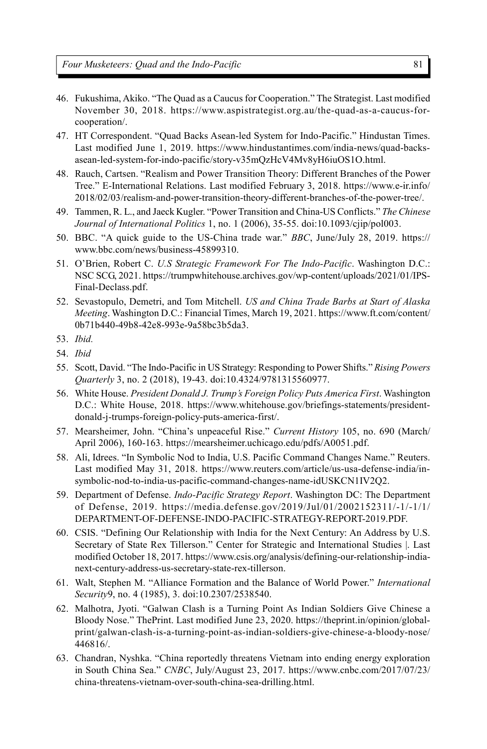46. Fukushima, Akiko. "The Quad as a Caucus for Cooperation." The Strategist. Last modified November 30, 2018. https://www.aspistrategist.org.au/the-quad-as-a-caucus-for-cooperation/.
47. HT Correspondent. "Quad Backs Asean-led System for Indo-Pacific." Hindustan Times. Last modified June 1, 2019. https://www.hindustantimes.com/india-news/quad-backs-asean-led-system-for-indo-pacific/story-v35mQzHcV4Mv8yH6iuOS1O.html.
48. Rauch, Cartsen. "Realism and Power Transition Theory: Different Branches of the Power Tree." E-International Relations. Last modified February 3, 2018. https://www.e-ir.info/2018/02/03/realism-and-power-transition-theory-different-branches-of-the-power-tree/.
49. Tammen, R. L., and Jaeck Kugler. "Power Transition and China-US Conflicts." *The Chinese Journal of International Politics* 1, no. 1 (2006), 35-55. doi:10.1093/cjip/pol003.
50. BBC. "A quick guide to the US-China trade war." *BBC*, June/July 28, 2019. https://www.bbc.com/news/business-45899310.
51. O'Brien, Robert C. *U.S Strategic Framework For The Indo-Pacific*. Washington D.C.: NSC SCG, 2021. https://trumpwhitehouse.archives.gov/wp-content/uploads/2021/01/IPS-Final-Declass.pdf.
52. Sevastopulo, Demetri, and Tom Mitchell. *US and China Trade Barbs at Start of Alaska Meeting*. Washington D.C.: Financial Times, March 19, 2021. https://www.ft.com/content/0b71b440-49b8-42e8-993e-9a58bc3b5da3.
53. *Ibid.*
54. *Ibid*
55. Scott, David. "The Indo-Pacific in US Strategy: Responding to Power Shifts." *Rising Powers Quarterly* 3, no. 2 (2018), 19-43. doi:10.4324/9781315560977.
56. White House. *President Donald J. Trump's Foreign Policy Puts America First*. Washington D.C.: White House, 2018. https://www.whitehouse.gov/briefings-statements/president-donald-j-trumps-foreign-policy-puts-america-first/.
57. Mearsheimer, John. "China's unpeaceful Rise." *Current History* 105, no. 690 (March/April 2006), 160-163. https://mearsheimer.uchicago.edu/pdfs/A0051.pdf.
58. Ali, Idrees. "In Symbolic Nod to India, U.S. Pacific Command Changes Name." Reuters. Last modified May 31, 2018. https://www.reuters.com/article/us-usa-defense-india/in-symbolic-nod-to-india-us-pacific-command-changes-name-idUSKCN1IV2Q2.
59. Department of Defense. *Indo-Pacific Strategy Report*. Washington DC: The Department of Defense, 2019. https://media.defense.gov/2019/Jul/01/2002152311/-1/-1/1/DEPARTMENT-OF-DEFENSE-INDO-PACIFIC-STRATEGY-REPORT-2019.PDF.
60. CSIS. "Defining Our Relationship with India for the Next Century: An Address by U.S. Secretary of State Rex Tillerson." Center for Strategic and International Studies |. Last modified October 18, 2017. https://www.csis.org/analysis/defining-our-relationship-india-next-century-address-us-secretary-state-rex-tillerson.
61. Walt, Stephen M. "Alliance Formation and the Balance of World Power." *International Security*9, no. 4 (1985), 3. doi:10.2307/2538540.
62. Malhotra, Jyoti. "Galwan Clash is a Turning Point As Indian Soldiers Give Chinese a Bloody Nose." ThePrint. Last modified June 23, 2020. https://theprint.in/opinion/global-print/galwan-clash-is-a-turning-point-as-indian-soldiers-give-chinese-a-bloody-nose/446816/.
63. Chandran, Nyshka. "China reportedly threatens Vietnam into ending energy exploration in South China Sea." *CNBC*, July/August 23, 2017. https://www.cnbc.com/2017/07/23/china-threatens-vietnam-over-south-china-sea-drilling.html.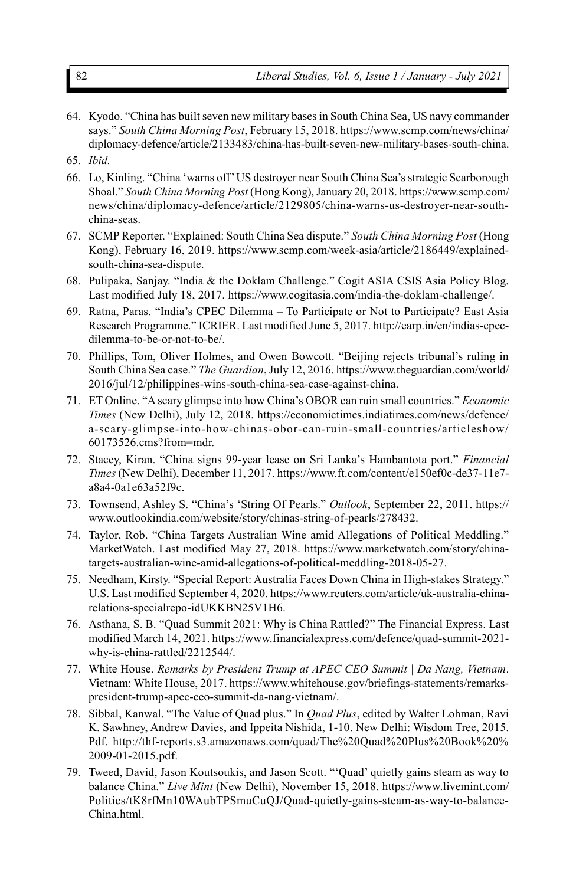64. Kyodo. "China has built seven new military bases in South China Sea, US navy commander says." *South China Morning Post*, February 15, 2018. https://www.scmp.com/news/china/diplomacy-defence/article/2133483/china-has-built-seven-new-military-bases-south-china.

65. *Ibid.*

66. Lo, Kinling. "China 'warns off' US destroyer near South China Sea's strategic Scarborough Shoal." *South China Morning Post* (Hong Kong), January 20, 2018. https://www.scmp.com/news/china/diplomacy-defence/article/2129805/china-warns-us-destroyer-near-south-china-seas.

67. SCMP Reporter. "Explained: South China Sea dispute." *South China Morning Post* (Hong Kong), February 16, 2019. https://www.scmp.com/week-asia/article/2186449/explained-south-china-sea-dispute.

68. Pulipaka, Sanjay. "India & the Doklam Challenge." Cogit ASIA CSIS Asia Policy Blog. Last modified July 18, 2017. https://www.cogitasia.com/india-the-doklam-challenge/.

69. Ratna, Paras. "India's CPEC Dilemma – To Participate or Not to Participate? East Asia Research Programme." ICRIER. Last modified June 5, 2017. http://earp.in/en/indias-cpec-dilemma-to-be-or-not-to-be/.

70. Phillips, Tom, Oliver Holmes, and Owen Bowcott. "Beijing rejects tribunal's ruling in South China Sea case." *The Guardian*, July 12, 2016. https://www.theguardian.com/world/2016/jul/12/philippines-wins-south-china-sea-case-against-china.

71. ET Online. "A scary glimpse into how China's OBOR can ruin small countries." *Economic Times* (New Delhi), July 12, 2018. https://economictimes.indiatimes.com/news/defence/a-scary-glimpse-into-how-chinas-obor-can-ruin-small-countries/articleshow/60173526.cms?from=mdr.

72. Stacey, Kiran. "China signs 99-year lease on Sri Lanka's Hambantota port." *Financial Times* (New Delhi), December 11, 2017. https://www.ft.com/content/e150ef0c-de37-11e7-a8a4-0a1e63a52f9c.

73. Townsend, Ashley S. "China's 'String Of Pearls." *Outlook*, September 22, 2011. https://www.outlookindia.com/website/story/chinas-string-of-pearls/278432.

74. Taylor, Rob. "China Targets Australian Wine amid Allegations of Political Meddling." MarketWatch. Last modified May 27, 2018. https://www.marketwatch.com/story/china-targets-australian-wine-amid-allegations-of-political-meddling-2018-05-27.

75. Needham, Kirsty. "Special Report: Australia Faces Down China in High-stakes Strategy." U.S. Last modified September 4, 2020. https://www.reuters.com/article/uk-australia-china-relations-specialrepo-idUKKBN25V1H6.

76. Asthana, S. B. "Quad Summit 2021: Why is China Rattled?" The Financial Express. Last modified March 14, 2021. https://www.financialexpress.com/defence/quad-summit-2021-why-is-china-rattled/2212544/.

77. White House. *Remarks by President Trump at APEC CEO Summit | Da Nang, Vietnam*. Vietnam: White House, 2017. https://www.whitehouse.gov/briefings-statements/remarks-president-trump-apec-ceo-summit-da-nang-vietnam/.

78. Sibbal, Kanwal. "The Value of Quad plus." In *Quad Plus*, edited by Walter Lohman, Ravi K. Sawhney, Andrew Davies, and Ippeita Nishida, 1-10. New Delhi: Wisdom Tree, 2015. Pdf. http://thf-reports.s3.amazonaws.com/quad/The%20Quad%20Plus%20Book%20%2009-01-2015.pdf.

79. Tweed, David, Jason Koutsoukis, and Jason Scott. "'Quad' quietly gains steam as way to balance China." *Live Mint* (New Delhi), November 15, 2018. https://www.livemint.com/Politics/tK8rfMn10WAubTPSmuCuQJ/Quad-quietly-gains-steam-as-way-to-balance-China.html.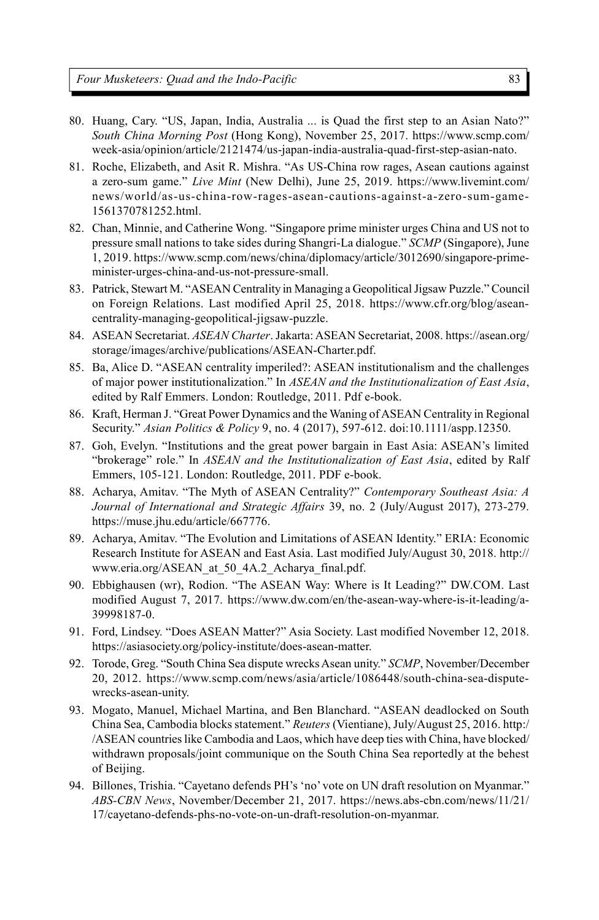80. Huang, Cary. "US, Japan, India, Australia ... is Quad the first step to an Asian Nato?" *South China Morning Post* (Hong Kong), November 25, 2017. https://www.scmp.com/week-asia/opinion/article/2121474/us-japan-india-australia-quad-first-step-asian-nato.
81. Roche, Elizabeth, and Asit R. Mishra. "As US-China row rages, Asean cautions against a zero-sum game." *Live Mint* (New Delhi), June 25, 2019. https://www.livemint.com/news/world/as-us-china-row-rages-asean-cautions-against-a-zero-sum-game-1561370781252.html.
82. Chan, Minnie, and Catherine Wong. "Singapore prime minister urges China and US not to pressure small nations to take sides during Shangri-La dialogue." *SCMP* (Singapore), June 1, 2019. https://www.scmp.com/news/china/diplomacy/article/3012690/singapore-prime-minister-urges-china-and-us-not-pressure-small.
83. Patrick, Stewart M. "ASEAN Centrality in Managing a Geopolitical Jigsaw Puzzle." Council on Foreign Relations. Last modified April 25, 2018. https://www.cfr.org/blog/asean-centrality-managing-geopolitical-jigsaw-puzzle.
84. ASEAN Secretariat. *ASEAN Charter*. Jakarta: ASEAN Secretariat, 2008. https://asean.org/storage/images/archive/publications/ASEAN-Charter.pdf.
85. Ba, Alice D. "ASEAN centrality imperiled?: ASEAN institutionalism and the challenges of major power institutionalization." In *ASEAN and the Institutionalization of East Asia*, edited by Ralf Emmers. London: Routledge, 2011. Pdf e-book.
86. Kraft, Herman J. "Great Power Dynamics and the Waning of ASEAN Centrality in Regional Security." *Asian Politics & Policy* 9, no. 4 (2017), 597-612. doi:10.1111/aspp.12350.
87. Goh, Evelyn. "Institutions and the great power bargain in East Asia: ASEAN's limited "brokerage" role." In *ASEAN and the Institutionalization of East Asia*, edited by Ralf Emmers, 105-121. London: Routledge, 2011. PDF e-book.
88. Acharya, Amitav. "The Myth of ASEAN Centrality?" *Contemporary Southeast Asia: A Journal of International and Strategic Affairs* 39, no. 2 (July/August 2017), 273-279. https://muse.jhu.edu/article/667776.
89. Acharya, Amitav. "The Evolution and Limitations of ASEAN Identity." ERIA: Economic Research Institute for ASEAN and East Asia. Last modified July/August 30, 2018. http://www.eria.org/ASEAN_at_50_4A.2_Acharya_final.pdf.
90. Ebbighausen (wr), Rodion. "The ASEAN Way: Where is It Leading?" DW.COM. Last modified August 7, 2017. https://www.dw.com/en/the-asean-way-where-is-it-leading/a-39998187-0.
91. Ford, Lindsey. "Does ASEAN Matter?" Asia Society. Last modified November 12, 2018. https://asiasociety.org/policy-institute/does-asean-matter.
92. Torode, Greg. "South China Sea dispute wrecks Asean unity." *SCMP*, November/December 20, 2012. https://www.scmp.com/news/asia/article/1086448/south-china-sea-dispute-wrecks-asean-unity.
93. Mogato, Manuel, Michael Martina, and Ben Blanchard. "ASEAN deadlocked on South China Sea, Cambodia blocks statement." *Reuters* (Vientiane), July/August 25, 2016. http://ASEAN countries like Cambodia and Laos, which have deep ties with China, have blocked/withdrawn proposals/joint communique on the South China Sea reportedly at the behest of Beijing.
94. Billones, Trishia. "Cayetano defends PH's 'no' vote on UN draft resolution on Myanmar." *ABS-CBN News*, November/December 21, 2017. https://news.abs-cbn.com/news/11/21/17/cayetano-defends-phs-no-vote-on-un-draft-resolution-on-myanmar.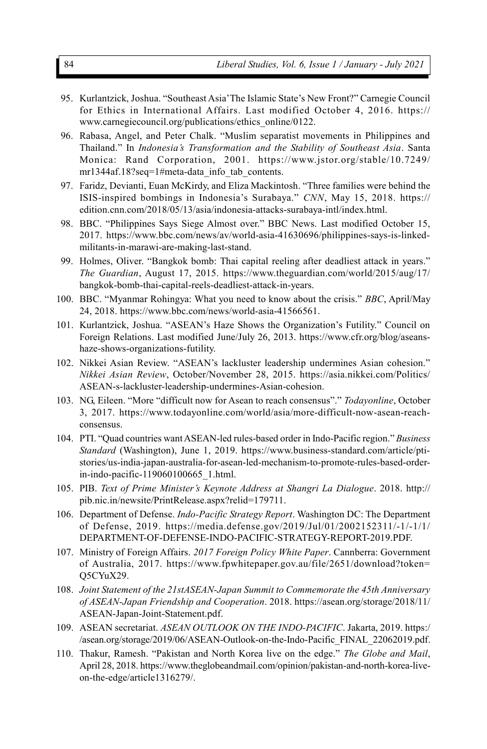95. Kurlantzick, Joshua. "Southeast Asia'The Islamic State's New Front?" Carnegie Council for Ethics in International Affairs. Last modified October 4, 2016. https://www.carnegiecouncil.org/publications/ethics_online/0122.
96. Rabasa, Angel, and Peter Chalk. "Muslim separatist movements in Philippines and Thailand." In *Indonesia's Transformation and the Stability of Southeast Asia*. Santa Monica: Rand Corporation, 2001. https://www.jstor.org/stable/10.7249/mr1344af.18?seq=1#meta-data_info_tab_contents.
97. Faridz, Devianti, Euan McKirdy, and Eliza Mackintosh. "Three families were behind the ISIS-inspired bombings in Indonesia's Surabaya." *CNN*, May 15, 2018. https://edition.cnn.com/2018/05/13/asia/indonesia-attacks-surabaya-intl/index.html.
98. BBC. "Philippines Says Siege Almost over." BBC News. Last modified October 15, 2017. https://www.bbc.com/news/av/world-asia-41630696/philippines-says-is-linked-militants-in-marawi-are-making-last-stand.
99. Holmes, Oliver. "Bangkok bomb: Thai capital reeling after deadliest attack in years." *The Guardian*, August 17, 2015. https://www.theguardian.com/world/2015/aug/17/bangkok-bomb-thai-capital-reels-deadliest-attack-in-years.
100. BBC. "Myanmar Rohingya: What you need to know about the crisis." *BBC*, April/May 24, 2018. https://www.bbc.com/news/world-asia-41566561.
101. Kurlantzick, Joshua. "ASEAN's Haze Shows the Organization's Futility." Council on Foreign Relations. Last modified June/July 26, 2013. https://www.cfr.org/blog/aseans-haze-shows-organizations-futility.
102. Nikkei Asian Review. "ASEAN's lackluster leadership undermines Asian cohesion." *Nikkei Asian Review*, October/November 28, 2015. https://asia.nikkei.com/Politics/ASEAN-s-lackluster-leadership-undermines-Asian-cohesion.
103. NG, Eileen. "More "difficult now for Asean to reach consensus"." *Todayonline*, October 3, 2017. https://www.todayonline.com/world/asia/more-difficult-now-asean-reach-consensus.
104. PTI. "Quad countries want ASEAN-led rules-based order in Indo-Pacific region." *Business Standard* (Washington), June 1, 2019. https://www.business-standard.com/article/pti-stories/us-india-japan-australia-for-asean-led-mechanism-to-promote-rules-based-order-in-indo-pacific-119060100665_1.html.
105. PIB. *Text of Prime Minister's Keynote Address at Shangri La Dialogue*. 2018. http://pib.nic.in/newsite/PrintRelease.aspx?relid=179711.
106. Department of Defense. *Indo-Pacific Strategy Report*. Washington DC: The Department of Defense, 2019. https://media.defense.gov/2019/Jul/01/2002152311/-1/-1/1/DEPARTMENT-OF-DEFENSE-INDO-PACIFIC-STRATEGY-REPORT-2019.PDF.
107. Ministry of Foreign Affairs. *2017 Foreign Policy White Paper*. Cannberra: Government of Australia, 2017. https://www.fpwhitepaper.gov.au/file/2651/download?token=Q5CYuX29.
108. *Joint Statement of the 21stASEAN-Japan Summit to Commemorate the 45th Anniversary of ASEAN-Japan Friendship and Cooperation*. 2018. https://asean.org/storage/2018/11/ASEAN-Japan-Joint-Statement.pdf.
109. ASEAN secretariat. *ASEAN OUTLOOK ON THE INDO-PACIFIC*. Jakarta, 2019. https:/ /asean.org/storage/2019/06/ASEAN-Outlook-on-the-Indo-Pacific_FINAL_22062019.pdf.
110. Thakur, Ramesh. "Pakistan and North Korea live on the edge." *The Globe and Mail*, April 28, 2018. https://www.theglobeandmail.com/opinion/pakistan-and-north-korea-live-on-the-edge/article1316279/.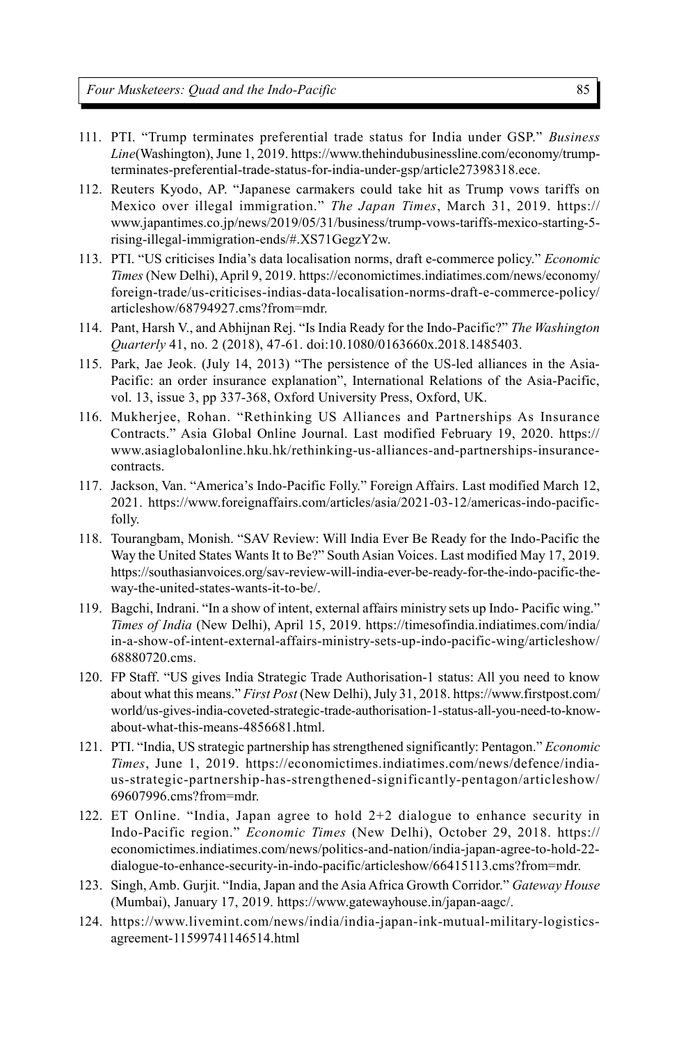111. PTI. "Trump terminates preferential trade status for India under GSP." *Business Line*(Washington), June 1, 2019. https://www.thehindubusinessline.com/economy/trump-terminates-preferential-trade-status-for-india-under-gsp/article27398318.ece.
112. Reuters Kyodo, AP. "Japanese carmakers could take hit as Trump vows tariffs on Mexico over illegal immigration." *The Japan Times*, March 31, 2019. https://www.japantimes.co.jp/news/2019/05/31/business/trump-vows-tariffs-mexico-starting-5-rising-illegal-immigration-ends/#.XS71GegzY2w.
113. PTI. "US criticises India's data localisation norms, draft e-commerce policy." *Economic Times* (New Delhi), April 9, 2019. https://economictimes.indiatimes.com/news/economy/foreign-trade/us-criticises-indias-data-localisation-norms-draft-e-commerce-policy/articleshow/68794927.cms?from=mdr.
114. Pant, Harsh V., and Abhijnan Rej. "Is India Ready for the Indo-Pacific?" *The Washington Quarterly* 41, no. 2 (2018), 47-61. doi:10.1080/0163660x.2018.1485403.
115. Park, Jae Jeok. (July 14, 2013) "The persistence of the US-led alliances in the Asia-Pacific: an order insurance explanation", International Relations of the Asia-Pacific, vol. 13, issue 3, pp 337-368, Oxford University Press, Oxford, UK.
116. Mukherjee, Rohan. "Rethinking US Alliances and Partnerships As Insurance Contracts." Asia Global Online Journal. Last modified February 19, 2020. https://www.asiaglobalonline.hku.hk/rethinking-us-alliances-and-partnerships-insurance-contracts.
117. Jackson, Van. "America's Indo-Pacific Folly." Foreign Affairs. Last modified March 12, 2021. https://www.foreignaffairs.com/articles/asia/2021-03-12/americas-indo-pacific-folly.
118. Tourangbam, Monish. "SAV Review: Will India Ever Be Ready for the Indo-Pacific the Way the United States Wants It to Be?" South Asian Voices. Last modified May 17, 2019. https://southasianvoices.org/sav-review-will-india-ever-be-ready-for-the-indo-pacific-the-way-the-united-states-wants-it-to-be/.
119. Bagchi, Indrani. "In a show of intent, external affairs ministry sets up Indo- Pacific wing." *Times of India* (New Delhi), April 15, 2019. https://timesofindia.indiatimes.com/india/in-a-show-of-intent-external-affairs-ministry-sets-up-indo-pacific-wing/articleshow/68880720.cms.
120. FP Staff. "US gives India Strategic Trade Authorisation-1 status: All you need to know about what this means." *First Post* (New Delhi), July 31, 2018. https://www.firstpost.com/world/us-gives-india-coveted-strategic-trade-authorisation-1-status-all-you-need-to-know-about-what-this-means-4856681.html.
121. PTI. "India, US strategic partnership has strengthened significantly: Pentagon." *Economic Times*, June 1, 2019. https://economictimes.indiatimes.com/news/defence/india-us-strategic-partnership-has-strengthened-significantly-pentagon/articleshow/69607996.cms?from=mdr.
122. ET Online. "India, Japan agree to hold 2+2 dialogue to enhance security in Indo-Pacific region." *Economic Times* (New Delhi), October 29, 2018. https://economictimes.indiatimes.com/news/politics-and-nation/india-japan-agree-to-hold-22-dialogue-to-enhance-security-in-indo-pacific/articleshow/66415113.cms?from=mdr.
123. Singh, Amb. Gurjit. "India, Japan and the Asia Africa Growth Corridor." *Gateway House* (Mumbai), January 17, 2019. https://www.gatewayhouse.in/japan-aagc/.
124. https://www.livemint.com/news/india/india-japan-ink-mutual-military-logistics-agreement-11599741146514.html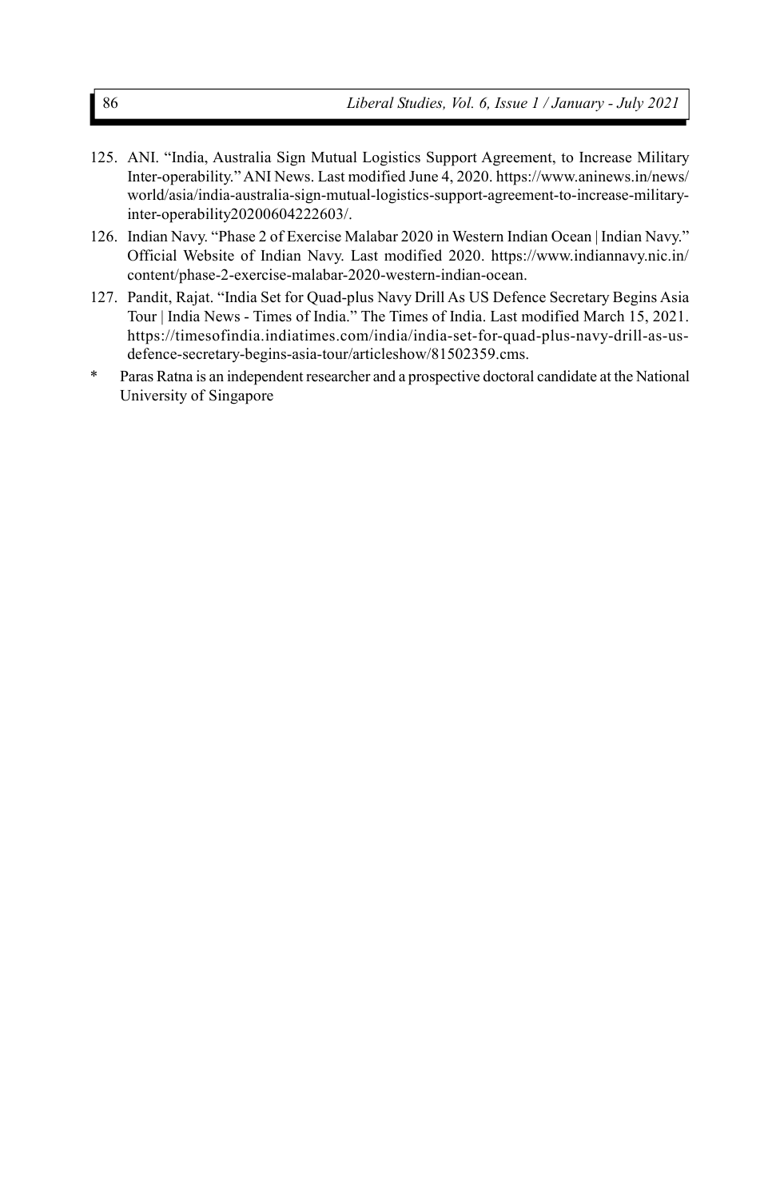125. ANI. "India, Australia Sign Mutual Logistics Support Agreement, to Increase Military Inter-operability." ANI News. Last modified June 4, 2020. https://www.aninews.in/news/world/asia/india-australia-sign-mutual-logistics-support-agreement-to-increase-military-inter-operability20200604222603/.
126. Indian Navy. "Phase 2 of Exercise Malabar 2020 in Western Indian Ocean | Indian Navy." Official Website of Indian Navy. Last modified 2020. https://www.indiannavy.nic.in/content/phase-2-exercise-malabar-2020-western-indian-ocean.
127. Pandit, Rajat. "India Set for Quad-plus Navy Drill As US Defence Secretary Begins Asia Tour | India News - Times of India." The Times of India. Last modified March 15, 2021. https://timesofindia.indiatimes.com/india/india-set-for-quad-plus-navy-drill-as-us-defence-secretary-begins-asia-tour/articleshow/81502359.cms.

\* Paras Ratna is an independent researcher and a prospective doctoral candidate at the National University of Singapore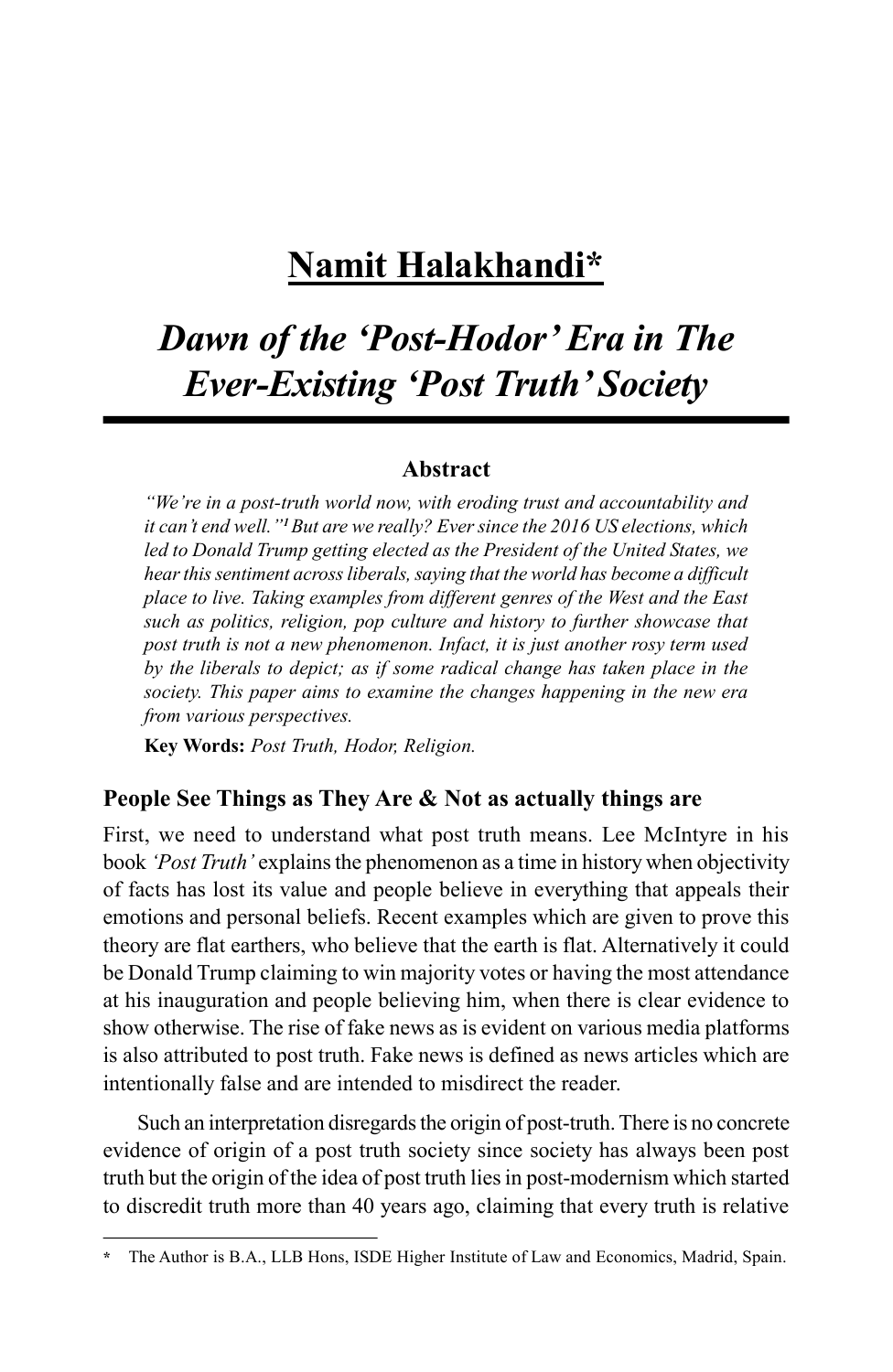# Namit Halakhandi*

## *Dawn of the 'Post-Hodor' Era in The Ever-Existing 'Post Truth' Society*

### Abstract

*"We're in a post-truth world now, with eroding trust and accountability and it can't end well."[1] But are we really? Ever since the 2016 US elections, which led to Donald Trump getting elected as the President of the United States, we hear this sentiment across liberals, saying that the world has become a difficult place to live. Taking examples from different genres of the West and the East such as politics, religion, pop culture and history to further showcase that post truth is not a new phenomenon. Infact, it is just another rosy term used by the liberals to depict; as if some radical change has taken place in the society. This paper aims to examine the changes happening in the new era from various perspectives.*

**Key Words:** *Post Truth, Hodor, Religion.*

### People See Things as They Are & Not as actually things are

First, we need to understand what post truth means. Lee McIntyre in his book *'Post Truth'* explains the phenomenon as a time in history when objectivity of facts has lost its value and people believe in everything that appeals their emotions and personal beliefs. Recent examples which are given to prove this theory are flat earthers, who believe that the earth is flat. Alternatively it could be Donald Trump claiming to win majority votes or having the most attendance at his inauguration and people believing him, when there is clear evidence to show otherwise. The rise of fake news as is evident on various media platforms is also attributed to post truth. Fake news is defined as news articles which are intentionally false and are intended to misdirect the reader.

Such an interpretation disregards the origin of post-truth. There is no concrete evidence of origin of a post truth society since society has always been post truth but the origin of the idea of post truth lies in post-modernism which started to discredit truth more than 40 years ago, claiming that every truth is relative

---

\* The Author is B.A., LLB Hons, ISDE Higher Institute of Law and Economics, Madrid, Spain.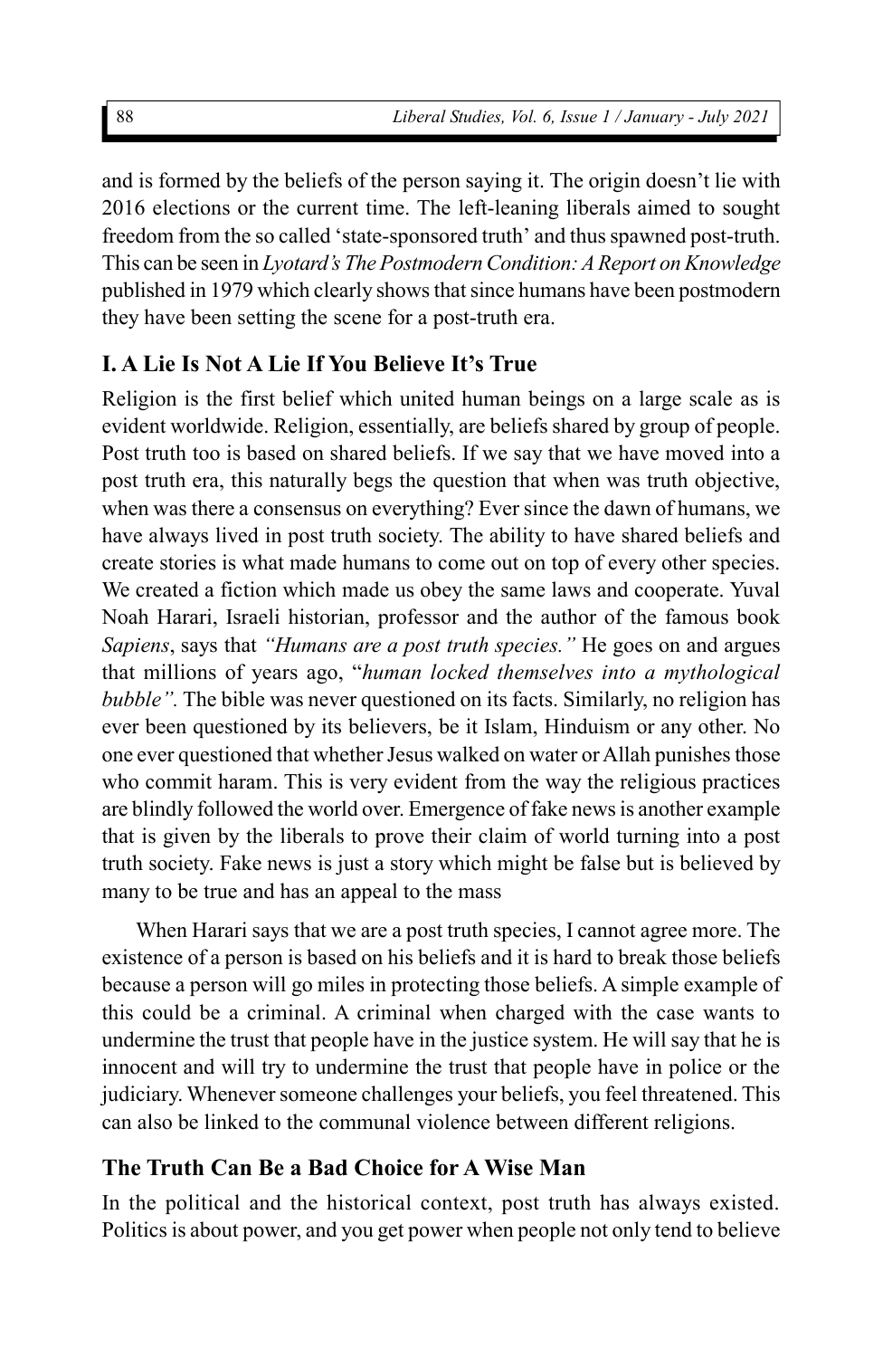and is formed by the beliefs of the person saying it. The origin doesn't lie with 2016 elections or the current time. The left-leaning liberals aimed to sought freedom from the so called 'state-sponsored truth' and thus spawned post-truth. This can be seen in *Lyotard's The Postmodern Condition: A Report on Knowledge* published in 1979 which clearly shows that since humans have been postmodern they have been setting the scene for a post-truth era.

## I. A Lie Is Not A Lie If You Believe It's True

Religion is the first belief which united human beings on a large scale as is evident worldwide. Religion, essentially, are beliefs shared by group of people. Post truth too is based on shared beliefs. If we say that we have moved into a post truth era, this naturally begs the question that when was truth objective, when was there a consensus on everything? Ever since the dawn of humans, we have always lived in post truth society. The ability to have shared beliefs and create stories is what made humans to come out on top of every other species. We created a fiction which made us obey the same laws and cooperate. Yuval Noah Harari, Israeli historian, professor and the author of the famous book *Sapiens*, says that *"Humans are a post truth species."* He goes on and argues that millions of years ago, "*human locked themselves into a mythological bubble".* The bible was never questioned on its facts. Similarly, no religion has ever been questioned by its believers, be it Islam, Hinduism or any other. No one ever questioned that whether Jesus walked on water or Allah punishes those who commit haram. This is very evident from the way the religious practices are blindly followed the world over. Emergence of fake news is another example that is given by the liberals to prove their claim of world turning into a post truth society. Fake news is just a story which might be false but is believed by many to be true and has an appeal to the mass

When Harari says that we are a post truth species, I cannot agree more. The existence of a person is based on his beliefs and it is hard to break those beliefs because a person will go miles in protecting those beliefs. A simple example of this could be a criminal. A criminal when charged with the case wants to undermine the trust that people have in the justice system. He will say that he is innocent and will try to undermine the trust that people have in police or the judiciary. Whenever someone challenges your beliefs, you feel threatened. This can also be linked to the communal violence between different religions.

## The Truth Can Be a Bad Choice for A Wise Man

In the political and the historical context, post truth has always existed. Politics is about power, and you get power when people not only tend to believe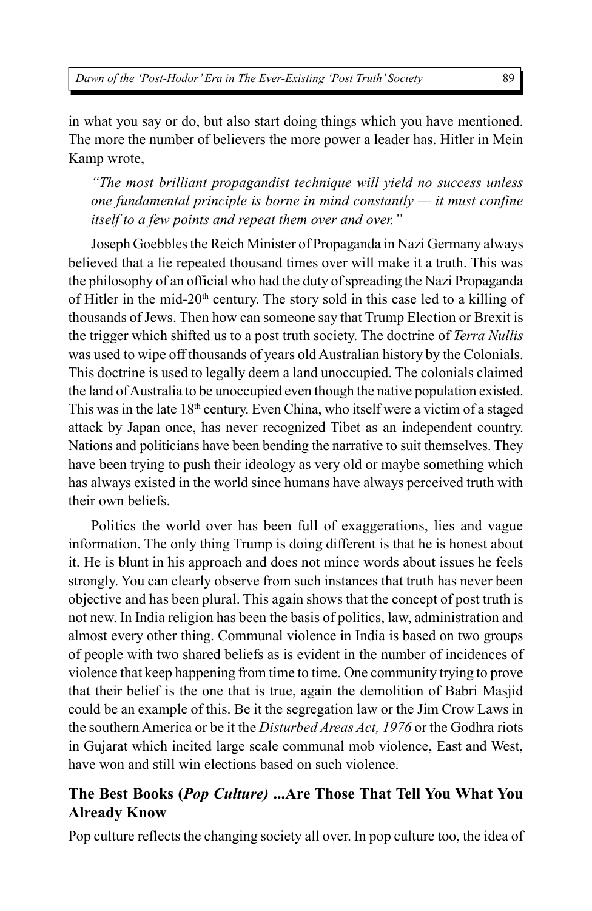in what you say or do, but also start doing things which you have mentioned. The more the number of believers the more power a leader has. Hitler in Mein Kamp wrote,

> *"The most brilliant propagandist technique will yield no success unless one fundamental principle is borne in mind constantly — it must confine itself to a few points and repeat them over and over."*

Joseph Goebbles the Reich Minister of Propaganda in Nazi Germany always believed that a lie repeated thousand times over will make it a truth. This was the philosophy of an official who had the duty of spreading the Nazi Propaganda of Hitler in the mid-20th century. The story sold in this case led to a killing of thousands of Jews. Then how can someone say that Trump Election or Brexit is the trigger which shifted us to a post truth society. The doctrine of *Terra Nullis* was used to wipe off thousands of years old Australian history by the Colonials. This doctrine is used to legally deem a land unoccupied. The colonials claimed the land of Australia to be unoccupied even though the native population existed. This was in the late 18th century. Even China, who itself were a victim of a staged attack by Japan once, has never recognized Tibet as an independent country. Nations and politicians have been bending the narrative to suit themselves. They have been trying to push their ideology as very old or maybe something which has always existed in the world since humans have always perceived truth with their own beliefs.

Politics the world over has been full of exaggerations, lies and vague information. The only thing Trump is doing different is that he is honest about it. He is blunt in his approach and does not mince words about issues he feels strongly. You can clearly observe from such instances that truth has never been objective and has been plural. This again shows that the concept of post truth is not new. In India religion has been the basis of politics, law, administration and almost every other thing. Communal violence in India is based on two groups of people with two shared beliefs as is evident in the number of incidences of violence that keep happening from time to time. One community trying to prove that their belief is the one that is true, again the demolition of Babri Masjid could be an example of this. Be it the segregation law or the Jim Crow Laws in the southern America or be it the *Disturbed Areas Act, 1976* or the Godhra riots in Gujarat which incited large scale communal mob violence, East and West, have won and still win elections based on such violence.

## The Best Books (*Pop Culture*) ...Are Those That Tell You What You Already Know

Pop culture reflects the changing society all over. In pop culture too, the idea of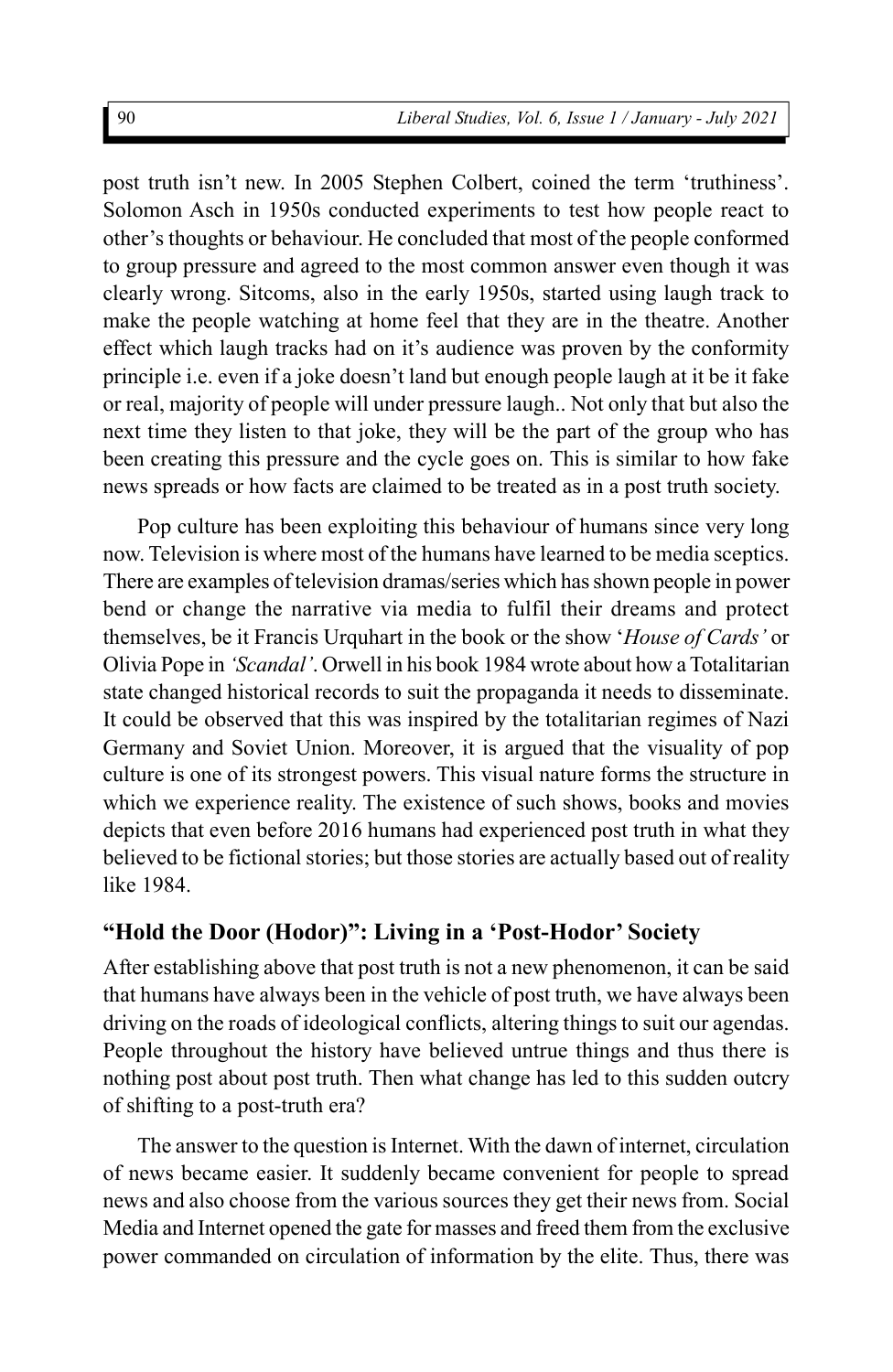post truth isn't new. In 2005 Stephen Colbert, coined the term 'truthiness'. Solomon Asch in 1950s conducted experiments to test how people react to other's thoughts or behaviour. He concluded that most of the people conformed to group pressure and agreed to the most common answer even though it was clearly wrong. Sitcoms, also in the early 1950s, started using laugh track to make the people watching at home feel that they are in the theatre. Another effect which laugh tracks had on it's audience was proven by the conformity principle i.e. even if a joke doesn't land but enough people laugh at it be it fake or real, majority of people will under pressure laugh.. Not only that but also the next time they listen to that joke, they will be the part of the group who has been creating this pressure and the cycle goes on. This is similar to how fake news spreads or how facts are claimed to be treated as in a post truth society.

Pop culture has been exploiting this behaviour of humans since very long now. Television is where most of the humans have learned to be media sceptics. There are examples of television dramas/series which has shown people in power bend or change the narrative via media to fulfil their dreams and protect themselves, be it Francis Urquhart in the book or the show '*House of Cards'* or Olivia Pope in *'Scandal'*. Orwell in his book 1984 wrote about how a Totalitarian state changed historical records to suit the propaganda it needs to disseminate. It could be observed that this was inspired by the totalitarian regimes of Nazi Germany and Soviet Union. Moreover, it is argued that the visuality of pop culture is one of its strongest powers. This visual nature forms the structure in which we experience reality. The existence of such shows, books and movies depicts that even before 2016 humans had experienced post truth in what they believed to be fictional stories; but those stories are actually based out of reality like 1984.

## "Hold the Door (Hodor)": Living in a 'Post-Hodor' Society

After establishing above that post truth is not a new phenomenon, it can be said that humans have always been in the vehicle of post truth, we have always been driving on the roads of ideological conflicts, altering things to suit our agendas. People throughout the history have believed untrue things and thus there is nothing post about post truth. Then what change has led to this sudden outcry of shifting to a post-truth era?

The answer to the question is Internet. With the dawn of internet, circulation of news became easier. It suddenly became convenient for people to spread news and also choose from the various sources they get their news from. Social Media and Internet opened the gate for masses and freed them from the exclusive power commanded on circulation of information by the elite. Thus, there was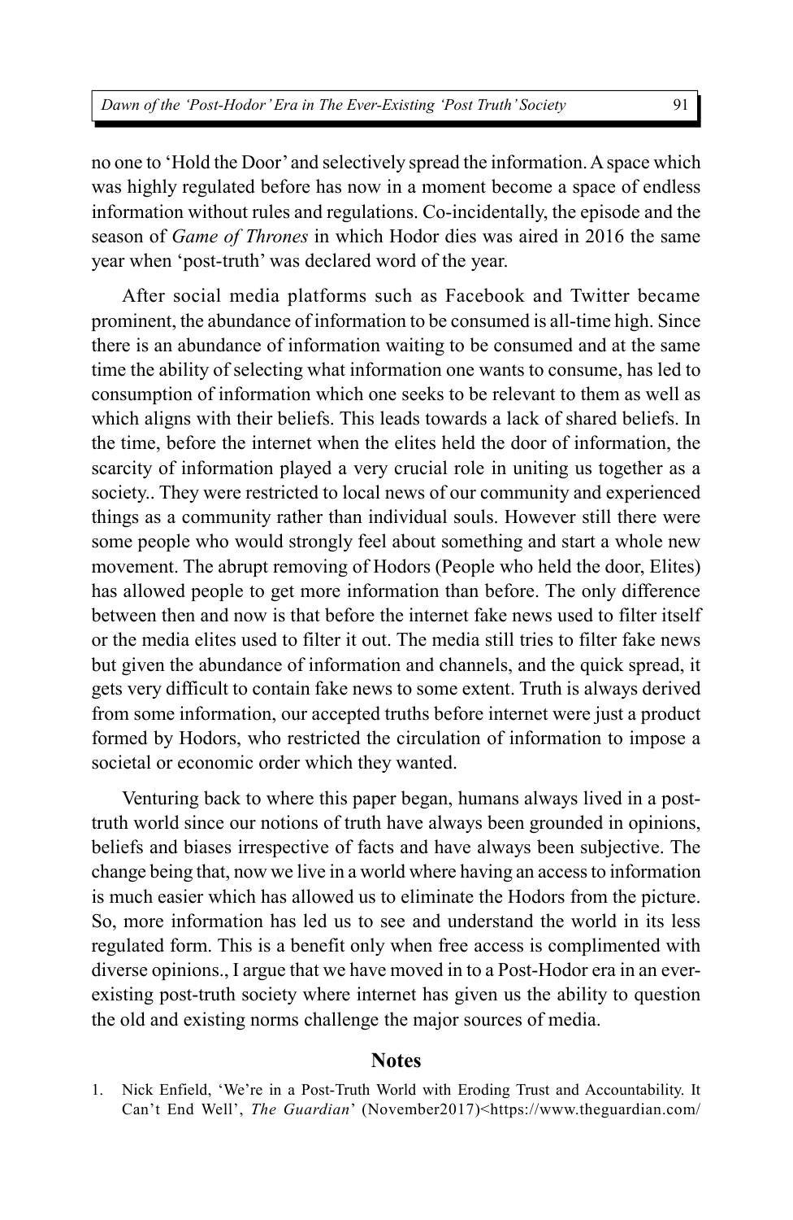no one to 'Hold the Door' and selectively spread the information. A space which was highly regulated before has now in a moment become a space of endless information without rules and regulations. Co-incidentally, the episode and the season of *Game of Thrones* in which Hodor dies was aired in 2016 the same year when 'post-truth' was declared word of the year.

After social media platforms such as Facebook and Twitter became prominent, the abundance of information to be consumed is all-time high. Since there is an abundance of information waiting to be consumed and at the same time the ability of selecting what information one wants to consume, has led to consumption of information which one seeks to be relevant to them as well as which aligns with their beliefs. This leads towards a lack of shared beliefs. In the time, before the internet when the elites held the door of information, the scarcity of information played a very crucial role in uniting us together as a society.. They were restricted to local news of our community and experienced things as a community rather than individual souls. However still there were some people who would strongly feel about something and start a whole new movement. The abrupt removing of Hodors (People who held the door, Elites) has allowed people to get more information than before. The only difference between then and now is that before the internet fake news used to filter itself or the media elites used to filter it out. The media still tries to filter fake news but given the abundance of information and channels, and the quick spread, it gets very difficult to contain fake news to some extent. Truth is always derived from some information, our accepted truths before internet were just a product formed by Hodors, who restricted the circulation of information to impose a societal or economic order which they wanted.

Venturing back to where this paper began, humans always lived in a post-truth world since our notions of truth have always been grounded in opinions, beliefs and biases irrespective of facts and have always been subjective. The change being that, now we live in a world where having an access to information is much easier which has allowed us to eliminate the Hodors from the picture. So, more information has led us to see and understand the world in its less regulated form. This is a benefit only when free access is complimented with diverse opinions., I argue that we have moved in to a Post-Hodor era in an ever-existing post-truth society where internet has given us the ability to question the old and existing norms challenge the major sources of media.

## Notes

1. Nick Enfield, 'We're in a Post-Truth World with Eroding Trust and Accountability. It Can't End Well', *The Guardian*' (November2017)<https://www.theguardian.com/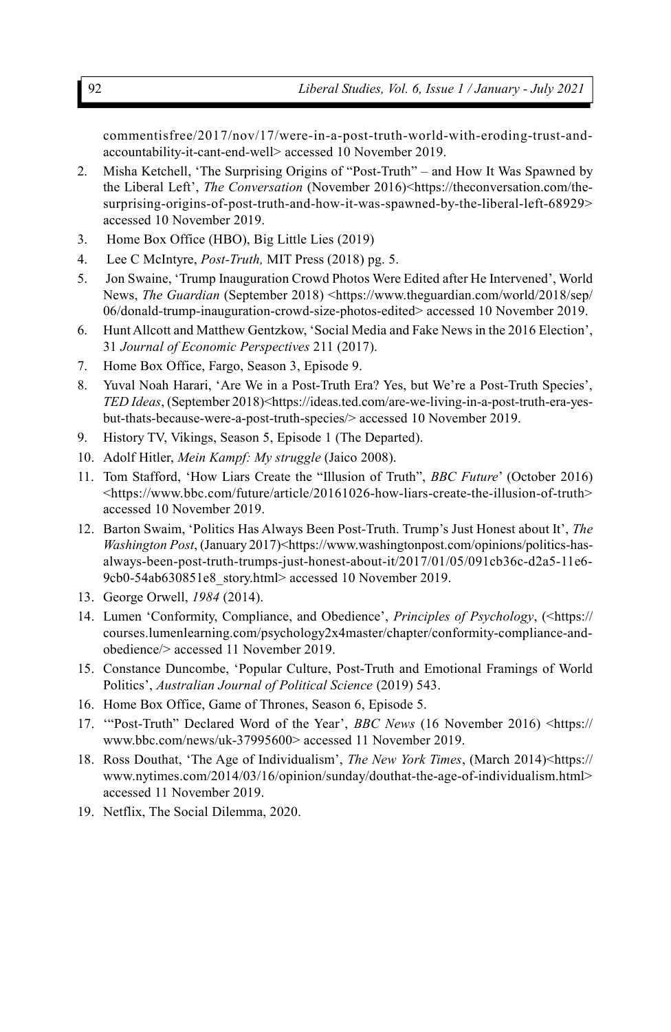commentisfree/2017/nov/17/were-in-a-post-truth-world-with-eroding-trust-and-accountability-it-cant-end-well> accessed 10 November 2019.

2. Misha Ketchell, 'The Surprising Origins of "Post-Truth" – and How It Was Spawned by the Liberal Left', *The Conversation* (November 2016)<https://theconversation.com/the-surprising-origins-of-post-truth-and-how-it-was-spawned-by-the-liberal-left-68929> accessed 10 November 2019.
3. Home Box Office (HBO), Big Little Lies (2019)
4. Lee C McIntyre, *Post-Truth,* MIT Press (2018) pg. 5.
5. Jon Swaine, 'Trump Inauguration Crowd Photos Were Edited after He Intervened', World News, *The Guardian* (September 2018) <https://www.theguardian.com/world/2018/sep/06/donald-trump-inauguration-crowd-size-photos-edited> accessed 10 November 2019.
6. Hunt Allcott and Matthew Gentzkow, 'Social Media and Fake News in the 2016 Election', 31 *Journal of Economic Perspectives* 211 (2017).
7. Home Box Office, Fargo, Season 3, Episode 9.
8. Yuval Noah Harari, 'Are We in a Post-Truth Era? Yes, but We're a Post-Truth Species', *TED Ideas*, (September 2018)<https://ideas.ted.com/are-we-living-in-a-post-truth-era-yes-but-thats-because-were-a-post-truth-species/> accessed 10 November 2019.
9. History TV, Vikings, Season 5, Episode 1 (The Departed).
10. Adolf Hitler, *Mein Kampf: My struggle* (Jaico 2008).
11. Tom Stafford, 'How Liars Create the "Illusion of Truth", *BBC Future*' (October 2016) <https://www.bbc.com/future/article/20161026-how-liars-create-the-illusion-of-truth> accessed 10 November 2019.
12. Barton Swaim, 'Politics Has Always Been Post-Truth. Trump's Just Honest about It', *The Washington Post*, (January 2017)<https://www.washingtonpost.com/opinions/politics-has-always-been-post-truth-trumps-just-honest-about-it/2017/01/05/091cb36c-d2a5-11e6-9cb0-54ab630851e8_story.html> accessed 10 November 2019.
13. George Orwell, *1984* (2014).
14. Lumen 'Conformity, Compliance, and Obedience', *Principles of Psychology*, (<https://courses.lumenlearning.com/psychology2x4master/chapter/conformity-compliance-and-obedience/> accessed 11 November 2019.
15. Constance Duncombe, 'Popular Culture, Post-Truth and Emotional Framings of World Politics', *Australian Journal of Political Science* (2019) 543.
16. Home Box Office, Game of Thrones, Season 6, Episode 5.
17. '"Post-Truth" Declared Word of the Year', *BBC News* (16 November 2016) <https://www.bbc.com/news/uk-37995600> accessed 11 November 2019.
18. Ross Douthat, 'The Age of Individualism', *The New York Times*, (March 2014)<https://www.nytimes.com/2014/03/16/opinion/sunday/douthat-the-age-of-individualism.html> accessed 11 November 2019.
19. Netflix, The Social Dilemma, 2020.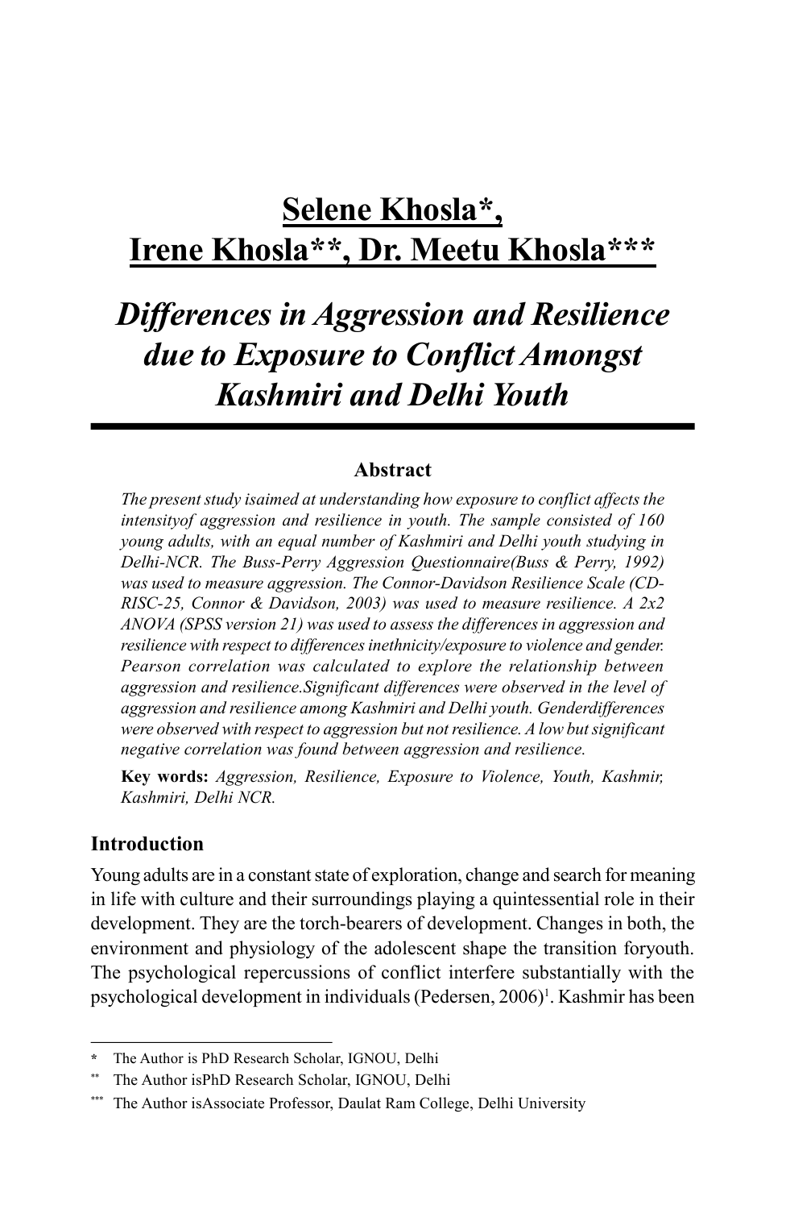# Selene Khosla*, Irene Khosla**, Dr. Meetu Khosla***

## *Differences in Aggression and Resilience due to Exposure to Conflict Amongst Kashmiri and Delhi Youth*

### Abstract

*The present study isaimed at understanding how exposure to conflict affects the intensityof aggression and resilience in youth. The sample consisted of 160 young adults, with an equal number of Kashmiri and Delhi youth studying in Delhi-NCR. The Buss-Perry Aggression Questionnaire(Buss & Perry, 1992) was used to measure aggression. The Connor-Davidson Resilience Scale (CD-RISC-25, Connor & Davidson, 2003) was used to measure resilience. A 2x2 ANOVA (SPSS version 21) was used to assess the differences in aggression and resilience with respect to differences inethnicity/exposure to violence and gender. Pearson correlation was calculated to explore the relationship between aggression and resilience.Significant differences were observed in the level of aggression and resilience among Kashmiri and Delhi youth. Genderdifferences were observed with respect to aggression but not resilience. A low but significant negative correlation was found between aggression and resilience.*

**Key words:** *Aggression, Resilience, Exposure to Violence, Youth, Kashmir, Kashmiri, Delhi NCR.*

### Introduction

Young adults are in a constant state of exploration, change and search for meaning in life with culture and their surroundings playing a quintessential role in their development. They are the torch-bearers of development. Changes in both, the environment and physiology of the adolescent shape the transition foryouth. The psychological repercussions of conflict interfere substantially with the psychological development in individuals (Pedersen, 2006)[1]. Kashmir has been

---

\* The Author is PhD Research Scholar, IGNOU, Delhi

\** The Author isPhD Research Scholar, IGNOU, Delhi

\*** The Author isAssociate Professor, Daulat Ram College, Delhi University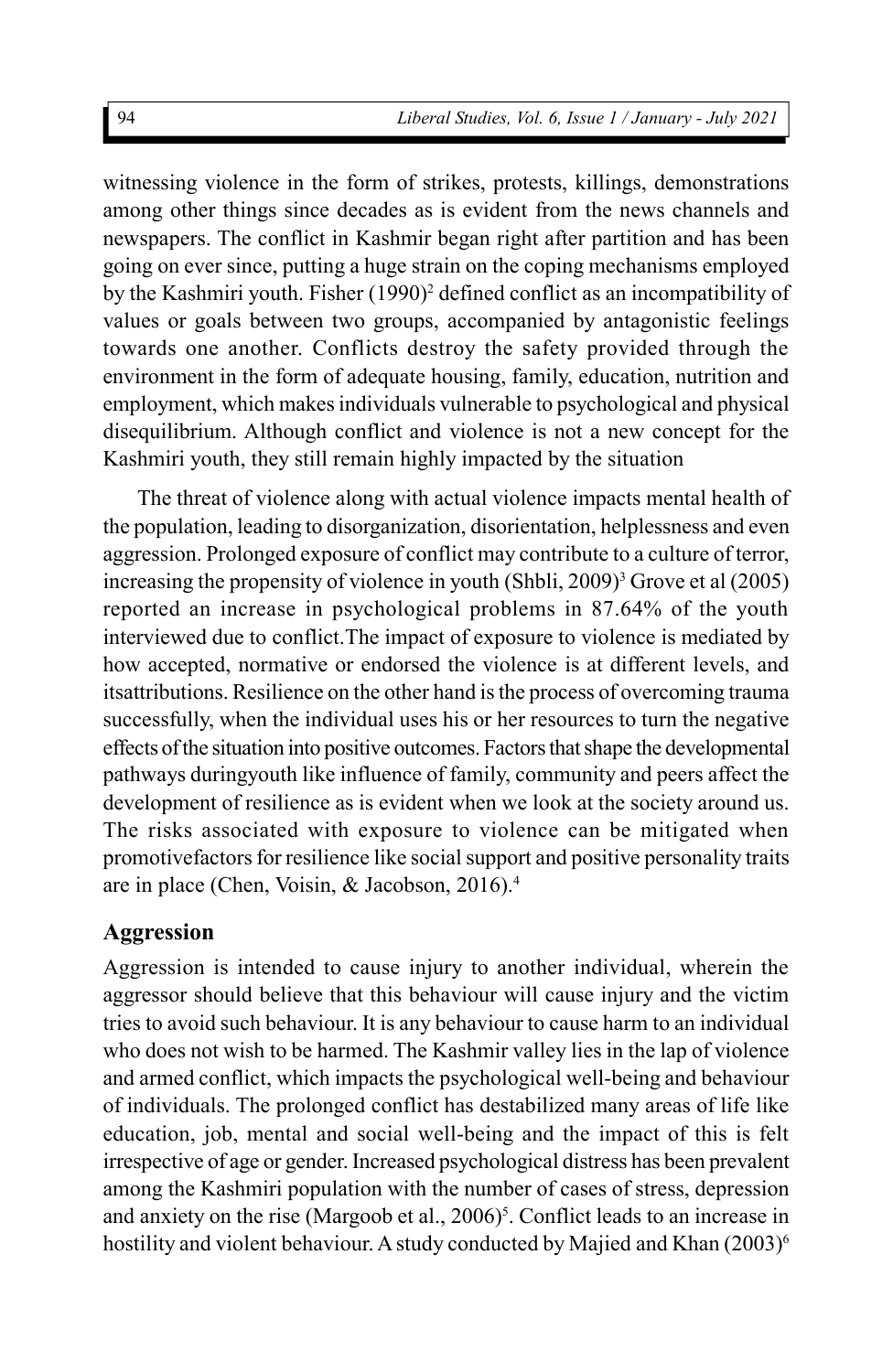witnessing violence in the form of strikes, protests, killings, demonstrations among other things since decades as is evident from the news channels and newspapers. The conflict in Kashmir began right after partition and has been going on ever since, putting a huge strain on the coping mechanisms employed by the Kashmiri youth. Fisher (1990)[2] defined conflict as an incompatibility of values or goals between two groups, accompanied by antagonistic feelings towards one another. Conflicts destroy the safety provided through the environment in the form of adequate housing, family, education, nutrition and employment, which makes individuals vulnerable to psychological and physical disequilibrium. Although conflict and violence is not a new concept for the Kashmiri youth, they still remain highly impacted by the situation

The threat of violence along with actual violence impacts mental health of the population, leading to disorganization, disorientation, helplessness and even aggression. Prolonged exposure of conflict may contribute to a culture of terror, increasing the propensity of violence in youth (Shbli, 2009)[3] Grove et al (2005) reported an increase in psychological problems in 87.64% of the youth interviewed due to conflict.The impact of exposure to violence is mediated by how accepted, normative or endorsed the violence is at different levels, and itsattributions. Resilience on the other hand is the process of overcoming trauma successfully, when the individual uses his or her resources to turn the negative effects of the situation into positive outcomes. Factors that shape the developmental pathways duringyouth like influence of family, community and peers affect the development of resilience as is evident when we look at the society around us. The risks associated with exposure to violence can be mitigated when promotivefactors for resilience like social support and positive personality traits are in place (Chen, Voisin, & Jacobson, 2016).[4]

## Aggression

Aggression is intended to cause injury to another individual, wherein the aggressor should believe that this behaviour will cause injury and the victim tries to avoid such behaviour. It is any behaviour to cause harm to an individual who does not wish to be harmed. The Kashmir valley lies in the lap of violence and armed conflict, which impacts the psychological well-being and behaviour of individuals. The prolonged conflict has destabilized many areas of life like education, job, mental and social well-being and the impact of this is felt irrespective of age or gender. Increased psychological distress has been prevalent among the Kashmiri population with the number of cases of stress, depression and anxiety on the rise (Margoob et al., 2006)[5]. Conflict leads to an increase in hostility and violent behaviour. A study conducted by Majied and Khan (2003)[6]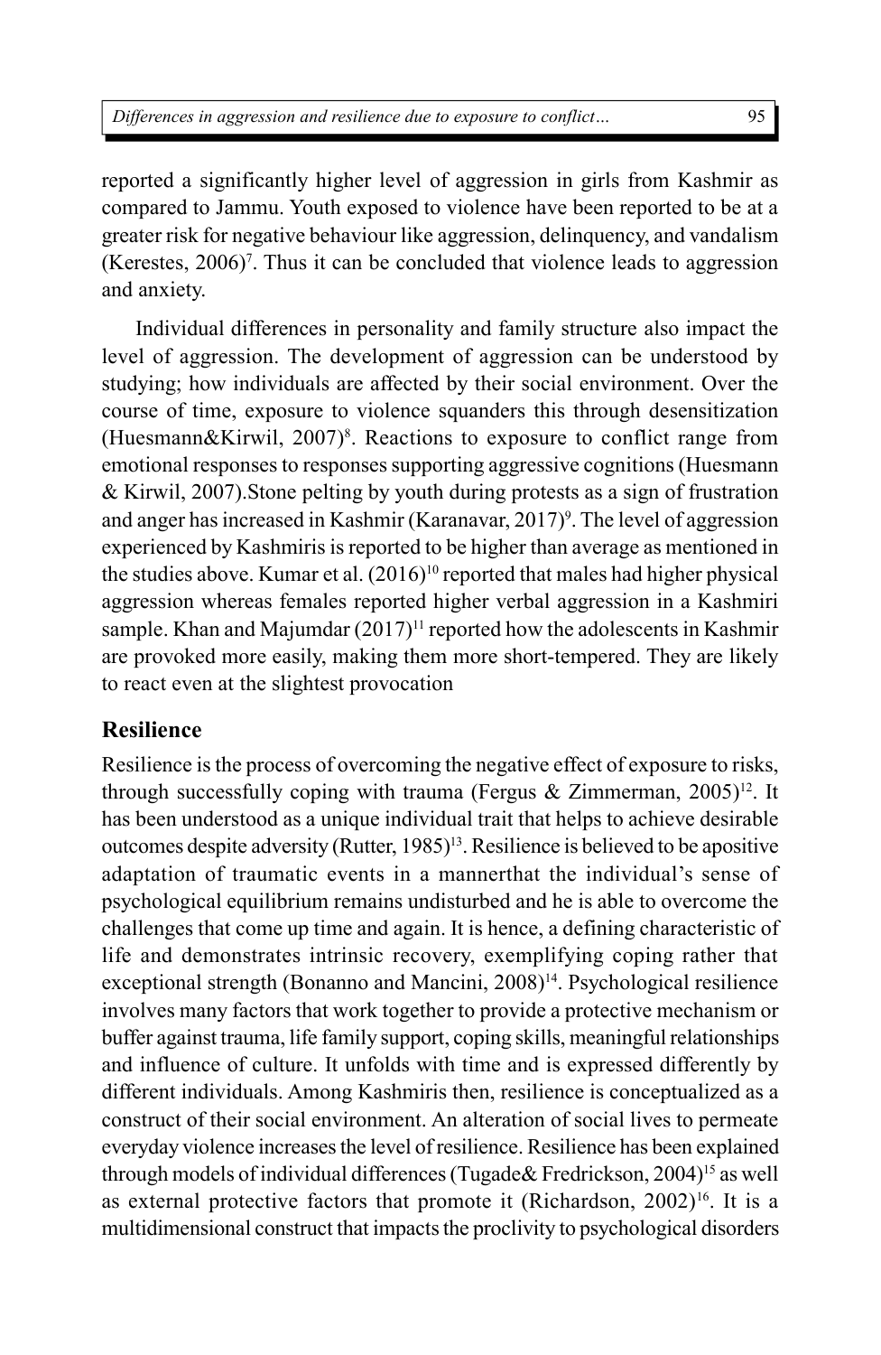reported a significantly higher level of aggression in girls from Kashmir as compared to Jammu. Youth exposed to violence have been reported to be at a greater risk for negative behaviour like aggression, delinquency, and vandalism (Kerestes, 2006)[7]. Thus it can be concluded that violence leads to aggression and anxiety.

Individual differences in personality and family structure also impact the level of aggression. The development of aggression can be understood by studying; how individuals are affected by their social environment. Over the course of time, exposure to violence squanders this through desensitization (Huesmann&Kirwil, 2007)[8]. Reactions to exposure to conflict range from emotional responses to responses supporting aggressive cognitions (Huesmann & Kirwil, 2007).Stone pelting by youth during protests as a sign of frustration and anger has increased in Kashmir (Karanavar, 2017)[9]. The level of aggression experienced by Kashmiris is reported to be higher than average as mentioned in the studies above. Kumar et al. (2016)[10] reported that males had higher physical aggression whereas females reported higher verbal aggression in a Kashmiri sample. Khan and Majumdar (2017)[11] reported how the adolescents in Kashmir are provoked more easily, making them more short-tempered. They are likely to react even at the slightest provocation

## Resilience

Resilience is the process of overcoming the negative effect of exposure to risks, through successfully coping with trauma (Fergus & Zimmerman, 2005)[12]. It has been understood as a unique individual trait that helps to achieve desirable outcomes despite adversity (Rutter, 1985)[13]. Resilience is believed to be apositive adaptation of traumatic events in a mannerthat the individual's sense of psychological equilibrium remains undisturbed and he is able to overcome the challenges that come up time and again. It is hence, a defining characteristic of life and demonstrates intrinsic recovery, exemplifying coping rather that exceptional strength (Bonanno and Mancini, 2008)[14]. Psychological resilience involves many factors that work together to provide a protective mechanism or buffer against trauma, life family support, coping skills, meaningful relationships and influence of culture. It unfolds with time and is expressed differently by different individuals. Among Kashmiris then, resilience is conceptualized as a construct of their social environment. An alteration of social lives to permeate everyday violence increases the level of resilience. Resilience has been explained through models of individual differences (Tugade& Fredrickson, 2004)[15] as well as external protective factors that promote it (Richardson, 2002)[16]. It is a multidimensional construct that impacts the proclivity to psychological disorders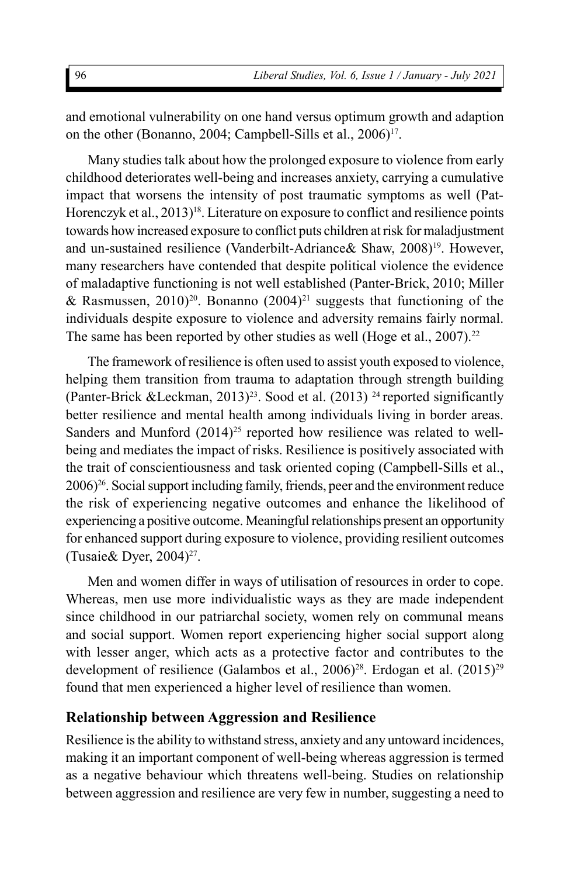and emotional vulnerability on one hand versus optimum growth and adaption on the other (Bonanno, 2004; Campbell-Sills et al., 2006)[17].

Many studies talk about how the prolonged exposure to violence from early childhood deteriorates well-being and increases anxiety, carrying a cumulative impact that worsens the intensity of post traumatic symptoms as well (Pat-Horenczyk et al., 2013)[18]. Literature on exposure to conflict and resilience points towards how increased exposure to conflict puts children at risk for maladjustment and un-sustained resilience (Vanderbilt-Adriance& Shaw, 2008)[19]. However, many researchers have contended that despite political violence the evidence of maladaptive functioning is not well established (Panter-Brick, 2010; Miller & Rasmussen, 2010)[20]. Bonanno (2004)[21] suggests that functioning of the individuals despite exposure to violence and adversity remains fairly normal. The same has been reported by other studies as well (Hoge et al., 2007).[22]

The framework of resilience is often used to assist youth exposed to violence, helping them transition from trauma to adaptation through strength building (Panter-Brick &Leckman, 2013)[23]. Sood et al. (2013) [24] reported significantly better resilience and mental health among individuals living in border areas. Sanders and Munford (2014)[25] reported how resilience was related to well-being and mediates the impact of risks. Resilience is positively associated with the trait of conscientiousness and task oriented coping (Campbell-Sills et al., 2006)[26]. Social support including family, friends, peer and the environment reduce the risk of experiencing negative outcomes and enhance the likelihood of experiencing a positive outcome. Meaningful relationships present an opportunity for enhanced support during exposure to violence, providing resilient outcomes (Tusaie& Dyer, 2004)[27].

Men and women differ in ways of utilisation of resources in order to cope. Whereas, men use more individualistic ways as they are made independent since childhood in our patriarchal society, women rely on communal means and social support. Women report experiencing higher social support along with lesser anger, which acts as a protective factor and contributes to the development of resilience (Galambos et al., 2006)[28]. Erdogan et al. (2015)[29] found that men experienced a higher level of resilience than women.

## Relationship between Aggression and Resilience

Resilience is the ability to withstand stress, anxiety and any untoward incidences, making it an important component of well-being whereas aggression is termed as a negative behaviour which threatens well-being. Studies on relationship between aggression and resilience are very few in number, suggesting a need to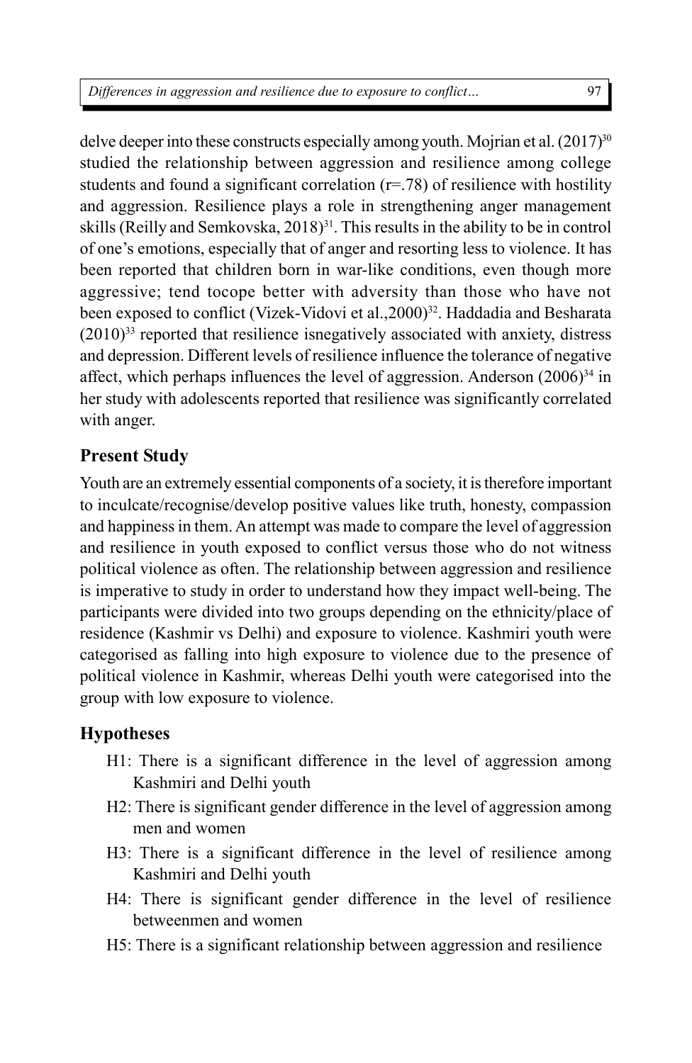delve deeper into these constructs especially among youth. Mojrian et al. (2017)[30] studied the relationship between aggression and resilience among college students and found a significant correlation (r=.78) of resilience with hostility and aggression. Resilience plays a role in strengthening anger management skills (Reilly and Semkovska, 2018)[31]. This results in the ability to be in control of one's emotions, especially that of anger and resorting less to violence. It has been reported that children born in war-like conditions, even though more aggressive; tend tocope better with adversity than those who have not been exposed to conflict (Vizek-Vidovi et al.,2000)[32]. Haddadia and Besharata (2010)[33] reported that resilience isnegatively associated with anxiety, distress and depression. Different levels of resilience influence the tolerance of negative affect, which perhaps influences the level of aggression. Anderson (2006)[34] in her study with adolescents reported that resilience was significantly correlated with anger.

## Present Study

Youth are an extremely essential components of a society, it is therefore important to inculcate/recognise/develop positive values like truth, honesty, compassion and happiness in them. An attempt was made to compare the level of aggression and resilience in youth exposed to conflict versus those who do not witness political violence as often. The relationship between aggression and resilience is imperative to study in order to understand how they impact well-being. The participants were divided into two groups depending on the ethnicity/place of residence (Kashmir vs Delhi) and exposure to violence. Kashmiri youth were categorised as falling into high exposure to violence due to the presence of political violence in Kashmir, whereas Delhi youth were categorised into the group with low exposure to violence.

## Hypotheses

- H1: There is a significant difference in the level of aggression among Kashmiri and Delhi youth
- H2: There is significant gender difference in the level of aggression among men and women
- H3: There is a significant difference in the level of resilience among Kashmiri and Delhi youth
- H4: There is significant gender difference in the level of resilience betweenmen and women
- H5: There is a significant relationship between aggression and resilience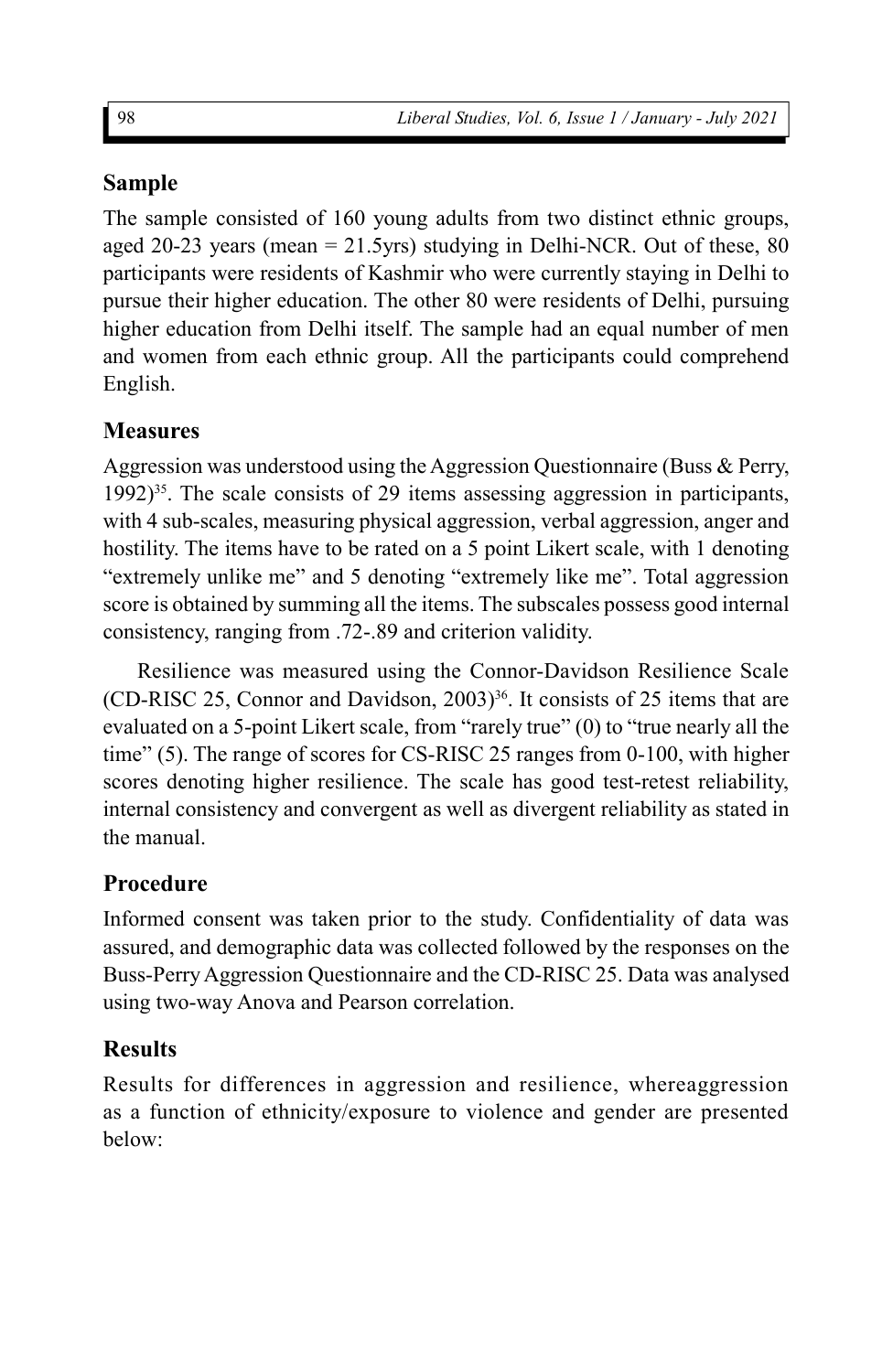## Sample

The sample consisted of 160 young adults from two distinct ethnic groups, aged 20-23 years (mean = 21.5yrs) studying in Delhi-NCR. Out of these, 80 participants were residents of Kashmir who were currently staying in Delhi to pursue their higher education. The other 80 were residents of Delhi, pursuing higher education from Delhi itself. The sample had an equal number of men and women from each ethnic group. All the participants could comprehend English.

## Measures

Aggression was understood using the Aggression Questionnaire (Buss & Perry, 1992)[35]. The scale consists of 29 items assessing aggression in participants, with 4 sub-scales, measuring physical aggression, verbal aggression, anger and hostility. The items have to be rated on a 5 point Likert scale, with 1 denoting "extremely unlike me" and 5 denoting "extremely like me". Total aggression score is obtained by summing all the items. The subscales possess good internal consistency, ranging from .72-.89 and criterion validity.

Resilience was measured using the Connor-Davidson Resilience Scale (CD-RISC 25, Connor and Davidson, 2003)[36]. It consists of 25 items that are evaluated on a 5-point Likert scale, from "rarely true" (0) to "true nearly all the time" (5). The range of scores for CS-RISC 25 ranges from 0-100, with higher scores denoting higher resilience. The scale has good test-retest reliability, internal consistency and convergent as well as divergent reliability as stated in the manual.

## Procedure

Informed consent was taken prior to the study. Confidentiality of data was assured, and demographic data was collected followed by the responses on the Buss-Perry Aggression Questionnaire and the CD-RISC 25. Data was analysed using two-way Anova and Pearson correlation.

## Results

Results for differences in aggression and resilience, whereaggression as a function of ethnicity/exposure to violence and gender are presented below: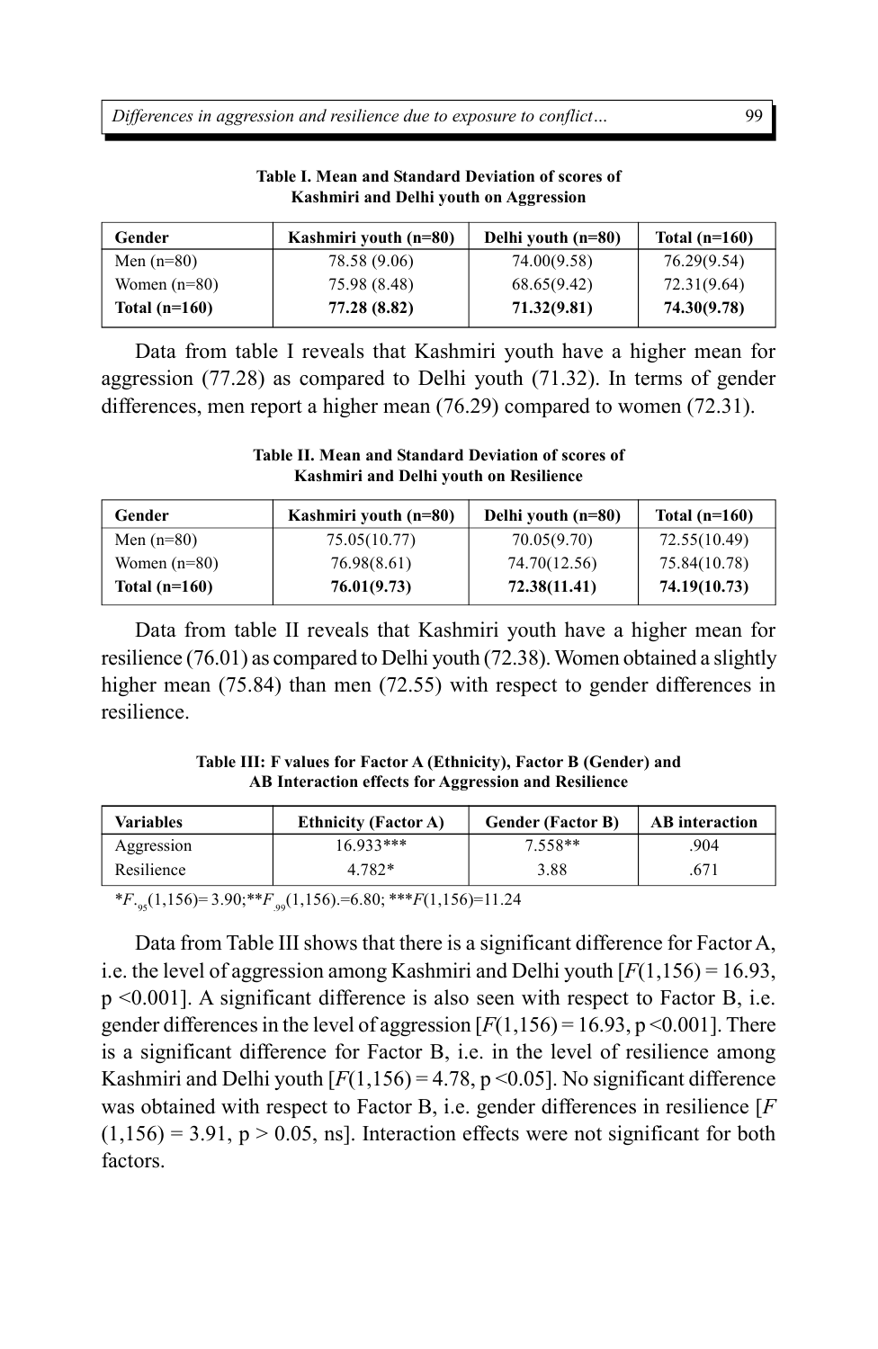**Table I. Mean and Standard Deviation of scores of Kashmiri and Delhi youth on Aggression**

| Gender | Kashmiri youth (n=80) | Delhi youth (n=80) | Total (n=160) |
|---|---|---|---|
| Men (n=80) | 78.58 (9.06) | 74.00(9.58) | 76.29(9.54) |
| Women (n=80) | 75.98 (8.48) | 68.65(9.42) | 72.31(9.64) |
| **Total (n=160)** | **77.28 (8.82)** | **71.32(9.81)** | **74.30(9.78)** |

Data from table I reveals that Kashmiri youth have a higher mean for aggression (77.28) as compared to Delhi youth (71.32). In terms of gender differences, men report a higher mean (76.29) compared to women (72.31).

**Table II. Mean and Standard Deviation of scores of Kashmiri and Delhi youth on Resilience**

| Gender | Kashmiri youth (n=80) | Delhi youth (n=80) | Total (n=160) |
|---|---|---|---|
| Men (n=80) | 75.05(10.77) | 70.05(9.70) | 72.55(10.49) |
| Women (n=80) | 76.98(8.61) | 74.70(12.56) | 75.84(10.78) |
| **Total (n=160)** | **76.01(9.73)** | **72.38(11.41)** | **74.19(10.73)** |

Data from table II reveals that Kashmiri youth have a higher mean for resilience (76.01) as compared to Delhi youth (72.38). Women obtained a slightly higher mean (75.84) than men (72.55) with respect to gender differences in resilience.

**Table III: F values for Factor A (Ethnicity), Factor B (Gender) and AB Interaction effects for Aggression and Resilience**

| Variables | Ethnicity (Factor A) | Gender (Factor B) | AB interaction |
|---|---|---|---|
| Aggression | 16.933*** | 7.558** | .904 |
| Resilience | 4.782* | 3.88 | .671 |

*$F_{.95}(1,156)$= 3.90;**$F_{.99}(1,156)$.=6.80; ***$F(1,156)$=11.24

Data from Table III shows that there is a significant difference for Factor A, i.e. the level of aggression among Kashmiri and Delhi youth [$F(1,156) = 16.93$, $p < 0.001$]. A significant difference is also seen with respect to Factor B, i.e. gender differences in the level of aggression [$F(1,156) = 16.93$, $p < 0.001$]. There is a significant difference for Factor B, i.e. in the level of resilience among Kashmiri and Delhi youth [$F(1,156) = 4.78$, $p < 0.05$]. No significant difference was obtained with respect to Factor B, i.e. gender differences in resilience [$F(1,156) = 3.91$, $p > 0.05$, ns]. Interaction effects were not significant for both factors.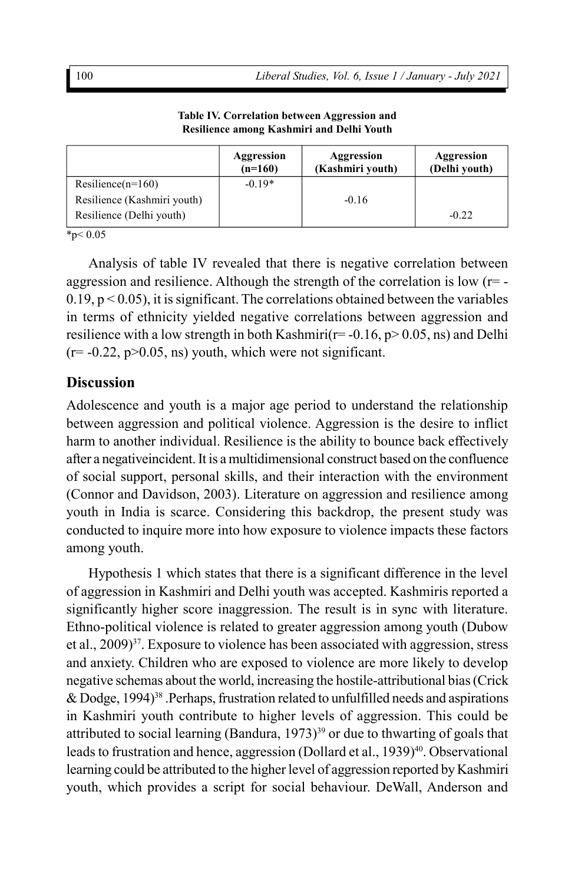**Table IV. Correlation between Aggression and Resilience among Kashmiri and Delhi Youth**

| | Aggression (n=160) | Aggression (Kashmiri youth) | Aggression (Delhi youth) |
|---|---|---|---|
| Resilience(n=160) | -0.19* | | |
| Resilience (Kashmiri youth) | | -0.16 | |
| Resilience (Delhi youth) | | | -0.22 |

*p< 0.05

Analysis of table IV revealed that there is negative correlation between aggression and resilience. Although the strength of the correlation is low ($r = -0.19$, $p < 0.05$), it is significant. The correlations obtained between the variables in terms of ethnicity yielded negative correlations between aggression and resilience with a low strength in both Kashmiri($r = -0.16$, $p > 0.05$, ns) and Delhi ($r = -0.22$, $p > 0.05$, ns) youth, which were not significant.

## Discussion

Adolescence and youth is a major age period to understand the relationship between aggression and political violence. Aggression is the desire to inflict harm to another individual. Resilience is the ability to bounce back effectively after a negativeincident. It is a multidimensional construct based on the confluence of social support, personal skills, and their interaction with the environment (Connor and Davidson, 2003). Literature on aggression and resilience among youth in India is scarce. Considering this backdrop, the present study was conducted to inquire more into how exposure to violence impacts these factors among youth.

Hypothesis 1 which states that there is a significant difference in the level of aggression in Kashmiri and Delhi youth was accepted. Kashmiris reported a significantly higher score inaggression. The result is in sync with literature. Ethno-political violence is related to greater aggression among youth (Dubow et al., 2009)[37]. Exposure to violence has been associated with aggression, stress and anxiety. Children who are exposed to violence are more likely to develop negative schemas about the world, increasing the hostile-attributional bias (Crick & Dodge, 1994)[38] .Perhaps, frustration related to unfulfilled needs and aspirations in Kashmiri youth contribute to higher levels of aggression. This could be attributed to social learning (Bandura, 1973)[39] or due to thwarting of goals that leads to frustration and hence, aggression (Dollard et al., 1939)[40]. Observational learning could be attributed to the higher level of aggression reported by Kashmiri youth, which provides a script for social behaviour. DeWall, Anderson and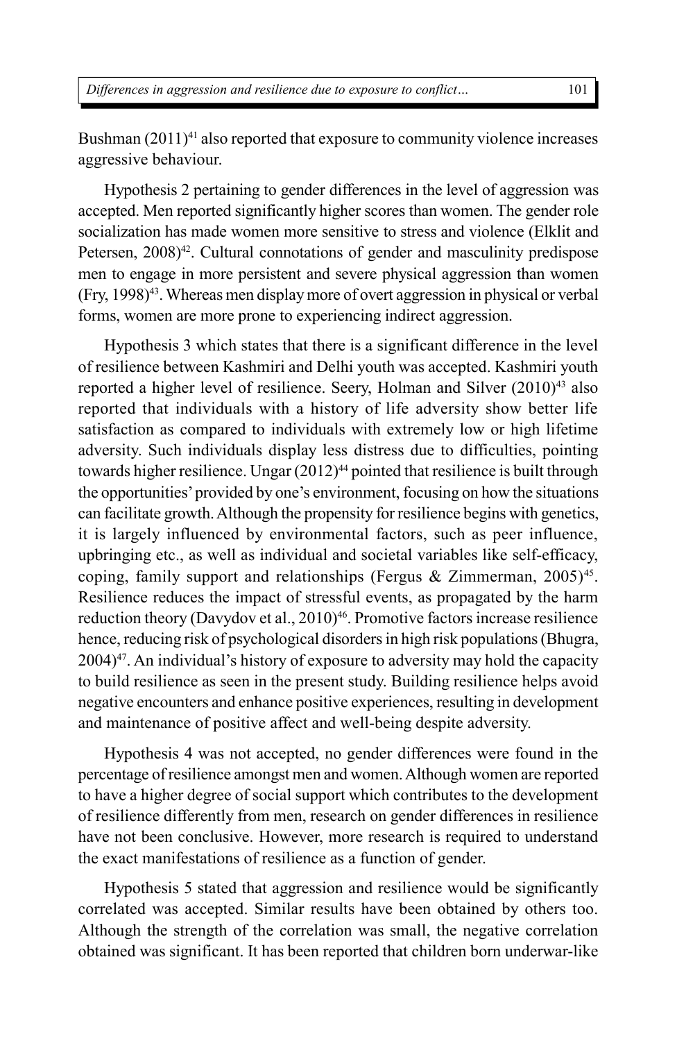Bushman (2011)[41] also reported that exposure to community violence increases aggressive behaviour.

Hypothesis 2 pertaining to gender differences in the level of aggression was accepted. Men reported significantly higher scores than women. The gender role socialization has made women more sensitive to stress and violence (Elklit and Petersen, 2008)[42]. Cultural connotations of gender and masculinity predispose men to engage in more persistent and severe physical aggression than women (Fry, 1998)[43]. Whereas men display more of overt aggression in physical or verbal forms, women are more prone to experiencing indirect aggression.

Hypothesis 3 which states that there is a significant difference in the level of resilience between Kashmiri and Delhi youth was accepted. Kashmiri youth reported a higher level of resilience. Seery, Holman and Silver (2010)[43] also reported that individuals with a history of life adversity show better life satisfaction as compared to individuals with extremely low or high lifetime adversity. Such individuals display less distress due to difficulties, pointing towards higher resilience. Ungar (2012)[44] pointed that resilience is built through the opportunities' provided by one's environment, focusing on how the situations can facilitate growth. Although the propensity for resilience begins with genetics, it is largely influenced by environmental factors, such as peer influence, upbringing etc., as well as individual and societal variables like self-efficacy, coping, family support and relationships (Fergus & Zimmerman, 2005)[45]. Resilience reduces the impact of stressful events, as propagated by the harm reduction theory (Davydov et al., 2010)[46]. Promotive factors increase resilience hence, reducing risk of psychological disorders in high risk populations (Bhugra, 2004)[47]. An individual's history of exposure to adversity may hold the capacity to build resilience as seen in the present study. Building resilience helps avoid negative encounters and enhance positive experiences, resulting in development and maintenance of positive affect and well-being despite adversity.

Hypothesis 4 was not accepted, no gender differences were found in the percentage of resilience amongst men and women. Although women are reported to have a higher degree of social support which contributes to the development of resilience differently from men, research on gender differences in resilience have not been conclusive. However, more research is required to understand the exact manifestations of resilience as a function of gender.

Hypothesis 5 stated that aggression and resilience would be significantly correlated was accepted. Similar results have been obtained by others too. Although the strength of the correlation was small, the negative correlation obtained was significant. It has been reported that children born underwar-like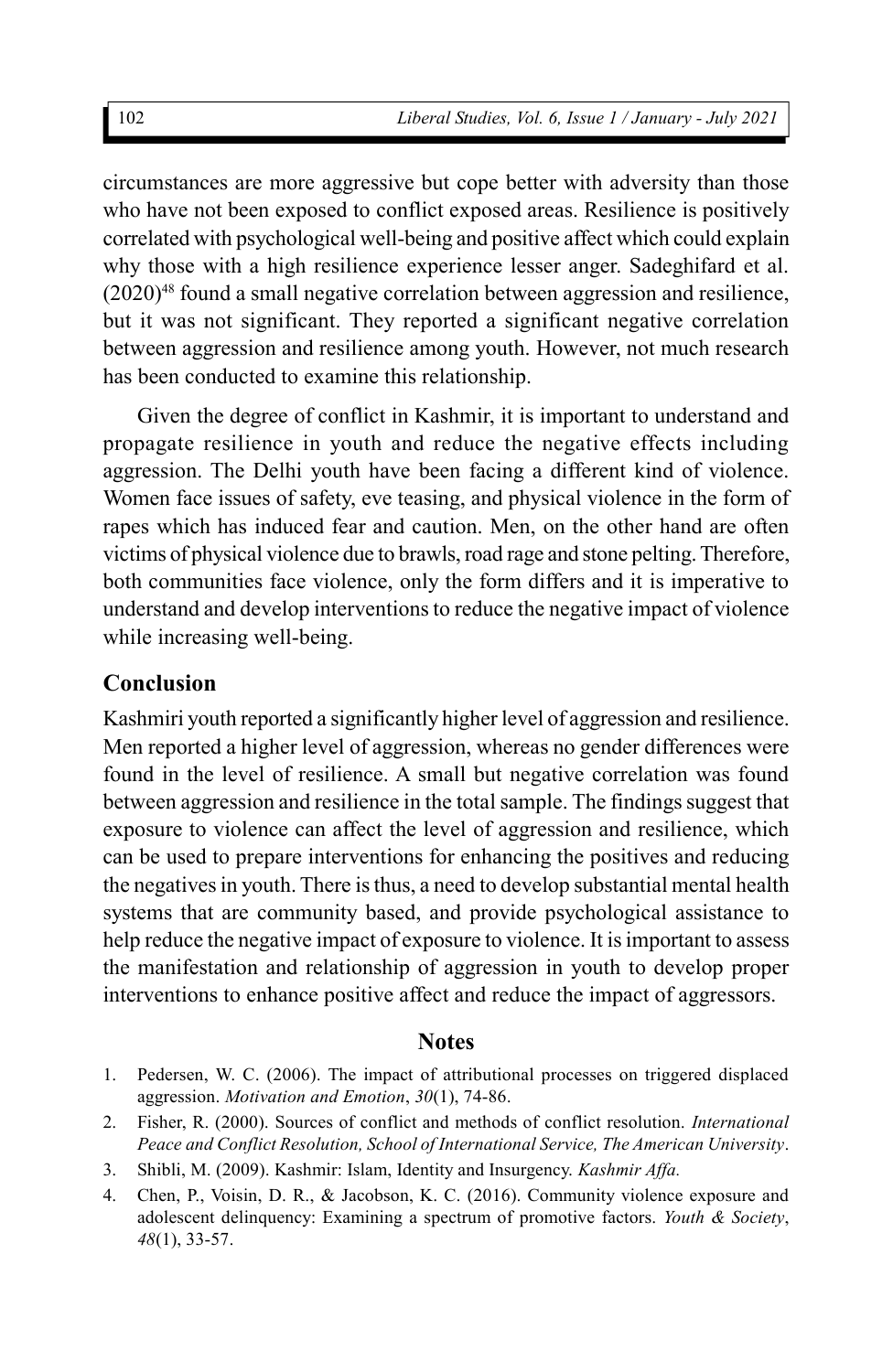circumstances are more aggressive but cope better with adversity than those who have not been exposed to conflict exposed areas. Resilience is positively correlated with psychological well-being and positive affect which could explain why those with a high resilience experience lesser anger. Sadeghifard et al. (2020)[48] found a small negative correlation between aggression and resilience, but it was not significant. They reported a significant negative correlation between aggression and resilience among youth. However, not much research has been conducted to examine this relationship.

Given the degree of conflict in Kashmir, it is important to understand and propagate resilience in youth and reduce the negative effects including aggression. The Delhi youth have been facing a different kind of violence. Women face issues of safety, eve teasing, and physical violence in the form of rapes which has induced fear and caution. Men, on the other hand are often victims of physical violence due to brawls, road rage and stone pelting. Therefore, both communities face violence, only the form differs and it is imperative to understand and develop interventions to reduce the negative impact of violence while increasing well-being.

## Conclusion

Kashmiri youth reported a significantly higher level of aggression and resilience. Men reported a higher level of aggression, whereas no gender differences were found in the level of resilience. A small but negative correlation was found between aggression and resilience in the total sample. The findings suggest that exposure to violence can affect the level of aggression and resilience, which can be used to prepare interventions for enhancing the positives and reducing the negatives in youth. There is thus, a need to develop substantial mental health systems that are community based, and provide psychological assistance to help reduce the negative impact of exposure to violence. It is important to assess the manifestation and relationship of aggression in youth to develop proper interventions to enhance positive affect and reduce the impact of aggressors.

## Notes

1. Pedersen, W. C. (2006). The impact of attributional processes on triggered displaced aggression. *Motivation and Emotion*, *30*(1), 74-86.
2. Fisher, R. (2000). Sources of conflict and methods of conflict resolution. *International Peace and Conflict Resolution, School of International Service, The American University*.
3. Shibli, M. (2009). Kashmir: Islam, Identity and Insurgency. *Kashmir Affa.*
4. Chen, P., Voisin, D. R., & Jacobson, K. C. (2016). Community violence exposure and adolescent delinquency: Examining a spectrum of promotive factors. *Youth & Society*, *48*(1), 33-57.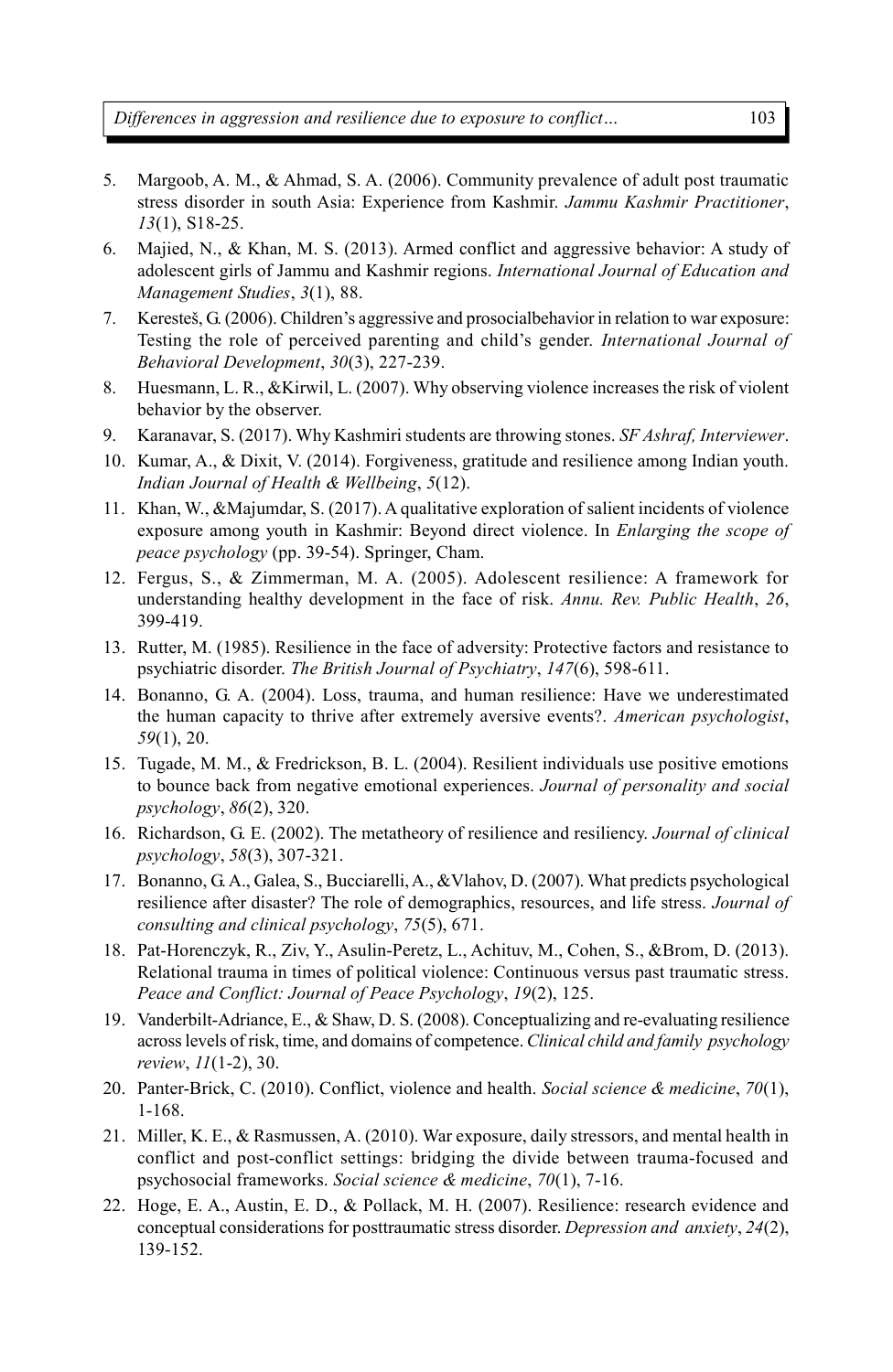5. Margoob, A. M., & Ahmad, S. A. (2006). Community prevalence of adult post traumatic stress disorder in south Asia: Experience from Kashmir. *Jammu Kashmir Practitioner*, *13*(1), S18-25.
6. Majied, N., & Khan, M. S. (2013). Armed conflict and aggressive behavior: A study of adolescent girls of Jammu and Kashmir regions. *International Journal of Education and Management Studies*, *3*(1), 88.
7. Keresteš, G. (2006). Children's aggressive and prosocialbehavior in relation to war exposure: Testing the role of perceived parenting and child's gender. *International Journal of Behavioral Development*, *30*(3), 227-239.
8. Huesmann, L. R., &Kirwil, L. (2007). Why observing violence increases the risk of violent behavior by the observer.
9. Karanavar, S. (2017). Why Kashmiri students are throwing stones. *SF Ashraf, Interviewer*.
10. Kumar, A., & Dixit, V. (2014). Forgiveness, gratitude and resilience among Indian youth. *Indian Journal of Health & Wellbeing*, *5*(12).
11. Khan, W., &Majumdar, S. (2017). A qualitative exploration of salient incidents of violence exposure among youth in Kashmir: Beyond direct violence. In *Enlarging the scope of peace psychology* (pp. 39-54). Springer, Cham.
12. Fergus, S., & Zimmerman, M. A. (2005). Adolescent resilience: A framework for understanding healthy development in the face of risk. *Annu. Rev. Public Health*, *26*, 399-419.
13. Rutter, M. (1985). Resilience in the face of adversity: Protective factors and resistance to psychiatric disorder. *The British Journal of Psychiatry*, *147*(6), 598-611.
14. Bonanno, G. A. (2004). Loss, trauma, and human resilience: Have we underestimated the human capacity to thrive after extremely aversive events?. *American psychologist*, *59*(1), 20.
15. Tugade, M. M., & Fredrickson, B. L. (2004). Resilient individuals use positive emotions to bounce back from negative emotional experiences. *Journal of personality and social psychology*, *86*(2), 320.
16. Richardson, G. E. (2002). The metatheory of resilience and resiliency. *Journal of clinical psychology*, *58*(3), 307-321.
17. Bonanno, G. A., Galea, S., Bucciarelli, A., &Vlahov, D. (2007). What predicts psychological resilience after disaster? The role of demographics, resources, and life stress. *Journal of consulting and clinical psychology*, *75*(5), 671.
18. Pat-Horenczyk, R., Ziv, Y., Asulin-Peretz, L., Achituv, M., Cohen, S., &Brom, D. (2013). Relational trauma in times of political violence: Continuous versus past traumatic stress. *Peace and Conflict: Journal of Peace Psychology*, *19*(2), 125.
19. Vanderbilt-Adriance, E., & Shaw, D. S. (2008). Conceptualizing and re-evaluating resilience across levels of risk, time, and domains of competence. *Clinical child and family psychology review*, *11*(1-2), 30.
20. Panter-Brick, C. (2010). Conflict, violence and health. *Social science & medicine*, *70*(1), 1-168.
21. Miller, K. E., & Rasmussen, A. (2010). War exposure, daily stressors, and mental health in conflict and post-conflict settings: bridging the divide between trauma-focused and psychosocial frameworks. *Social science & medicine*, *70*(1), 7-16.
22. Hoge, E. A., Austin, E. D., & Pollack, M. H. (2007). Resilience: research evidence and conceptual considerations for posttraumatic stress disorder. *Depression and anxiety*, *24*(2), 139-152.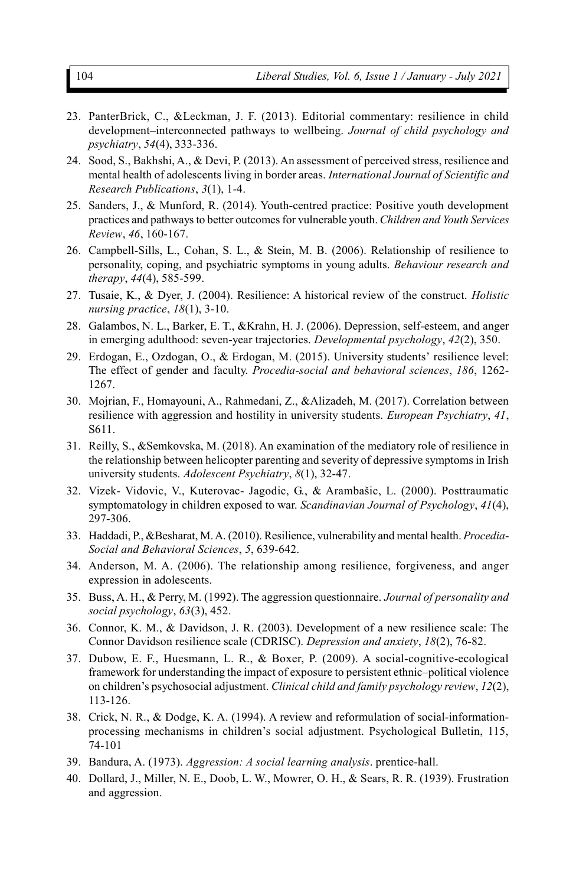23. PanterBrick, C., &Leckman, J. F. (2013). Editorial commentary: resilience in child development–interconnected pathways to wellbeing. *Journal of child psychology and psychiatry*, *54*(4), 333-336.
24. Sood, S., Bakhshi, A., & Devi, P. (2013). An assessment of perceived stress, resilience and mental health of adolescents living in border areas. *International Journal of Scientific and Research Publications*, *3*(1), 1-4.
25. Sanders, J., & Munford, R. (2014). Youth-centred practice: Positive youth development practices and pathways to better outcomes for vulnerable youth. *Children and Youth Services Review*, *46*, 160-167.
26. Campbell-Sills, L., Cohan, S. L., & Stein, M. B. (2006). Relationship of resilience to personality, coping, and psychiatric symptoms in young adults. *Behaviour research and therapy*, *44*(4), 585-599.
27. Tusaie, K., & Dyer, J. (2004). Resilience: A historical review of the construct. *Holistic nursing practice*, *18*(1), 3-10.
28. Galambos, N. L., Barker, E. T., &Krahn, H. J. (2006). Depression, self-esteem, and anger in emerging adulthood: seven-year trajectories. *Developmental psychology*, *42*(2), 350.
29. Erdogan, E., Ozdogan, O., & Erdogan, M. (2015). University students' resilience level: The effect of gender and faculty. *Procedia-social and behavioral sciences*, *186*, 1262-1267.
30. Mojrian, F., Homayouni, A., Rahmedani, Z., &Alizadeh, M. (2017). Correlation between resilience with aggression and hostility in university students. *European Psychiatry*, *41*, S611.
31. Reilly, S., &Semkovska, M. (2018). An examination of the mediatory role of resilience in the relationship between helicopter parenting and severity of depressive symptoms in Irish university students. *Adolescent Psychiatry*, *8*(1), 32-47.
32. Vizek- Vidovic, V., Kuterovac- Jagodic, G., & Arambašic, L. (2000). Posttraumatic symptomatology in children exposed to war. *Scandinavian Journal of Psychology*, *41*(4), 297-306.
33. Haddadi, P., &Besharat, M. A. (2010). Resilience, vulnerability and mental health. *Procedia-Social and Behavioral Sciences*, *5*, 639-642.
34. Anderson, M. A. (2006). The relationship among resilience, forgiveness, and anger expression in adolescents.
35. Buss, A. H., & Perry, M. (1992). The aggression questionnaire. *Journal of personality and social psychology*, *63*(3), 452.
36. Connor, K. M., & Davidson, J. R. (2003). Development of a new resilience scale: The Connor Davidson resilience scale (CDRISC). *Depression and anxiety*, *18*(2), 76-82.
37. Dubow, E. F., Huesmann, L. R., & Boxer, P. (2009). A social-cognitive-ecological framework for understanding the impact of exposure to persistent ethnic–political violence on children's psychosocial adjustment. *Clinical child and family psychology review*, *12*(2), 113-126.
38. Crick, N. R., & Dodge, K. A. (1994). A review and reformulation of social-information-processing mechanisms in children's social adjustment. Psychological Bulletin, 115, 74-101
39. Bandura, A. (1973). *Aggression: A social learning analysis*. prentice-hall.
40. Dollard, J., Miller, N. E., Doob, L. W., Mowrer, O. H., & Sears, R. R. (1939). Frustration and aggression.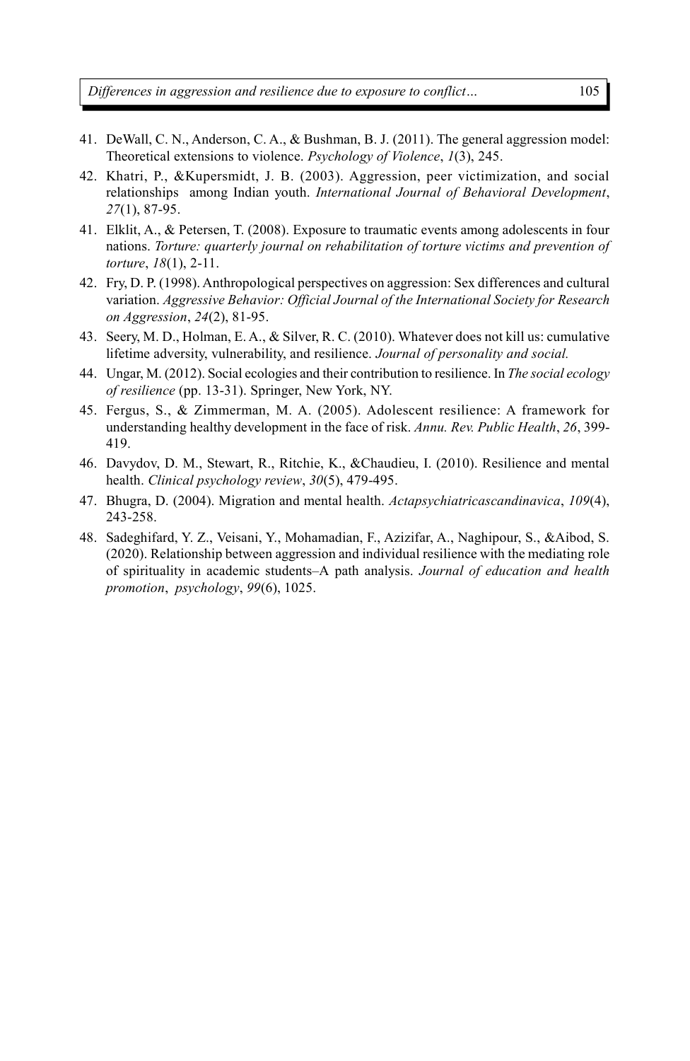41. DeWall, C. N., Anderson, C. A., & Bushman, B. J. (2011). The general aggression model: Theoretical extensions to violence. *Psychology of Violence*, *1*(3), 245.
42. Khatri, P., &Kupersmidt, J. B. (2003). Aggression, peer victimization, and social relationships among Indian youth. *International Journal of Behavioral Development*, *27*(1), 87-95.
41. Elklit, A., & Petersen, T. (2008). Exposure to traumatic events among adolescents in four nations. *Torture: quarterly journal on rehabilitation of torture victims and prevention of torture*, *18*(1), 2-11.
42. Fry, D. P. (1998). Anthropological perspectives on aggression: Sex differences and cultural variation. *Aggressive Behavior: Official Journal of the International Society for Research on Aggression*, *24*(2), 81-95.
43. Seery, M. D., Holman, E. A., & Silver, R. C. (2010). Whatever does not kill us: cumulative lifetime adversity, vulnerability, and resilience. *Journal of personality and social.*
44. Ungar, M. (2012). Social ecologies and their contribution to resilience. In *The social ecology of resilience* (pp. 13-31). Springer, New York, NY.
45. Fergus, S., & Zimmerman, M. A. (2005). Adolescent resilience: A framework for understanding healthy development in the face of risk. *Annu. Rev. Public Health*, *26*, 399-419.
46. Davydov, D. M., Stewart, R., Ritchie, K., &Chaudieu, I. (2010). Resilience and mental health. *Clinical psychology review*, *30*(5), 479-495.
47. Bhugra, D. (2004). Migration and mental health. *Actapsychiatricascandinavica*, *109*(4), 243-258.
48. Sadeghifard, Y. Z., Veisani, Y., Mohamadian, F., Azizifar, A., Naghipour, S., &Aibod, S. (2020). Relationship between aggression and individual resilience with the mediating role of spirituality in academic students–A path analysis. *Journal of education and health promotion*, *psychology*, *99*(6), 1025.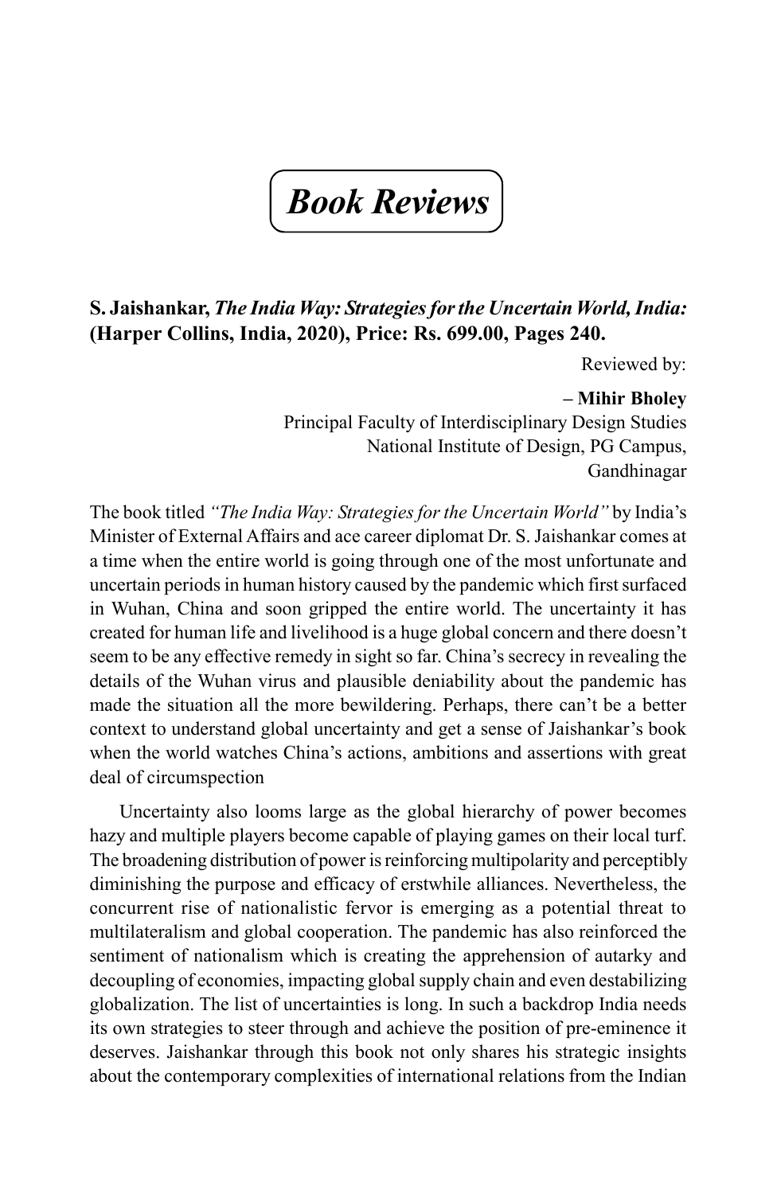# Book Reviews

**S. Jaishankar, *The India Way: Strategies for the Uncertain World, India:* (Harper Collins, India, 2020), Price: Rs. 699.00, Pages 240.**

Reviewed by:

**– Mihir Bholey**
Principal Faculty of Interdisciplinary Design Studies
National Institute of Design, PG Campus,
Gandhinagar

The book titled *"The India Way: Strategies for the Uncertain World"* by India's Minister of External Affairs and ace career diplomat Dr. S. Jaishankar comes at a time when the entire world is going through one of the most unfortunate and uncertain periods in human history caused by the pandemic which first surfaced in Wuhan, China and soon gripped the entire world. The uncertainty it has created for human life and livelihood is a huge global concern and there doesn't seem to be any effective remedy in sight so far. China's secrecy in revealing the details of the Wuhan virus and plausible deniability about the pandemic has made the situation all the more bewildering. Perhaps, there can't be a better context to understand global uncertainty and get a sense of Jaishankar's book when the world watches China's actions, ambitions and assertions with great deal of circumspection

Uncertainty also looms large as the global hierarchy of power becomes hazy and multiple players become capable of playing games on their local turf. The broadening distribution of power is reinforcing multipolarity and perceptibly diminishing the purpose and efficacy of erstwhile alliances. Nevertheless, the concurrent rise of nationalistic fervor is emerging as a potential threat to multilateralism and global cooperation. The pandemic has also reinforced the sentiment of nationalism which is creating the apprehension of autarky and decoupling of economies, impacting global supply chain and even destabilizing globalization. The list of uncertainties is long. In such a backdrop India needs its own strategies to steer through and achieve the position of pre-eminence it deserves. Jaishankar through this book not only shares his strategic insights about the contemporary complexities of international relations from the Indian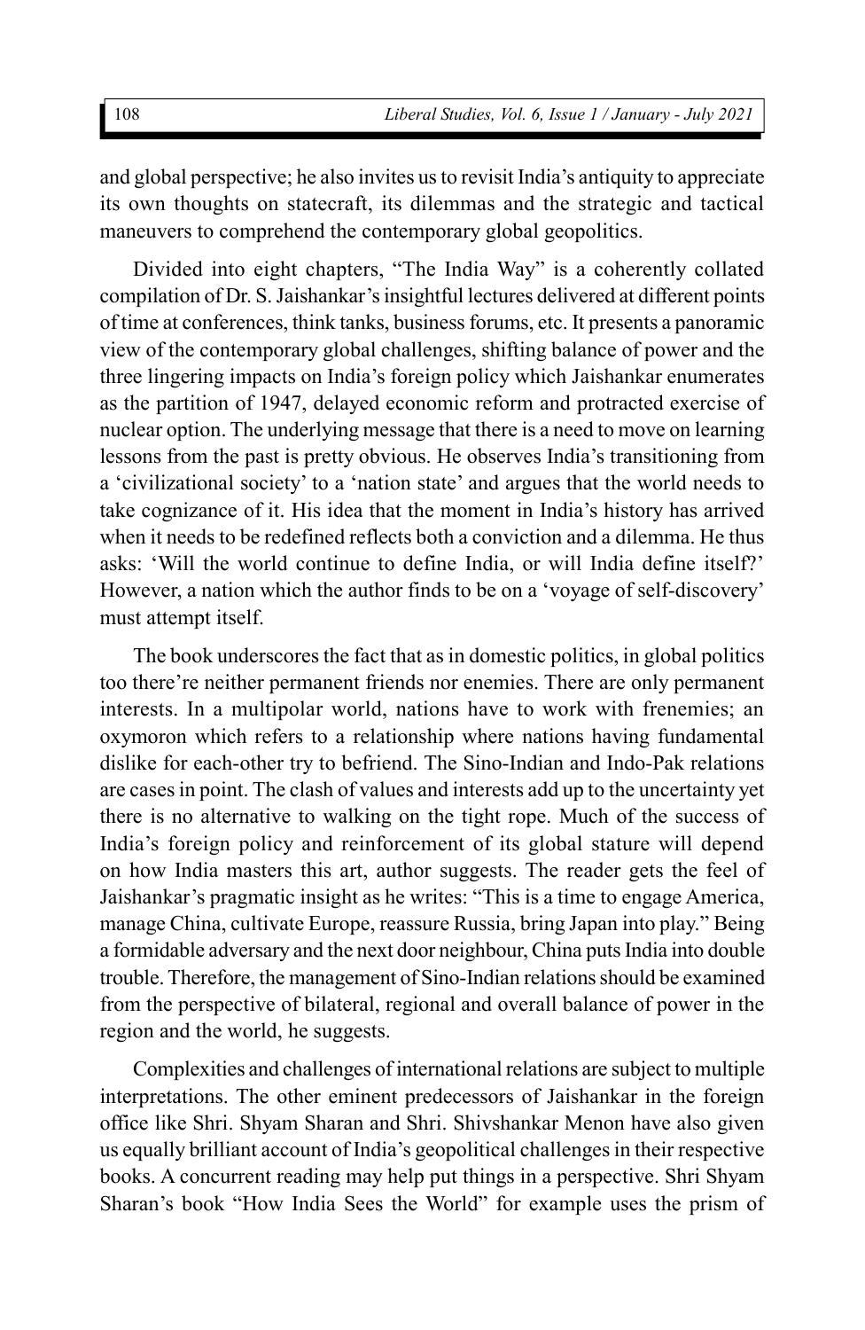and global perspective; he also invites us to revisit India's antiquity to appreciate its own thoughts on statecraft, its dilemmas and the strategic and tactical maneuvers to comprehend the contemporary global geopolitics.

Divided into eight chapters, "The India Way" is a coherently collated compilation of Dr. S. Jaishankar's insightful lectures delivered at different points of time at conferences, think tanks, business forums, etc. It presents a panoramic view of the contemporary global challenges, shifting balance of power and the three lingering impacts on India's foreign policy which Jaishankar enumerates as the partition of 1947, delayed economic reform and protracted exercise of nuclear option. The underlying message that there is a need to move on learning lessons from the past is pretty obvious. He observes India's transitioning from a 'civilizational society' to a 'nation state' and argues that the world needs to take cognizance of it. His idea that the moment in India's history has arrived when it needs to be redefined reflects both a conviction and a dilemma. He thus asks: 'Will the world continue to define India, or will India define itself?' However, a nation which the author finds to be on a 'voyage of self-discovery' must attempt itself.

The book underscores the fact that as in domestic politics, in global politics too there're neither permanent friends nor enemies. There are only permanent interests. In a multipolar world, nations have to work with frenemies; an oxymoron which refers to a relationship where nations having fundamental dislike for each-other try to befriend. The Sino-Indian and Indo-Pak relations are cases in point. The clash of values and interests add up to the uncertainty yet there is no alternative to walking on the tight rope. Much of the success of India's foreign policy and reinforcement of its global stature will depend on how India masters this art, author suggests. The reader gets the feel of Jaishankar's pragmatic insight as he writes: "This is a time to engage America, manage China, cultivate Europe, reassure Russia, bring Japan into play." Being a formidable adversary and the next door neighbour, China puts India into double trouble. Therefore, the management of Sino-Indian relations should be examined from the perspective of bilateral, regional and overall balance of power in the region and the world, he suggests.

Complexities and challenges of international relations are subject to multiple interpretations. The other eminent predecessors of Jaishankar in the foreign office like Shri. Shyam Sharan and Shri. Shivshankar Menon have also given us equally brilliant account of India's geopolitical challenges in their respective books. A concurrent reading may help put things in a perspective. Shri Shyam Sharan's book "How India Sees the World" for example uses the prism of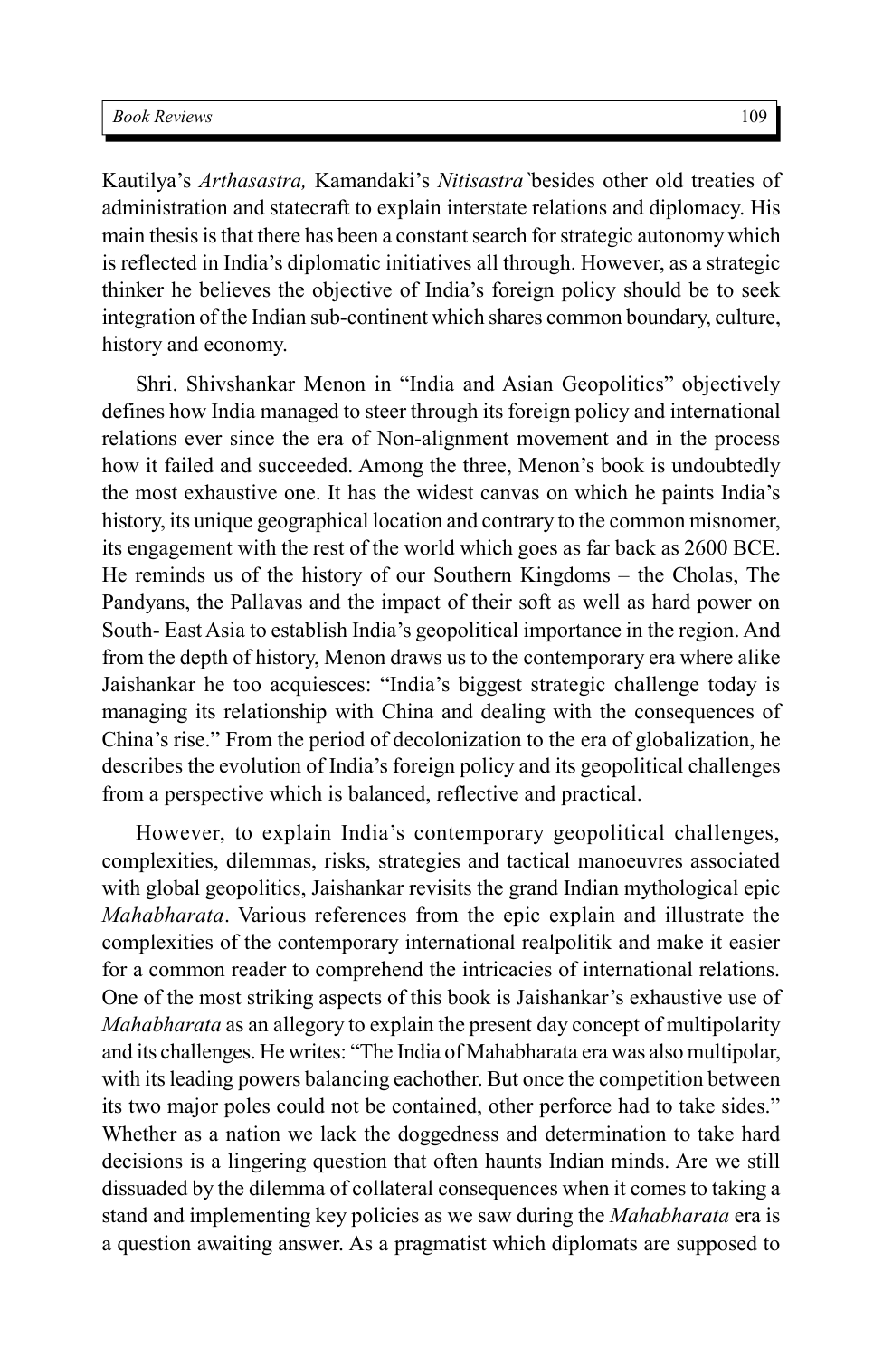Kautilya's *Arthasastra,* Kamandaki's *Nitisastra*`besides other old treaties of administration and statecraft to explain interstate relations and diplomacy. His main thesis is that there has been a constant search for strategic autonomy which is reflected in India's diplomatic initiatives all through. However, as a strategic thinker he believes the objective of India's foreign policy should be to seek integration of the Indian sub-continent which shares common boundary, culture, history and economy.

Shri. Shivshankar Menon in "India and Asian Geopolitics" objectively defines how India managed to steer through its foreign policy and international relations ever since the era of Non-alignment movement and in the process how it failed and succeeded. Among the three, Menon's book is undoubtedly the most exhaustive one. It has the widest canvas on which he paints India's history, its unique geographical location and contrary to the common misnomer, its engagement with the rest of the world which goes as far back as 2600 BCE. He reminds us of the history of our Southern Kingdoms – the Cholas, The Pandyans, the Pallavas and the impact of their soft as well as hard power on South- East Asia to establish India's geopolitical importance in the region. And from the depth of history, Menon draws us to the contemporary era where alike Jaishankar he too acquiesces: "India's biggest strategic challenge today is managing its relationship with China and dealing with the consequences of China's rise." From the period of decolonization to the era of globalization, he describes the evolution of India's foreign policy and its geopolitical challenges from a perspective which is balanced, reflective and practical.

However, to explain India's contemporary geopolitical challenges, complexities, dilemmas, risks, strategies and tactical manoeuvres associated with global geopolitics, Jaishankar revisits the grand Indian mythological epic *Mahabharata*. Various references from the epic explain and illustrate the complexities of the contemporary international realpolitik and make it easier for a common reader to comprehend the intricacies of international relations. One of the most striking aspects of this book is Jaishankar's exhaustive use of *Mahabharata* as an allegory to explain the present day concept of multipolarity and its challenges. He writes: "The India of Mahabharata era was also multipolar, with its leading powers balancing eachother. But once the competition between its two major poles could not be contained, other perforce had to take sides." Whether as a nation we lack the doggedness and determination to take hard decisions is a lingering question that often haunts Indian minds. Are we still dissuaded by the dilemma of collateral consequences when it comes to taking a stand and implementing key policies as we saw during the *Mahabharata* era is a question awaiting answer. As a pragmatist which diplomats are supposed to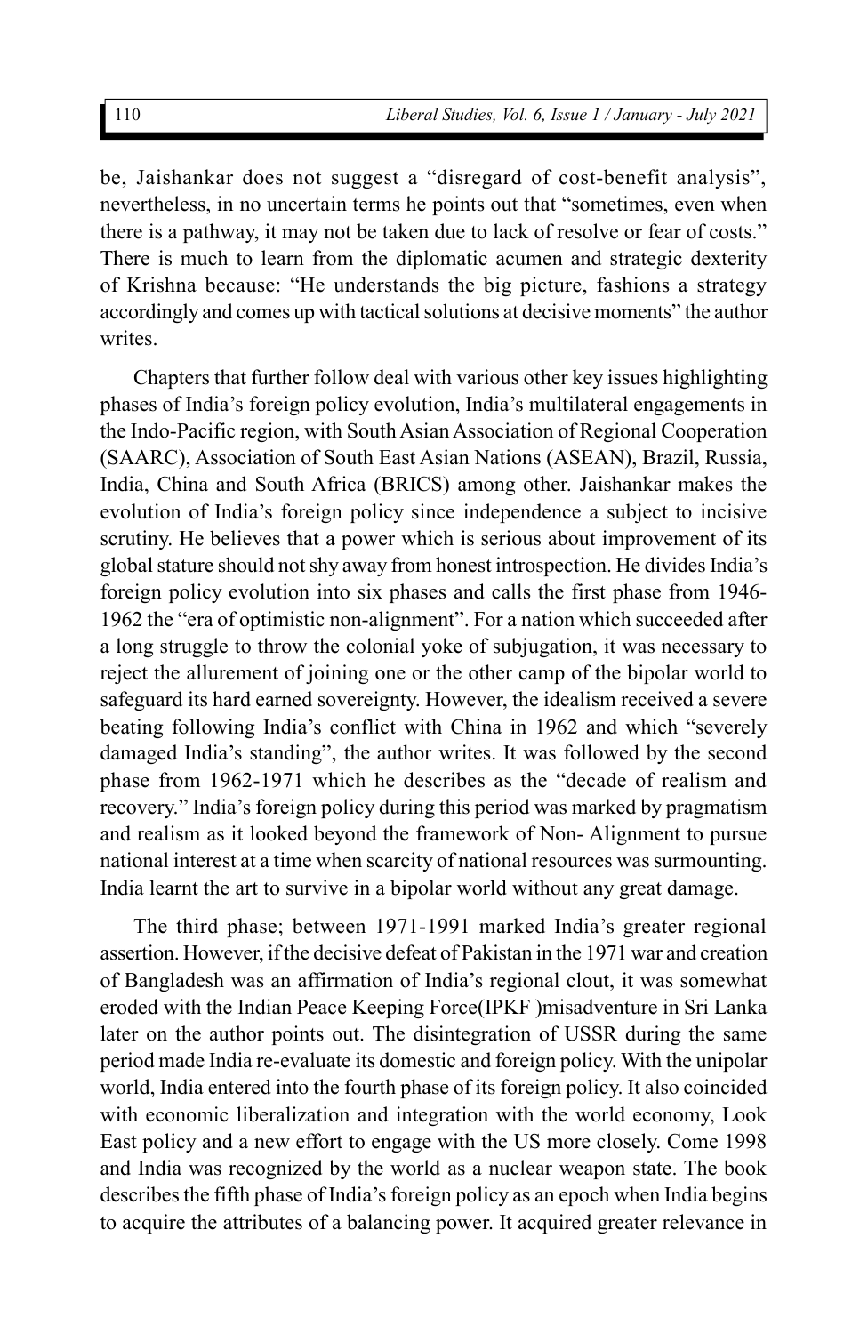be, Jaishankar does not suggest a "disregard of cost-benefit analysis", nevertheless, in no uncertain terms he points out that "sometimes, even when there is a pathway, it may not be taken due to lack of resolve or fear of costs." There is much to learn from the diplomatic acumen and strategic dexterity of Krishna because: "He understands the big picture, fashions a strategy accordingly and comes up with tactical solutions at decisive moments" the author writes.

Chapters that further follow deal with various other key issues highlighting phases of India's foreign policy evolution, India's multilateral engagements in the Indo-Pacific region, with South Asian Association of Regional Cooperation (SAARC), Association of South East Asian Nations (ASEAN), Brazil, Russia, India, China and South Africa (BRICS) among other. Jaishankar makes the evolution of India's foreign policy since independence a subject to incisive scrutiny. He believes that a power which is serious about improvement of its global stature should not shy away from honest introspection. He divides India's foreign policy evolution into six phases and calls the first phase from 1946-1962 the "era of optimistic non-alignment". For a nation which succeeded after a long struggle to throw the colonial yoke of subjugation, it was necessary to reject the allurement of joining one or the other camp of the bipolar world to safeguard its hard earned sovereignty. However, the idealism received a severe beating following India's conflict with China in 1962 and which "severely damaged India's standing", the author writes. It was followed by the second phase from 1962-1971 which he describes as the "decade of realism and recovery." India's foreign policy during this period was marked by pragmatism and realism as it looked beyond the framework of Non- Alignment to pursue national interest at a time when scarcity of national resources was surmounting. India learnt the art to survive in a bipolar world without any great damage.

The third phase; between 1971-1991 marked India's greater regional assertion. However, if the decisive defeat of Pakistan in the 1971 war and creation of Bangladesh was an affirmation of India's regional clout, it was somewhat eroded with the Indian Peace Keeping Force(IPKF )misadventure in Sri Lanka later on the author points out. The disintegration of USSR during the same period made India re-evaluate its domestic and foreign policy. With the unipolar world, India entered into the fourth phase of its foreign policy. It also coincided with economic liberalization and integration with the world economy, Look East policy and a new effort to engage with the US more closely. Come 1998 and India was recognized by the world as a nuclear weapon state. The book describes the fifth phase of India's foreign policy as an epoch when India begins to acquire the attributes of a balancing power. It acquired greater relevance in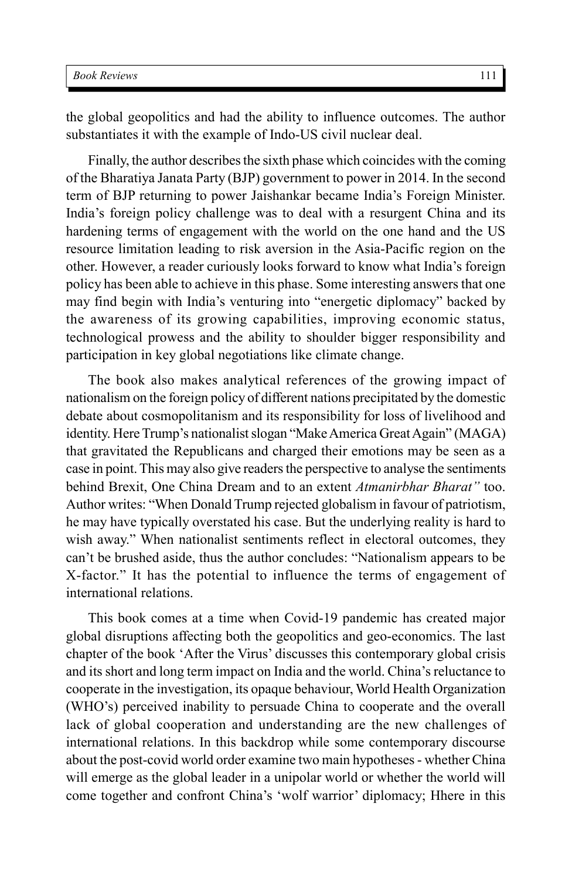the global geopolitics and had the ability to influence outcomes. The author substantiates it with the example of Indo-US civil nuclear deal.

Finally, the author describes the sixth phase which coincides with the coming of the Bharatiya Janata Party (BJP) government to power in 2014. In the second term of BJP returning to power Jaishankar became India's Foreign Minister. India's foreign policy challenge was to deal with a resurgent China and its hardening terms of engagement with the world on the one hand and the US resource limitation leading to risk aversion in the Asia-Pacific region on the other. However, a reader curiously looks forward to know what India's foreign policy has been able to achieve in this phase. Some interesting answers that one may find begin with India's venturing into "energetic diplomacy" backed by the awareness of its growing capabilities, improving economic status, technological prowess and the ability to shoulder bigger responsibility and participation in key global negotiations like climate change.

The book also makes analytical references of the growing impact of nationalism on the foreign policy of different nations precipitated by the domestic debate about cosmopolitanism and its responsibility for loss of livelihood and identity. Here Trump's nationalist slogan "Make America Great Again" (MAGA) that gravitated the Republicans and charged their emotions may be seen as a case in point. This may also give readers the perspective to analyse the sentiments behind Brexit, One China Dream and to an extent *Atmanirbhar Bharat"* too. Author writes: "When Donald Trump rejected globalism in favour of patriotism, he may have typically overstated his case. But the underlying reality is hard to wish away." When nationalist sentiments reflect in electoral outcomes, they can't be brushed aside, thus the author concludes: "Nationalism appears to be X-factor." It has the potential to influence the terms of engagement of international relations.

This book comes at a time when Covid-19 pandemic has created major global disruptions affecting both the geopolitics and geo-economics. The last chapter of the book 'After the Virus' discusses this contemporary global crisis and its short and long term impact on India and the world. China's reluctance to cooperate in the investigation, its opaque behaviour, World Health Organization (WHO's) perceived inability to persuade China to cooperate and the overall lack of global cooperation and understanding are the new challenges of international relations. In this backdrop while some contemporary discourse about the post-covid world order examine two main hypotheses - whether China will emerge as the global leader in a unipolar world or whether the world will come together and confront China's 'wolf warrior' diplomacy; Hhere in this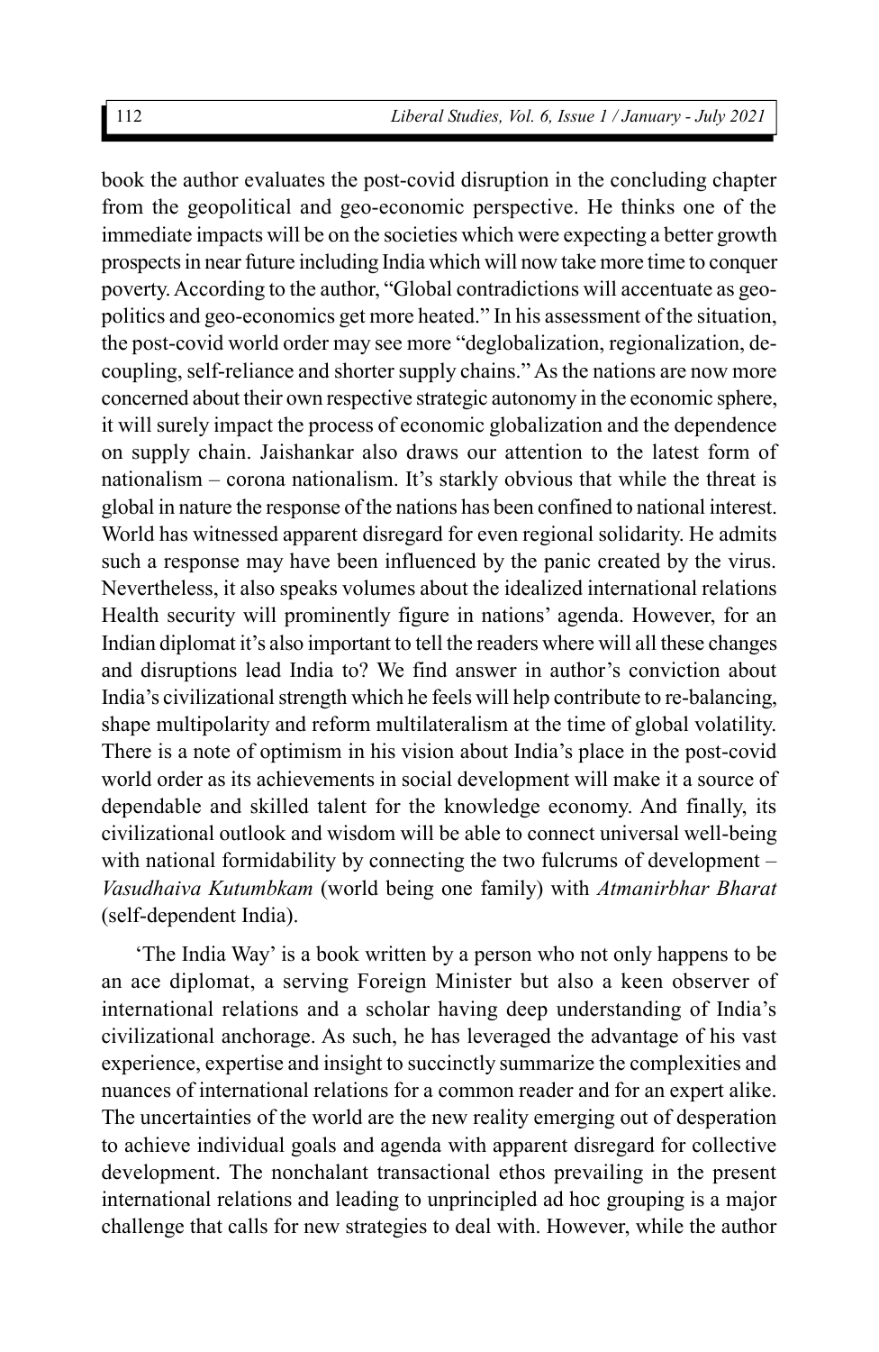book the author evaluates the post-covid disruption in the concluding chapter from the geopolitical and geo-economic perspective. He thinks one of the immediate impacts will be on the societies which were expecting a better growth prospects in near future including India which will now take more time to conquer poverty. According to the author, "Global contradictions will accentuate as geo-politics and geo-economics get more heated." In his assessment of the situation, the post-covid world order may see more "deglobalization, regionalization, de-coupling, self-reliance and shorter supply chains." As the nations are now more concerned about their own respective strategic autonomy in the economic sphere, it will surely impact the process of economic globalization and the dependence on supply chain. Jaishankar also draws our attention to the latest form of nationalism – corona nationalism. It's starkly obvious that while the threat is global in nature the response of the nations has been confined to national interest. World has witnessed apparent disregard for even regional solidarity. He admits such a response may have been influenced by the panic created by the virus. Nevertheless, it also speaks volumes about the idealized international relations Health security will prominently figure in nations' agenda. However, for an Indian diplomat it's also important to tell the readers where will all these changes and disruptions lead India to? We find answer in author's conviction about India's civilizational strength which he feels will help contribute to re-balancing, shape multipolarity and reform multilateralism at the time of global volatility. There is a note of optimism in his vision about India's place in the post-covid world order as its achievements in social development will make it a source of dependable and skilled talent for the knowledge economy. And finally, its civilizational outlook and wisdom will be able to connect universal well-being with national formidability by connecting the two fulcrums of development – *Vasudhaiva Kutumbkam* (world being one family) with *Atmanirbhar Bharat* (self-dependent India).

'The India Way' is a book written by a person who not only happens to be an ace diplomat, a serving Foreign Minister but also a keen observer of international relations and a scholar having deep understanding of India's civilizational anchorage. As such, he has leveraged the advantage of his vast experience, expertise and insight to succinctly summarize the complexities and nuances of international relations for a common reader and for an expert alike. The uncertainties of the world are the new reality emerging out of desperation to achieve individual goals and agenda with apparent disregard for collective development. The nonchalant transactional ethos prevailing in the present international relations and leading to unprincipled ad hoc grouping is a major challenge that calls for new strategies to deal with. However, while the author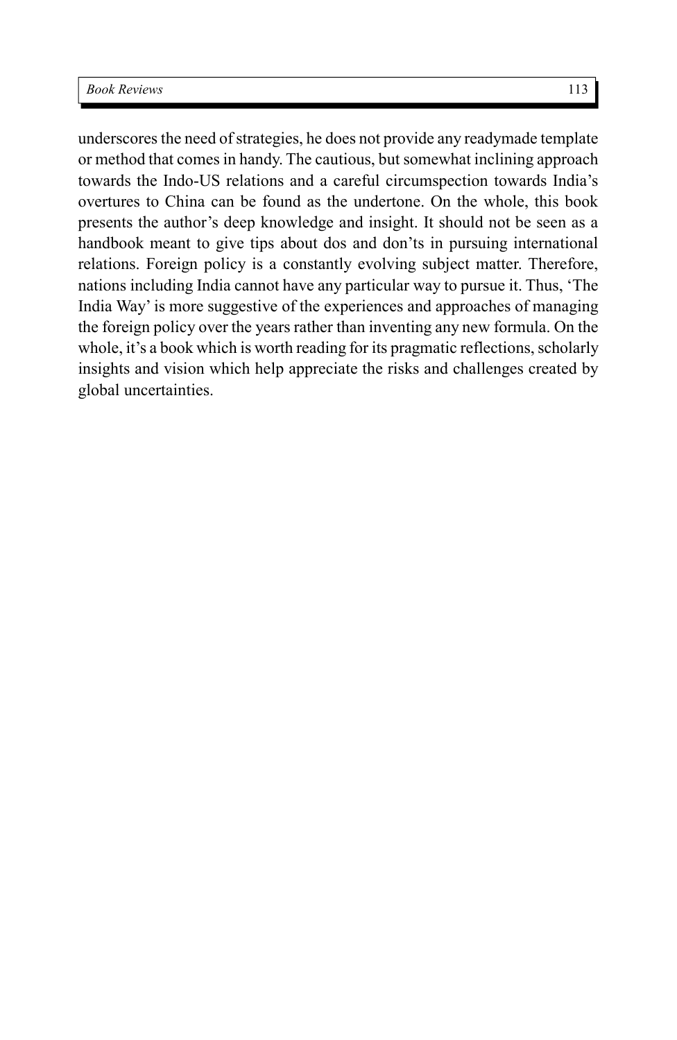underscores the need of strategies, he does not provide any readymade template or method that comes in handy. The cautious, but somewhat inclining approach towards the Indo-US relations and a careful circumspection towards India's overtures to China can be found as the undertone. On the whole, this book presents the author's deep knowledge and insight. It should not be seen as a handbook meant to give tips about dos and don'ts in pursuing international relations. Foreign policy is a constantly evolving subject matter. Therefore, nations including India cannot have any particular way to pursue it. Thus, 'The India Way' is more suggestive of the experiences and approaches of managing the foreign policy over the years rather than inventing any new formula. On the whole, it's a book which is worth reading for its pragmatic reflections, scholarly insights and vision which help appreciate the risks and challenges created by global uncertainties.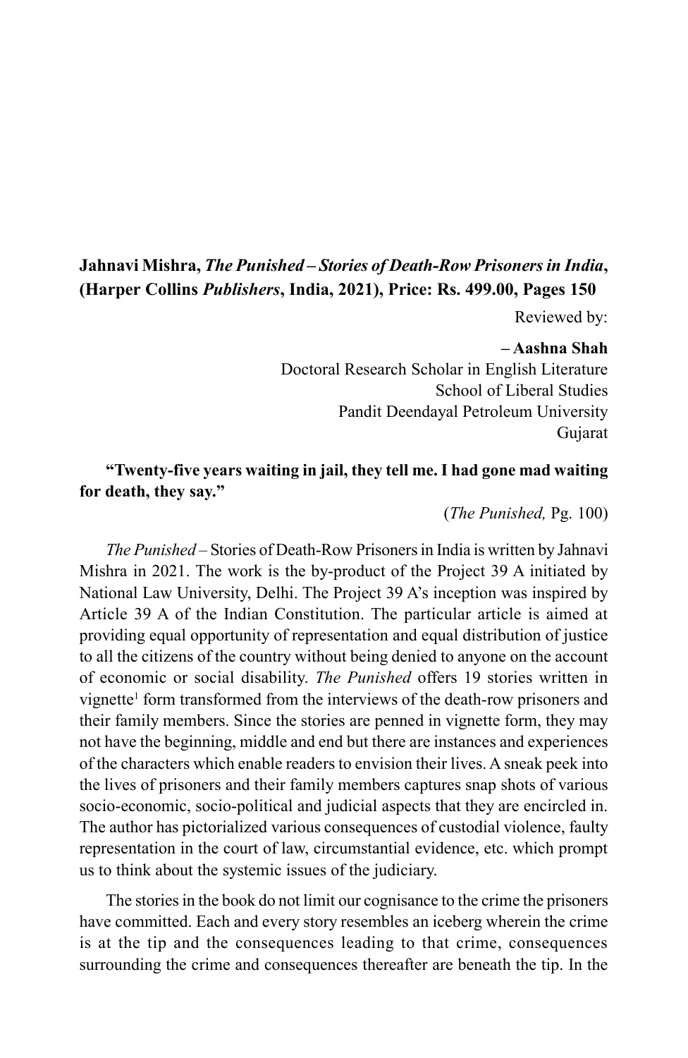**Jahnavi Mishra, *The Punished – Stories of Death-Row Prisoners in India*, (Harper Collins *Publishers*, India, 2021), Price: Rs. 499.00, Pages 150**

Reviewed by:

**– Aashna Shah**
Doctoral Research Scholar in English Literature
School of Liberal Studies
Pandit Deendayal Petroleum University
Gujarat

**"Twenty-five years waiting in jail, they tell me. I had gone mad waiting for death, they say."**

(*The Punished,* Pg. 100)

*The Punished* – Stories of Death-Row Prisoners in India is written by Jahnavi Mishra in 2021. The work is the by-product of the Project 39 A initiated by National Law University, Delhi. The Project 39 A's inception was inspired by Article 39 A of the Indian Constitution. The particular article is aimed at providing equal opportunity of representation and equal distribution of justice to all the citizens of the country without being denied to anyone on the account of economic or social disability. *The Punished* offers 19 stories written in vignette[1] form transformed from the interviews of the death-row prisoners and their family members. Since the stories are penned in vignette form, they may not have the beginning, middle and end but there are instances and experiences of the characters which enable readers to envision their lives. A sneak peek into the lives of prisoners and their family members captures snap shots of various socio-economic, socio-political and judicial aspects that they are encircled in. The author has pictorialized various consequences of custodial violence, faulty representation in the court of law, circumstantial evidence, etc. which prompt us to think about the systemic issues of the judiciary.

The stories in the book do not limit our cognisance to the crime the prisoners have committed. Each and every story resembles an iceberg wherein the crime is at the tip and the consequences leading to that crime, consequences surrounding the crime and consequences thereafter are beneath the tip. In the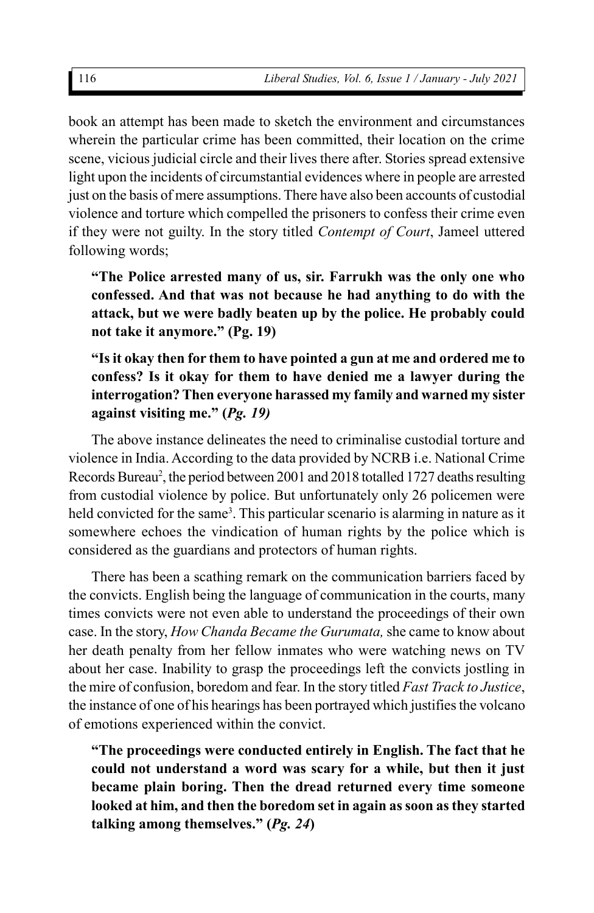book an attempt has been made to sketch the environment and circumstances wherein the particular crime has been committed, their location on the crime scene, vicious judicial circle and their lives there after. Stories spread extensive light upon the incidents of circumstantial evidences where in people are arrested just on the basis of mere assumptions. There have also been accounts of custodial violence and torture which compelled the prisoners to confess their crime even if they were not guilty. In the story titled *Contempt of Court*, Jameel uttered following words;

> **"The Police arrested many of us, sir. Farrukh was the only one who confessed. And that was not because he had anything to do with the attack, but we were badly beaten up by the police. He probably could not take it anymore." (Pg. 19)**

> **"Is it okay then for them to have pointed a gun at me and ordered me to confess? Is it okay for them to have denied me a lawyer during the interrogation? Then everyone harassed my family and warned my sister against visiting me." (*Pg. 19)***

The above instance delineates the need to criminalise custodial torture and violence in India. According to the data provided by NCRB i.e. National Crime Records Bureau[2], the period between 2001 and 2018 totalled 1727 deaths resulting from custodial violence by police. But unfortunately only 26 policemen were held convicted for the same[3]. This particular scenario is alarming in nature as it somewhere echoes the vindication of human rights by the police which is considered as the guardians and protectors of human rights.

There has been a scathing remark on the communication barriers faced by the convicts. English being the language of communication in the courts, many times convicts were not even able to understand the proceedings of their own case. In the story, *How Chanda Became the Gurumata,* she came to know about her death penalty from her fellow inmates who were watching news on TV about her case. Inability to grasp the proceedings left the convicts jostling in the mire of confusion, boredom and fear. In the story titled *Fast Track to Justice*, the instance of one of his hearings has been portrayed which justifies the volcano of emotions experienced within the convict.

> **"The proceedings were conducted entirely in English. The fact that he could not understand a word was scary for a while, but then it just became plain boring. Then the dread returned every time someone looked at him, and then the boredom set in again as soon as they started talking among themselves." (*Pg. 24*)**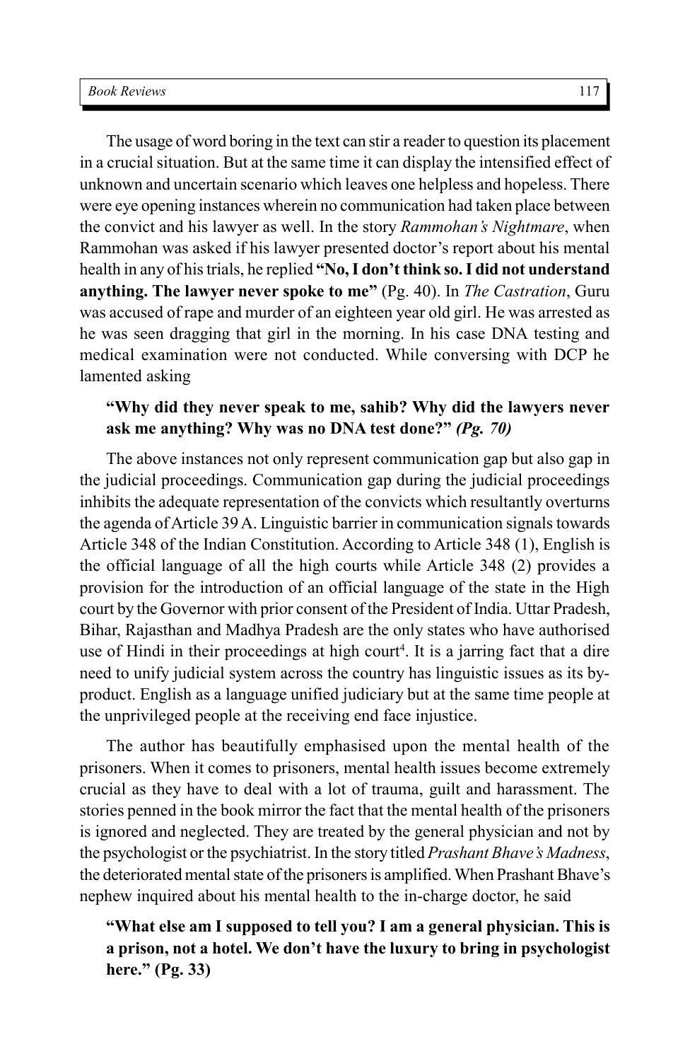The usage of word boring in the text can stir a reader to question its placement in a crucial situation. But at the same time it can display the intensified effect of unknown and uncertain scenario which leaves one helpless and hopeless. There were eye opening instances wherein no communication had taken place between the convict and his lawyer as well. In the story *Rammohan's Nightmare*, when Rammohan was asked if his lawyer presented doctor's report about his mental health in any of his trials, he replied **"No, I don't think so. I did not understand anything. The lawyer never spoke to me"** (Pg. 40). In *The Castration*, Guru was accused of rape and murder of an eighteen year old girl. He was arrested as he was seen dragging that girl in the morning. In his case DNA testing and medical examination were not conducted. While conversing with DCP he lamented asking

> **"Why did they never speak to me, sahib? Why did the lawyers never ask me anything? Why was no DNA test done?"** ***(Pg. 70)***

The above instances not only represent communication gap but also gap in the judicial proceedings. Communication gap during the judicial proceedings inhibits the adequate representation of the convicts which resultantly overturns the agenda of Article 39 A. Linguistic barrier in communication signals towards Article 348 of the Indian Constitution. According to Article 348 (1), English is the official language of all the high courts while Article 348 (2) provides a provision for the introduction of an official language of the state in the High court by the Governor with prior consent of the President of India. Uttar Pradesh, Bihar, Rajasthan and Madhya Pradesh are the only states who have authorised use of Hindi in their proceedings at high court[4]. It is a jarring fact that a dire need to unify judicial system across the country has linguistic issues as its by-product. English as a language unified judiciary but at the same time people at the unprivileged people at the receiving end face injustice.

The author has beautifully emphasised upon the mental health of the prisoners. When it comes to prisoners, mental health issues become extremely crucial as they have to deal with a lot of trauma, guilt and harassment. The stories penned in the book mirror the fact that the mental health of the prisoners is ignored and neglected. They are treated by the general physician and not by the psychologist or the psychiatrist. In the story titled *Prashant Bhave's Madness*, the deteriorated mental state of the prisoners is amplified. When Prashant Bhave's nephew inquired about his mental health to the in-charge doctor, he said

> **"What else am I supposed to tell you? I am a general physician. This is a prison, not a hotel. We don't have the luxury to bring in psychologist here." (Pg. 33)**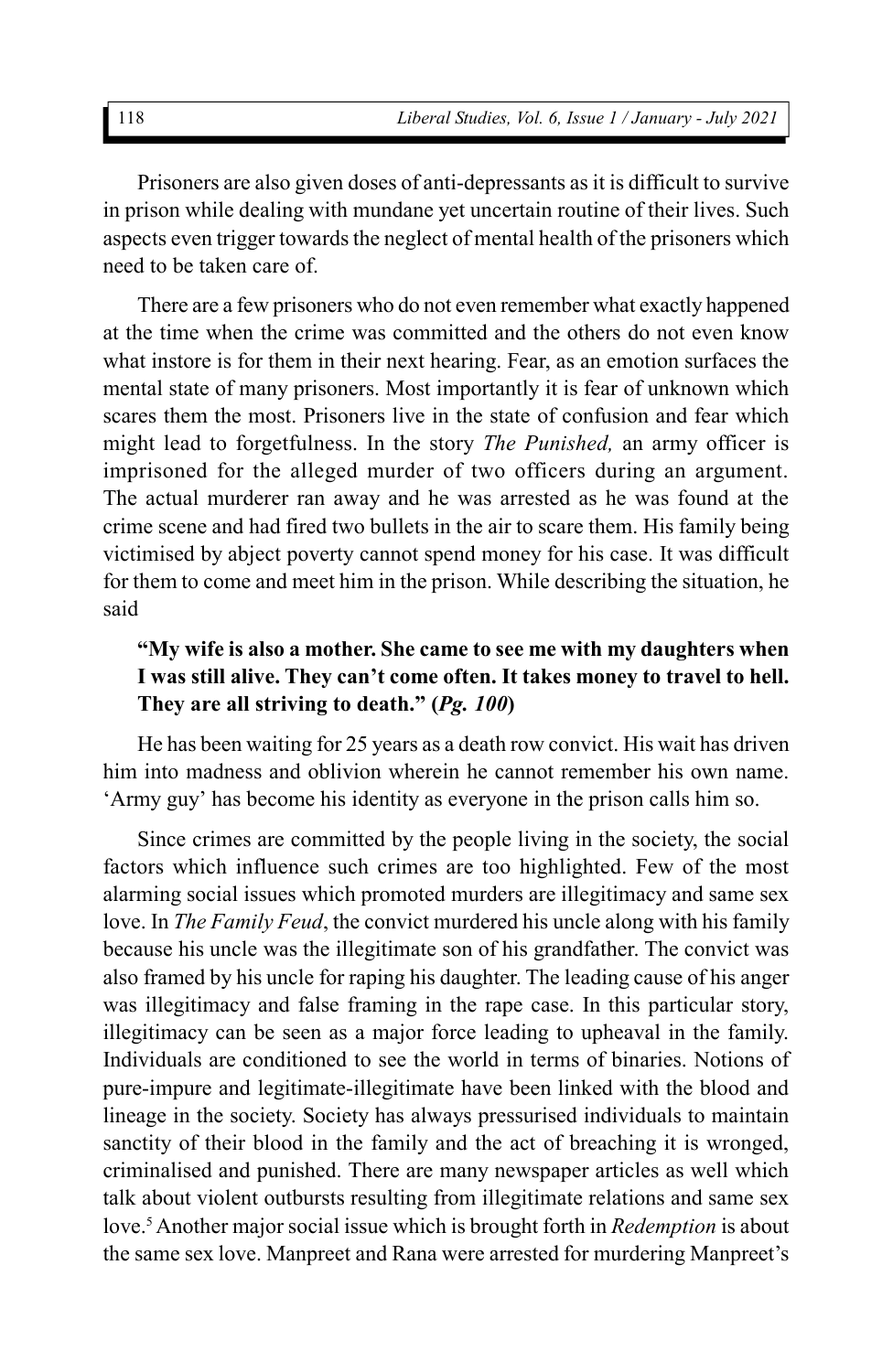Prisoners are also given doses of anti-depressants as it is difficult to survive in prison while dealing with mundane yet uncertain routine of their lives. Such aspects even trigger towards the neglect of mental health of the prisoners which need to be taken care of.

There are a few prisoners who do not even remember what exactly happened at the time when the crime was committed and the others do not even know what instore is for them in their next hearing. Fear, as an emotion surfaces the mental state of many prisoners. Most importantly it is fear of unknown which scares them the most. Prisoners live in the state of confusion and fear which might lead to forgetfulness. In the story *The Punished,* an army officer is imprisoned for the alleged murder of two officers during an argument. The actual murderer ran away and he was arrested as he was found at the crime scene and had fired two bullets in the air to scare them. His family being victimised by abject poverty cannot spend money for his case. It was difficult for them to come and meet him in the prison. While describing the situation, he said

> **"My wife is also a mother. She came to see me with my daughters when I was still alive. They can't come often. It takes money to travel to hell. They are all striving to death." (*Pg. 100*)**

He has been waiting for 25 years as a death row convict. His wait has driven him into madness and oblivion wherein he cannot remember his own name. 'Army guy' has become his identity as everyone in the prison calls him so.

Since crimes are committed by the people living in the society, the social factors which influence such crimes are too highlighted. Few of the most alarming social issues which promoted murders are illegitimacy and same sex love. In *The Family Feud*, the convict murdered his uncle along with his family because his uncle was the illegitimate son of his grandfather. The convict was also framed by his uncle for raping his daughter. The leading cause of his anger was illegitimacy and false framing in the rape case. In this particular story, illegitimacy can be seen as a major force leading to upheaval in the family. Individuals are conditioned to see the world in terms of binaries. Notions of pure-impure and legitimate-illegitimate have been linked with the blood and lineage in the society. Society has always pressurised individuals to maintain sanctity of their blood in the family and the act of breaching it is wronged, criminalised and punished. There are many newspaper articles as well which talk about violent outbursts resulting from illegitimate relations and same sex love.[5] Another major social issue which is brought forth in *Redemption* is about the same sex love. Manpreet and Rana were arrested for murdering Manpreet's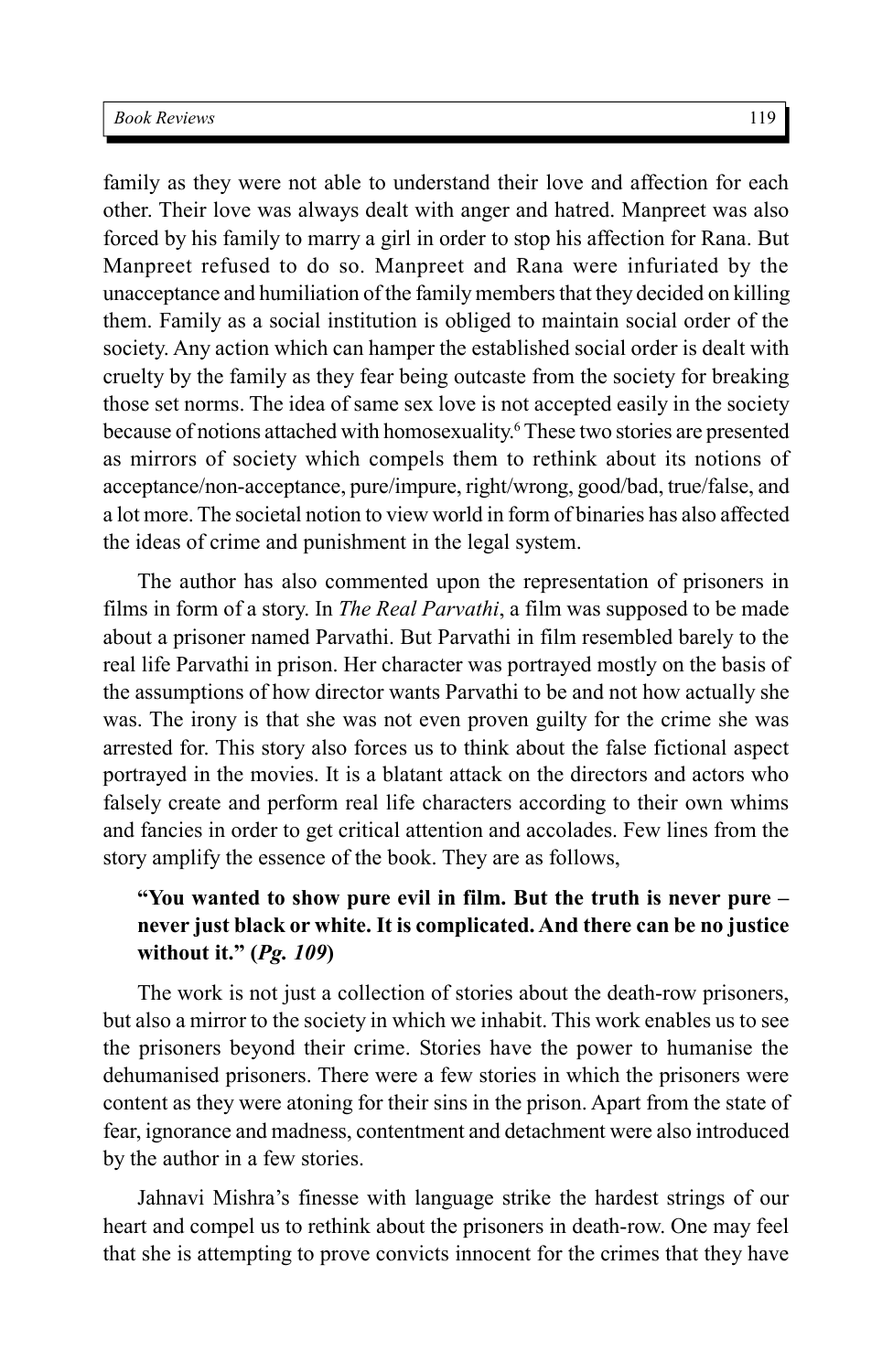family as they were not able to understand their love and affection for each other. Their love was always dealt with anger and hatred. Manpreet was also forced by his family to marry a girl in order to stop his affection for Rana. But Manpreet refused to do so. Manpreet and Rana were infuriated by the unacceptance and humiliation of the family members that they decided on killing them. Family as a social institution is obliged to maintain social order of the society. Any action which can hamper the established social order is dealt with cruelty by the family as they fear being outcaste from the society for breaking those set norms. The idea of same sex love is not accepted easily in the society because of notions attached with homosexuality.[6] These two stories are presented as mirrors of society which compels them to rethink about its notions of acceptance/non-acceptance, pure/impure, right/wrong, good/bad, true/false, and a lot more. The societal notion to view world in form of binaries has also affected the ideas of crime and punishment in the legal system.

The author has also commented upon the representation of prisoners in films in form of a story. In *The Real Parvathi*, a film was supposed to be made about a prisoner named Parvathi. But Parvathi in film resembled barely to the real life Parvathi in prison. Her character was portrayed mostly on the basis of the assumptions of how director wants Parvathi to be and not how actually she was. The irony is that she was not even proven guilty for the crime she was arrested for. This story also forces us to think about the false fictional aspect portrayed in the movies. It is a blatant attack on the directors and actors who falsely create and perform real life characters according to their own whims and fancies in order to get critical attention and accolades. Few lines from the story amplify the essence of the book. They are as follows,

> **"You wanted to show pure evil in film. But the truth is never pure – never just black or white. It is complicated. And there can be no justice without it." (*Pg. 109*)**

The work is not just a collection of stories about the death-row prisoners, but also a mirror to the society in which we inhabit. This work enables us to see the prisoners beyond their crime. Stories have the power to humanise the dehumanised prisoners. There were a few stories in which the prisoners were content as they were atoning for their sins in the prison. Apart from the state of fear, ignorance and madness, contentment and detachment were also introduced by the author in a few stories.

Jahnavi Mishra's finesse with language strike the hardest strings of our heart and compel us to rethink about the prisoners in death-row. One may feel that she is attempting to prove convicts innocent for the crimes that they have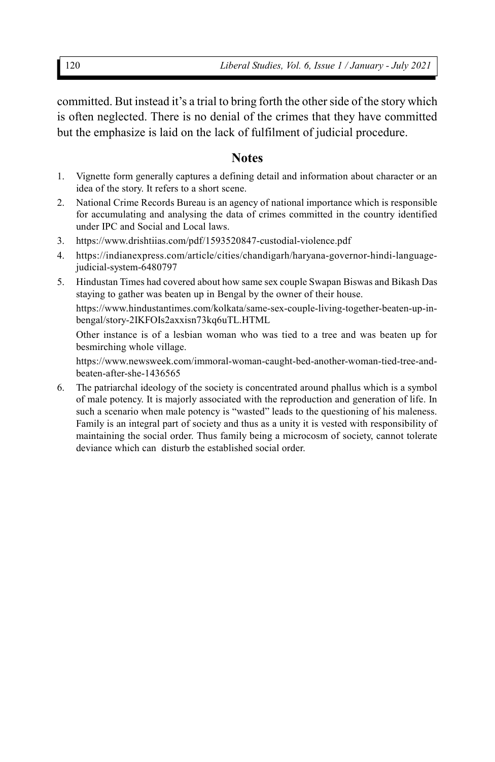committed. But instead it's a trial to bring forth the other side of the story which is often neglected. There is no denial of the crimes that they have committed but the emphasize is laid on the lack of fulfilment of judicial procedure.

## Notes

1. Vignette form generally captures a defining detail and information about character or an idea of the story. It refers to a short scene.
2. National Crime Records Bureau is an agency of national importance which is responsible for accumulating and analysing the data of crimes committed in the country identified under IPC and Social and Local laws.
3. https://www.drishtiias.com/pdf/1593520847-custodial-violence.pdf
4. https://indianexpress.com/article/cities/chandigarh/haryana-governor-hindi-language-judicial-system-6480797
5. Hindustan Times had covered about how same sex couple Swapan Biswas and Bikash Das staying to gather was beaten up in Bengal by the owner of their house.

   https://www.hindustantimes.com/kolkata/same-sex-couple-living-together-beaten-up-in-bengal/story-2IKFOIs2axxisn73kq6uTL.HTML

   Other instance is of a lesbian woman who was tied to a tree and was beaten up for besmirching whole village.

   https://www.newsweek.com/immoral-woman-caught-bed-another-woman-tied-tree-and-beaten-after-she-1436565
6. The patriarchal ideology of the society is concentrated around phallus which is a symbol of male potency. It is majorly associated with the reproduction and generation of life. In such a scenario when male potency is "wasted" leads to the questioning of his maleness. Family is an integral part of society and thus as a unity it is vested with responsibility of maintaining the social order. Thus family being a microcosm of society, cannot tolerate deviance which can disturb the established social order.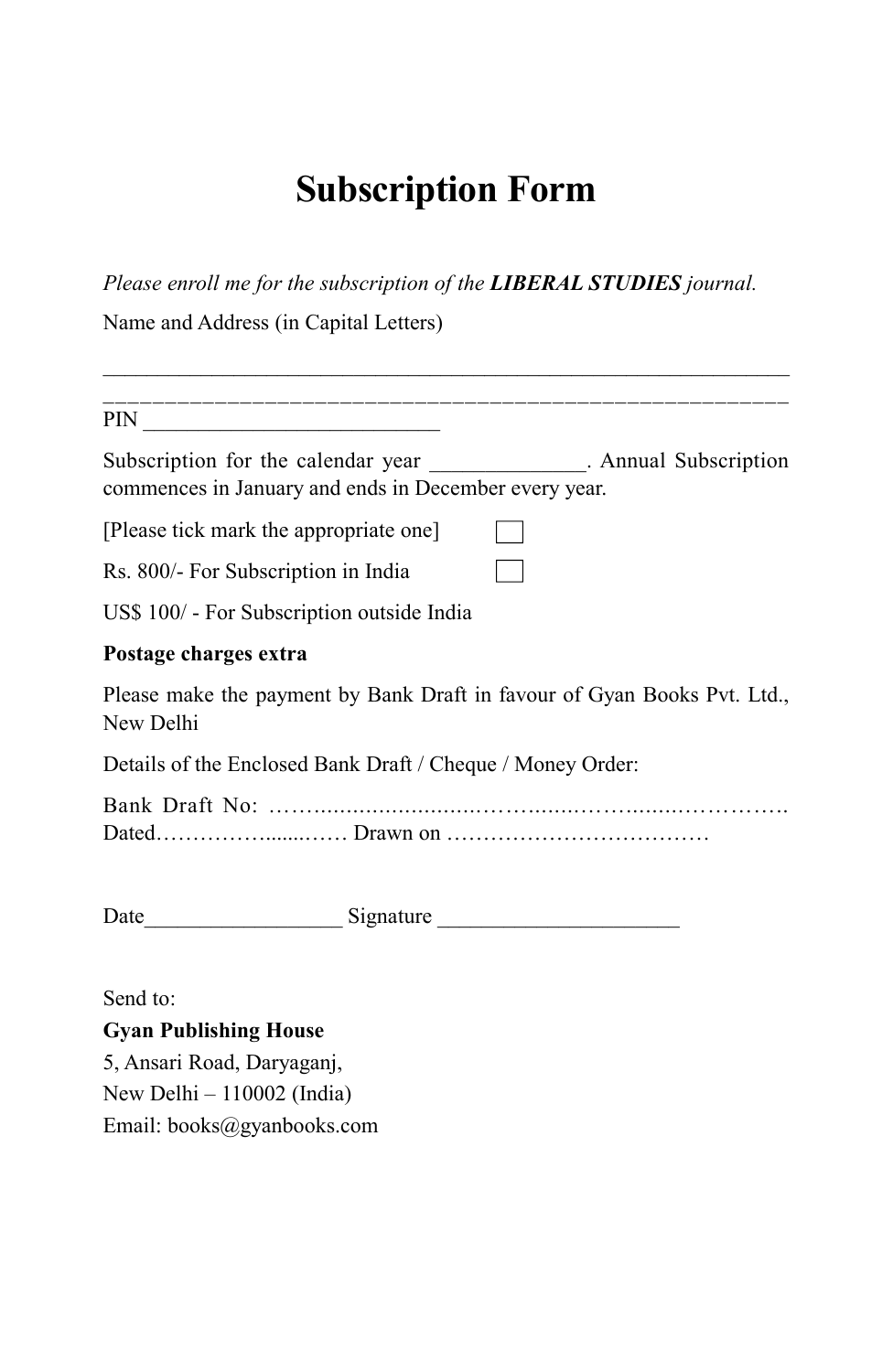# Subscription Form

*Please enroll me for the subscription of the **LIBERAL STUDIES** journal.*

Name and Address (in Capital Letters)

_______________________________________________________________

_______________________________________________________________

PIN ___________________________

Subscription for the calendar year ______________. Annual Subscription commences in January and ends in December every year.

[Please tick mark the appropriate one] ☐

Rs. 800/- For Subscription in India ☐

US$ 100/ - For Subscription outside India

**Postage charges extra**

Please make the payment by Bank Draft in favour of Gyan Books Pvt. Ltd., New Delhi

Details of the Enclosed Bank Draft / Cheque / Money Order:

Bank Draft No: ……..........................……........……......……………. Dated……………........…… Drawn on ………………………………

Date__________________ Signature ______________________

Send to:

**Gyan Publishing House**

5, Ansari Road, Daryaganj,

New Delhi – 110002 (India)

Email: books@gyanbooks.com